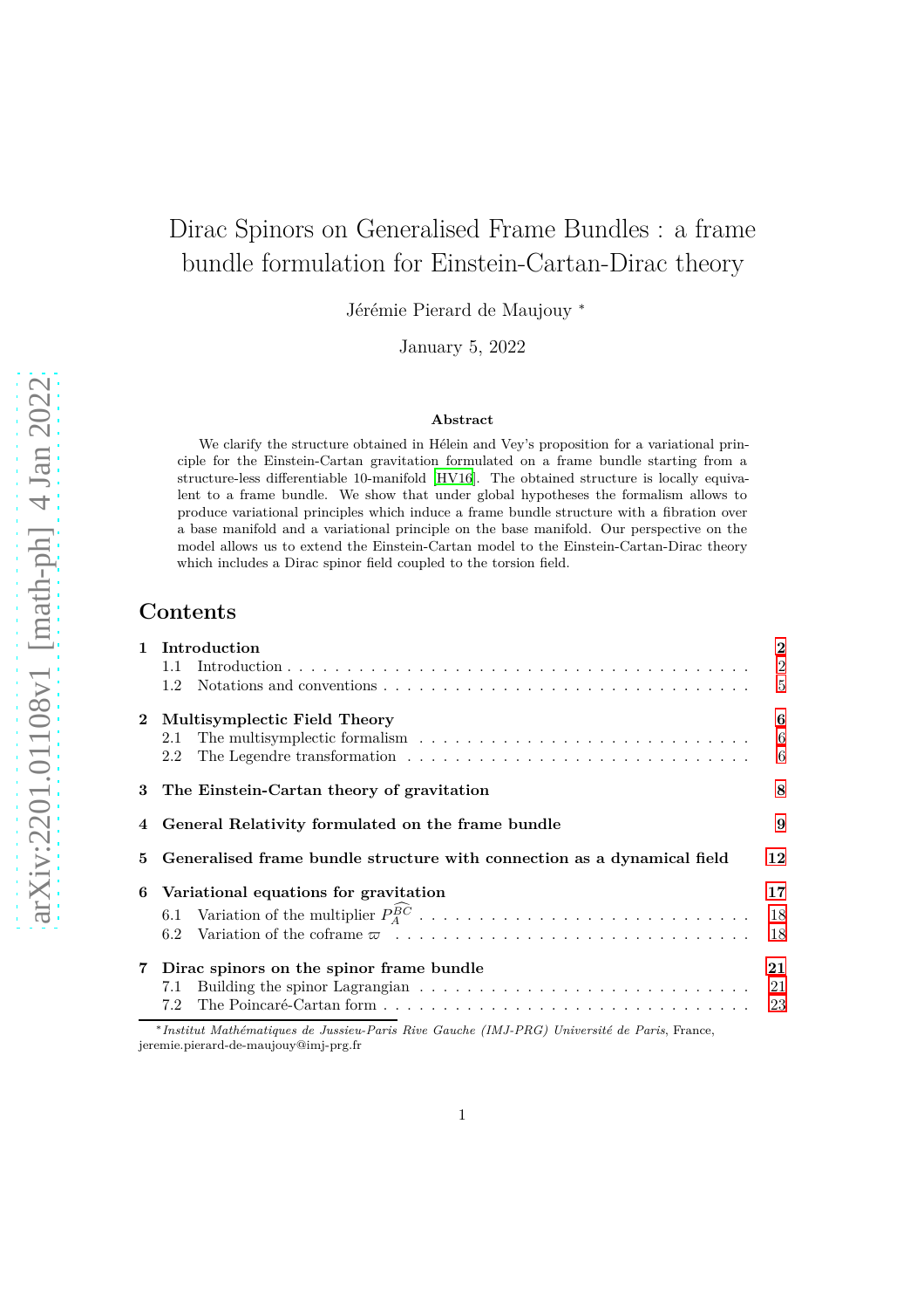# Dirac Spinors on Generalised Frame Bundles : a frame bundle formulation for Einstein-Cartan-Dirac theory

Jérémie Pierard de Maujouy *

January 5, 2022

**Abstract**

We clarify the structure obtained in Hélein and Vey's proposition for a variational principle for the Einstein-Cartan gravitation formulated on a frame bundle starting from a structure-less differentiable 10-manifold [HV16]. The obtained structure is locally equivalent to a frame bundle. We show that under global hypotheses the formalism allows to produce variational principles which induce a frame bundle structure with a fibration over a base manifold and a variational principle on the base manifold. Our perspective on the model allows us to extend the Einstein-Cartan model to the Einstein-Cartan-Dirac theory which includes a Dirac spinor field coupled to the torsion field.

## Contents

- **1 Introduction** — 2
  - 1.1 Introduction — 2
  - 1.2 Notations and conventions — 5
- **2 Multisymplectic Field Theory** — 6
  - 2.1 The multisymplectic formalism — 6
  - 2.2 The Legendre transformation — 6
- **3 The Einstein-Cartan theory of gravitation** — 8
- **4 General Relativity formulated on the frame bundle** — 9
- **5 Generalised frame bundle structure with connection as a dynamical field** — 12
- **6 Variational equations for gravitation** — 17
  - 6.1 Variation of the multiplier $P_A^{\widehat{BC}}$ — 18
  - 6.2 Variation of the coframe $\varpi$ — 18
- **7 Dirac spinors on the spinor frame bundle** — 21
  - 7.1 Building the spinor Lagrangian — 21
  - 7.2 The Poincaré-Cartan form — 23

*Institut Mathématiques de Jussieu-Paris Rive Gauche (IMJ-PRG) Université de Paris, France, jeremie.pierard-de-maujouy@imj-prg.fr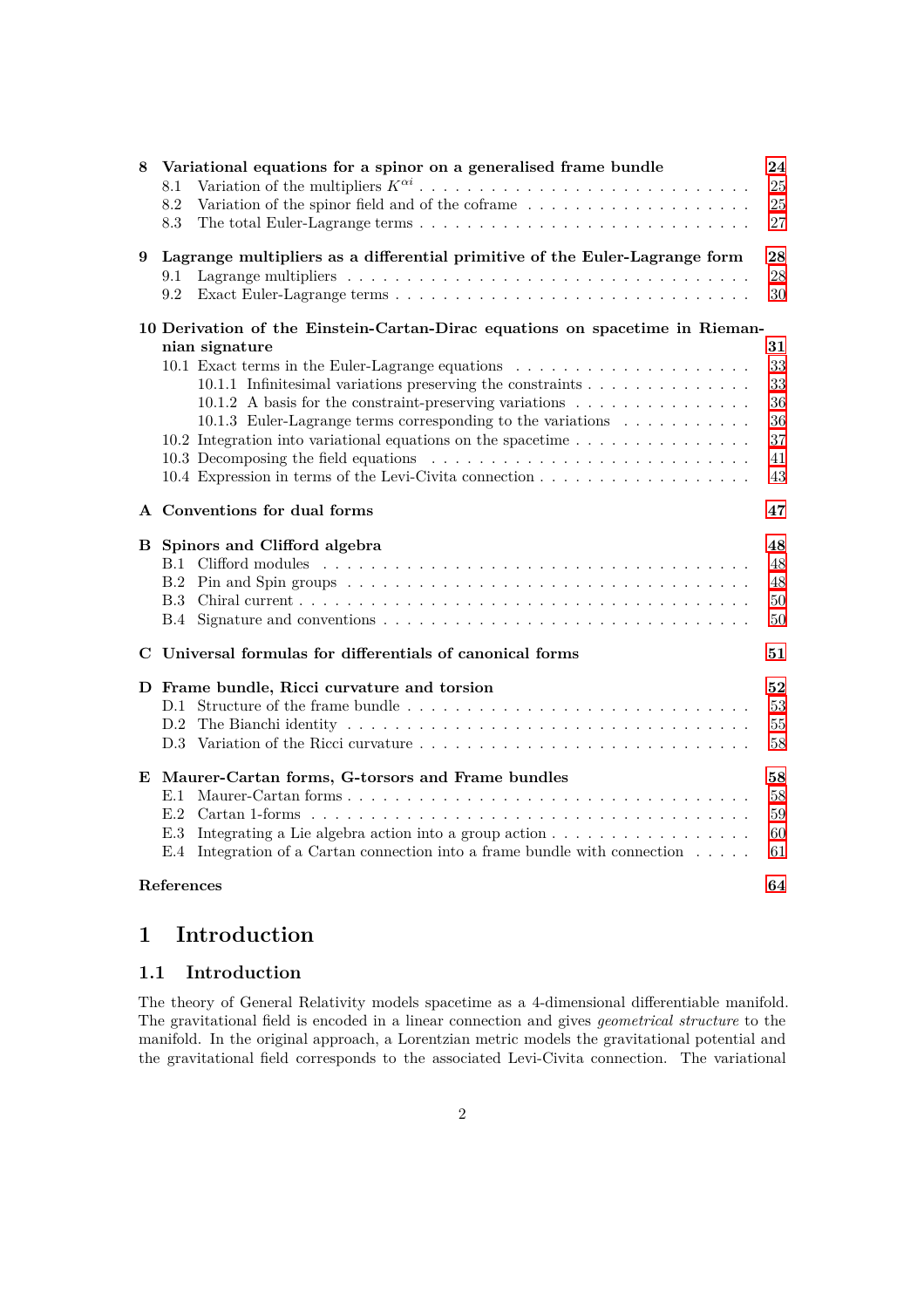**8 Variational equations for a spinor on a generalised frame bundle** **24**
- 8.1 Variation of the multipliers $K^{\alpha i}$ . . . 25
- 8.2 Variation of the spinor field and of the coframe . . . 25
- 8.3 The total Euler-Lagrange terms . . . 27

**9 Lagrange multipliers as a differential primitive of the Euler-Lagrange form** **28**
- 9.1 Lagrange multipliers . . . 28
- 9.2 Exact Euler-Lagrange terms . . . 30

**10 Derivation of the Einstein-Cartan-Dirac equations on spacetime in Riemannian signature** **31**
- 10.1 Exact terms in the Euler-Lagrange equations . . . 33
  - 10.1.1 Infinitesimal variations preserving the constraints . . . 33
  - 10.1.2 A basis for the constraint-preserving variations . . . 36
  - 10.1.3 Euler-Lagrange terms corresponding to the variations . . . 36
- 10.2 Integration into variational equations on the spacetime . . . 37
- 10.3 Decomposing the field equations . . . 41
- 10.4 Expression in terms of the Levi-Civita connection . . . 43

**A Conventions for dual forms** **47**

**B Spinors and Clifford algebra** **48**
- B.1 Clifford modules . . . 48
- B.2 Pin and Spin groups . . . 48
- B.3 Chiral current . . . 50
- B.4 Signature and conventions . . . 50

**C Universal formulas for differentials of canonical forms** **51**

**D Frame bundle, Ricci curvature and torsion** **52**
- D.1 Structure of the frame bundle . . . 53
- D.2 The Bianchi identity . . . 55
- D.3 Variation of the Ricci curvature . . . 58

**E Maurer-Cartan forms, G-torsors and Frame bundles** **58**
- E.1 Maurer-Cartan forms . . . 58
- E.2 Cartan 1-forms . . . 59
- E.3 Integrating a Lie algebra action into a group action . . . 60
- E.4 Integration of a Cartan connection into a frame bundle with connection . . . 61

**References** **64**

# 1 Introduction

## 1.1 Introduction

The theory of General Relativity models spacetime as a 4-dimensional differentiable manifold. The gravitational field is encoded in a linear connection and gives *geometrical structure* to the manifold. In the original approach, a Lorentzian metric models the gravitational potential and the gravitational field corresponds to the associated Levi-Civita connection. The variational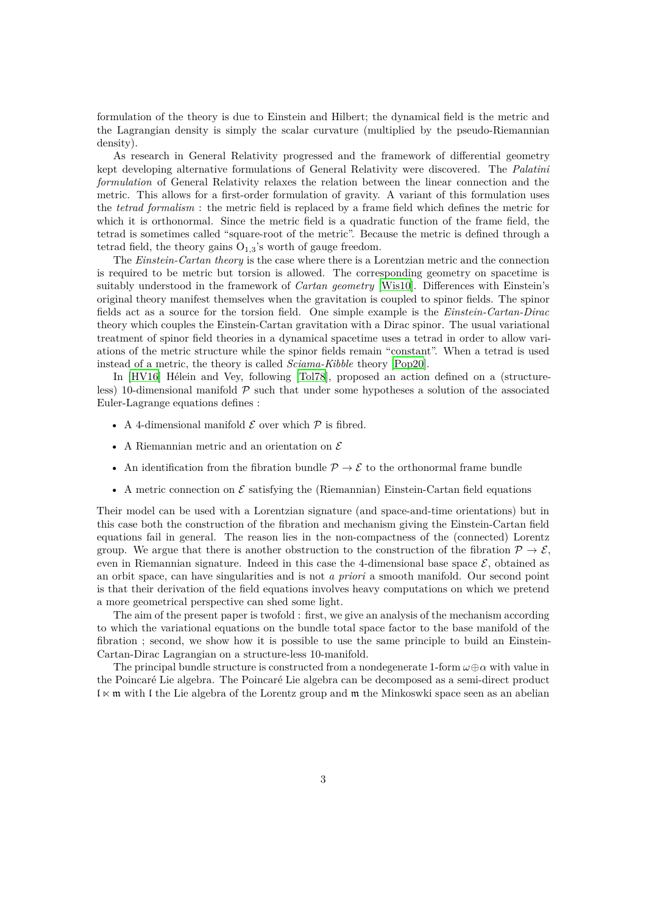formulation of the theory is due to Einstein and Hilbert; the dynamical field is the metric and the Lagrangian density is simply the scalar curvature (multiplied by the pseudo-Riemannian density).

As research in General Relativity progressed and the framework of differential geometry kept developing alternative formulations of General Relativity were discovered. The *Palatini formulation* of General Relativity relaxes the relation between the linear connection and the metric. This allows for a first-order formulation of gravity. A variant of this formulation uses the *tetrad formalism* : the metric field is replaced by a frame field which defines the metric for which it is orthonormal. Since the metric field is a quadratic function of the frame field, the tetrad is sometimes called "square-root of the metric". Because the metric is defined through a tetrad field, the theory gains $\mathrm{O}_{1,3}$'s worth of gauge freedom.

The *Einstein-Cartan theory* is the case where there is a Lorentzian metric and the connection is required to be metric but torsion is allowed. The corresponding geometry on spacetime is suitably understood in the framework of *Cartan geometry* [Wis10]. Differences with Einstein's original theory manifest themselves when the gravitation is coupled to spinor fields. The spinor fields act as a source for the torsion field. One simple example is the *Einstein-Cartan-Dirac* theory which couples the Einstein-Cartan gravitation with a Dirac spinor. The usual variational treatment of spinor field theories in a dynamical spacetime uses a tetrad in order to allow variations of the metric structure while the spinor fields remain "constant". When a tetrad is used instead of a metric, the theory is called *Sciama-Kibble* theory [Pop20].

In [HV16] Hélein and Vey, following [Tol78], proposed an action defined on a (structureless) 10-dimensional manifold $\mathcal{P}$ such that under some hypotheses a solution of the associated Euler-Lagrange equations defines :

- A 4-dimensional manifold $\mathcal{E}$ over which $\mathcal{P}$ is fibred.
- A Riemannian metric and an orientation on $\mathcal{E}$
- An identification from the fibration bundle $\mathcal{P} \to \mathcal{E}$ to the orthonormal frame bundle
- A metric connection on $\mathcal{E}$ satisfying the (Riemannian) Einstein-Cartan field equations

Their model can be used with a Lorentzian signature (and space-and-time orientations) but in this case both the construction of the fibration and mechanism giving the Einstein-Cartan field equations fail in general. The reason lies in the non-compactness of the (connected) Lorentz group. We argue that there is another obstruction to the construction of the fibration $\mathcal{P} \to \mathcal{E}$, even in Riemannian signature. Indeed in this case the 4-dimensional base space $\mathcal{E}$, obtained as an orbit space, can have singularities and is not *a priori* a smooth manifold. Our second point is that their derivation of the field equations involves heavy computations on which we pretend a more geometrical perspective can shed some light.

The aim of the present paper is twofold : first, we give an analysis of the mechanism according to which the variational equations on the bundle total space factor to the base manifold of the fibration ; second, we show how it is possible to use the same principle to build an Einstein-Cartan-Dirac Lagrangian on a structure-less 10-manifold.

The principal bundle structure is constructed from a nondegenerate 1-form $\omega \oplus \alpha$ with value in the Poincaré Lie algebra. The Poincaré Lie algebra can be decomposed as a semi-direct product $\mathfrak{l} \ltimes \mathfrak{m}$ with $\mathfrak{l}$ the Lie algebra of the Lorentz group and $\mathfrak{m}$ the Minkoswki space seen as an abelian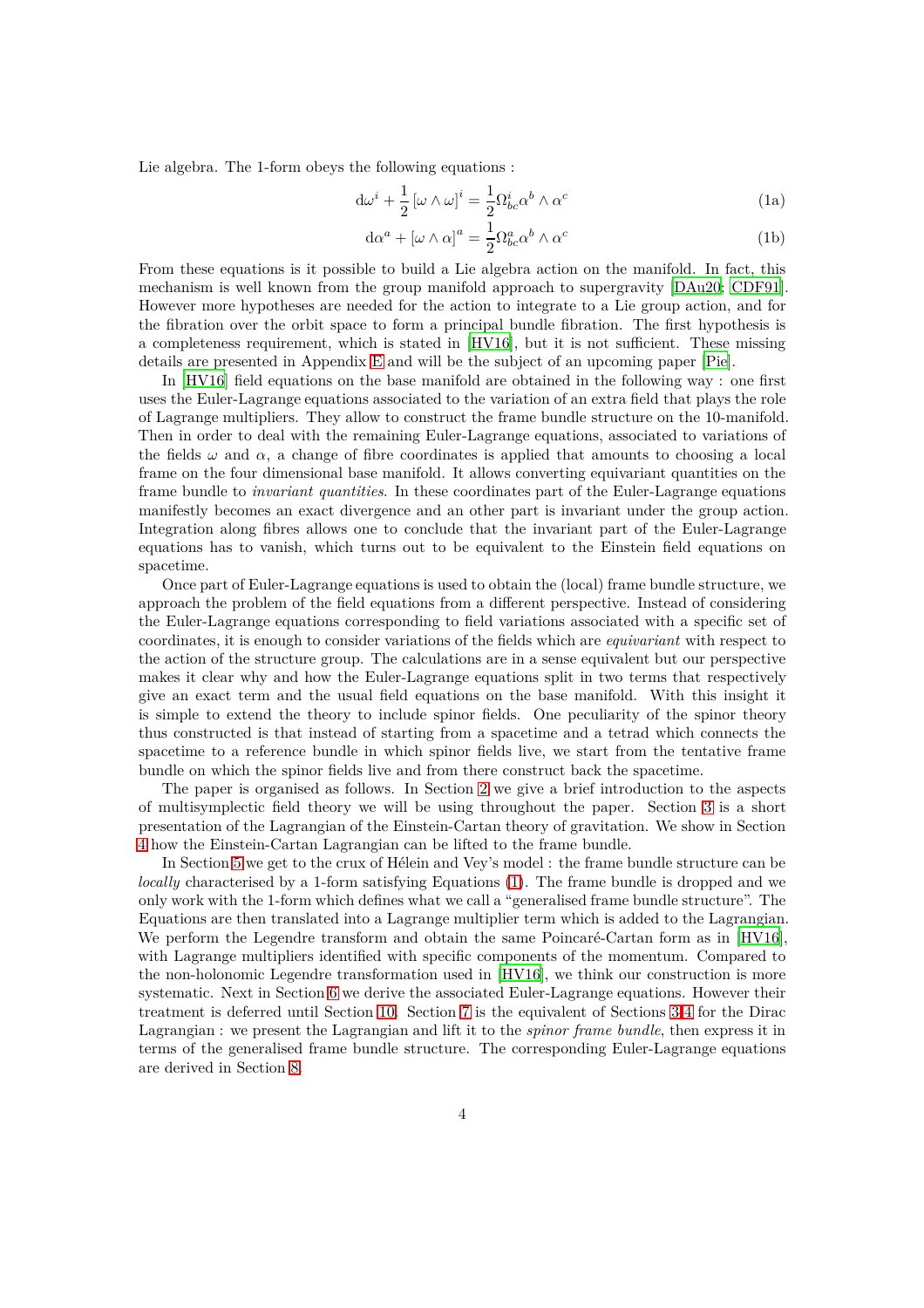Lie algebra. The 1-form obeys the following equations :

$$\mathrm{d}\omega^i + \frac{1}{2}\left[\omega \wedge \omega\right]^i = \frac{1}{2}\Omega^i_{bc}\alpha^b \wedge \alpha^c \tag{1a}$$

$$\mathrm{d}\alpha^a + \left[\omega \wedge \alpha\right]^a = \frac{1}{2}\Omega^a_{bc}\alpha^b \wedge \alpha^c \tag{1b}$$

From these equations is it possible to build a Lie algebra action on the manifold. In fact, this mechanism is well known from the group manifold approach to supergravity [DAu20; CDF91]. However more hypotheses are needed for the action to integrate to a Lie group action, and for the fibration over the orbit space to form a principal bundle fibration. The first hypothesis is a completeness requirement, which is stated in [HV16], but it is not sufficient. These missing details are presented in Appendix E and will be the subject of an upcoming paper [Pie].

In [HV16] field equations on the base manifold are obtained in the following way : one first uses the Euler-Lagrange equations associated to the variation of an extra field that plays the role of Lagrange multipliers. They allow to construct the frame bundle structure on the 10-manifold. Then in order to deal with the remaining Euler-Lagrange equations, associated to variations of the fields $\omega$ and $\alpha$, a change of fibre coordinates is applied that amounts to choosing a local frame on the four dimensional base manifold. It allows converting equivariant quantities on the frame bundle to *invariant quantities*. In these coordinates part of the Euler-Lagrange equations manifestly becomes an exact divergence and an other part is invariant under the group action. Integration along fibres allows one to conclude that the invariant part of the Euler-Lagrange equations has to vanish, which turns out to be equivalent to the Einstein field equations on spacetime.

Once part of Euler-Lagrange equations is used to obtain the (local) frame bundle structure, we approach the problem of the field equations from a different perspective. Instead of considering the Euler-Lagrange equations corresponding to field variations associated with a specific set of coordinates, it is enough to consider variations of the fields which are *equivariant* with respect to the action of the structure group. The calculations are in a sense equivalent but our perspective makes it clear why and how the Euler-Lagrange equations split in two terms that respectively give an exact term and the usual field equations on the base manifold. With this insight it is simple to extend the theory to include spinor fields. One peculiarity of the spinor theory thus constructed is that instead of starting from a spacetime and a tetrad which connects the spacetime to a reference bundle in which spinor fields live, we start from the tentative frame bundle on which the spinor fields live and from there construct back the spacetime.

The paper is organised as follows. In Section 2 we give a brief introduction to the aspects of multisymplectic field theory we will be using throughout the paper. Section 3 is a short presentation of the Lagrangian of the Einstein-Cartan theory of gravitation. We show in Section 4 how the Einstein-Cartan Lagrangian can be lifted to the frame bundle.

In Section 5 we get to the crux of Hélein and Vey's model : the frame bundle structure can be *locally* characterised by a 1-form satisfying Equations (1). The frame bundle is dropped and we only work with the 1-form which defines what we call a "generalised frame bundle structure". The Equations are then translated into a Lagrange multiplier term which is added to the Lagrangian. We perform the Legendre transform and obtain the same Poincaré-Cartan form as in [HV16], with Lagrange multipliers identified with specific components of the momentum. Compared to the non-holonomic Legendre transformation used in [HV16], we think our construction is more systematic. Next in Section 6 we derive the associated Euler-Lagrange equations. However their treatment is deferred until Section 10. Section 7 is the equivalent of Sections 3-4 for the Dirac Lagrangian : we present the Lagrangian and lift it to the *spinor frame bundle*, then express it in terms of the generalised frame bundle structure. The corresponding Euler-Lagrange equations are derived in Section 8.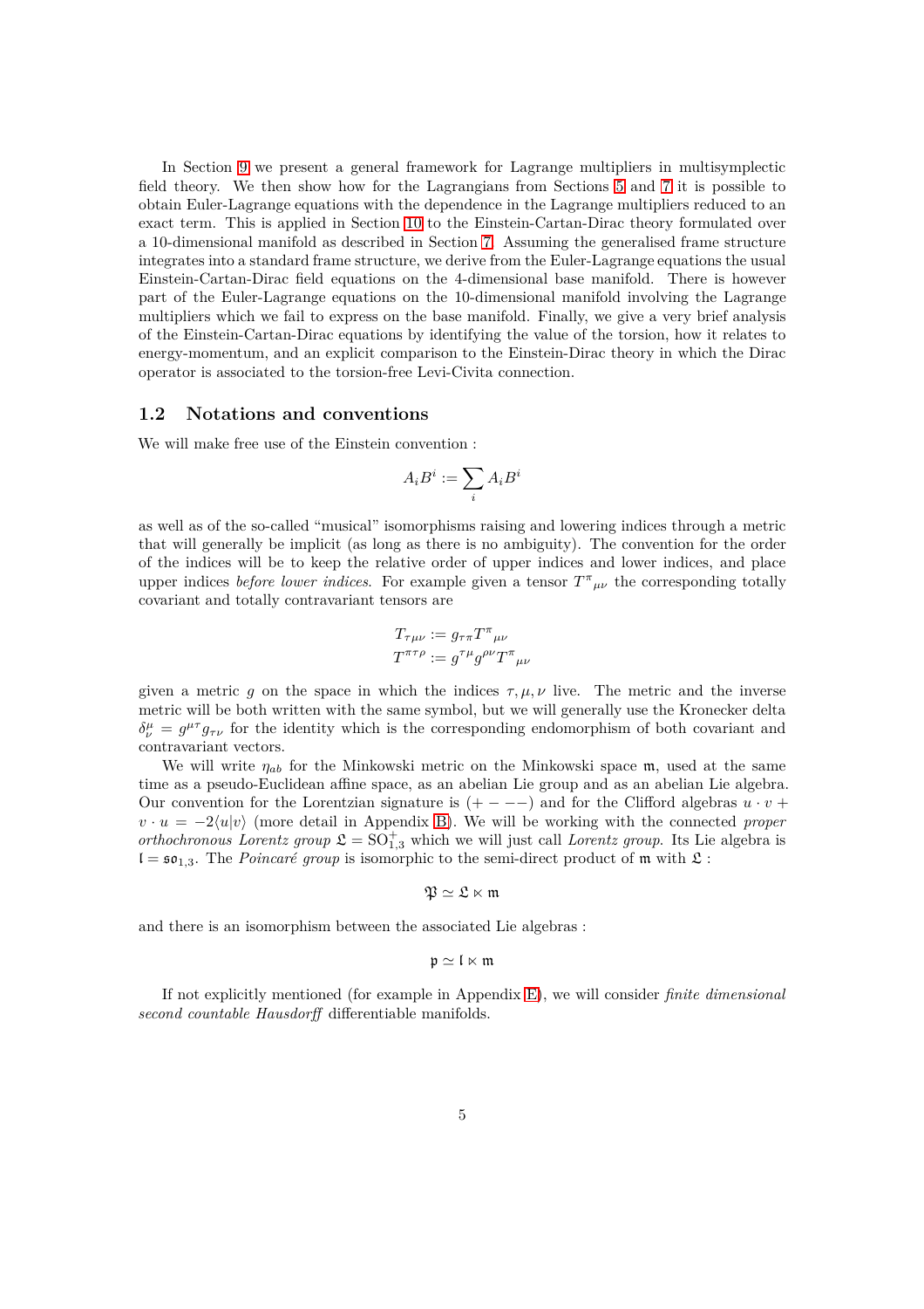In Section 9 we present a general framework for Lagrange multipliers in multisymplectic field theory. We then show how for the Lagrangians from Sections 5 and 7 it is possible to obtain Euler-Lagrange equations with the dependence in the Lagrange multipliers reduced to an exact term. This is applied in Section 10 to the Einstein-Cartan-Dirac theory formulated over a 10-dimensional manifold as described in Section 7. Assuming the generalised frame structure integrates into a standard frame structure, we derive from the Euler-Lagrange equations the usual Einstein-Cartan-Dirac field equations on the 4-dimensional base manifold. There is however part of the Euler-Lagrange equations on the 10-dimensional manifold involving the Lagrange multipliers which we fail to express on the base manifold. Finally, we give a very brief analysis of the Einstein-Cartan-Dirac equations by identifying the value of the torsion, how it relates to energy-momentum, and an explicit comparison to the Einstein-Dirac theory in which the Dirac operator is associated to the torsion-free Levi-Civita connection.

## 1.2 Notations and conventions

We will make free use of the Einstein convention :

$$A_i B^i := \sum_i A_i B^i$$

as well as of the so-called "musical" isomorphisms raising and lowering indices through a metric that will generally be implicit (as long as there is no ambiguity). The convention for the order of the indices will be to keep the relative order of upper indices and lower indices, and place upper indices *before lower indices*. For example given a tensor $T^{\pi}{}_{\mu\nu}$ the corresponding totally covariant and totally contravariant tensors are

$$T_{\tau\mu\nu} := g_{\tau\pi} T^{\pi}{}_{\mu\nu}$$
$$T^{\pi\tau\rho} := g^{\tau\mu} g^{\rho\nu} T^{\pi}{}_{\mu\nu}$$

given a metric $g$ on the space in which the indices $\tau, \mu, \nu$ live. The metric and the inverse metric will be both written with the same symbol, but we will generally use the Kronecker delta $\delta^{\mu}_{\nu} = g^{\mu\tau} g_{\tau\nu}$ for the identity which is the corresponding endomorphism of both covariant and contravariant vectors.

We will write $\eta_{ab}$ for the Minkowski metric on the Minkowski space $\mathfrak{m}$, used at the same time as a pseudo-Euclidean affine space, as an abelian Lie group and as an abelian Lie algebra. Our convention for the Lorentzian signature is $(+ - - -)$ and for the Clifford algebras $u \cdot v + v \cdot u = -2\langle u|v\rangle$ (more detail in Appendix B). We will be working with the connected *proper orthochronous Lorentz group* $\mathfrak{L} = \mathrm{SO}^+_{1,3}$ which we will just call *Lorentz group*. Its Lie algebra is $\mathfrak{l} = \mathfrak{so}_{1,3}$. The *Poincaré group* is isomorphic to the semi-direct product of $\mathfrak{m}$ with $\mathfrak{L}$ :

$$\mathfrak{P} \simeq \mathfrak{L} \ltimes \mathfrak{m}$$

and there is an isomorphism between the associated Lie algebras :

$$\mathfrak{p} \simeq \mathfrak{l} \ltimes \mathfrak{m}$$

If not explicitly mentioned (for example in Appendix E), we will consider *finite dimensional second countable Hausdorff* differentiable manifolds.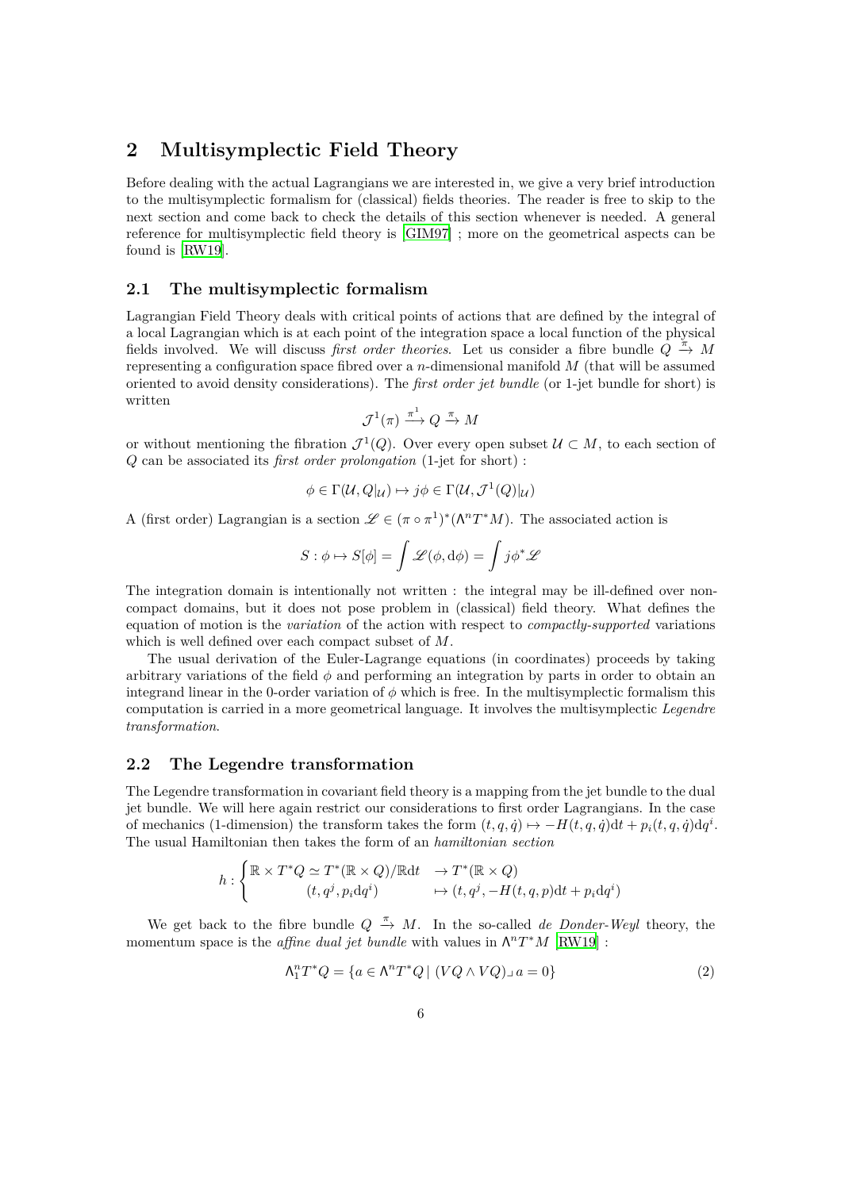## 2 Multisymplectic Field Theory

Before dealing with the actual Lagrangians we are interested in, we give a very brief introduction to the multisymplectic formalism for (classical) fields theories. The reader is free to skip to the next section and come back to check the details of this section whenever is needed. A general reference for multisymplectic field theory is [GIM97] ; more on the geometrical aspects can be found is [RW19].

### 2.1 The multisymplectic formalism

Lagrangian Field Theory deals with critical points of actions that are defined by the integral of a local Lagrangian which is at each point of the integration space a local function of the physical fields involved. We will discuss *first order theories*. Let us consider a fibre bundle $Q \xrightarrow{\pi} M$ representing a configuration space fibred over a $n$-dimensional manifold $M$ (that will be assumed oriented to avoid density considerations). The *first order jet bundle* (or 1-jet bundle for short) is written

$$\mathcal{J}^1(\pi) \xrightarrow{\pi^1} Q \xrightarrow{\pi} M$$

or without mentioning the fibration $\mathcal{J}^1(Q)$. Over every open subset $\mathcal{U} \subset M$, to each section of $Q$ can be associated its *first order prolongation* (1-jet for short) :

$$\phi \in \Gamma(\mathcal{U}, Q|_{\mathcal{U}}) \mapsto j\phi \in \Gamma(\mathcal{U}, \mathcal{J}^1(Q)|_{\mathcal{U}})$$

A (first order) Lagrangian is a section $\mathscr{L} \in (\pi \circ \pi^1)^*(\Lambda^n T^*M)$. The associated action is

$$S : \phi \mapsto S[\phi] = \int \mathscr{L}(\phi, \mathrm{d}\phi) = \int j\phi^* \mathscr{L}$$

The integration domain is intentionally not written : the integral may be ill-defined over non-compact domains, but it does not pose problem in (classical) field theory. What defines the equation of motion is the *variation* of the action with respect to *compactly-supported* variations which is well defined over each compact subset of $M$.

The usual derivation of the Euler-Lagrange equations (in coordinates) proceeds by taking arbitrary variations of the field $\phi$ and performing an integration by parts in order to obtain an integrand linear in the 0-order variation of $\phi$ which is free. In the multisymplectic formalism this computation is carried in a more geometrical language. It involves the multisymplectic *Legendre transformation*.

### 2.2 The Legendre transformation

The Legendre transformation in covariant field theory is a mapping from the jet bundle to the dual jet bundle. We will here again restrict our considerations to first order Lagrangians. In the case of mechanics (1-dimension) the transform takes the form $(t, q, \dot{q}) \mapsto -H(t, q, \dot{q})\mathrm{d}t + p_i(t, q, \dot{q})\mathrm{d}q^i$. The usual Hamiltonian then takes the form of an *hamiltonian section*

$$h : \begin{cases} \mathbb{R} \times T^*Q \simeq T^*(\mathbb{R} \times Q)/\mathbb{R}\mathrm{d}t & \to T^*(\mathbb{R} \times Q) \\ \qquad (t, q^j, p_i \mathrm{d}q^i) & \mapsto (t, q^j, -H(t, q, p)\mathrm{d}t + p_i \mathrm{d}q^i) \end{cases}$$

We get back to the fibre bundle $Q \xrightarrow{\pi} M$. In the so-called *de Donder-Weyl* theory, the momentum space is the *affine dual jet bundle* with values in $\Lambda^n T^*M$ [RW19] :

$$\Lambda^n_1 T^*Q = \{a \in \Lambda^n T^*Q \mid (VQ \wedge VQ) \lrcorner\, a = 0\} \tag{2}$$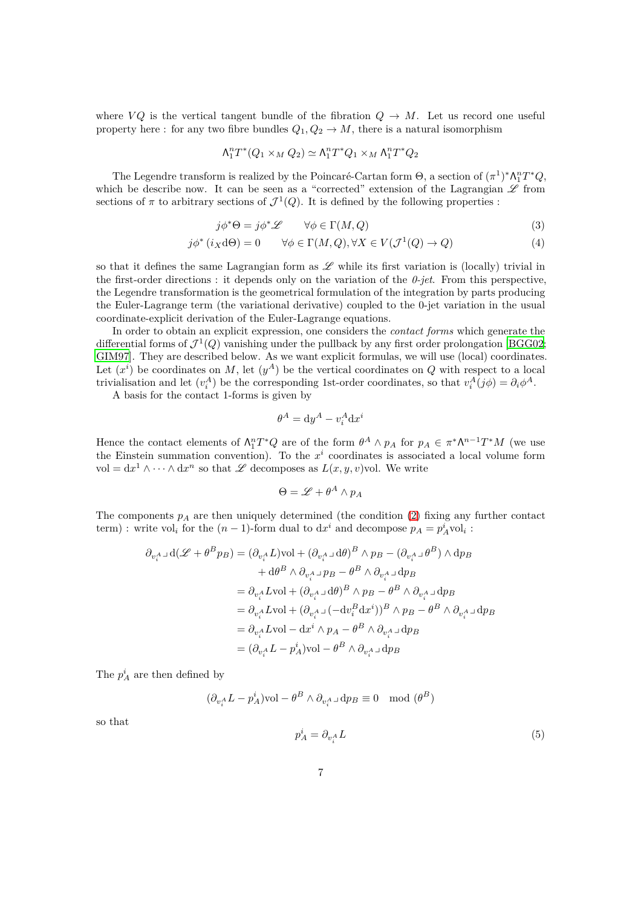where $VQ$ is the vertical tangent bundle of the fibration $Q \to M$. Let us record one useful property here : for any two fibre bundles $Q_1, Q_2 \to M$, there is a natural isomorphism

$$\Lambda_1^n T^*(Q_1 \times_M Q_2) \simeq \Lambda_1^n T^* Q_1 \times_M \Lambda_1^n T^* Q_2$$

The Legendre transform is realized by the Poincaré-Cartan form $\Theta$, a section of $(\pi^1)^*\Lambda_1^n T^*Q$, which be describe now. It can be seen as a "corrected" extension of the Lagrangian $\mathscr{L}$ from sections of $\pi$ to arbitrary sections of $\mathcal{J}^1(Q)$. It is defined by the following properties :

$$j\phi^*\Theta = j\phi^*\mathscr{L} \qquad \forall \phi \in \Gamma(M, Q) \tag{3}$$

$$j\phi^*\left(i_X \mathrm{d}\Theta\right) = 0 \qquad \forall \phi \in \Gamma(M, Q), \forall X \in V(\mathcal{J}^1(Q) \to Q) \tag{4}$$

so that it defines the same Lagrangian form as $\mathscr{L}$ while its first variation is (locally) trivial in the first-order directions : it depends only on the variation of the *0-jet*. From this perspective, the Legendre transformation is the geometrical formulation of the integration by parts producing the Euler-Lagrange term (the variational derivative) coupled to the 0-jet variation in the usual coordinate-explicit derivation of the Euler-Lagrange equations.

In order to obtain an explicit expression, one considers the *contact forms* which generate the differential forms of $\mathcal{J}^1(Q)$ vanishing under the pullback by any first order prolongation [BGG02; GIM97]. They are described below. As we want explicit formulas, we will use (local) coordinates. Let $(x^i)$ be coordinates on $M$, let $(y^A)$ be the vertical coordinates on $Q$ with respect to a local trivialisation and let $(v_i^A)$ be the corresponding 1st-order coordinates, so that $v_i^A(j\phi) = \partial_i \phi^A$.

A basis for the contact 1-forms is given by

$$\theta^A = \mathrm{d}y^A - v_i^A \mathrm{d}x^i$$

Hence the contact elements of $\Lambda_1^n T^*Q$ are of the form $\theta^A \wedge p_A$ for $p_A \in \pi^*\Lambda^{n-1}T^*M$ (we use the Einstein summation convention). To the $x^i$ coordinates is associated a local volume form $\mathrm{vol} = \mathrm{d}x^1 \wedge \cdots \wedge \mathrm{d}x^n$ so that $\mathscr{L}$ decomposes as $L(x, y, v)\mathrm{vol}$. We write

$$\Theta = \mathscr{L} + \theta^A \wedge p_A$$

The components $p_A$ are then uniquely determined (the condition (2) fixing any further contact term) : write $\mathrm{vol}_i$ for the $(n-1)$-form dual to $\mathrm{d}x^i$ and decompose $p_A = p_A^i \mathrm{vol}_i$ :

$$\begin{aligned}
\partial_{v_i^A} \lrcorner\, \mathrm{d}(\mathscr{L} + \theta^B p_B) &= (\partial_{v_i^A} L)\mathrm{vol} + (\partial_{v_i^A} \lrcorner\, \mathrm{d}\theta)^B \wedge p_B - (\partial_{v_i^A} \lrcorner\, \theta^B) \wedge \mathrm{d}p_B \\
&\quad + \mathrm{d}\theta^B \wedge \partial_{v_i^A} \lrcorner\, p_B - \theta^B \wedge \partial_{v_i^A} \lrcorner\, \mathrm{d}p_B \\
&= \partial_{v_i^A} L\mathrm{vol} + (\partial_{v_i^A} \lrcorner\, \mathrm{d}\theta)^B \wedge p_B - \theta^B \wedge \partial_{v_i^A} \lrcorner\, \mathrm{d}p_B \\
&= \partial_{v_i^A} L\mathrm{vol} + (\partial_{v_i^A} \lrcorner\, (-\mathrm{d}v_i^B \mathrm{d}x^i))^B \wedge p_B - \theta^B \wedge \partial_{v_i^A} \lrcorner\, \mathrm{d}p_B \\
&= \partial_{v_i^A} L\mathrm{vol} - \mathrm{d}x^i \wedge p_A - \theta^B \wedge \partial_{v_i^A} \lrcorner\, \mathrm{d}p_B \\
&= (\partial_{v_i^A} L - p_A^i)\mathrm{vol} - \theta^B \wedge \partial_{v_i^A} \lrcorner\, \mathrm{d}p_B
\end{aligned}$$

The $p_A^i$ are then defined by

$$(\partial_{v_i^A} L - p_A^i)\mathrm{vol} - \theta^B \wedge \partial_{v_i^A} \lrcorner\, \mathrm{d}p_B \equiv 0 \mod (\theta^B)$$

so that

$$p_A^i = \partial_{v_i^A} L \tag{5}$$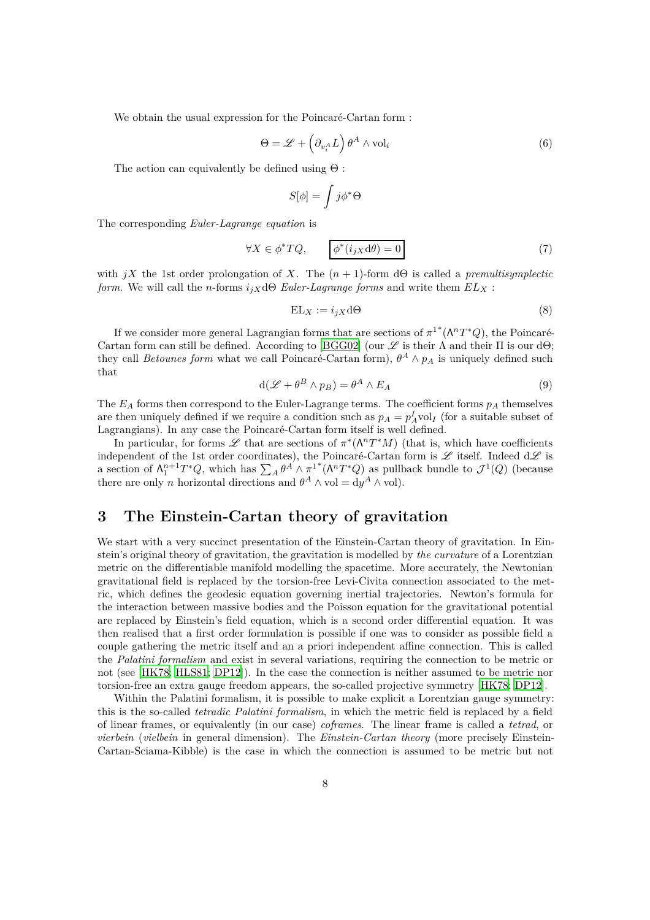We obtain the usual expression for the Poincaré-Cartan form :

$$\Theta = \mathscr{L} + \left(\partial_{v_i^A} L\right) \theta^A \wedge \mathrm{vol}_i \tag{6}$$

The action can equivalently be defined using $\Theta$ :

$$S[\phi] = \int j\phi^* \Theta$$

The corresponding *Euler-Lagrange equation* is

$$\forall X \in \phi^* TQ, \qquad \boxed{\phi^*(i_{jX} \mathrm{d}\theta) = 0} \tag{7}$$

with $jX$ the 1st order prolongation of $X$. The $(n+1)$-form $\mathrm{d}\Theta$ is called a *premultisymplectic form*. We will call the $n$-forms $i_{jX}\mathrm{d}\Theta$ *Euler-Lagrange forms* and write them $EL_X$ :

$$\mathrm{EL}_X := i_{jX} \mathrm{d}\Theta \tag{8}$$

If we consider more general Lagrangian forms that are sections of $\pi^{1*}(\Lambda^n T^* Q)$, the Poincaré-Cartan form can still be defined. According to [BGG02] (our $\mathscr{L}$ is their $\Lambda$ and their $\Pi$ is our $\mathrm{d}\Theta$; they call *Betounes form* what we call Poincaré-Cartan form), $\theta^A \wedge p_A$ is uniquely defined such that

$$\mathrm{d}(\mathscr{L} + \theta^B \wedge p_B) = \theta^A \wedge E_A \tag{9}$$

The $E_A$ forms then correspond to the Euler-Lagrange terms. The coefficient forms $p_A$ themselves are then uniquely defined if we require a condition such as $p_A = p_A^I \mathrm{vol}_I$ (for a suitable subset of Lagrangians). In any case the Poincaré-Cartan form itself is well defined.

In particular, for forms $\mathscr{L}$ that are sections of $\pi^*(\Lambda^n T^* M)$ (that is, which have coefficients independent of the 1st order coordinates), the Poincaré-Cartan form is $\mathscr{L}$ itself. Indeed $\mathrm{d}\mathscr{L}$ is a section of $\Lambda_1^{n+1} T^* Q$, which has $\sum_A \theta^A \wedge \pi^{1*}(\Lambda^n T^* Q)$ as pullback bundle to $\mathcal{J}^1(Q)$ (because there are only $n$ horizontal directions and $\theta^A \wedge \mathrm{vol} = \mathrm{d}y^A \wedge \mathrm{vol}$).

# 3 The Einstein-Cartan theory of gravitation

We start with a very succinct presentation of the Einstein-Cartan theory of gravitation. In Einstein's original theory of gravitation, the gravitation is modelled by *the curvature* of a Lorentzian metric on the differentiable manifold modelling the spacetime. More accurately, the Newtonian gravitational field is replaced by the torsion-free Levi-Civita connection associated to the metric, which defines the geodesic equation governing inertial trajectories. Newton's formula for the interaction between massive bodies and the Poisson equation for the gravitational potential are replaced by Einstein's field equation, which is a second order differential equation. It was then realised that a first order formulation is possible if one was to consider as possible field a couple gathering the metric itself and an a priori independent affine connection. This is called the *Palatini formalism* and exist in several variations, requiring the connection to be metric or not (see [HK78; HLS81; DP12]). In the case the connection is neither assumed to be metric nor torsion-free an extra gauge freedom appears, the so-called projective symmetry [HK78; DP12].

Within the Palatini formalism, it is possible to make explicit a Lorentzian gauge symmetry: this is the so-called *tetradic Palatini formalism*, in which the metric field is replaced by a field of linear frames, or equivalently (in our case) *coframes*. The linear frame is called a *tetrad*, or *vierbein* (*vielbein* in general dimension). The *Einstein-Cartan theory* (more precisely Einstein-Cartan-Sciama-Kibble) is the case in which the connection is assumed to be metric but not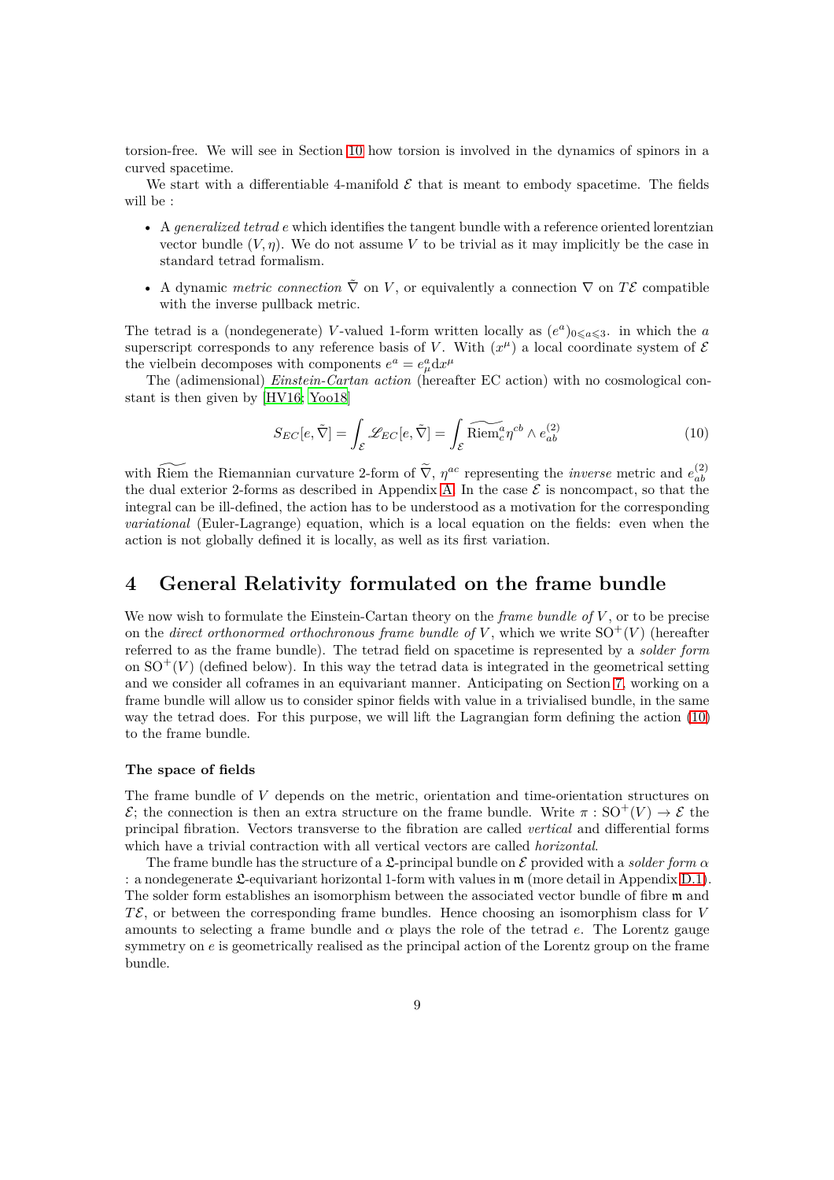torsion-free. We will see in Section 10 how torsion is involved in the dynamics of spinors in a curved spacetime.

We start with a differentiable 4-manifold $\mathcal{E}$ that is meant to embody spacetime. The fields will be :

- A *generalized tetrad* $e$ which identifies the tangent bundle with a reference oriented lorentzian vector bundle $(V, \eta)$. We do not assume $V$ to be trivial as it may implicitly be the case in standard tetrad formalism.
- A dynamic *metric connection* $\tilde{\nabla}$ on $V$, or equivalently a connection $\nabla$ on $T\mathcal{E}$ compatible with the inverse pullback metric.

The tetrad is a (nondegenerate) $V$-valued 1-form written locally as $(e^a)_{0 \leqslant a \leqslant 3}$. in which the $a$ superscript corresponds to any reference basis of $V$. With $(x^\mu)$ a local coordinate system of $\mathcal{E}$ the vielbein decomposes with components $e^a = e^a_\mu \mathrm{d}x^\mu$

The (adimensional) *Einstein-Cartan action* (hereafter EC action) with no cosmological constant is then given by [HV16; Yoo18]

$$
S_{EC}[e, \tilde{\nabla}] = \int_{\mathcal{E}} \mathscr{L}_{EC}[e, \tilde{\nabla}] = \int_{\mathcal{E}} \widetilde{\mathrm{Riem}}{}^a_c \eta^{cb} \wedge e^{(2)}_{ab} \tag{10}
$$

with $\widetilde{\mathrm{Riem}}$ the Riemannian curvature 2-form of $\widetilde{\nabla}$, $\eta^{ac}$ representing the *inverse* metric and $e^{(2)}_{ab}$ the dual exterior 2-forms as described in Appendix A. In the case $\mathcal{E}$ is noncompact, so that the integral can be ill-defined, the action has to be understood as a motivation for the corresponding *variational* (Euler-Lagrange) equation, which is a local equation on the fields: even when the action is not globally defined it is locally, as well as its first variation.

# 4 General Relativity formulated on the frame bundle

We now wish to formulate the Einstein-Cartan theory on the *frame bundle of* $V$, or to be precise on the *direct orthonormed orthochronous frame bundle of* $V$, which we write $\mathrm{SO}^+(V)$ (hereafter referred to as the frame bundle). The tetrad field on spacetime is represented by a *solder form* on $\mathrm{SO}^+(V)$ (defined below). In this way the tetrad data is integrated in the geometrical setting and we consider all coframes in an equivariant manner. Anticipating on Section 7, working on a frame bundle will allow us to consider spinor fields with value in a trivialised bundle, in the same way the tetrad does. For this purpose, we will lift the Lagrangian form defining the action (10) to the frame bundle.

#### The space of fields

The frame bundle of $V$ depends on the metric, orientation and time-orientation structures on $\mathcal{E}$; the connection is then an extra structure on the frame bundle. Write $\pi : \mathrm{SO}^+(V) \to \mathcal{E}$ the principal fibration. Vectors transverse to the fibration are called *vertical* and differential forms which have a trivial contraction with all vertical vectors are called *horizontal*.

The frame bundle has the structure of a $\mathfrak{L}$-principal bundle on $\mathcal{E}$ provided with a *solder form* $\alpha$ : a nondegenerate $\mathfrak{L}$-equivariant horizontal 1-form with values in $\mathfrak{m}$ (more detail in Appendix D.1). The solder form establishes an isomorphism between the associated vector bundle of fibre $\mathfrak{m}$ and $T\mathcal{E}$, or between the corresponding frame bundles. Hence choosing an isomorphism class for $V$ amounts to selecting a frame bundle and $\alpha$ plays the role of the tetrad $e$. The Lorentz gauge symmetry on $e$ is geometrically realised as the principal action of the Lorentz group on the frame bundle.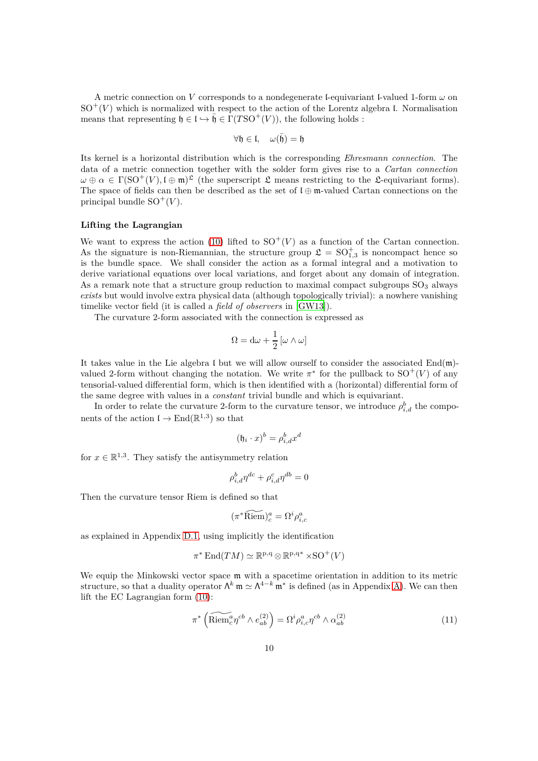A metric connection on $V$ corresponds to a nondegenerate $\mathfrak{l}$-equivariant $\mathfrak{l}$-valued 1-form $\omega$ on $\mathrm{SO}^+(V)$ which is normalized with respect to the action of the Lorentz algebra $\mathfrak{l}$. Normalisation means that representing $\mathfrak{h} \in \mathfrak{l} \hookrightarrow \bar{\mathfrak{h}} \in \Gamma(T\mathrm{SO}^+(V))$, the following holds :

$$\forall \mathfrak{h} \in \mathfrak{l}, \quad \omega(\bar{\mathfrak{h}}) = \mathfrak{h}$$

Its kernel is a horizontal distribution which is the corresponding *Ehresmann connection*. The data of a metric connection together with the solder form gives rise to a *Cartan connection* $\omega \oplus \alpha \in \Gamma(\mathrm{SO}^+(V), \mathfrak{l} \oplus \mathfrak{m})^{\mathfrak{L}}$ (the superscript $\mathfrak{L}$ means restricting to the $\mathfrak{L}$-equivariant forms). The space of fields can then be described as the set of $\mathfrak{l} \oplus \mathfrak{m}$-valued Cartan connections on the principal bundle $\mathrm{SO}^+(V)$.

### Lifting the Lagrangian

We want to express the action (10) lifted to $\mathrm{SO}^+(V)$ as a function of the Cartan connection. As the signature is non-Riemannian, the structure group $\mathfrak{L} = \mathrm{SO}^+_{1,3}$ is noncompact hence so is the bundle space. We shall consider the action as a formal integral and a motivation to derive variational equations over local variations, and forget about any domain of integration. As a remark note that a structure group reduction to maximal compact subgroups $\mathrm{SO}_3$ always *exists* but would involve extra physical data (although topologically trivial): a nowhere vanishing timelike vector field (it is called a *field of observers* in [GW13]).

The curvature 2-form associated with the connection is expressed as

$$\Omega = \mathrm{d}\omega + \frac{1}{2}\left[\omega \wedge \omega\right]$$

It takes value in the Lie algebra $\mathfrak{l}$ but we will allow ourself to consider the associated $\mathrm{End}(\mathfrak{m})$-valued 2-form without changing the notation. We write $\pi^*$ for the pullback to $\mathrm{SO}^+(V)$ of any tensorial-valued differential form, which is then identified with a (horizontal) differential form of the same degree with values in a *constant* trivial bundle and which is equivariant.

In order to relate the curvature 2-form to the curvature tensor, we introduce $\rho^b_{i,d}$ the components of the action $\mathfrak{l} \to \mathrm{End}(\mathbb{R}^{1,3})$ so that

$$(\mathfrak{h}_i \cdot x)^b = \rho^b_{i,d} x^d$$

for $x \in \mathbb{R}^{1,3}$. They satisfy the antisymmetry relation

$$\rho^b_{i,d}\eta^{dc} + \rho^c_{i,d}\eta^{db} = 0$$

Then the curvature tensor Riem is defined so that

$$(\pi^* \widetilde{\mathrm{Riem}})^a_c = \Omega^i \rho^a_{i,c}$$

as explained in Appendix D.1, using implicitly the identification

$$\pi^* \mathrm{End}(TM) \simeq \mathbb{R}^{\mathrm{p,q}} \otimes \mathbb{R}^{\mathrm{p,q}*} \times \mathrm{SO}^+(V)$$

We equip the Minkowski vector space $\mathfrak{m}$ with a spacetime orientation in addition to its metric structure, so that a duality operator $\Lambda^k \mathfrak{m} \simeq \Lambda^{4-k} \mathfrak{m}^*$ is defined (as in Appendix A). We can then lift the EC Lagrangian form (10):

$$\pi^*\left(\widetilde{\mathrm{Riem}}^a_c \eta^{cb} \wedge e^{(2)}_{ab}\right) = \Omega^i \rho^a_{i,c} \eta^{cb} \wedge \alpha^{(2)}_{ab} \tag{11}$$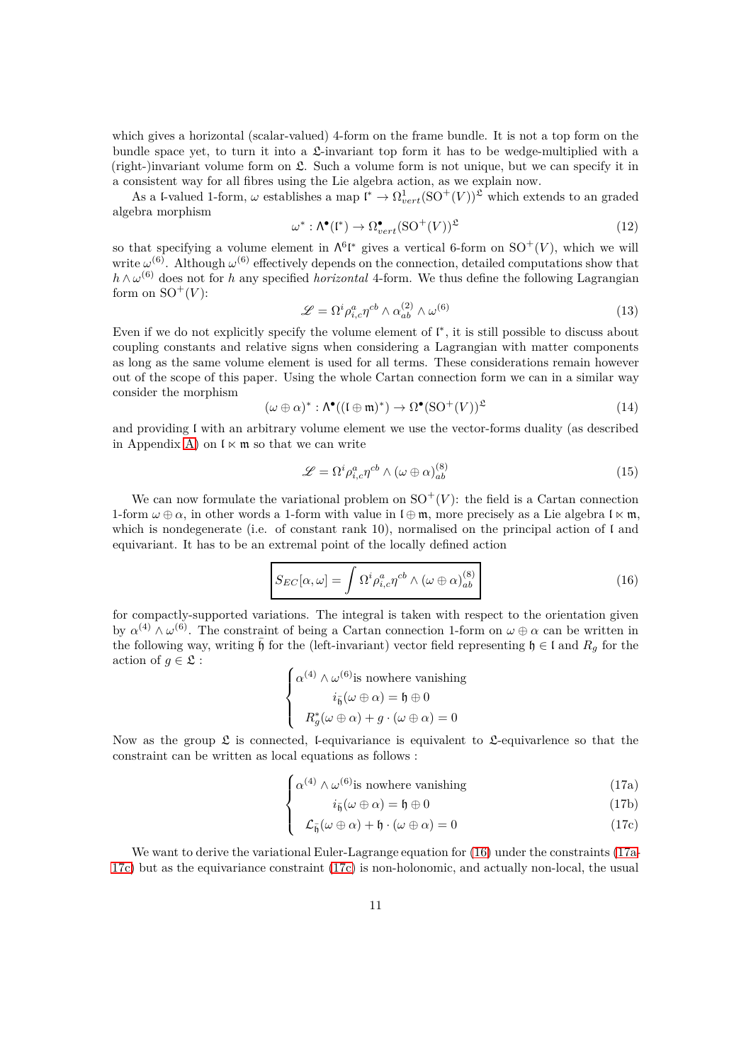which gives a horizontal (scalar-valued) 4-form on the frame bundle. It is not a top form on the bundle space yet, to turn it into a $\mathfrak{L}$-invariant top form it has to be wedge-multiplied with a (right-)invariant volume form on $\mathfrak{L}$. Such a volume form is not unique, but we can specify it in a consistent way for all fibres using the Lie algebra action, as we explain now.

As a $\mathfrak{l}$-valued 1-form, $\omega$ establishes a map $\mathfrak{l}^* \to \Omega^1_{vert}(\mathrm{SO}^+(V))^{\mathfrak{L}}$ which extends to an graded algebra morphism

$$\omega^* : \Lambda^\bullet(\mathfrak{l}^*) \to \Omega^\bullet_{vert}(\mathrm{SO}^+(V))^{\mathfrak{L}} \tag{12}$$

so that specifying a volume element in $\Lambda^6\mathfrak{l}^*$ gives a vertical 6-form on $\mathrm{SO}^+(V)$, which we will write $\omega^{(6)}$. Although $\omega^{(6)}$ effectively depends on the connection, detailed computations show that $h \wedge \omega^{(6)}$ does not for $h$ any specified *horizontal* 4-form. We thus define the following Lagrangian form on $\mathrm{SO}^+(V)$:

$$\mathscr{L} = \Omega^i \rho^a_{i,c} \eta^{cb} \wedge \alpha^{(2)}_{ab} \wedge \omega^{(6)} \tag{13}$$

Even if we do not explicitly specify the volume element of $\mathfrak{l}^*$, it is still possible to discuss about coupling constants and relative signs when considering a Lagrangian with matter components as long as the same volume element is used for all terms. These considerations remain however out of the scope of this paper. Using the whole Cartan connection form we can in a similar way consider the morphism

$$(\omega \oplus \alpha)^* : \Lambda^\bullet((\mathfrak{l} \oplus \mathfrak{m})^*) \to \Omega^\bullet(\mathrm{SO}^+(V))^{\mathfrak{L}} \tag{14}$$

and providing $\mathfrak{l}$ with an arbitrary volume element we use the vector-forms duality (as described in Appendix A) on $\mathfrak{l} \ltimes \mathfrak{m}$ so that we can write

$$\mathscr{L} = \Omega^i \rho^a_{i,c} \eta^{cb} \wedge (\omega \oplus \alpha)^{(8)}_{ab} \tag{15}$$

We can now formulate the variational problem on $\mathrm{SO}^+(V)$: the field is a Cartan connection 1-form $\omega \oplus \alpha$, in other words a 1-form with value in $\mathfrak{l} \oplus \mathfrak{m}$, more precisely as a Lie algebra $\mathfrak{l} \ltimes \mathfrak{m}$, which is nondegenerate (i.e. of constant rank 10), normalised on the principal action of $\mathfrak{l}$ and equivariant. It has to be an extremal point of the locally defined action

$$\boxed{S_{EC}[\alpha, \omega] = \int \Omega^i \rho^a_{i,c} \eta^{cb} \wedge (\omega \oplus \alpha)^{(8)}_{ab}} \tag{16}$$

for compactly-supported variations. The integral is taken with respect to the orientation given by $\alpha^{(4)} \wedge \omega^{(6)}$. The constraint of being a Cartan connection 1-form on $\omega \oplus \alpha$ can be written in the following way, writing $\bar{\mathfrak{h}}$ for the (left-invariant) vector field representing $\mathfrak{h} \in \mathfrak{l}$ and $R_g$ for the action of $g \in \mathfrak{L}$ :

$$\begin{cases} \alpha^{(4)} \wedge \omega^{(6)} \text{is nowhere vanishing} \\ i_{\bar{\mathfrak{h}}}(\omega \oplus \alpha) = \mathfrak{h} \oplus 0 \\ R_g^*(\omega \oplus \alpha) + g \cdot (\omega \oplus \alpha) = 0 \end{cases}$$

Now as the group $\mathfrak{L}$ is connected, $\mathfrak{l}$-equivariance is equivalent to $\mathfrak{L}$-equivarlence so that the constraint can be written as local equations as follows :

$$\begin{cases} \alpha^{(4)} \wedge \omega^{(6)} \text{is nowhere vanishing} & (17a) \\ i_{\bar{\mathfrak{h}}}(\omega \oplus \alpha) = \mathfrak{h} \oplus 0 & (17b) \\ \mathcal{L}_{\bar{\mathfrak{h}}}(\omega \oplus \alpha) + \mathfrak{h} \cdot (\omega \oplus \alpha) = 0 & (17c) \end{cases}$$

We want to derive the variational Euler-Lagrange equation for (16) under the constraints (17a-17c) but as the equivariance constraint (17c) is non-holonomic, and actually non-local, the usual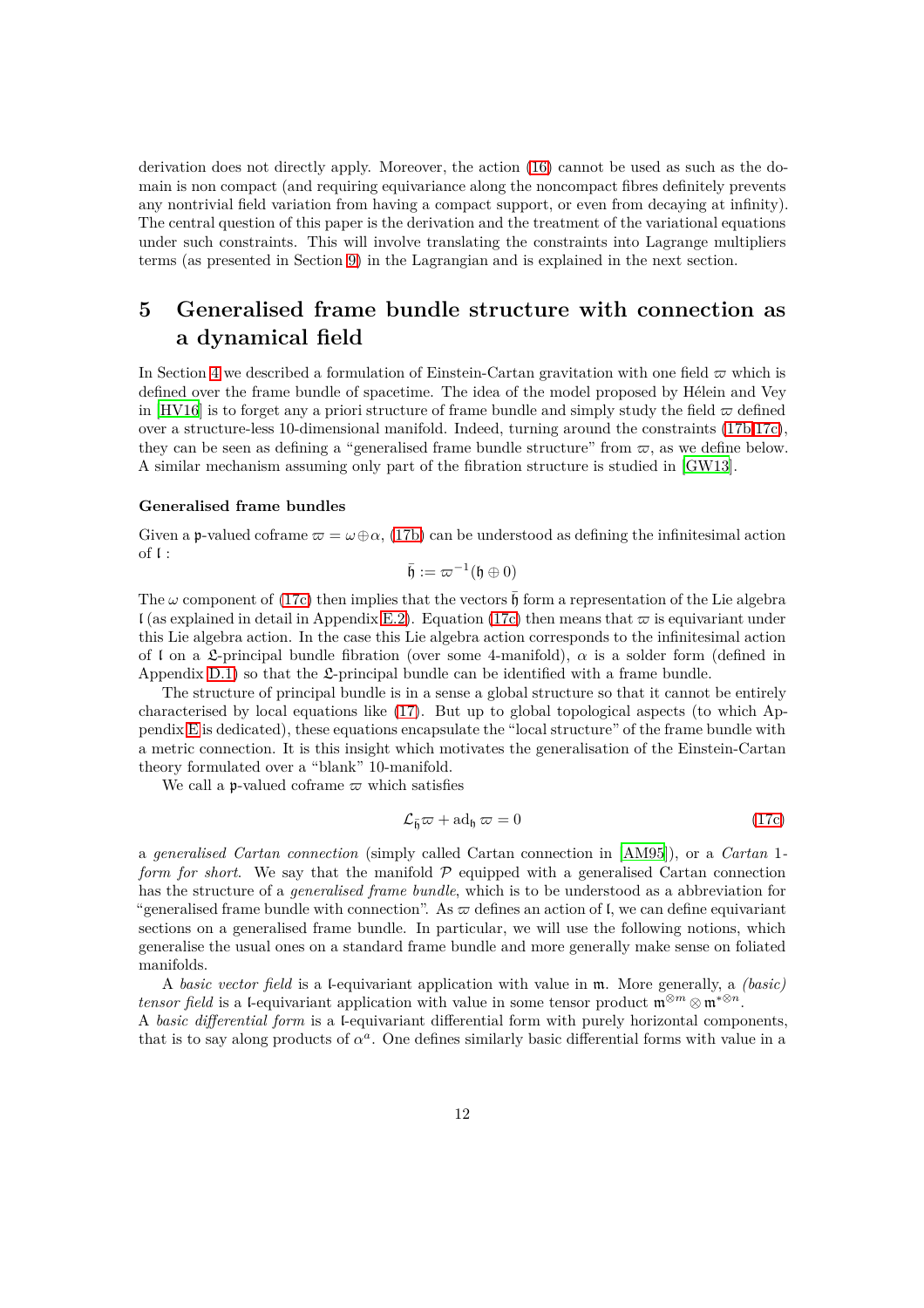derivation does not directly apply. Moreover, the action (16) cannot be used as such as the domain is non compact (and requiring equivariance along the noncompact fibres definitely prevents any nontrivial field variation from having a compact support, or even from decaying at infinity). The central question of this paper is the derivation and the treatment of the variational equations under such constraints. This will involve translating the constraints into Lagrange multipliers terms (as presented in Section 9) in the Lagrangian and is explained in the next section.

# 5 Generalised frame bundle structure with connection as a dynamical field

In Section 4 we described a formulation of Einstein-Cartan gravitation with one field $\varpi$ which is defined over the frame bundle of spacetime. The idea of the model proposed by Hélein and Vey in [HV16] is to forget any a priori structure of frame bundle and simply study the field $\varpi$ defined over a structure-less 10-dimensional manifold. Indeed, turning around the constraints (17b,17c), they can be seen as defining a "generalised frame bundle structure" from $\varpi$, as we define below. A similar mechanism assuming only part of the fibration structure is studied in [GW13].

### Generalised frame bundles

Given a $\mathfrak{p}$-valued coframe $\varpi = \omega \oplus \alpha$, (17b) can be understood as defining the infinitesimal action of $\mathfrak{l}$ :

$$\bar{\mathfrak{h}} := \varpi^{-1}(\mathfrak{h} \oplus 0)$$

The $\omega$ component of (17c) then implies that the vectors $\bar{\mathfrak{h}}$ form a representation of the Lie algebra $\mathfrak{l}$ (as explained in detail in Appendix E.2). Equation (17c) then means that $\varpi$ is equivariant under this Lie algebra action. In the case this Lie algebra action corresponds to the infinitesimal action of $\mathfrak{l}$ on a $\mathfrak{L}$-principal bundle fibration (over some 4-manifold), $\alpha$ is a solder form (defined in Appendix D.1) so that the $\mathfrak{L}$-principal bundle can be identified with a frame bundle.

The structure of principal bundle is in a sense a global structure so that it cannot be entirely characterised by local equations like (17). But up to global topological aspects (to which Appendix E is dedicated), these equations encapsulate the "local structure" of the frame bundle with a metric connection. It is this insight which motivates the generalisation of the Einstein-Cartan theory formulated over a "blank" 10-manifold.

We call a $\mathfrak{p}$-valued coframe $\varpi$ which satisfies

$$\mathcal{L}_{\bar{\mathfrak{h}}}\varpi + \mathrm{ad}_{\mathfrak{h}}\,\varpi = 0 \tag{17c}$$

a *generalised Cartan connection* (simply called Cartan connection in [AM95]), or a *Cartan* 1-*form for short*. We say that the manifold $\mathcal{P}$ equipped with a generalised Cartan connection has the structure of a *generalised frame bundle*, which is to be understood as a abbreviation for "generalised frame bundle with connection". As $\varpi$ defines an action of $\mathfrak{l}$, we can define equivariant sections on a generalised frame bundle. In particular, we will use the following notions, which generalise the usual ones on a standard frame bundle and more generally make sense on foliated manifolds.

A *basic vector field* is a $\mathfrak{l}$-equivariant application with value in $\mathfrak{m}$. More generally, a *(basic) tensor field* is a $\mathfrak{l}$-equivariant application with value in some tensor product $\mathfrak{m}^{\otimes m} \otimes \mathfrak{m}^{*\otimes n}$.
A *basic differential form* is a $\mathfrak{l}$-equivariant differential form with purely horizontal components, that is to say along products of $\alpha^a$. One defines similarly basic differential forms with value in a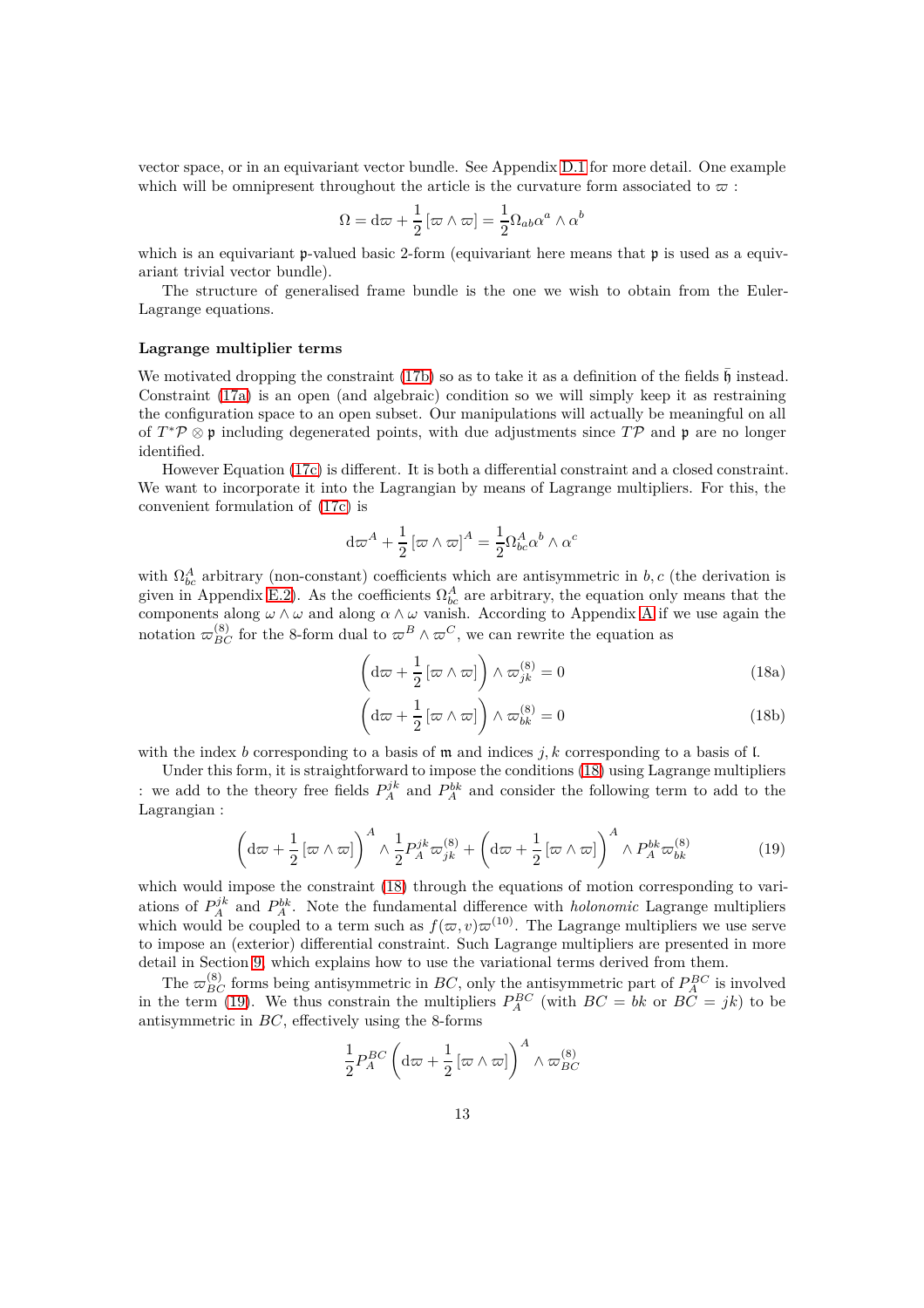vector space, or in an equivariant vector bundle. See Appendix D.1 for more detail. One example which will be omnipresent throughout the article is the curvature form associated to $\varpi$ :

$$\Omega = \mathrm{d}\varpi + \frac{1}{2}\left[\varpi \wedge \varpi\right] = \frac{1}{2}\Omega_{ab}\alpha^a \wedge \alpha^b$$

which is an equivariant $\mathfrak{p}$-valued basic 2-form (equivariant here means that $\mathfrak{p}$ is used as a equivariant trivial vector bundle).

The structure of generalised frame bundle is the one we wish to obtain from the Euler-Lagrange equations.

### Lagrange multiplier terms

We motivated dropping the constraint (17b) so as to take it as a definition of the fields $\bar{\mathfrak{h}}$ instead. Constraint (17a) is an open (and algebraic) condition so we will simply keep it as restraining the configuration space to an open subset. Our manipulations will actually be meaningful on all of $T^*\mathcal{P} \otimes \mathfrak{p}$ including degenerated points, with due adjustments since $T\mathcal{P}$ and $\mathfrak{p}$ are no longer identified.

However Equation (17c) is different. It is both a differential constraint and a closed constraint. We want to incorporate it into the Lagrangian by means of Lagrange multipliers. For this, the convenient formulation of (17c) is

$$\mathrm{d}\varpi^A + \frac{1}{2}\left[\varpi \wedge \varpi\right]^A = \frac{1}{2}\Omega^A_{bc}\alpha^b \wedge \alpha^c$$

with $\Omega^A_{bc}$ arbitrary (non-constant) coefficients which are antisymmetric in $b, c$ (the derivation is given in Appendix E.2). As the coefficients $\Omega^A_{bc}$ are arbitrary, the equation only means that the components along $\omega \wedge \omega$ and along $\alpha \wedge \omega$ vanish. According to Appendix A if we use again the notation $\varpi^{(8)}_{BC}$ for the 8-form dual to $\varpi^B \wedge \varpi^C$, we can rewrite the equation as

$$\left(\mathrm{d}\varpi + \frac{1}{2}\left[\varpi \wedge \varpi\right]\right) \wedge \varpi^{(8)}_{jk} = 0 \tag{18a}$$

$$\left(\mathrm{d}\varpi + \frac{1}{2}\left[\varpi \wedge \varpi\right]\right) \wedge \varpi^{(8)}_{bk} = 0 \tag{18b}$$

with the index $b$ corresponding to a basis of $\mathfrak{m}$ and indices $j, k$ corresponding to a basis of $\mathfrak{l}$.

Under this form, it is straightforward to impose the conditions (18) using Lagrange multipliers : we add to the theory free fields $P^{jk}_A$ and $P^{bk}_A$ and consider the following term to add to the Lagrangian :

$$\left(\mathrm{d}\varpi + \frac{1}{2}\left[\varpi \wedge \varpi\right]\right)^A \wedge \frac{1}{2}P^{jk}_A \varpi^{(8)}_{jk} + \left(\mathrm{d}\varpi + \frac{1}{2}\left[\varpi \wedge \varpi\right]\right)^A \wedge P^{bk}_A \varpi^{(8)}_{bk} \tag{19}$$

which would impose the constraint (18) through the equations of motion corresponding to variations of $P^{jk}_A$ and $P^{bk}_A$. Note the fundamental difference with *holonomic* Lagrange multipliers which would be coupled to a term such as $f(\varpi, v)\varpi^{(10)}$. The Lagrange multipliers we use serve to impose an (exterior) differential constraint. Such Lagrange multipliers are presented in more detail in Section 9, which explains how to use the variational terms derived from them.

The $\varpi^{(8)}_{BC}$ forms being antisymmetric in $BC$, only the antisymmetric part of $P^{BC}_A$ is involved in the term (19). We thus constrain the multipliers $P^{BC}_A$ (with $BC = bk$ or $BC = jk$) to be antisymmetric in $BC$, effectively using the 8-forms

$$\frac{1}{2}P^{BC}_A \left(\mathrm{d}\varpi + \frac{1}{2}\left[\varpi \wedge \varpi\right]\right)^A \wedge \varpi^{(8)}_{BC}$$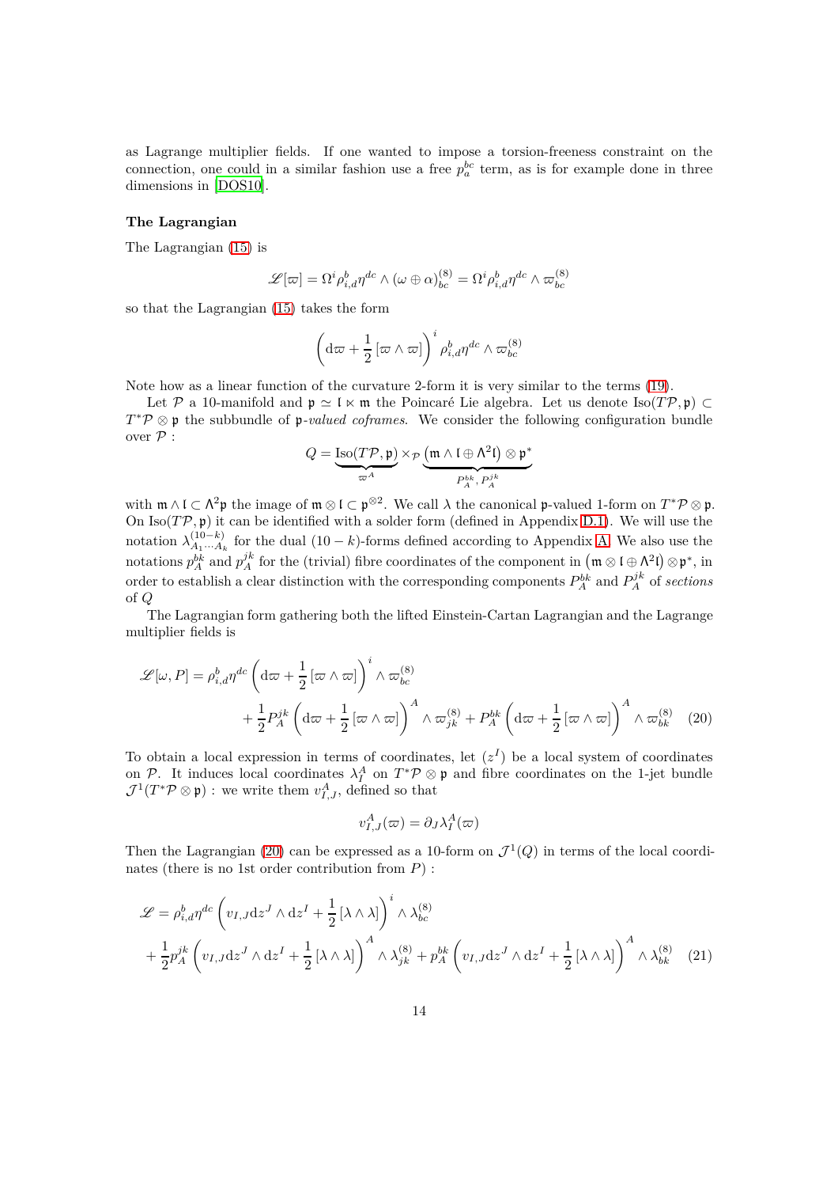as Lagrange multiplier fields. If one wanted to impose a torsion-freeness constraint on the connection, one could in a similar fashion use a free $p_a^{bc}$ term, as is for example done in three dimensions in [DOS10].

**The Lagrangian**

The Lagrangian (15) is

$$\mathscr{L}[\varpi] = \Omega^i \rho^b_{i,d} \eta^{dc} \wedge (\omega \oplus \alpha)^{(8)}_{bc} = \Omega^i \rho^b_{i,d} \eta^{dc} \wedge \varpi^{(8)}_{bc}$$

so that the Lagrangian (15) takes the form

$$\left( \mathrm{d}\varpi + \frac{1}{2} [\varpi \wedge \varpi] \right)^i \rho^b_{i,d} \eta^{dc} \wedge \varpi^{(8)}_{bc}$$

Note how as a linear function of the curvature 2-form it is very similar to the terms (19).

Let $\mathcal{P}$ a 10-manifold and $\mathfrak{p} \simeq \mathfrak{l} \ltimes \mathfrak{m}$ the Poincaré Lie algebra. Let us denote $\mathrm{Iso}(T\mathcal{P}, \mathfrak{p}) \subset T^*\mathcal{P} \otimes \mathfrak{p}$ the subbundle of $\mathfrak{p}$-*valued coframes*. We consider the following configuration bundle over $\mathcal{P}$ :

$$Q = \underbrace{\mathrm{Iso}(T\mathcal{P}, \mathfrak{p})}_{\varpi^A} \times_{\mathcal{P}} \underbrace{\left( \mathfrak{m} \wedge \mathfrak{l} \oplus \Lambda^2 \mathfrak{l} \right) \otimes \mathfrak{p}^*}_{P^{bk}_A,\, P^{jk}_A}$$

with $\mathfrak{m} \wedge \mathfrak{l} \subset \Lambda^2 \mathfrak{p}$ the image of $\mathfrak{m} \otimes \mathfrak{l} \subset \mathfrak{p}^{\otimes 2}$. We call $\lambda$ the canonical $\mathfrak{p}$-valued 1-form on $T^*\mathcal{P} \otimes \mathfrak{p}$. On $\mathrm{Iso}(T\mathcal{P}, \mathfrak{p})$ it can be identified with a solder form (defined in Appendix D.1). We will use the notation $\lambda^{(10-k)}_{A_1 \cdots A_k}$ for the dual $(10-k)$-forms defined according to Appendix A. We also use the notations $p^{bk}_A$ and $p^{jk}_A$ for the (trivial) fibre coordinates of the component in $\left( \mathfrak{m} \otimes \mathfrak{l} \oplus \Lambda^2 \mathfrak{l} \right) \otimes \mathfrak{p}^*$, in order to establish a clear distinction with the corresponding components $P^{bk}_A$ and $P^{jk}_A$ of *sections* of $Q$

The Lagrangian form gathering both the lifted Einstein-Cartan Lagrangian and the Lagrange multiplier fields is

$$\begin{aligned} \mathscr{L}[\omega, P] = \rho^b_{i,d} \eta^{dc} &\left( \mathrm{d}\varpi + \frac{1}{2} [\varpi \wedge \varpi] \right)^i \wedge \varpi^{(8)}_{bc} \\ &+ \frac{1}{2} P^{jk}_A \left( \mathrm{d}\varpi + \frac{1}{2} [\varpi \wedge \varpi] \right)^A \wedge \varpi^{(8)}_{jk} + P^{bk}_A \left( \mathrm{d}\varpi + \frac{1}{2} [\varpi \wedge \varpi] \right)^A \wedge \varpi^{(8)}_{bk} \end{aligned} \quad (20)$$

To obtain a local expression in terms of coordinates, let $(z^I)$ be a local system of coordinates on $\mathcal{P}$. It induces local coordinates $\lambda^A_I$ on $T^*\mathcal{P} \otimes \mathfrak{p}$ and fibre coordinates on the 1-jet bundle $\mathcal{J}^1(T^*\mathcal{P} \otimes \mathfrak{p})$ : we write them $v^A_{I,J}$, defined so that

$$v^A_{I,J}(\varpi) = \partial_J \lambda^A_I(\varpi)$$

Then the Lagrangian (20) can be expressed as a 10-form on $\mathcal{J}^1(Q)$ in terms of the local coordinates (there is no 1st order contribution from $P$) :

$$\begin{aligned} \mathscr{L} = \rho^b_{i,d} \eta^{dc} &\left( v_{I,J} \mathrm{d}z^J \wedge \mathrm{d}z^I + \frac{1}{2} [\lambda \wedge \lambda] \right)^i \wedge \lambda^{(8)}_{bc} \\ + \frac{1}{2} p^{jk}_A &\left( v_{I,J} \mathrm{d}z^J \wedge \mathrm{d}z^I + \frac{1}{2} [\lambda \wedge \lambda] \right)^A \wedge \lambda^{(8)}_{jk} + p^{bk}_A \left( v_{I,J} \mathrm{d}z^J \wedge \mathrm{d}z^I + \frac{1}{2} [\lambda \wedge \lambda] \right)^A \wedge \lambda^{(8)}_{bk} \end{aligned} \quad (21)$$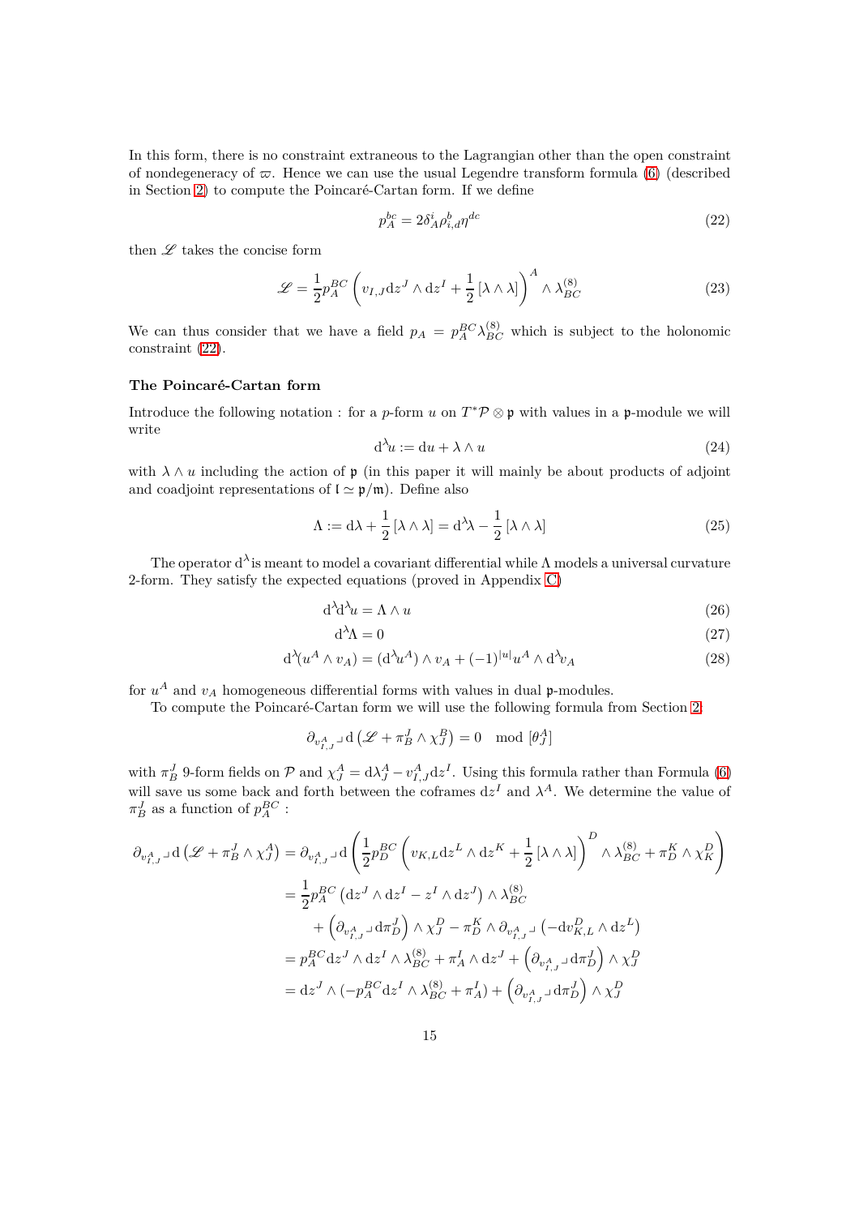In this form, there is no constraint extraneous to the Lagrangian other than the open constraint of nondegeneracy of $\varpi$. Hence we can use the usual Legendre transform formula (6) (described in Section 2) to compute the Poincaré-Cartan form. If we define

$$p_A^{bc} = 2\delta^i_A \rho^b_{i,d}\eta^{dc} \tag{22}$$

then $\mathscr{L}$ takes the concise form

$$\mathscr{L} = \frac{1}{2} p_A^{BC}\left(v_{I,J}\mathrm{d}z^J \wedge \mathrm{d}z^I + \frac{1}{2}\left[\lambda \wedge \lambda\right]\right)^A \wedge \lambda^{(8)}_{BC} \tag{23}$$

We can thus consider that we have a field $p_A = p_A^{BC}\lambda^{(8)}_{BC}$ which is subject to the holonomic constraint (22).

#### The Poincaré-Cartan form

Introduce the following notation : for a $p$-form $u$ on $T^*\mathcal{P} \otimes \mathfrak{p}$ with values in a $\mathfrak{p}$-module we will write

$$\mathrm{d}^\lambda u := \mathrm{d}u + \lambda \wedge u \tag{24}$$

with $\lambda \wedge u$ including the action of $\mathfrak{p}$ (in this paper it will mainly be about products of adjoint and coadjoint representations of $\mathfrak{l} \simeq \mathfrak{p}/\mathfrak{m}$). Define also

$$\Lambda := \mathrm{d}\lambda + \frac{1}{2}\left[\lambda \wedge \lambda\right] = \mathrm{d}^\lambda \lambda - \frac{1}{2}\left[\lambda \wedge \lambda\right] \tag{25}$$

The operator $\mathrm{d}^\lambda$ is meant to model a covariant differential while $\Lambda$ models a universal curvature 2-form. They satisfy the expected equations (proved in Appendix C)

$$\mathrm{d}^\lambda \mathrm{d}^\lambda u = \Lambda \wedge u \tag{26}$$

$$\mathrm{d}^\lambda \Lambda = 0 \tag{27}$$

$$\mathrm{d}^\lambda(u^A \wedge v_A) = (\mathrm{d}^\lambda u^A) \wedge v_A + (-1)^{|u|} u^A \wedge \mathrm{d}^\lambda v_A \tag{28}$$

for $u^A$ and $v_A$ homogeneous differential forms with values in dual $\mathfrak{p}$-modules.

To compute the Poincaré-Cartan form we will use the following formula from Section 2:

$$\partial_{v^A_{I,J}} \lrcorner\, \mathrm{d}\left(\mathscr{L} + \pi^J_B \wedge \chi^B_J\right) = 0 \mod [\theta^A_J]$$

with $\pi^J_B$ 9-form fields on $\mathcal{P}$ and $\chi^A_J = \mathrm{d}\lambda^A_J - v^A_{I,J}\mathrm{d}z^I$. Using this formula rather than Formula (6) will save us some back and forth between the coframes $\mathrm{d}z^I$ and $\lambda^A$. We determine the value of $\pi^J_B$ as a function of $p_A^{BC}$ :

$$\begin{aligned}
\partial_{v^A_{I,J}} \lrcorner\, \mathrm{d}\left(\mathscr{L} + \pi^J_B \wedge \chi^A_J\right) &= \partial_{v^A_{I,J}} \lrcorner\, \mathrm{d}\left(\frac{1}{2} p_D^{BC}\left(v_{K,L}\mathrm{d}z^L \wedge \mathrm{d}z^K + \frac{1}{2}\left[\lambda \wedge \lambda\right]\right)^D \wedge \lambda^{(8)}_{BC} + \pi^K_D \wedge \chi^D_K\right) \\
&= \frac{1}{2} p_A^{BC}\left(\mathrm{d}z^J \wedge \mathrm{d}z^I - z^I \wedge \mathrm{d}z^J\right) \wedge \lambda^{(8)}_{BC} \\
&\quad + \left(\partial_{v^A_{I,J}} \lrcorner\, \mathrm{d}\pi^J_D\right) \wedge \chi^D_J - \pi^K_D \wedge \partial_{v^A_{I,J}} \lrcorner \left(-\mathrm{d}v^D_{K,L} \wedge \mathrm{d}z^L\right) \\
&= p_A^{BC}\mathrm{d}z^J \wedge \mathrm{d}z^I \wedge \lambda^{(8)}_{BC} + \pi^I_A \wedge \mathrm{d}z^J + \left(\partial_{v^A_{I,J}} \lrcorner\, \mathrm{d}\pi^J_D\right) \wedge \chi^D_J \\
&= \mathrm{d}z^J \wedge (-p_A^{BC}\mathrm{d}z^I \wedge \lambda^{(8)}_{BC} + \pi^I_A) + \left(\partial_{v^A_{I,J}} \lrcorner\, \mathrm{d}\pi^J_D\right) \wedge \chi^D_J
\end{aligned}$$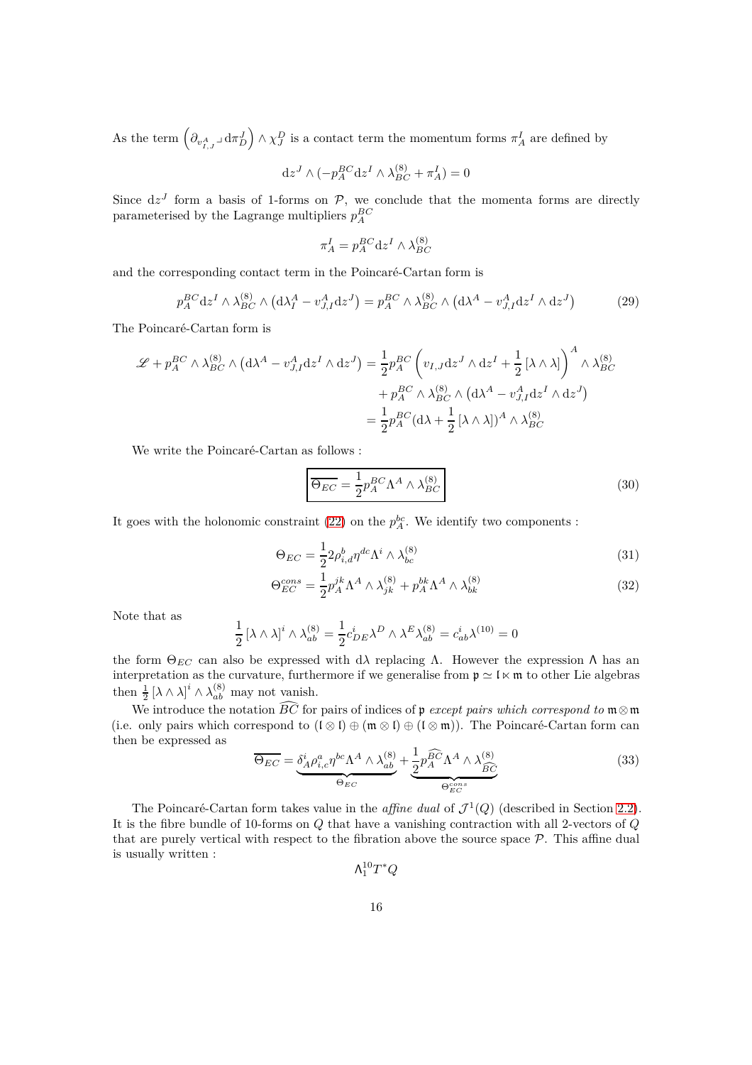As the term $\left(\partial_{v^A_{I,J}} \lrcorner \mathrm{d}\pi^J_D\right) \wedge \chi^D_J$ is a contact term the momentum forms $\pi^I_A$ are defined by

$$\mathrm{d}z^J \wedge (-p^{BC}_A \mathrm{d}z^I \wedge \lambda^{(8)}_{BC} + \pi^I_A) = 0$$

Since $\mathrm{d}z^J$ form a basis of 1-forms on $\mathcal{P}$, we conclude that the momenta forms are directly parameterised by the Lagrange multipliers $p^{BC}_A$

$$\pi^I_A = p^{BC}_A \mathrm{d}z^I \wedge \lambda^{(8)}_{BC}$$

and the corresponding contact term in the Poincaré-Cartan form is

$$p^{BC}_A \mathrm{d}z^I \wedge \lambda^{(8)}_{BC} \wedge \left(\mathrm{d}\lambda^A_I - v^A_{J,I}\mathrm{d}z^J\right) = p^{BC}_A \wedge \lambda^{(8)}_{BC} \wedge \left(\mathrm{d}\lambda^A - v^A_{J,I}\mathrm{d}z^I \wedge \mathrm{d}z^J\right) \tag{29}$$

The Poincaré-Cartan form is

$$\begin{aligned}
\mathscr{L} + p^{BC}_A \wedge \lambda^{(8)}_{BC} \wedge \left(\mathrm{d}\lambda^A - v^A_{J,I}\mathrm{d}z^I \wedge \mathrm{d}z^J\right) &= \frac{1}{2} p^{BC}_A \left(v_{I,J}\mathrm{d}z^J \wedge \mathrm{d}z^I + \frac{1}{2}\left[\lambda \wedge \lambda\right]\right)^A \wedge \lambda^{(8)}_{BC} \\
&\quad + p^{BC}_A \wedge \lambda^{(8)}_{BC} \wedge \left(\mathrm{d}\lambda^A - v^A_{J,I}\mathrm{d}z^I \wedge \mathrm{d}z^J\right) \\
&= \frac{1}{2} p^{BC}_A (\mathrm{d}\lambda + \frac{1}{2}\left[\lambda \wedge \lambda\right])^A \wedge \lambda^{(8)}_{BC}
\end{aligned}$$

We write the Poincaré-Cartan as follows :

$$\boxed{\overline{\Theta_{EC}} = \frac{1}{2} p^{BC}_A \Lambda^A \wedge \lambda^{(8)}_{BC}} \tag{30}$$

It goes with the holonomic constraint (22) on the $p^{bc}_A$. We identify two components :

$$\Theta_{EC} = \frac{1}{2} 2\rho^b_{i,d}\eta^{dc}\Lambda^i \wedge \lambda^{(8)}_{bc} \tag{31}$$

$$\Theta^{cons}_{EC} = \frac{1}{2} p^{jk}_A \Lambda^A \wedge \lambda^{(8)}_{jk} + p^{bk}_A \Lambda^A \wedge \lambda^{(8)}_{bk} \tag{32}$$

Note that as

$$\frac{1}{2}\left[\lambda \wedge \lambda\right]^i \wedge \lambda^{(8)}_{ab} = \frac{1}{2} c^i_{DE}\lambda^D \wedge \lambda^E \lambda^{(8)}_{ab} = c^i_{ab}\lambda^{(10)} = 0$$

the form $\Theta_{EC}$ can also be expressed with $\mathrm{d}\lambda$ replacing $\Lambda$. However the expression $\Lambda$ has an interpretation as the curvature, furthermore if we generalise from $\mathfrak{p} \simeq \mathfrak{l} \ltimes \mathfrak{m}$ to other Lie algebras then $\frac{1}{2}\left[\lambda \wedge \lambda\right]^i \wedge \lambda^{(8)}_{ab}$ may not vanish.

We introduce the notation $\widehat{BC}$ for pairs of indices of $\mathfrak{p}$ *except pairs which correspond to* $\mathfrak{m} \otimes \mathfrak{m}$ (i.e. only pairs which correspond to $(\mathfrak{l} \otimes \mathfrak{l}) \oplus (\mathfrak{m} \otimes \mathfrak{l}) \oplus (\mathfrak{l} \otimes \mathfrak{m})$). The Poincaré-Cartan form can then be expressed as

$$\overline{\Theta_{EC}} = \underbrace{\delta^i_A \rho^a_{i,c}\eta^{bc}\Lambda^A \wedge \lambda^{(8)}_{ab}}_{\Theta_{EC}} + \underbrace{\frac{1}{2} p^{\widehat{BC}}_A \Lambda^A \wedge \lambda^{(8)}_{\widehat{BC}}}_{\Theta^{cons}_{EC}} \tag{33}$$

The Poincaré-Cartan form takes value in the *affine dual* of $\mathcal{J}^1(Q)$ (described in Section 2.2). It is the fibre bundle of 10-forms on $Q$ that have a vanishing contraction with all 2-vectors of $Q$ that are purely vertical with respect to the fibration above the source space $\mathcal{P}$. This affine dual is usually written :

$$\Lambda^{10}_1 T^* Q$$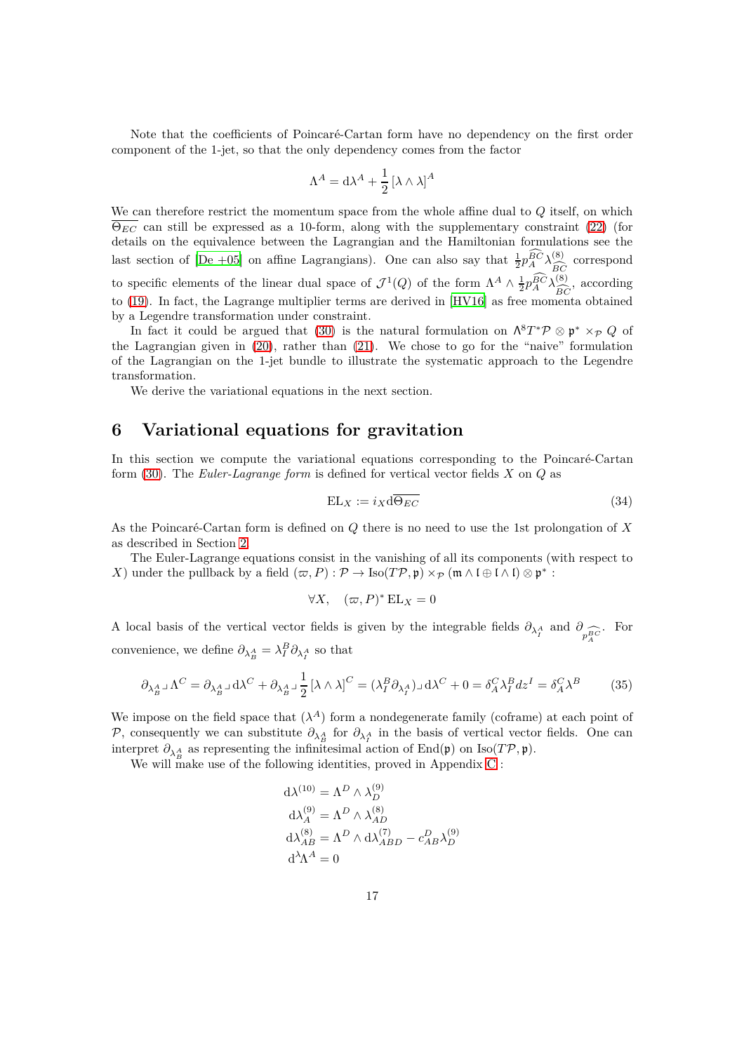Note that the coefficients of Poincaré-Cartan form have no dependency on the first order component of the 1-jet, so that the only dependency comes from the factor

$$\Lambda^A = \mathrm{d}\lambda^A + \frac{1}{2}\left[\lambda \wedge \lambda\right]^A$$

We can therefore restrict the momentum space from the whole affine dual to $Q$ itself, on which $\overline{\Theta_{EC}}$ can still be expressed as a 10-form, along with the supplementary constraint (22) (for details on the equivalence between the Lagrangian and the Hamiltonian formulations see the last section of [De +05] on affine Lagrangians). One can also say that $\frac{1}{2}p_A^{\widehat{BC}}\lambda^{(8)}_{\widehat{BC}}$ correspond to specific elements of the linear dual space of $\mathcal{J}^1(Q)$ of the form $\Lambda^A \wedge \frac{1}{2}p_A^{\widehat{BC}}\lambda^{(8)}_{\widehat{BC}}$, according to (19). In fact, the Lagrange multiplier terms are derived in [HV16] as free momenta obtained by a Legendre transformation under constraint.

In fact it could be argued that (30) is the natural formulation on $\Lambda^8 T^*\mathcal{P} \otimes \mathfrak{p}^* \times_{\mathcal{P}} Q$ of the Lagrangian given in (20), rather than (21). We chose to go for the "naive" formulation of the Lagrangian on the 1-jet bundle to illustrate the systematic approach to the Legendre transformation.

We derive the variational equations in the next section.

# 6 Variational equations for gravitation

In this section we compute the variational equations corresponding to the Poincaré-Cartan form (30). The *Euler-Lagrange form* is defined for vertical vector fields $X$ on $Q$ as

$$\mathrm{EL}_X := i_X \mathrm{d}\overline{\Theta_{EC}} \tag{34}$$

As the Poincaré-Cartan form is defined on $Q$ there is no need to use the 1st prolongation of $X$ as described in Section 2.

The Euler-Lagrange equations consist in the vanishing of all its components (with respect to $X$) under the pullback by a field $(\varpi, P) : \mathcal{P} \to \mathrm{Iso}(T\mathcal{P}, \mathfrak{p}) \times_{\mathcal{P}} (\mathfrak{m} \wedge \mathfrak{l} \oplus \mathfrak{l} \wedge \mathfrak{l}) \otimes \mathfrak{p}^*$ :

$$\forall X, \quad (\varpi, P)^* \,\mathrm{EL}_X = 0$$

A local basis of the vertical vector fields is given by the integrable fields $\partial_{\lambda^A_I}$ and $\partial_{p_A^{\widehat{BC}}}$. For convenience, we define $\partial_{\lambda^A_B} = \lambda^B_I \partial_{\lambda^A_I}$ so that

$$\partial_{\lambda^A_B} \lrcorner\, \Lambda^C = \partial_{\lambda^A_B} \lrcorner\, \mathrm{d}\lambda^C + \partial_{\lambda^A_B} \lrcorner\, \frac{1}{2}\left[\lambda \wedge \lambda\right]^C = (\lambda^B_I \partial_{\lambda^A_I}) \lrcorner\, \mathrm{d}\lambda^C + 0 = \delta^C_A \lambda^B_I dz^I = \delta^C_A \lambda^B \tag{35}$$

We impose on the field space that $(\lambda^A)$ form a nondegenerate family (coframe) at each point of $\mathcal{P}$, consequently we can substitute $\partial_{\lambda^A_B}$ for $\partial_{\lambda^A_I}$ in the basis of vertical vector fields. One can interpret $\partial_{\lambda^A_B}$ as representing the infinitesimal action of $\mathrm{End}(\mathfrak{p})$ on $\mathrm{Iso}(T\mathcal{P}, \mathfrak{p})$.

We will make use of the following identities, proved in Appendix C :

$$\begin{aligned}
\mathrm{d}\lambda^{(10)} &= \Lambda^D \wedge \lambda^{(9)}_D \\
\mathrm{d}\lambda^{(9)}_A &= \Lambda^D \wedge \lambda^{(8)}_{AD} \\
\mathrm{d}\lambda^{(8)}_{AB} &= \Lambda^D \wedge \mathrm{d}\lambda^{(7)}_{ABD} - c^D_{AB}\lambda^{(9)}_D \\
\mathrm{d}^\lambda \Lambda^A &= 0
\end{aligned}$$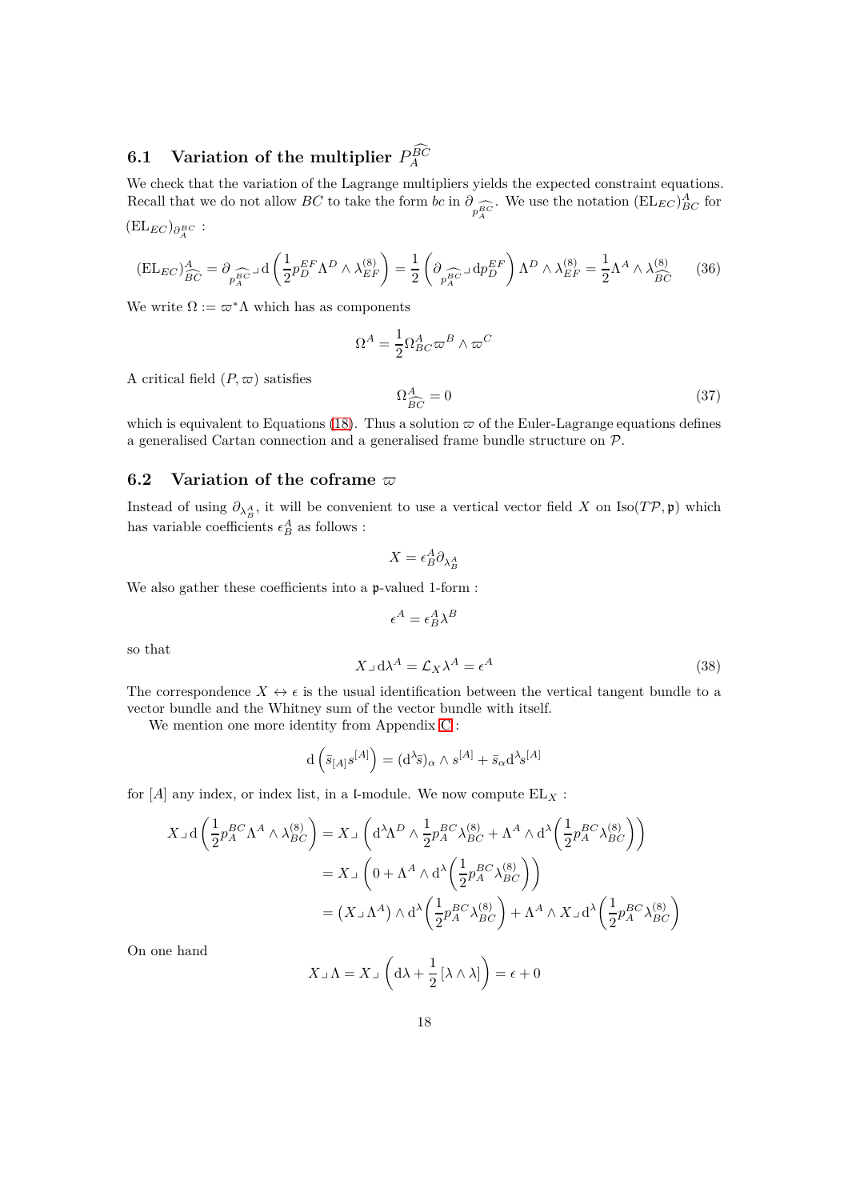### 6.1 Variation of the multiplier $P_A^{\widehat{BC}}$

We check that the variation of the Lagrange multipliers yields the expected constraint equations. Recall that we do not allow $BC$ to take the form $bc$ in $\partial_{p_A^{\widehat{BC}}}$. We use the notation $(\mathrm{EL}_{EC})^A_{\widehat{BC}}$ for $(\mathrm{EL}_{EC})_{\partial^{BC}_A}$ :

$$(\mathrm{EL}_{EC})^A_{\widehat{BC}} = \partial_{p_A^{\widehat{BC}}} \lrcorner \, \mathrm{d}\left(\frac{1}{2} p_D^{EF} \Lambda^D \wedge \lambda^{(8)}_{EF}\right) = \frac{1}{2}\left(\partial_{p_A^{\widehat{BC}}} \lrcorner \, \mathrm{d}p_D^{EF}\right) \Lambda^D \wedge \lambda^{(8)}_{EF} = \frac{1}{2}\Lambda^A \wedge \lambda^{(8)}_{\widehat{BC}} \tag{36}$$

We write $\Omega := \varpi^* \Lambda$ which has as components

$$\Omega^A = \frac{1}{2}\Omega^A_{BC} \varpi^B \wedge \varpi^C$$

A critical field $(P, \varpi)$ satisfies

$$\Omega^A_{\widehat{BC}} = 0 \tag{37}$$

which is equivalent to Equations (18). Thus a solution $\varpi$ of the Euler-Lagrange equations defines a generalised Cartan connection and a generalised frame bundle structure on $\mathcal{P}$.

### 6.2 Variation of the coframe $\varpi$

Instead of using $\partial_{\lambda^A_B}$, it will be convenient to use a vertical vector field $X$ on $\mathrm{Iso}(T\mathcal{P}, \mathfrak{p})$ which has variable coefficients $\epsilon^A_B$ as follows :

$$X = \epsilon^A_B \partial_{\lambda^A_B}$$

We also gather these coefficients into a $\mathfrak{p}$-valued 1-form :

$$\epsilon^A = \epsilon^A_B \lambda^B$$

so that

$$X \lrcorner \, \mathrm{d}\lambda^A = \mathcal{L}_X \lambda^A = \epsilon^A \tag{38}$$

The correspondence $X \leftrightarrow \epsilon$ is the usual identification between the vertical tangent bundle to a vector bundle and the Whitney sum of the vector bundle with itself.

We mention one more identity from Appendix C :

$$\mathrm{d}\left(\bar{s}_{[A]} s^{[A]}\right) = (\mathrm{d}^\lambda \bar{s})_\alpha \wedge s^{[A]} + \bar{s}_\alpha \mathrm{d}^\lambda s^{[A]}$$

for $[A]$ any index, or index list, in a $\mathfrak{l}$-module. We now compute $\mathrm{EL}_X$ :

$$\begin{aligned}
X \lrcorner \, \mathrm{d}\left(\frac{1}{2} p_A^{BC} \Lambda^A \wedge \lambda^{(8)}_{BC}\right) &= X \lrcorner \left(\mathrm{d}^\lambda \Lambda^D \wedge \frac{1}{2} p_A^{BC} \lambda^{(8)}_{BC} + \Lambda^A \wedge \mathrm{d}^\lambda\left(\frac{1}{2} p_A^{BC} \lambda^{(8)}_{BC}\right)\right) \\
&= X \lrcorner \left(0 + \Lambda^A \wedge \mathrm{d}^\lambda\left(\frac{1}{2} p_A^{BC} \lambda^{(8)}_{BC}\right)\right) \\
&= \left(X \lrcorner \, \Lambda^A\right) \wedge \mathrm{d}^\lambda\left(\frac{1}{2} p_A^{BC} \lambda^{(8)}_{BC}\right) + \Lambda^A \wedge X \lrcorner \, \mathrm{d}^\lambda\left(\frac{1}{2} p_A^{BC} \lambda^{(8)}_{BC}\right)
\end{aligned}$$

On one hand

$$X \lrcorner \, \Lambda = X \lrcorner \left(\mathrm{d}\lambda + \frac{1}{2}\left[\lambda \wedge \lambda\right]\right) = \epsilon + 0$$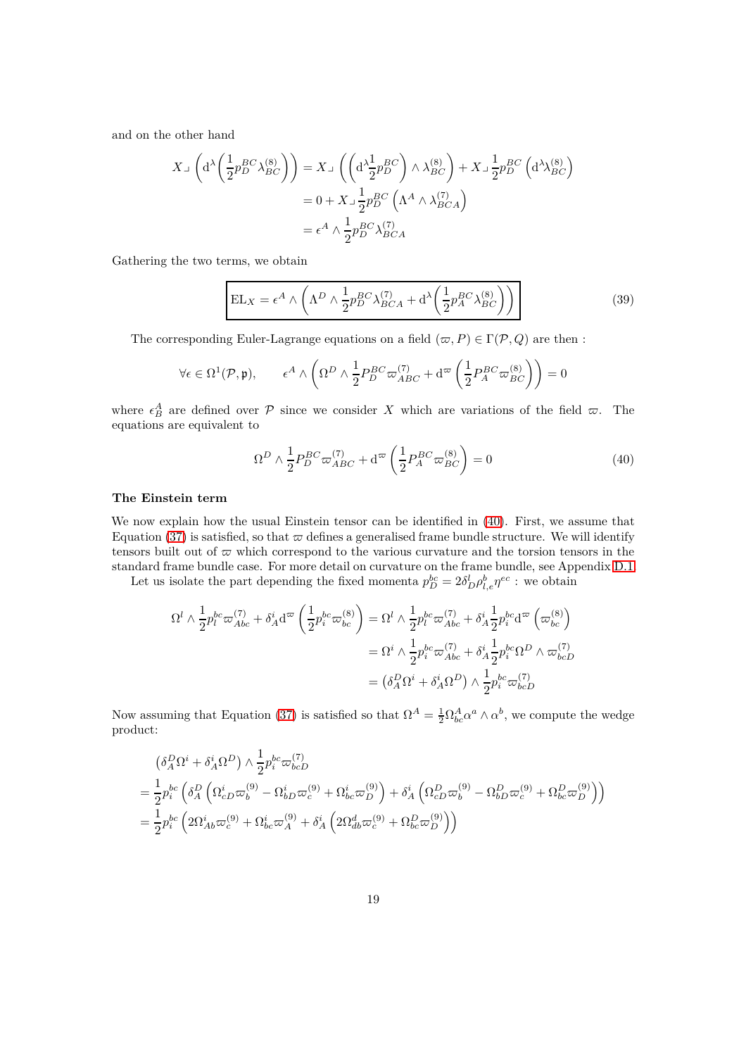and on the other hand

$$
\begin{aligned}
X \lrcorner \left( \mathrm{d}^{\lambda} \left( \frac{1}{2} p_D^{BC} \lambda_{BC}^{(8)} \right) \right) &= X \lrcorner \left( \left( \mathrm{d}^{\lambda} \frac{1}{2} p_D^{BC} \right) \wedge \lambda_{BC}^{(8)} \right) + X \lrcorner \frac{1}{2} p_D^{BC} \left( \mathrm{d}^{\lambda} \lambda_{BC}^{(8)} \right) \\
&= 0 + X \lrcorner \frac{1}{2} p_D^{BC} \left( \Lambda^A \wedge \lambda_{BCA}^{(7)} \right) \\
&= \epsilon^A \wedge \frac{1}{2} p_D^{BC} \lambda_{BCA}^{(7)}
\end{aligned}
$$

Gathering the two terms, we obtain

$$
\boxed{\mathrm{EL}_X = \epsilon^A \wedge \left( \Lambda^D \wedge \frac{1}{2} p_D^{BC} \lambda_{BCA}^{(7)} + \mathrm{d}^{\lambda} \left( \frac{1}{2} p_A^{BC} \lambda_{BC}^{(8)} \right) \right)} \tag{39}
$$

The corresponding Euler-Lagrange equations on a field $(\varpi, P) \in \Gamma(\mathcal{P}, Q)$ are then :

$$
\forall \epsilon \in \Omega^1(\mathcal{P}, \mathfrak{p}), \qquad \epsilon^A \wedge \left( \Omega^D \wedge \frac{1}{2} P_D^{BC} \varpi_{ABC}^{(7)} + \mathrm{d}^{\varpi} \left( \frac{1}{2} P_A^{BC} \varpi_{BC}^{(8)} \right) \right) = 0
$$

where $\epsilon_B^A$ are defined over $\mathcal{P}$ since we consider $X$ which are variations of the field $\varpi$. The equations are equivalent to

$$
\Omega^D \wedge \frac{1}{2} P_D^{BC} \varpi_{ABC}^{(7)} + \mathrm{d}^{\varpi} \left( \frac{1}{2} P_A^{BC} \varpi_{BC}^{(8)} \right) = 0 \tag{40}
$$

**The Einstein term**

We now explain how the usual Einstein tensor can be identified in (40). First, we assume that Equation (37) is satisfied, so that $\varpi$ defines a generalised frame bundle structure. We will identify tensors built out of $\varpi$ which correspond to the various curvature and the torsion tensors in the standard frame bundle case. For more detail on curvature on the frame bundle, see Appendix D.1.

Let us isolate the part depending the fixed momenta $p_D^{bc} = 2\delta_D^l \rho_{l,e}^b \eta^{ec}$ : we obtain

$$
\begin{aligned}
\Omega^l \wedge \frac{1}{2} p_l^{bc} \varpi_{Abc}^{(7)} + \delta_A^i \mathrm{d}^{\varpi} \left( \frac{1}{2} p_i^{bc} \varpi_{bc}^{(8)} \right) &= \Omega^l \wedge \frac{1}{2} p_l^{bc} \varpi_{Abc}^{(7)} + \delta_A^i \frac{1}{2} p_i^{bc} \mathrm{d}^{\varpi} \left( \varpi_{bc}^{(8)} \right) \\
&= \Omega^i \wedge \frac{1}{2} p_i^{bc} \varpi_{Abc}^{(7)} + \delta_A^i \frac{1}{2} p_i^{bc} \Omega^D \wedge \varpi_{bcD}^{(7)} \\
&= \left( \delta_A^D \Omega^i + \delta_A^i \Omega^D \right) \wedge \frac{1}{2} p_i^{bc} \varpi_{bcD}^{(7)}
\end{aligned}
$$

Now assuming that Equation (37) is satisfied so that $\Omega^A = \frac{1}{2} \Omega_{bc}^A \alpha^a \wedge \alpha^b$, we compute the wedge product:

$$
\begin{aligned}
&\left( \delta_A^D \Omega^i + \delta_A^i \Omega^D \right) \wedge \frac{1}{2} p_i^{bc} \varpi_{bcD}^{(7)} \\
&= \frac{1}{2} p_i^{bc} \left( \delta_A^D \left( \Omega_{cD}^i \varpi_b^{(9)} - \Omega_{bD}^i \varpi_c^{(9)} + \Omega_{bc}^i \varpi_D^{(9)} \right) + \delta_A^i \left( \Omega_{cD}^D \varpi_b^{(9)} - \Omega_{bD}^D \varpi_c^{(9)} + \Omega_{bc}^D \varpi_D^{(9)} \right) \right) \\
&= \frac{1}{2} p_i^{bc} \left( 2\Omega_{Ab}^i \varpi_c^{(9)} + \Omega_{bc}^i \varpi_A^{(9)} + \delta_A^i \left( 2\Omega_{db}^d \varpi_c^{(9)} + \Omega_{bc}^D \varpi_D^{(9)} \right) \right)
\end{aligned}
$$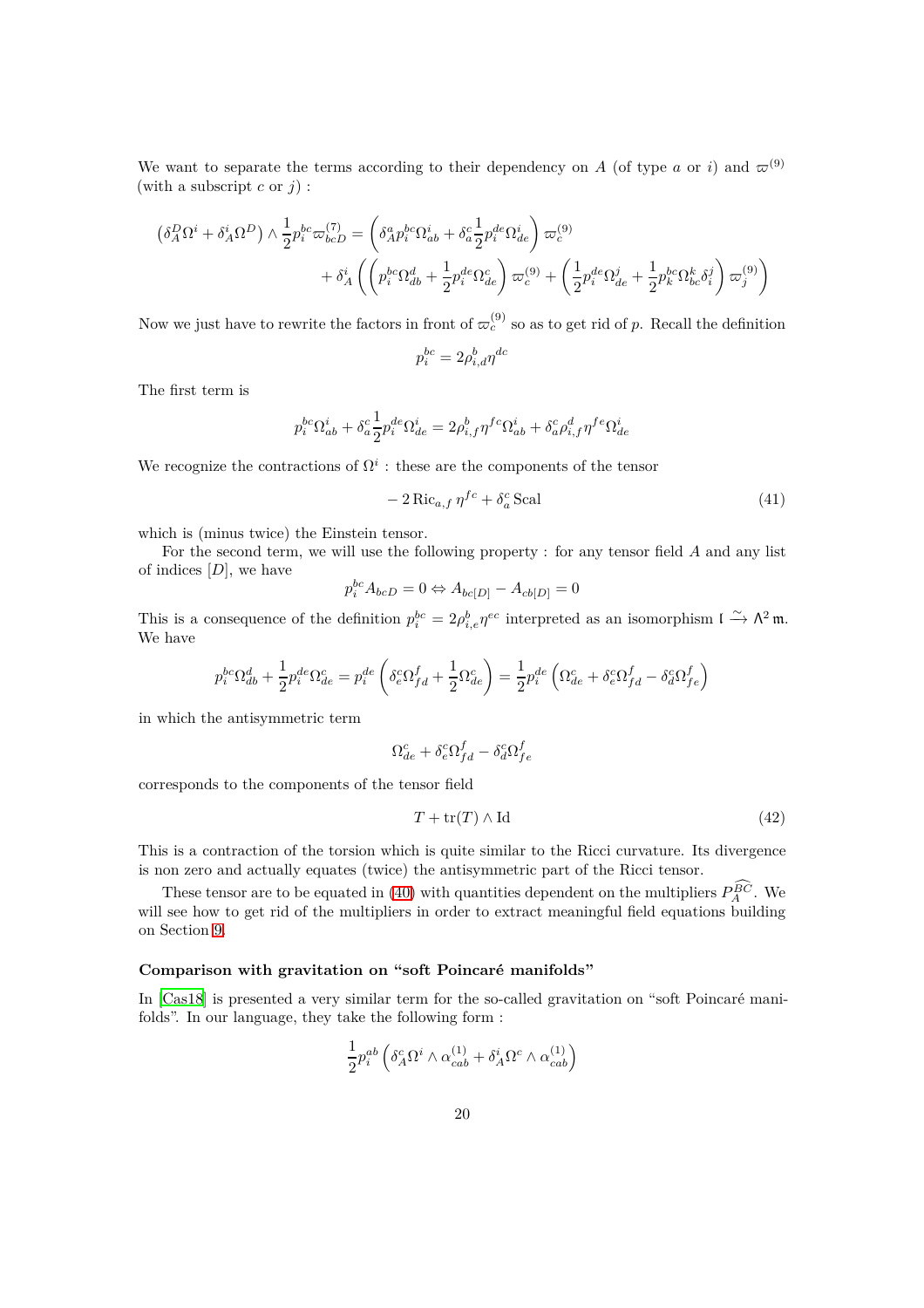We want to separate the terms according to their dependency on $A$ (of type $a$ or $i$) and $\varpi^{(9)}$ (with a subscript $c$ or $j$) :

$$\left(\delta_A^D \Omega^i + \delta_A^i \Omega^D\right) \wedge \frac{1}{2} p_i^{bc} \varpi_{bcD}^{(7)} = \left(\delta_A^a p_i^{bc} \Omega_{ab}^i + \delta_a^c \frac{1}{2} p_i^{de} \Omega_{de}^i\right) \varpi_c^{(9)} + \delta_A^i \left(\left(p_i^{bc} \Omega_{db}^d + \frac{1}{2} p_i^{de} \Omega_{de}^c\right) \varpi_c^{(9)} + \left(\frac{1}{2} p_i^{de} \Omega_{de}^j + \frac{1}{2} p_k^{bc} \Omega_{bc}^k \delta_i^j\right) \varpi_j^{(9)}\right)$$

Now we just have to rewrite the factors in front of $\varpi_c^{(9)}$ so as to get rid of $p$. Recall the definition

$$p_i^{bc} = 2\rho_{i,d}^b \eta^{dc}$$

The first term is

$$p_i^{bc} \Omega_{ab}^i + \delta_a^c \frac{1}{2} p_i^{de} \Omega_{de}^i = 2\rho_{i,f}^b \eta^{fc} \Omega_{ab}^i + \delta_a^c \rho_{i,f}^d \eta^{fe} \Omega_{de}^i$$

We recognize the contractions of $\Omega^i$ : these are the components of the tensor

$$-2\,\mathrm{Ric}_{a,f}\,\eta^{fc} + \delta_a^c\,\mathrm{Scal} \tag{41}$$

which is (minus twice) the Einstein tensor.

For the second term, we will use the following property : for any tensor field $A$ and any list of indices $[D]$, we have

$$p_i^{bc} A_{bcD} = 0 \Leftrightarrow A_{bc[D]} - A_{cb[D]} = 0$$

This is a consequence of the definition $p_i^{bc} = 2\rho_{i,e}^b \eta^{ec}$ interpreted as an isomorphism $\mathfrak{l} \xrightarrow{\sim} \Lambda^2 \mathfrak{m}$. We have

$$p_i^{bc} \Omega_{db}^d + \frac{1}{2} p_i^{de} \Omega_{de}^c = p_i^{de}\left(\delta_e^c \Omega_{fd}^f + \frac{1}{2} \Omega_{de}^c\right) = \frac{1}{2} p_i^{de}\left(\Omega_{de}^c + \delta_e^c \Omega_{fd}^f - \delta_d^c \Omega_{fe}^f\right)$$

in which the antisymmetric term

$$\Omega_{de}^c + \delta_e^c \Omega_{fd}^f - \delta_d^c \Omega_{fe}^f$$

corresponds to the components of the tensor field

$$T + \mathrm{tr}(T) \wedge \mathrm{Id} \tag{42}$$

This is a contraction of the torsion which is quite similar to the Ricci curvature. Its divergence is non zero and actually equates (twice) the antisymmetric part of the Ricci tensor.

These tensor are to be equated in (40) with quantities dependent on the multipliers $P_A^{\widehat{BC}}$. We will see how to get rid of the multipliers in order to extract meaningful field equations building on Section 9.

### Comparison with gravitation on "soft Poincaré manifolds"

In [Cas18] is presented a very similar term for the so-called gravitation on "soft Poincaré manifolds". In our language, they take the following form :

$$\frac{1}{2} p_i^{ab} \left(\delta_A^c \Omega^i \wedge \alpha_{cab}^{(1)} + \delta_A^i \Omega^c \wedge \alpha_{cab}^{(1)}\right)$$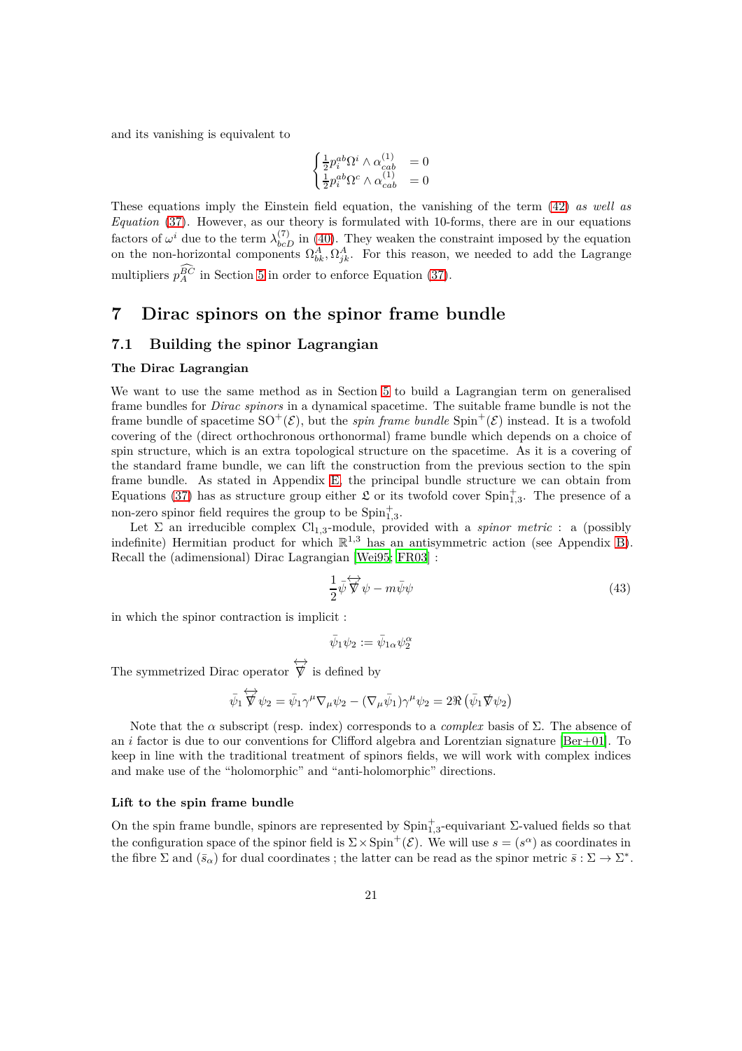and its vanishing is equivalent to

$$\begin{cases} \frac{1}{2}p_i^{ab}\Omega^i \wedge \alpha^{(1)}_{cab} & = 0 \\ \frac{1}{2}p_i^{ab}\Omega^c \wedge \alpha^{(1)}_{cab} & = 0 \end{cases}$$

These equations imply the Einstein field equation, the vanishing of the term (42) *as well as Equation* (37). However, as our theory is formulated with 10-forms, there are in our equations factors of $\omega^i$ due to the term $\lambda^{(7)}_{bcD}$ in (40). They weaken the constraint imposed by the equation on the non-horizontal components $\Omega^A_{bk}, \Omega^A_{jk}$. For this reason, we needed to add the Lagrange multipliers $p_A^{\widehat{BC}}$ in Section 5 in order to enforce Equation (37).

# 7 Dirac spinors on the spinor frame bundle

## 7.1 Building the spinor Lagrangian

### The Dirac Lagrangian

We want to use the same method as in Section 5 to build a Lagrangian term on generalised frame bundles for *Dirac spinors* in a dynamical spacetime. The suitable frame bundle is not the frame bundle of spacetime $\mathrm{SO}^+(\mathcal{E})$, but the *spin frame bundle* $\mathrm{Spin}^+(\mathcal{E})$ instead. It is a twofold covering of the (direct orthochronous orthonormal) frame bundle which depends on a choice of spin structure, which is an extra topological structure on the spacetime. As it is a covering of the standard frame bundle, we can lift the construction from the previous section to the spin frame bundle. As stated in Appendix E, the principal bundle structure we can obtain from Equations (37) has as structure group either $\mathfrak{L}$ or its twofold cover $\mathrm{Spin}^+_{1,3}$. The presence of a non-zero spinor field requires the group to be $\mathrm{Spin}^+_{1,3}$.

Let $\Sigma$ an irreducible complex $\mathrm{Cl}_{1,3}$-module, provided with a *spinor metric* : a (possibly indefinite) Hermitian product for which $\mathbb{R}^{1,3}$ has an antisymmetric action (see Appendix B). Recall the (adimensional) Dirac Lagrangian [Wei95; FR03] :

$$\frac{1}{2}\bar{\psi}\overleftrightarrow{\nabla\!\!\!\!/}\psi - m\bar{\psi}\psi \tag{43}$$

in which the spinor contraction is implicit :

$$\bar{\psi}_1\psi_2 := \bar{\psi}_{1\alpha}\psi_2^\alpha$$

The symmetrized Dirac operator $\overleftrightarrow{\nabla\!\!\!\!/}$ is defined by

$$\bar{\psi}_1\overleftrightarrow{\nabla\!\!\!\!/}\psi_2 = \bar{\psi}_1\gamma^\mu\nabla_\mu\psi_2 - (\nabla_\mu\bar{\psi}_1)\gamma^\mu\psi_2 = 2\Re\left(\bar{\psi}_1\nabla\!\!\!\!/\psi_2\right)$$

Note that the $\alpha$ subscript (resp. index) corresponds to a *complex* basis of $\Sigma$. The absence of an $i$ factor is due to our conventions for Clifford algebra and Lorentzian signature [Ber+01]. To keep in line with the traditional treatment of spinors fields, we will work with complex indices and make use of the "holomorphic" and "anti-holomorphic" directions.

### Lift to the spin frame bundle

On the spin frame bundle, spinors are represented by $\mathrm{Spin}^+_{1,3}$-equivariant $\Sigma$-valued fields so that the configuration space of the spinor field is $\Sigma \times \mathrm{Spin}^+(\mathcal{E})$. We will use $s = (s^\alpha)$ as coordinates in the fibre $\Sigma$ and $(\bar{s}_\alpha)$ for dual coordinates ; the latter can be read as the spinor metric $\bar{s} : \Sigma \to \Sigma^*$.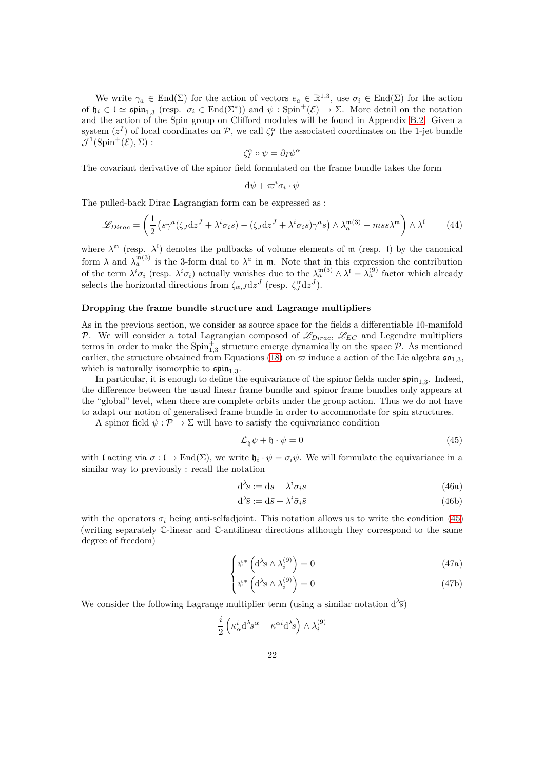We write $\gamma_a \in \mathrm{End}(\Sigma)$ for the action of vectors $e_a \in \mathbb{R}^{1,3}$, use $\sigma_i \in \mathrm{End}(\Sigma)$ for the action of $\mathfrak{h}_i \in \mathfrak{l} \simeq \mathfrak{spin}_{1,3}$ (resp. $\bar{\sigma}_i \in \mathrm{End}(\Sigma^*)$) and $\psi : \mathrm{Spin}^+(\mathcal{E}) \to \Sigma$. More detail on the notation and the action of the Spin group on Clifford modules will be found in Appendix B.2. Given a system $(z^I)$ of local coordinates on $\mathcal{P}$, we call $\zeta_I^\alpha$ the associated coordinates on the 1-jet bundle $\mathcal{J}^1(\mathrm{Spin}^+(\mathcal{E}), \Sigma)$ :

$$\zeta_I^\alpha \circ \psi = \partial_I \psi^\alpha$$

The covariant derivative of the spinor field formulated on the frame bundle takes the form

$$\mathrm{d}\psi + \varpi^i \sigma_i \cdot \psi$$

The pulled-back Dirac Lagrangian form can be expressed as :

$$\mathscr{L}_{Dirac} = \left( \frac{1}{2} \left( \bar{s}\gamma^a (\zeta_J \mathrm{d}z^J + \lambda^i \sigma_i s) - (\bar{\zeta}_J \mathrm{d}z^J + \lambda^i \bar{\sigma}_i \bar{s})\gamma^a s \right) \wedge \lambda_a^{\mathfrak{m}(3)} - m\bar{s}s\lambda^{\mathfrak{m}} \right) \wedge \lambda^{\mathfrak{l}} \tag{44}$$

where $\lambda^{\mathfrak{m}}$ (resp. $\lambda^{\mathfrak{l}}$) denotes the pullbacks of volume elements of $\mathfrak{m}$ (resp. $\mathfrak{l}$) by the canonical form $\lambda$ and $\lambda_a^{\mathfrak{m}(3)}$ is the 3-form dual to $\lambda^a$ in $\mathfrak{m}$. Note that in this expression the contribution of the term $\lambda^i \sigma_i$ (resp. $\lambda^i \bar{\sigma}_i$) actually vanishes due to the $\lambda_a^{\mathfrak{m}(3)} \wedge \lambda^{\mathfrak{l}} = \lambda_a^{(9)}$ factor which already selects the horizontal directions from $\zeta_{\alpha,J}\mathrm{d}z^J$ (resp. $\zeta_J^\alpha \mathrm{d}z^J$).

**Dropping the frame bundle structure and Lagrange multipliers**

As in the previous section, we consider as source space for the fields a differentiable 10-manifold $\mathcal{P}$. We will consider a total Lagrangian composed of $\mathscr{L}_{Dirac}$, $\mathscr{L}_{EC}$ and Legendre multipliers terms in order to make the $\mathrm{Spin}_{1,3}^+$ structure emerge dynamically on the space $\mathcal{P}$. As mentioned earlier, the structure obtained from Equations (18) on $\varpi$ induce a action of the Lie algebra $\mathfrak{so}_{1,3}$, which is naturally isomorphic to $\mathfrak{spin}_{1,3}$.

In particular, it is enough to define the equivariance of the spinor fields under $\mathfrak{spin}_{1,3}$. Indeed, the difference between the usual linear frame bundle and spinor frame bundles only appears at the "global" level, when there are complete orbits under the group action. Thus we do not have to adapt our notion of generalised frame bundle in order to accommodate for spin structures.

A spinor field $\psi : \mathcal{P} \to \Sigma$ will have to satisfy the equivariance condition

$$\mathcal{L}_{\tilde{\mathfrak{h}}}\psi + \mathfrak{h} \cdot \psi = 0 \tag{45}$$

with $\mathfrak{l}$ acting via $\sigma : \mathfrak{l} \to \mathrm{End}(\Sigma)$, we write $\mathfrak{h}_i \cdot \psi = \sigma_i \psi$. We will formulate the equivariance in a similar way to previously : recall the notation

$$\mathrm{d}^\lambda s := \mathrm{d}s + \lambda^i \sigma_i s \tag{46a}$$

$$\mathrm{d}^\lambda \bar{s} := \mathrm{d}\bar{s} + \lambda^i \bar{\sigma}_i \bar{s} \tag{46b}$$

with the operators $\sigma_i$ being anti-selfadjoint. This notation allows us to write the condition (45) (writing separately $\mathbb{C}$-linear and $\mathbb{C}$-antilinear directions although they correspond to the same degree of freedom)

$$\begin{cases} \psi^* \left( \mathrm{d}^\lambda s \wedge \lambda_i^{(9)} \right) = 0 & (47a) \\ \psi^* \left( \mathrm{d}^\lambda \bar{s} \wedge \lambda_i^{(9)} \right) = 0 & (47b) \end{cases}$$

We consider the following Lagrange multiplier term (using a similar notation $\mathrm{d}^\lambda \bar{s}$)

$$\frac{i}{2} \left( \bar{\kappa}_\alpha^i \mathrm{d}^\lambda s^\alpha - \kappa^{\alpha i} \mathrm{d}^\lambda \bar{s} \right) \wedge \lambda_i^{(9)}$$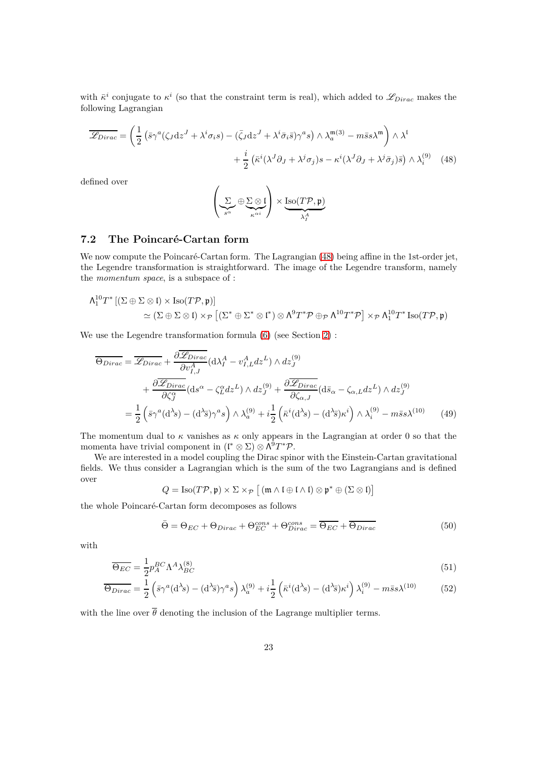with $\bar{\kappa}^i$ conjugate to $\kappa^i$ (so that the constraint term is real), which added to $\mathscr{L}_{Dirac}$ makes the following Lagrangian

$$\overline{\mathscr{L}_{Dirac}} = \left( \frac{1}{2} \left( \bar{s}\gamma^a (\zeta_J \mathrm{d}z^J + \lambda^i \sigma_i s) - (\bar{\zeta}_J \mathrm{d}z^J + \lambda^i \bar{\sigma}_i \bar{s})\gamma^a s \right) \wedge \lambda_a^{\mathfrak{m}(3)} - m\bar{s}s\lambda^{\mathfrak{m}} \right) \wedge \lambda^{\mathfrak{l}} + \frac{i}{2} \left( \bar{\kappa}^i (\lambda^J \partial_J + \lambda^j \sigma_j) s - \kappa^i (\lambda^J \partial_J + \lambda^j \bar{\sigma}_j)\bar{s} \right) \wedge \lambda_i^{(9)} \quad (48)$$

defined over

$$\left( \underbrace{\Sigma}_{s^\alpha} \oplus \underbrace{\Sigma \otimes \mathfrak{l}}_{\kappa^{\alpha i}} \right) \times \underbrace{\mathrm{Iso}(T\mathcal{P}, \mathfrak{p})}_{\lambda_I^A}$$

## 7.2 The Poincaré-Cartan form

We now compute the Poincaré-Cartan form. The Lagrangian (48) being affine in the 1st-order jet, the Legendre transformation is straightforward. The image of the Legendre transform, namely the *momentum space*, is a subspace of :

$$\begin{aligned} \Lambda_1^{10} T^* \left[ (\Sigma \oplus \Sigma \otimes \mathfrak{l}) \times \mathrm{Iso}(T\mathcal{P}, \mathfrak{p}) \right] \\ \simeq (\Sigma \oplus \Sigma \otimes \mathfrak{l}) \times_{\mathcal{P}} \left[ (\Sigma^* \oplus \Sigma^* \otimes \mathfrak{l}^*) \otimes \Lambda^9 T^* \mathcal{P} \oplus_{\mathcal{P}} \Lambda^{10} T^* \mathcal{P} \right] \times_{\mathcal{P}} \Lambda_1^{10} T^* \, \mathrm{Iso}(T\mathcal{P}, \mathfrak{p}) \end{aligned}$$

We use the Legendre transformation formula (6) (see Section 2) :

$$\begin{aligned} \overline{\Theta_{Dirac}} &= \overline{\mathscr{L}_{Dirac}} + \frac{\partial \overline{\mathscr{L}_{Dirac}}}{\partial v_{I,J}^A} (\mathrm{d}\lambda_I^A - v_{I,L}^A dz^L) \wedge dz_J^{(9)} \\ &\quad + \frac{\partial \overline{\mathscr{L}_{Dirac}}}{\partial \zeta_J^\alpha} (\mathrm{d}s^\alpha - \zeta_L^\alpha dz^L) \wedge dz_J^{(9)} + \frac{\partial \overline{\mathscr{L}_{Dirac}}}{\partial \zeta_{\alpha,J}} (\mathrm{d}\bar{s}_\alpha - \zeta_{\alpha,L} dz^L) \wedge dz_J^{(9)} \\ &= \frac{1}{2} \left( \bar{s}\gamma^a (\mathrm{d}^\lambda s) - (\mathrm{d}^\lambda \bar{s})\gamma^a s \right) \wedge \lambda_a^{(9)} + i\frac{1}{2} \left( \bar{\kappa}^i (\mathrm{d}^\lambda s) - (\mathrm{d}^\lambda \bar{s})\kappa^i \right) \wedge \lambda_i^{(9)} - m\bar{s}s\lambda^{(10)} \qquad (49) \end{aligned}$$

The momentum dual to $\kappa$ vanishes as $\kappa$ only appears in the Lagrangian at order 0 so that the momenta have trivial component in $(\mathfrak{l}^* \otimes \Sigma) \otimes \Lambda^9 T^* \mathcal{P}$.

We are interested in a model coupling the Dirac spinor with the Einstein-Cartan gravitational fields. We thus consider a Lagrangian which is the sum of the two Lagrangians and is defined over

$$Q = \mathrm{Iso}(T\mathcal{P}, \mathfrak{p}) \times \Sigma \times_{\mathcal{P}} \left[ (\mathfrak{m} \wedge \mathfrak{l} \oplus \mathfrak{l} \wedge \mathfrak{l}) \otimes \mathfrak{p}^* \oplus (\Sigma \otimes \mathfrak{l}) \right]$$

the whole Poincaré-Cartan form decomposes as follows

$$\bar{\Theta} = \Theta_{EC} + \Theta_{Dirac} + \Theta_{EC}^{cons} + \Theta_{Dirac}^{cons} = \overline{\Theta_{EC}} + \overline{\Theta_{Dirac}} \qquad (50)$$

with

$$\overline{\Theta_{EC}} = \frac{1}{2} p_A^{BC} \Lambda^A \lambda_{BC}^{(8)} \qquad (51)$$

$$\overline{\Theta_{Dirac}} = \frac{1}{2} \left( \bar{s}\gamma^a (\mathrm{d}^\lambda s) - (\mathrm{d}^\lambda \bar{s})\gamma^a s \right) \lambda_a^{(9)} + i\frac{1}{2} \left( \bar{\kappa}^i (\mathrm{d}^\lambda s) - (\mathrm{d}^\lambda \bar{s})\kappa^i \right) \lambda_i^{(9)} - m\bar{s}s\lambda^{(10)} \qquad (52)$$

with the line over $\overline{\theta}$ denoting the inclusion of the Lagrange multiplier terms.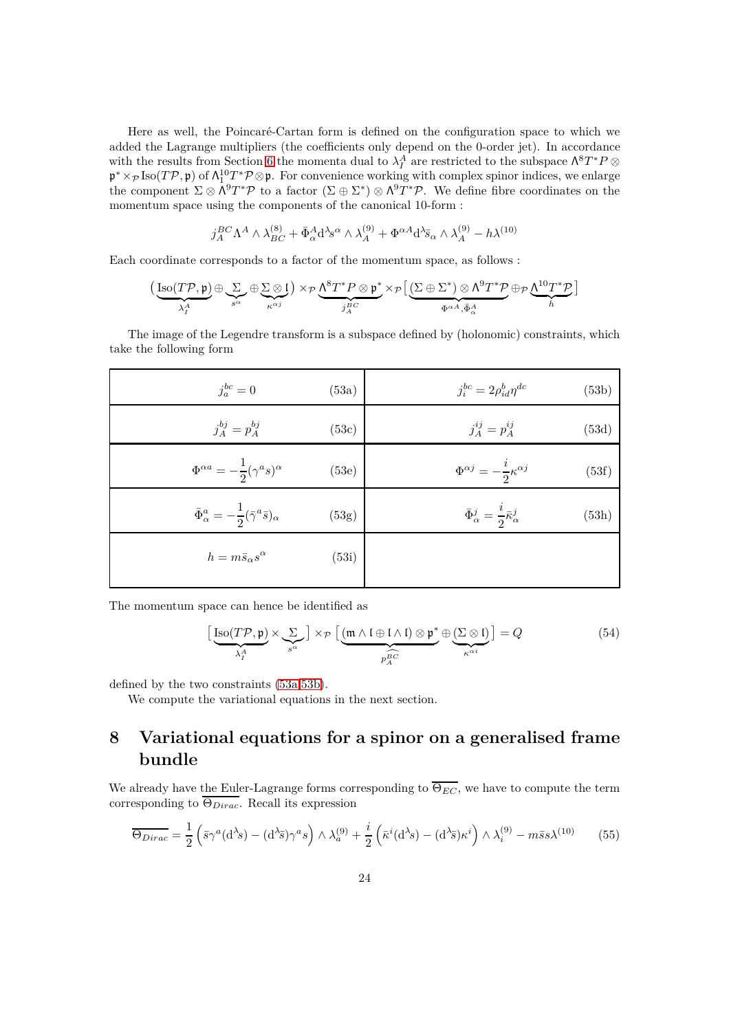Here as well, the Poincaré-Cartan form is defined on the configuration space to which we added the Lagrange multipliers (the coefficients only depend on the 0-order jet). In accordance with the results from Section 6 the momenta dual to $\lambda_I^A$ are restricted to the subspace $\Lambda^8 T^*P \otimes \mathfrak{p}^* \times_{\mathcal{P}} \mathrm{Iso}(T\mathcal{P}, \mathfrak{p})$ of $\Lambda_1^{10} T^*\mathcal{P} \otimes \mathfrak{p}$. For convenience working with complex spinor indices, we enlarge the component $\Sigma \otimes \Lambda^9 T^*\mathcal{P}$ to a factor $(\Sigma \oplus \Sigma^*) \otimes \Lambda^9 T^*\mathcal{P}$. We define fibre coordinates on the momentum space using the components of the canonical 10-form :

$$
j_A^{BC} \Lambda^A \wedge \lambda_{BC}^{(8)} + \bar{\Phi}_\alpha^A \mathrm{d}^\lambda s^\alpha \wedge \lambda_A^{(9)} + \Phi^{\alpha A} \mathrm{d}^\lambda \bar{s}_\alpha \wedge \lambda_A^{(9)} - h \lambda^{(10)}
$$

Each coordinate corresponds to a factor of the momentum space, as follows :

$$
\big(\underbrace{\mathrm{Iso}(T\mathcal{P}, \mathfrak{p})}_{\lambda_I^A} \oplus \underbrace{\Sigma}_{s^\alpha} \oplus \underbrace{\Sigma \otimes \mathfrak{l}}_{\kappa^{\alpha j}}\big) \times_{\mathcal{P}} \underbrace{\Lambda^8 T^* P \otimes \mathfrak{p}^*}_{j_A^{BC}} \times_{\mathcal{P}} \big[\underbrace{(\Sigma \oplus \Sigma^*) \otimes \Lambda^9 T^*\mathcal{P}}_{\Phi^{\alpha A}, \bar{\Phi}_\alpha^A} \oplus_{\mathcal{P}} \underbrace{\Lambda^{10} T^*\mathcal{P}}_{h}\big]
$$

The image of the Legendre transform is a subspace defined by (holonomic) constraints, which take the following form

| | |
|---|---|
| $j_a^{bc} = 0$ (53a) | $j_i^{bc} = 2\rho_{id}^b \eta^{dc}$ (53b) |
| $j_A^{bj} = p_A^{bj}$ (53c) | $j_A^{ij} = p_A^{ij}$ (53d) |
| $\Phi^{\alpha a} = -\dfrac{1}{2}(\gamma^a s)^\alpha$ (53e) | $\Phi^{\alpha j} = -\dfrac{i}{2}\kappa^{\alpha j}$ (53f) |
| $\bar{\Phi}_\alpha^a = -\dfrac{1}{2}(\bar{\gamma}^a \bar{s})_\alpha$ (53g) | $\bar{\Phi}_\alpha^j = \dfrac{i}{2}\bar{\kappa}_\alpha^j$ (53h) |
| $h = m\bar{s}_\alpha s^\alpha$ (53i) | |

The momentum space can hence be identified as

$$
\big[\underbrace{\mathrm{Iso}(T\mathcal{P}, \mathfrak{p})}_{\lambda_I^A} \times \underbrace{\Sigma}_{s^\alpha}\big] \times_{\mathcal{P}} \big[\underbrace{(\mathfrak{m} \wedge \mathfrak{l} \oplus \mathfrak{l} \wedge \mathfrak{l}) \otimes \mathfrak{p}^*}_{\widehat{p_A^{BC}}} \oplus \underbrace{(\Sigma \otimes \mathfrak{l})}_{\kappa^{\alpha i}}\big] = Q \tag{54}
$$

defined by the two constraints (53a,53b).

We compute the variational equations in the next section.

# 8 Variational equations for a spinor on a generalised frame bundle

We already have the Euler-Lagrange forms corresponding to $\overline{\Theta_{EC}}$, we have to compute the term corresponding to $\overline{\Theta_{Dirac}}$. Recall its expression

$$
\overline{\Theta_{Dirac}} = \frac{1}{2}\left(\bar{s}\gamma^a(\mathrm{d}^\lambda s) - (\mathrm{d}^\lambda \bar{s})\gamma^a s\right) \wedge \lambda_a^{(9)} + \frac{i}{2}\left(\bar{\kappa}^i(\mathrm{d}^\lambda s) - (\mathrm{d}^\lambda \bar{s})\kappa^i\right) \wedge \lambda_i^{(9)} - m\bar{s}s\lambda^{(10)} \tag{55}
$$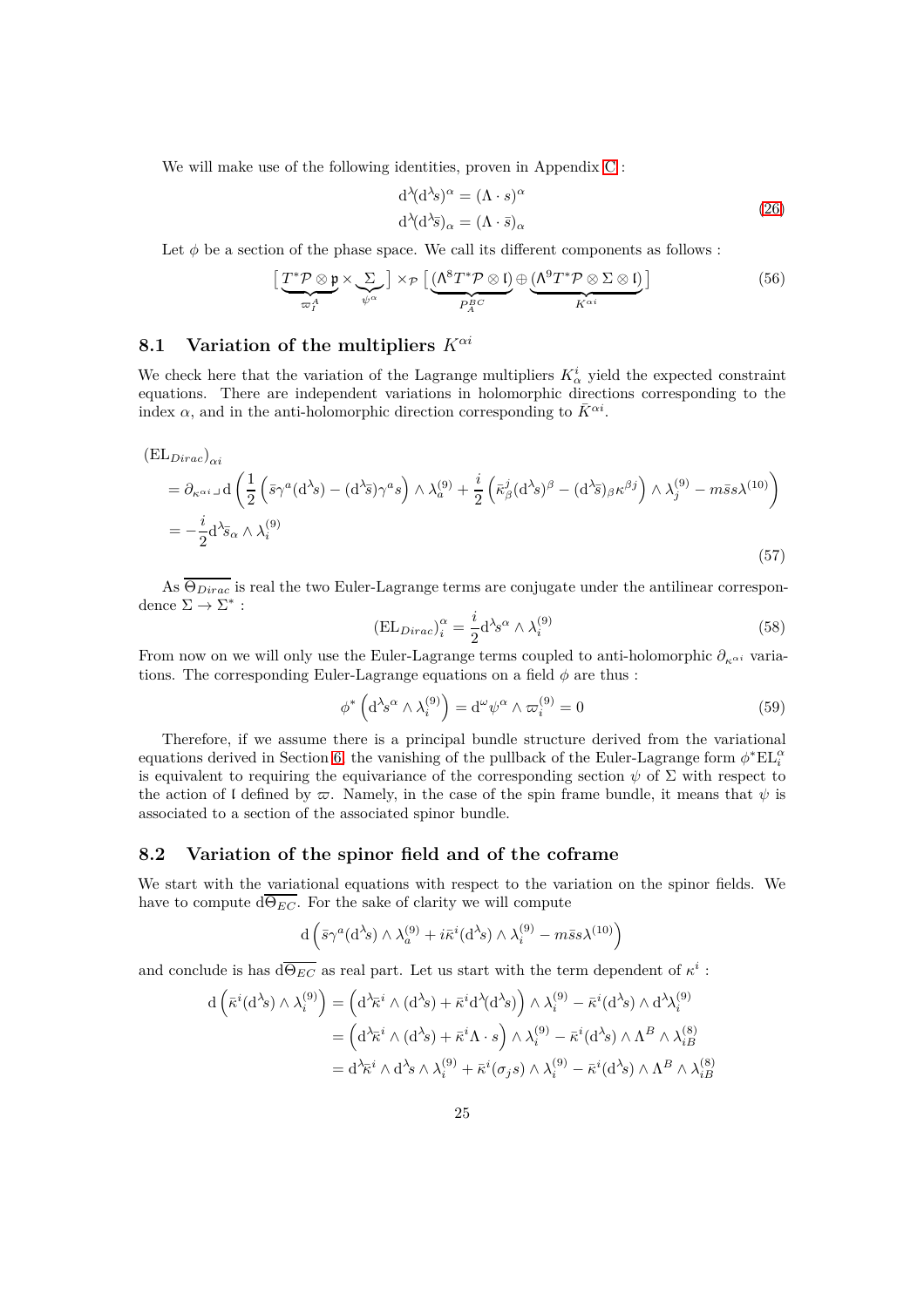We will make use of the following identities, proven in Appendix C :

$$
\begin{aligned}
\mathrm{d}^\lambda (\mathrm{d}^\lambda s)^\alpha &= (\Lambda \cdot s)^\alpha \\
\mathrm{d}^\lambda (\mathrm{d}^\lambda \bar{s})_\alpha &= (\Lambda \cdot \bar{s})_\alpha
\end{aligned}
\tag{26}
$$

Let $\phi$ be a section of the phase space. We call its different components as follows :

$$
\big[\underbrace{T^*\mathcal{P}\otimes\mathfrak{p}}_{\varpi^A_I}\times\underbrace{\Sigma}_{\psi^\alpha}\big]\times_{\mathcal{P}}\big[\underbrace{(\Lambda^8 T^*\mathcal{P}\otimes\mathfrak{l})}_{P^{BC}_A}\oplus\underbrace{(\Lambda^9 T^*\mathcal{P}\otimes\Sigma\otimes\mathfrak{l})}_{K^{\alpha i}}\big]
\tag{56}
$$

## 8.1 Variation of the multipliers $K^{\alpha i}$

We check here that the variation of the Lagrange multipliers $K^i_\alpha$ yield the expected constraint equations. There are independent variations in holomorphic directions corresponding to the index $\alpha$, and in the anti-holomorphic direction corresponding to $\bar{K}^{\alpha i}$.

$$
\begin{aligned}
&(\mathrm{EL}_{Dirac})_{\alpha i} \\
&= \partial_{\kappa^{\alpha i}} \lrcorner\, \mathrm{d}\left(\frac{1}{2}\left(\bar{s}\gamma^a(\mathrm{d}^\lambda s) - (\mathrm{d}^\lambda \bar{s})\gamma^a s\right)\wedge\lambda^{(9)}_a + \frac{i}{2}\left(\bar{\kappa}^j_\beta(\mathrm{d}^\lambda s)^\beta - (\mathrm{d}^\lambda \bar{s})_\beta \kappa^{\beta j}\right)\wedge\lambda^{(9)}_j - m\bar{s}s\lambda^{(10)}\right) \\
&= -\frac{i}{2}\mathrm{d}^\lambda \bar{s}_\alpha \wedge \lambda^{(9)}_i
\end{aligned}
\tag{57}
$$

As $\overline{\Theta_{Dirac}}$ is real the two Euler-Lagrange terms are conjugate under the antilinear correspondence $\Sigma \to \Sigma^*$ :

$$
(\mathrm{EL}_{Dirac})^\alpha_i = \frac{i}{2}\mathrm{d}^\lambda s^\alpha \wedge \lambda^{(9)}_i
\tag{58}
$$

From now on we will only use the Euler-Lagrange terms coupled to anti-holomorphic $\partial_{\kappa^{\alpha i}}$ variations. The corresponding Euler-Lagrange equations on a field $\phi$ are thus :

$$
\phi^*\left(\mathrm{d}^\lambda s^\alpha \wedge \lambda^{(9)}_i\right) = \mathrm{d}^\omega \psi^\alpha \wedge \varpi^{(9)}_i = 0
\tag{59}
$$

Therefore, if we assume there is a principal bundle structure derived from the variational equations derived in Section 6, the vanishing of the pullback of the Euler-Lagrange form $\phi^*\mathrm{EL}^\alpha_i$ is equivalent to requiring the equivariance of the corresponding section $\psi$ of $\Sigma$ with respect to the action of $\mathfrak{l}$ defined by $\varpi$. Namely, in the case of the spin frame bundle, it means that $\psi$ is associated to a section of the associated spinor bundle.

## 8.2 Variation of the spinor field and of the coframe

We start with the variational equations with respect to the variation on the spinor fields. We have to compute $\mathrm{d}\overline{\Theta_{EC}}$. For the sake of clarity we will compute

$$
\mathrm{d}\left(\bar{s}\gamma^a(\mathrm{d}^\lambda s)\wedge\lambda^{(9)}_a + i\bar{\kappa}^i(\mathrm{d}^\lambda s)\wedge\lambda^{(9)}_i - m\bar{s}s\lambda^{(10)}\right)
$$

and conclude is has $\mathrm{d}\overline{\Theta_{EC}}$ as real part. Let us start with the term dependent of $\kappa^i$ :

$$
\begin{aligned}
\mathrm{d}\left(\bar{\kappa}^i(\mathrm{d}^\lambda s)\wedge\lambda^{(9)}_i\right) &= \left(\mathrm{d}^\lambda\bar{\kappa}^i\wedge(\mathrm{d}^\lambda s) + \bar{\kappa}^i\mathrm{d}^\lambda(\mathrm{d}^\lambda s)\right)\wedge\lambda^{(9)}_i - \bar{\kappa}^i(\mathrm{d}^\lambda s)\wedge\mathrm{d}^\lambda\lambda^{(9)}_i \\
&= \left(\mathrm{d}^\lambda\bar{\kappa}^i\wedge(\mathrm{d}^\lambda s) + \bar{\kappa}^i\Lambda\cdot s\right)\wedge\lambda^{(9)}_i - \bar{\kappa}^i(\mathrm{d}^\lambda s)\wedge\Lambda^B\wedge\lambda^{(8)}_{iB} \\
&= \mathrm{d}^\lambda\bar{\kappa}^i\wedge\mathrm{d}^\lambda s\wedge\lambda^{(9)}_i + \bar{\kappa}^i(\sigma_j s)\wedge\lambda^{(9)}_i - \bar{\kappa}^i(\mathrm{d}^\lambda s)\wedge\Lambda^B\wedge\lambda^{(8)}_{iB}
\end{aligned}
$$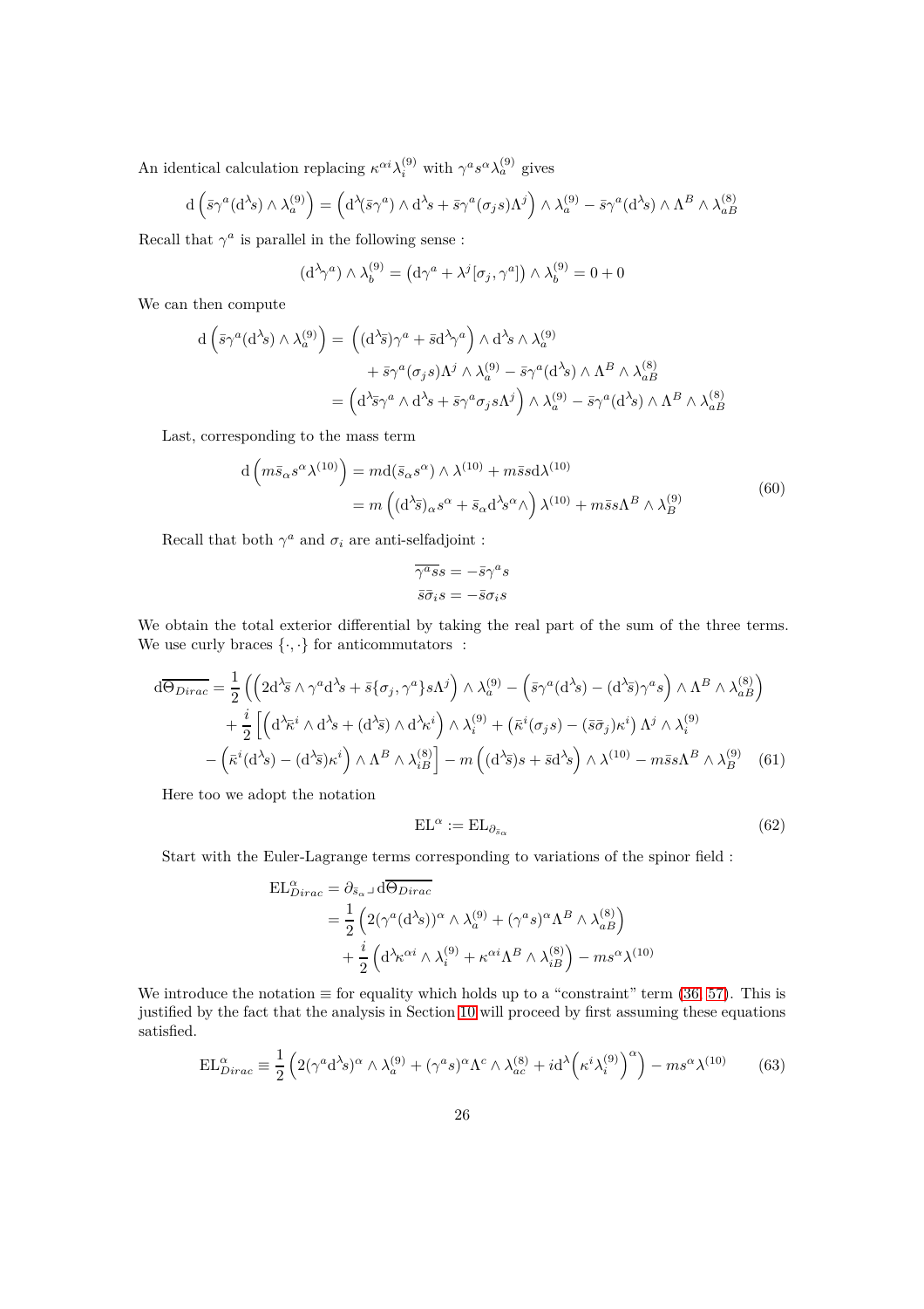An identical calculation replacing $\kappa^{\alpha i}\lambda_i^{(9)}$ with $\gamma^a s^\alpha \lambda_a^{(9)}$ gives

$$\mathrm{d}\left(\bar{s}\gamma^a(\mathrm{d}^\lambda s)\wedge\lambda_a^{(9)}\right) = \left(\mathrm{d}^\lambda(\bar{s}\gamma^a)\wedge\mathrm{d}^\lambda s + \bar{s}\gamma^a(\sigma_j s)\Lambda^j\right)\wedge\lambda_a^{(9)} - \bar{s}\gamma^a(\mathrm{d}^\lambda s)\wedge\Lambda^B\wedge\lambda_{aB}^{(8)}$$

Recall that $\gamma^a$ is parallel in the following sense :

$$(\mathrm{d}^\lambda\gamma^a)\wedge\lambda_b^{(9)} = \left(\mathrm{d}\gamma^a + \lambda^j[\sigma_j,\gamma^a]\right)\wedge\lambda_b^{(9)} = 0+0$$

We can then compute

$$\begin{aligned}
\mathrm{d}\left(\bar{s}\gamma^a(\mathrm{d}^\lambda s)\wedge\lambda_a^{(9)}\right) = &\left((\mathrm{d}^\lambda\bar{s})\gamma^a + \bar{s}\mathrm{d}^\lambda\gamma^a\right)\wedge\mathrm{d}^\lambda s\wedge\lambda_a^{(9)}\\
&+\bar{s}\gamma^a(\sigma_j s)\Lambda^j\wedge\lambda_a^{(9)} - \bar{s}\gamma^a(\mathrm{d}^\lambda s)\wedge\Lambda^B\wedge\lambda_{aB}^{(8)}\\
=&\left(\mathrm{d}^\lambda\bar{s}\gamma^a\wedge\mathrm{d}^\lambda s + \bar{s}\gamma^a\sigma_j s\Lambda^j\right)\wedge\lambda_a^{(9)} - \bar{s}\gamma^a(\mathrm{d}^\lambda s)\wedge\Lambda^B\wedge\lambda_{aB}^{(8)}
\end{aligned}$$

Last, corresponding to the mass term

$$\begin{aligned}
\mathrm{d}\left(m\bar{s}_\alpha s^\alpha\lambda^{(10)}\right) &= m\mathrm{d}(\bar{s}_\alpha s^\alpha)\wedge\lambda^{(10)} + m\bar{s}s\mathrm{d}\lambda^{(10)}\\
&= m\left((\mathrm{d}^\lambda\bar{s})_\alpha s^\alpha + \bar{s}_\alpha\mathrm{d}^\lambda s^\alpha\wedge\right)\lambda^{(10)} + m\bar{s}s\Lambda^B\wedge\lambda_B^{(9)}
\end{aligned}\tag{60}$$

Recall that both $\gamma^a$ and $\sigma_i$ are anti-selfadjoint :

$$\overline{\gamma^a s}s = -\bar{s}\gamma^a s$$
$$\bar{s}\bar{\sigma}_i s = -\bar{s}\sigma_i s$$

We obtain the total exterior differential by taking the real part of the sum of the three terms. We use curly braces $\{\cdot,\cdot\}$ for anticommutators :

$$\begin{aligned}
\mathrm{d}\overline{\Theta_{Dirac}} = &\frac{1}{2}\left(\left(2\mathrm{d}^\lambda\bar{s}\wedge\gamma^a\mathrm{d}^\lambda s + \bar{s}\{\sigma_j,\gamma^a\}s\Lambda^j\right)\wedge\lambda_a^{(9)} - \left(\bar{s}\gamma^a(\mathrm{d}^\lambda s) - (\mathrm{d}^\lambda\bar{s})\gamma^a s\right)\wedge\Lambda^B\wedge\lambda_{aB}^{(8)}\right)\\
&+\frac{i}{2}\left[\left(\mathrm{d}^\lambda\bar{\kappa}^i\wedge\mathrm{d}^\lambda s + (\mathrm{d}^\lambda\bar{s})\wedge\mathrm{d}^\lambda\kappa^i\right)\wedge\lambda_i^{(9)} + \left(\bar{\kappa}^i(\sigma_j s) - (\bar{s}\bar{\sigma}_j)\kappa^i\right)\Lambda^j\wedge\lambda_i^{(9)}\right.\\
&\left.-\left(\bar{\kappa}^i(\mathrm{d}^\lambda s) - (\mathrm{d}^\lambda\bar{s})\kappa^i\right)\wedge\Lambda^B\wedge\lambda_{iB}^{(8)}\right] - m\left((\mathrm{d}^\lambda\bar{s})s + \bar{s}\mathrm{d}^\lambda s\right)\wedge\lambda^{(10)} - m\bar{s}s\Lambda^B\wedge\lambda_B^{(9)}
\end{aligned}\tag{61}$$

Here too we adopt the notation

$$\mathrm{EL}^\alpha := \mathrm{EL}_{\partial_{\bar{s}_\alpha}}\tag{62}$$

Start with the Euler-Lagrange terms corresponding to variations of the spinor field :

$$\begin{aligned}
\mathrm{EL}^\alpha_{Dirac} &= \partial_{\bar{s}_\alpha}\lrcorner\,\mathrm{d}\overline{\Theta_{Dirac}}\\
&= \frac{1}{2}\left(2(\gamma^a(\mathrm{d}^\lambda s))^\alpha\wedge\lambda_a^{(9)} + (\gamma^a s)^\alpha\Lambda^B\wedge\lambda_{aB}^{(8)}\right)\\
&\quad+\frac{i}{2}\left(\mathrm{d}^\lambda\kappa^{\alpha i}\wedge\lambda_i^{(9)} + \kappa^{\alpha i}\Lambda^B\wedge\lambda_{iB}^{(8)}\right) - ms^\alpha\lambda^{(10)}
\end{aligned}$$

We introduce the notation $\equiv$ for equality which holds up to a "constraint" term (36, 57). This is justified by the fact that the analysis in Section 10 will proceed by first assuming these equations satisfied.

$$\mathrm{EL}^\alpha_{Dirac} \equiv \frac{1}{2}\left(2(\gamma^a\mathrm{d}^\lambda s)^\alpha\wedge\lambda_a^{(9)} + (\gamma^a s)^\alpha\Lambda^c\wedge\lambda_{ac}^{(8)} + i\mathrm{d}^\lambda\Big(\kappa^i\lambda_i^{(9)}\Big)^\alpha\right) - ms^\alpha\lambda^{(10)}\tag{63}$$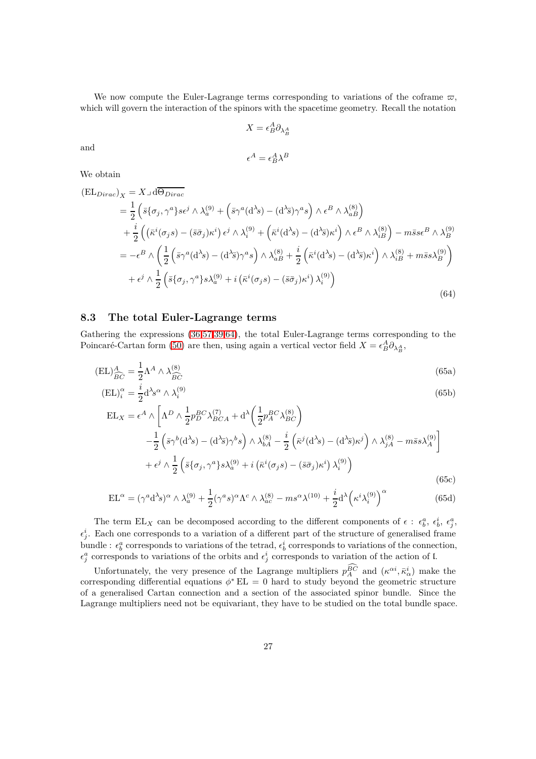We now compute the Euler-Lagrange terms corresponding to variations of the coframe $\varpi$, which will govern the interaction of the spinors with the spacetime geometry. Recall the notation

$$X = \epsilon^A_B \partial_{\lambda^A_B}$$

and

$$\epsilon^A = \epsilon^A_B \lambda^B$$

We obtain

$$\begin{aligned}
(\mathrm{EL}_{Dirac})_X &= X \lrcorner \, \mathrm{d}\overline{\Theta_{Dirac}} \\
&= \frac{1}{2}\Big(\bar{s}\{\sigma_j, \gamma^a\}s\epsilon^j \wedge \lambda^{(9)}_a + \Big(\bar{s}\gamma^a(\mathrm{d}^\lambda s) - (\mathrm{d}^\lambda \bar{s})\gamma^a s\Big) \wedge \epsilon^B \wedge \lambda^{(8)}_{aB}\Big) \\
&\quad + \frac{i}{2}\Big(\big((\bar{\kappa}^i(\sigma_j s) - (\bar{s}\bar{\sigma}_j)\kappa^i\big)\epsilon^j \wedge \lambda^{(9)}_i + \Big(\bar{\kappa}^i(\mathrm{d}^\lambda s) - (\mathrm{d}^\lambda \bar{s})\kappa^i\Big) \wedge \epsilon^B \wedge \lambda^{(8)}_{iB}\Big) - m\bar{s}s\epsilon^B \wedge \lambda^{(9)}_B \\
&= -\epsilon^B \wedge \left(\frac{1}{2}\Big(\bar{s}\gamma^a(\mathrm{d}^\lambda s) - (\mathrm{d}^\lambda \bar{s})\gamma^a s\Big) \wedge \lambda^{(8)}_{aB} + \frac{i}{2}\Big(\bar{\kappa}^i(\mathrm{d}^\lambda s) - (\mathrm{d}^\lambda \bar{s})\kappa^i\Big) \wedge \lambda^{(8)}_{iB} + m\bar{s}s\lambda^{(9)}_B\right) \\
&\quad + \epsilon^j \wedge \frac{1}{2}\Big(\bar{s}\{\sigma_j, \gamma^a\}s\lambda^{(9)}_a + i\left(\bar{\kappa}^i(\sigma_j s) - (\bar{s}\bar{\sigma}_j)\kappa^i\right)\lambda^{(9)}_i\Big)
\end{aligned} \tag{64}$$

## 8.3 The total Euler-Lagrange terms

Gathering the expressions (36,57,39,64), the total Euler-Lagrange terms corresponding to the Poincaré-Cartan form (50) are then, using again a vertical vector field $X = \epsilon^A_B \partial_{\lambda^A_B}$,

$$(\mathrm{EL})^A_{\widehat{BC}} = \frac{1}{2}\Lambda^A \wedge \lambda^{(8)}_{\widehat{BC}} \tag{65a}$$

$$(\mathrm{EL})^\alpha_i = \frac{i}{2}\mathrm{d}^\lambda s^\alpha \wedge \lambda^{(9)}_i \tag{65b}$$

$$\begin{aligned}
\mathrm{EL}_X = \epsilon^A \wedge \Bigg[&\Lambda^D \wedge \frac{1}{2}p^{BC}_D \lambda^{(7)}_{BCA} + \mathrm{d}^\lambda\left(\frac{1}{2}p^{BC}_A \lambda^{(8)}_{BC}\right) \\
&- \frac{1}{2}\Big(\bar{s}\gamma^b(\mathrm{d}^\lambda s) - (\mathrm{d}^\lambda \bar{s})\gamma^b s\Big) \wedge \lambda^{(8)}_{bA} - \frac{i}{2}\Big(\bar{\kappa}^j(\mathrm{d}^\lambda s) - (\mathrm{d}^\lambda \bar{s})\kappa^j\Big) \wedge \lambda^{(8)}_{jA} - m\bar{s}s\lambda^{(9)}_A\Bigg] \\
&+ \epsilon^j \wedge \frac{1}{2}\Big(\bar{s}\{\sigma_j, \gamma^a\}s\lambda^{(9)}_a + i\left(\bar{\kappa}^i(\sigma_j s) - (\bar{s}\bar{\sigma}_j)\kappa^i\right)\lambda^{(9)}_i\Big)
\end{aligned} \tag{65c}$$

$$\mathrm{EL}^\alpha = (\gamma^a \mathrm{d}^\lambda s)^\alpha \wedge \lambda^{(9)}_a + \frac{1}{2}(\gamma^a s)^\alpha \Lambda^c \wedge \lambda^{(8)}_{ac} - m s^\alpha \lambda^{(10)} + \frac{i}{2}\mathrm{d}^\lambda\Big(\kappa^i \lambda^{(9)}_i\Big)^\alpha \tag{65d}$$

The term $\mathrm{EL}_X$ can be decomposed according to the different components of $\epsilon$ : $\epsilon^a_b$, $\epsilon^i_b$, $\epsilon^a_j$, $\epsilon^i_j$. Each one corresponds to a variation of a different part of the structure of generalised frame bundle : $\epsilon^a_b$ corresponds to variations of the tetrad, $\epsilon^i_b$ corresponds to variations of the connection, $\epsilon^a_j$ corresponds to variations of the orbits and $\epsilon^i_j$ corresponds to variation of the action of $\mathfrak{l}$.

Unfortunately, the very presence of the Lagrange multipliers $p^{\widehat{BC}}_A$ and $(\kappa^{\alpha i}, \bar{\kappa}^i_\alpha)$ make the corresponding differential equations $\phi^* \mathrm{EL} = 0$ hard to study beyond the geometric structure of a generalised Cartan connection and a section of the associated spinor bundle. Since the Lagrange multipliers need not be equivariant, they have to be studied on the total bundle space.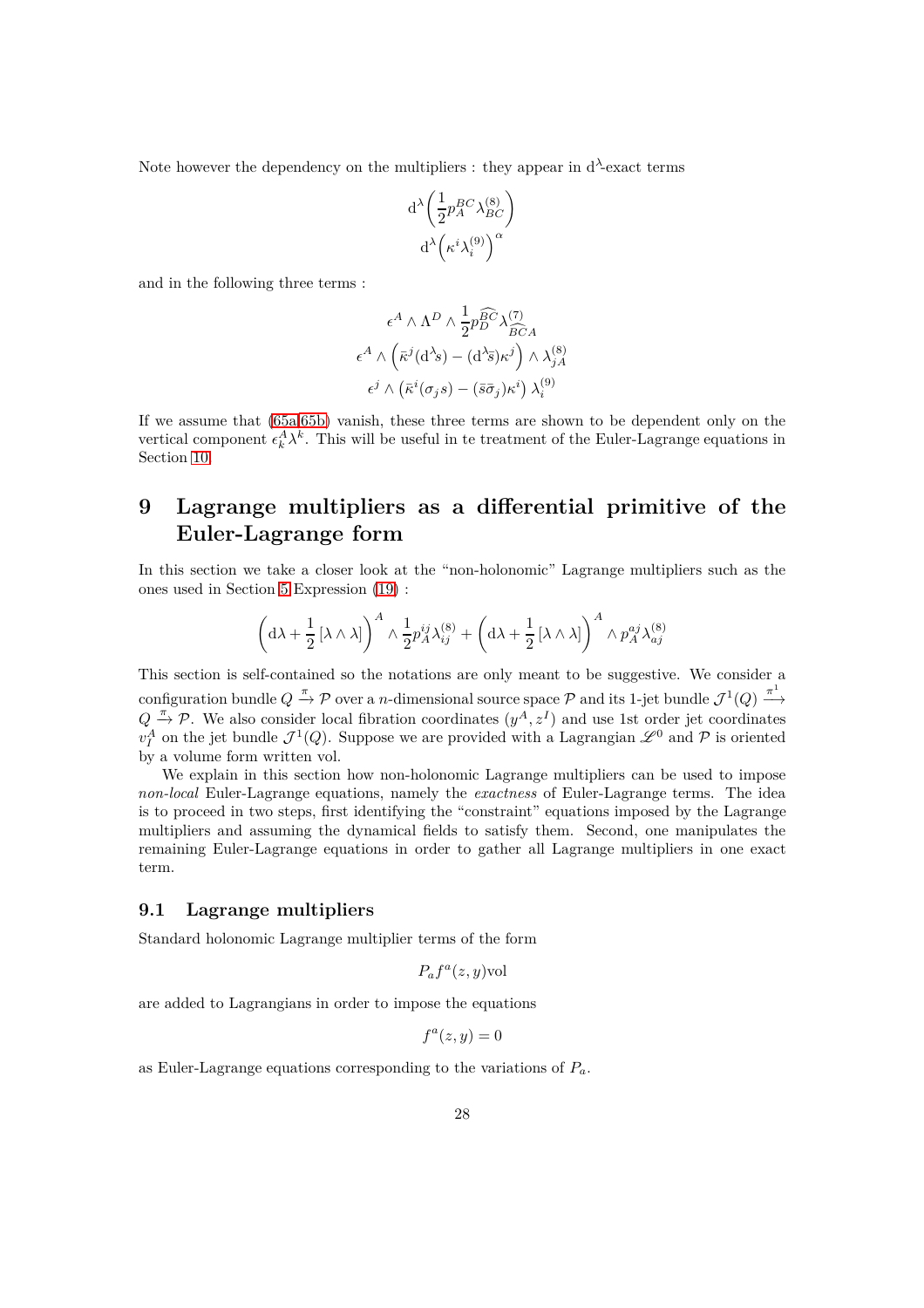Note however the dependency on the multipliers : they appear in $\mathrm{d}^\lambda$-exact terms

$$
\mathrm{d}^\lambda\left(\frac{1}{2}p_A^{BC}\lambda^{(8)}_{BC}\right)
$$

$$
\mathrm{d}^\lambda\left(\kappa^i\lambda^{(9)}_i\right)^\alpha
$$

and in the following three terms :

$$
\epsilon^A \wedge \Lambda^D \wedge \frac{1}{2}p_D^{\widehat{BC}}\lambda^{(7)}_{\widehat{BC}A}
$$

$$
\epsilon^A \wedge \left(\bar{\kappa}^j(\mathrm{d}^\lambda s) - (\mathrm{d}^\lambda \bar{s})\kappa^j\right) \wedge \lambda^{(8)}_{jA}
$$

$$
\epsilon^j \wedge \left(\bar{\kappa}^i(\sigma_j s) - (\bar{s}\bar{\sigma}_j)\kappa^i\right)\lambda^{(9)}_i
$$

If we assume that (65a,65b) vanish, these three terms are shown to be dependent only on the vertical component $\epsilon^A_k\lambda^k$. This will be useful in te treatment of the Euler-Lagrange equations in Section 10.

# 9 Lagrange multipliers as a differential primitive of the Euler-Lagrange form

In this section we take a closer look at the "non-holonomic" Lagrange multipliers such as the ones used in Section 5 Expression (19) :

$$
\left(\mathrm{d}\lambda + \frac{1}{2}\left[\lambda \wedge \lambda\right]\right)^A \wedge \frac{1}{2}p_A^{ij}\lambda^{(8)}_{ij} + \left(\mathrm{d}\lambda + \frac{1}{2}\left[\lambda \wedge \lambda\right]\right)^A \wedge p_A^{aj}\lambda^{(8)}_{aj}
$$

This section is self-contained so the notations are only meant to be suggestive. We consider a configuration bundle $Q \xrightarrow{\pi} \mathcal{P}$ over a $n$-dimensional source space $\mathcal{P}$ and its 1-jet bundle $\mathcal{J}^1(Q) \xrightarrow{\pi^1} Q \xrightarrow{\pi} \mathcal{P}$. We also consider local fibration coordinates $(y^A, z^I)$ and use 1st order jet coordinates $v^A_I$ on the jet bundle $\mathcal{J}^1(Q)$. Suppose we are provided with a Lagrangian $\mathscr{L}^0$ and $\mathcal{P}$ is oriented by a volume form written vol.

We explain in this section how non-holonomic Lagrange multipliers can be used to impose *non-local* Euler-Lagrange equations, namely the *exactness* of Euler-Lagrange terms. The idea is to proceed in two steps, first identifying the "constraint" equations imposed by the Lagrange multipliers and assuming the dynamical fields to satisfy them. Second, one manipulates the remaining Euler-Lagrange equations in order to gather all Lagrange multipliers in one exact term.

## 9.1 Lagrange multipliers

Standard holonomic Lagrange multiplier terms of the form

$$
P_a f^a(z, y)\mathrm{vol}
$$

are added to Lagrangians in order to impose the equations

$$
f^a(z, y) = 0
$$

as Euler-Lagrange equations corresponding to the variations of $P_a$.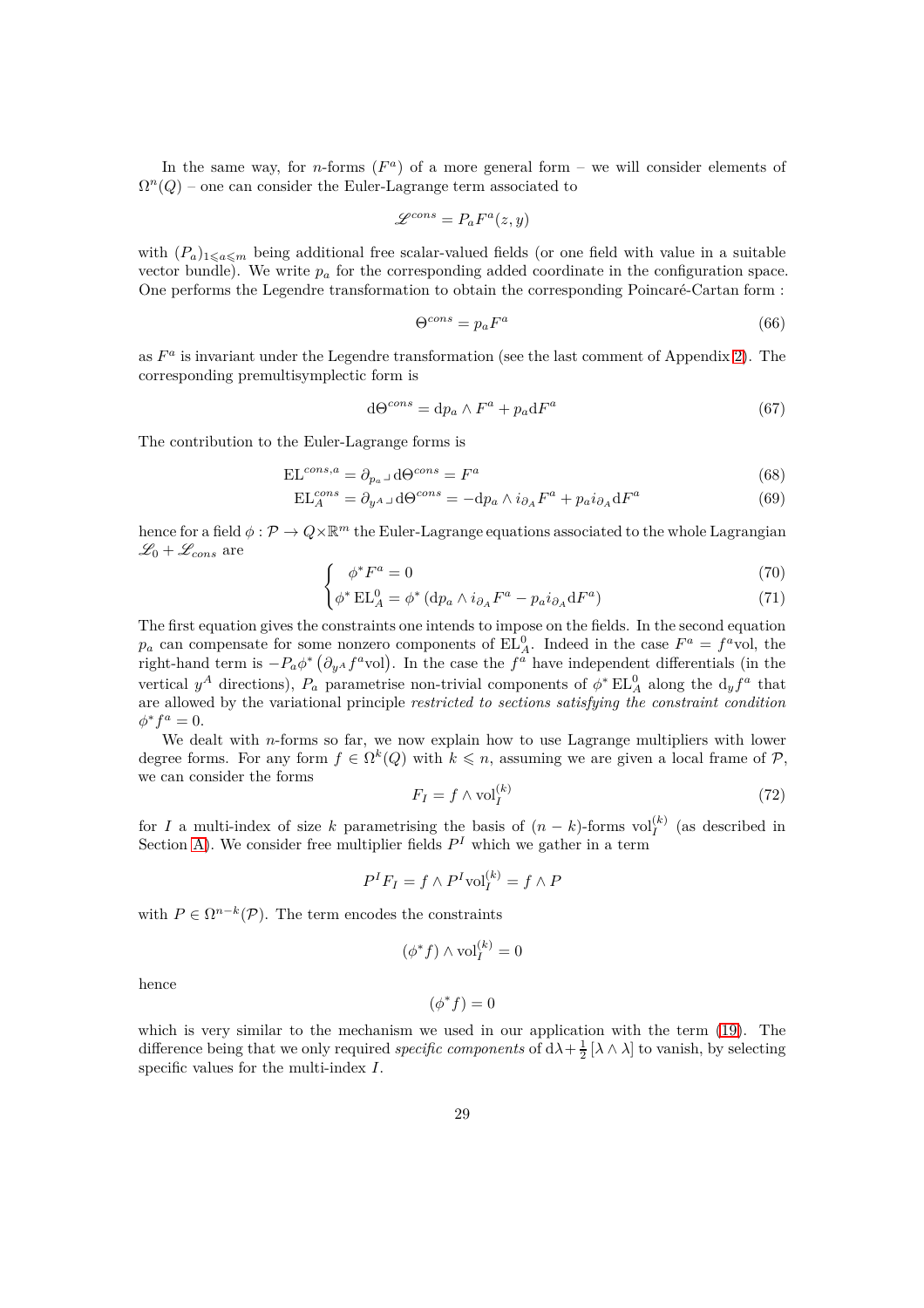In the same way, for $n$-forms $(F^a)$ of a more general form – we will consider elements of $\Omega^n(Q)$ – one can consider the Euler-Lagrange term associated to

$$\mathscr{L}^{cons} = P_a F^a(z, y)$$

with $(P_a)_{1\leqslant a\leqslant m}$ being additional free scalar-valued fields (or one field with value in a suitable vector bundle). We write $p_a$ for the corresponding added coordinate in the configuration space. One performs the Legendre transformation to obtain the corresponding Poincaré-Cartan form :

$$\Theta^{cons} = p_a F^a \tag{66}$$

as $F^a$ is invariant under the Legendre transformation (see the last comment of Appendix 2). The corresponding premultisymplectic form is

$$\mathrm{d}\Theta^{cons} = \mathrm{d}p_a \wedge F^a + p_a \mathrm{d}F^a \tag{67}$$

The contribution to the Euler-Lagrange forms is

$$\mathrm{EL}^{cons,a} = \partial_{p_a} \lrcorner\, \mathrm{d}\Theta^{cons} = F^a \tag{68}$$

$$\mathrm{EL}^{cons}_A = \partial_{y^A} \lrcorner\, \mathrm{d}\Theta^{cons} = -\mathrm{d}p_a \wedge i_{\partial_A} F^a + p_a i_{\partial_A} \mathrm{d}F^a \tag{69}$$

hence for a field $\phi : \mathcal{P} \to Q\times\mathbb{R}^m$ the Euler-Lagrange equations associated to the whole Lagrangian $\mathscr{L}_0 + \mathscr{L}_{cons}$ are

$$\begin{cases} \phi^* F^a = 0 & (70)\\ \phi^*\, \mathrm{EL}^0_A = \phi^* \left(\mathrm{d}p_a \wedge i_{\partial_A} F^a - p_a i_{\partial_A} \mathrm{d}F^a\right) & (71)\end{cases}$$

The first equation gives the constraints one intends to impose on the fields. In the second equation $p_a$ can compensate for some nonzero components of $\mathrm{EL}^0_A$. Indeed in the case $F^a = f^a \mathrm{vol}$, the right-hand term is $-P_a \phi^* \left(\partial_{y^A} f^a \mathrm{vol}\right)$. In the case the $f^a$ have independent differentials (in the vertical $y^A$ directions), $P_a$ parametrise non-trivial components of $\phi^*\,\mathrm{EL}^0_A$ along the $\mathrm{d}_y f^a$ that are allowed by the variational principle *restricted to sections satisfying the constraint condition* $\phi^* f^a = 0$.

We dealt with $n$-forms so far, we now explain how to use Lagrange multipliers with lower degree forms. For any form $f \in \Omega^k(Q)$ with $k \leqslant n$, assuming we are given a local frame of $\mathcal{P}$, we can consider the forms

$$F_I = f \wedge \mathrm{vol}^{(k)}_I \tag{72}$$

for $I$ a multi-index of size $k$ parametrising the basis of $(n-k)$-forms $\mathrm{vol}^{(k)}_I$ (as described in Section A). We consider free multiplier fields $P^I$ which we gather in a term

$$P^I F_I = f \wedge P^I \mathrm{vol}^{(k)}_I = f \wedge P$$

with $P \in \Omega^{n-k}(\mathcal{P})$. The term encodes the constraints

$$(\phi^* f) \wedge \mathrm{vol}^{(k)}_I = 0$$

hence

$$(\phi^* f) = 0$$

which is very similar to the mechanism we used in our application with the term (19). The difference being that we only required *specific components* of $\mathrm{d}\lambda + \frac{1}{2}[\lambda \wedge \lambda]$ to vanish, by selecting specific values for the multi-index $I$.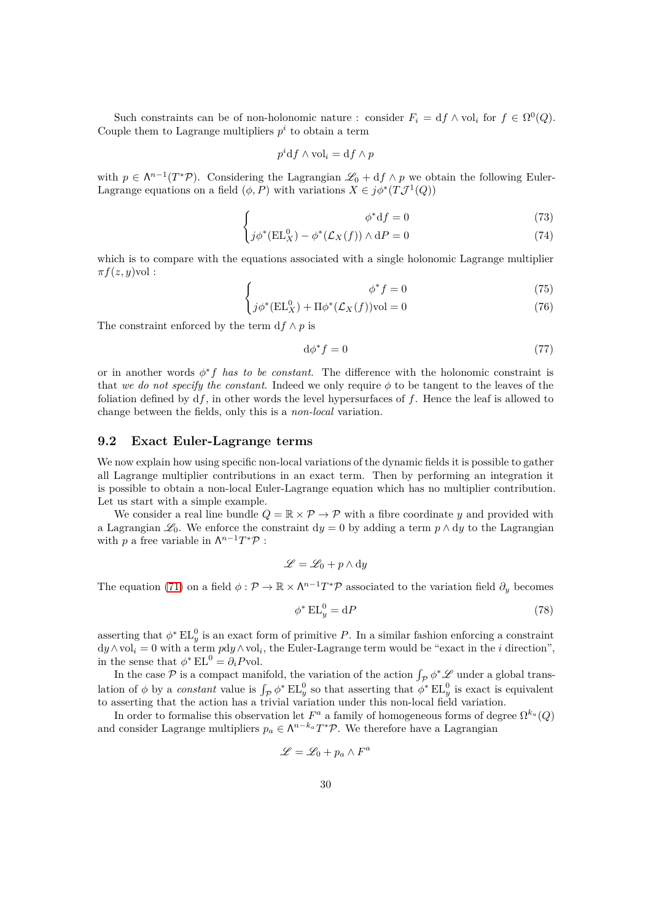Such constraints can be of non-holonomic nature : consider $F_i = \mathrm{d}f \wedge \mathrm{vol}_i$ for $f \in \Omega^0(Q)$. Couple them to Lagrange multipliers $p^i$ to obtain a term

$$p^i \mathrm{d}f \wedge \mathrm{vol}_i = \mathrm{d}f \wedge p$$

with $p \in \Lambda^{n-1}(T^*\mathcal{P})$. Considering the Lagrangian $\mathscr{L}_0 + \mathrm{d}f \wedge p$ we obtain the following Euler-Lagrange equations on a field $(\phi, P)$ with variations $X \in j\phi^*(T\mathcal{J}^1(Q))$

$$\begin{cases} \phi^* \mathrm{d}f = 0 & (73) \\ j\phi^*(\mathrm{EL}^0_X) - \phi^*(\mathcal{L}_X(f)) \wedge \mathrm{d}P = 0 & (74) \end{cases}$$

which is to compare with the equations associated with a single holonomic Lagrange multiplier $\pi f(z, y)\mathrm{vol}$ :

$$\begin{cases} \phi^* f = 0 & (75) \\ j\phi^*(\mathrm{EL}^0_X) + \Pi\phi^*(\mathcal{L}_X(f))\mathrm{vol} = 0 & (76) \end{cases}$$

The constraint enforced by the term $\mathrm{d}f \wedge p$ is

$$\mathrm{d}\phi^* f = 0 \tag{77}$$

or in another words $\phi^* f$ *has to be constant*. The difference with the holonomic constraint is that *we do not specify the constant*. Indeed we only require $\phi$ to be tangent to the leaves of the foliation defined by $\mathrm{d}f$, in other words the level hypersurfaces of $f$. Hence the leaf is allowed to change between the fields, only this is a *non-local* variation.

## 9.2 Exact Euler-Lagrange terms

We now explain how using specific non-local variations of the dynamic fields it is possible to gather all Lagrange multiplier contributions in an exact term. Then by performing an integration it is possible to obtain a non-local Euler-Lagrange equation which has no multiplier contribution. Let us start with a simple example.

We consider a real line bundle $Q = \mathbb{R} \times \mathcal{P} \to \mathcal{P}$ with a fibre coordinate $y$ and provided with a Lagrangian $\mathscr{L}_0$. We enforce the constraint $\mathrm{d}y = 0$ by adding a term $p \wedge \mathrm{d}y$ to the Lagrangian with $p$ a free variable in $\Lambda^{n-1}T^*\mathcal{P}$ :

$$\mathscr{L} = \mathscr{L}_0 + p \wedge \mathrm{d}y$$

The equation (71) on a field $\phi : \mathcal{P} \to \mathbb{R} \times \Lambda^{n-1}T^*\mathcal{P}$ associated to the variation field $\partial_y$ becomes

$$\phi^* \, \mathrm{EL}^0_y = \mathrm{d}P \tag{78}$$

asserting that $\phi^* \, \mathrm{EL}^0_y$ is an exact form of primitive $P$. In a similar fashion enforcing a constraint $\mathrm{d}y \wedge \mathrm{vol}_i = 0$ with a term $p\mathrm{d}y \wedge \mathrm{vol}_i$, the Euler-Lagrange term would be "exact in the $i$ direction", in the sense that $\phi^* \, \mathrm{EL}^0 = \partial_i P \mathrm{vol}$.

In the case $\mathcal{P}$ is a compact manifold, the variation of the action $\int_{\mathcal{P}} \phi^* \mathscr{L}$ under a global translation of $\phi$ by a *constant* value is $\int_{\mathcal{P}} \phi^* \, \mathrm{EL}^0_y$ so that asserting that $\phi^* \, \mathrm{EL}^0_y$ is exact is equivalent to asserting that the action has a trivial variation under this non-local field variation.

In order to formalise this observation let $F^a$ a family of homogeneous forms of degree $\Omega^{k_a}(Q)$ and consider Lagrange multipliers $p_a \in \Lambda^{n-k_a}T^*\mathcal{P}$. We therefore have a Lagrangian

$$\mathscr{L} = \mathscr{L}_0 + p_a \wedge F^a$$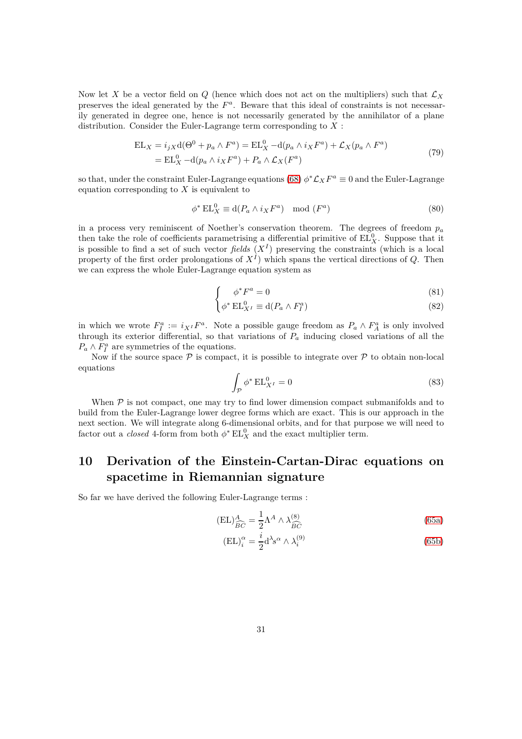Now let $X$ be a vector field on $Q$ (hence which does not act on the multipliers) such that $\mathcal{L}_X$ preserves the ideal generated by the $F^a$. Beware that this ideal of constraints is not necessarily generated in degree one, hence is not necessarily generated by the annihilator of a plane distribution. Consider the Euler-Lagrange term corresponding to $X$ :

$$
\begin{aligned}
\mathrm{EL}_X &= i_{jX}\mathrm{d}(\Theta^0 + p_a \wedge F^a) = \mathrm{EL}_X^0 - \mathrm{d}(p_a \wedge i_X F^a) + \mathcal{L}_X(p_a \wedge F^a) \\
&= \mathrm{EL}_X^0 - \mathrm{d}(p_a \wedge i_X F^a) + P_a \wedge \mathcal{L}_X(F^a)
\end{aligned}
\tag{79}
$$

so that, under the constraint Euler-Lagrange equations (68) $\phi^* \mathcal{L}_X F^a \equiv 0$ and the Euler-Lagrange equation corresponding to $X$ is equivalent to

$$
\phi^* \mathrm{EL}_X^0 \equiv \mathrm{d}(P_a \wedge i_X F^a) \mod (F^a) \tag{80}
$$

in a process very reminiscent of Noether's conservation theorem. The degrees of freedom $p_a$ then take the role of coefficients parametrising a differential primitive of $\mathrm{EL}_X^0$. Suppose that it is possible to find a set of such vector *fields* $(X^I)$ preserving the constraints (which is a local property of the first order prolongations of $X^I$) which spans the vertical directions of $Q$. Then we can express the whole Euler-Lagrange equation system as

$$
\begin{cases}
\phi^* F^a = 0 & (81) \\
\phi^* \mathrm{EL}_{X^I}^0 \equiv \mathrm{d}(P_a \wedge F_I^a) & (82)
\end{cases}
$$

in which we wrote $F_I^a := i_{X^I} F^a$. Note a possible gauge freedom as $P_a \wedge F_A^a$ is only involved through its exterior differential, so that variations of $P_a$ inducing closed variations of all the $P_a \wedge F_I^a$ are symmetries of the equations.

Now if the source space $\mathcal{P}$ is compact, it is possible to integrate over $\mathcal{P}$ to obtain non-local equations

$$
\int_{\mathcal{P}} \phi^* \mathrm{EL}_{X^I}^0 = 0 \tag{83}
$$

When $\mathcal{P}$ is not compact, one may try to find lower dimension compact submanifolds and to build from the Euler-Lagrange lower degree forms which are exact. This is our approach in the next section. We will integrate along 6-dimensional orbits, and for that purpose we will need to factor out a *closed* 4-form from both $\phi^* \mathrm{EL}_X^0$ and the exact multiplier term.

## 10 Derivation of the Einstein-Cartan-Dirac equations on spacetime in Riemannian signature

So far we have derived the following Euler-Lagrange terms :

$$
(\mathrm{EL})^A_{\widehat{BC}} = \frac{1}{2}\Lambda^A \wedge \lambda^{(8)}_{\widehat{BC}} \tag{65a}
$$

$$
(\mathrm{EL})_i^\alpha = \frac{i}{2}\mathrm{d}^\lambda s^\alpha \wedge \lambda_i^{(9)} \tag{65b}
$$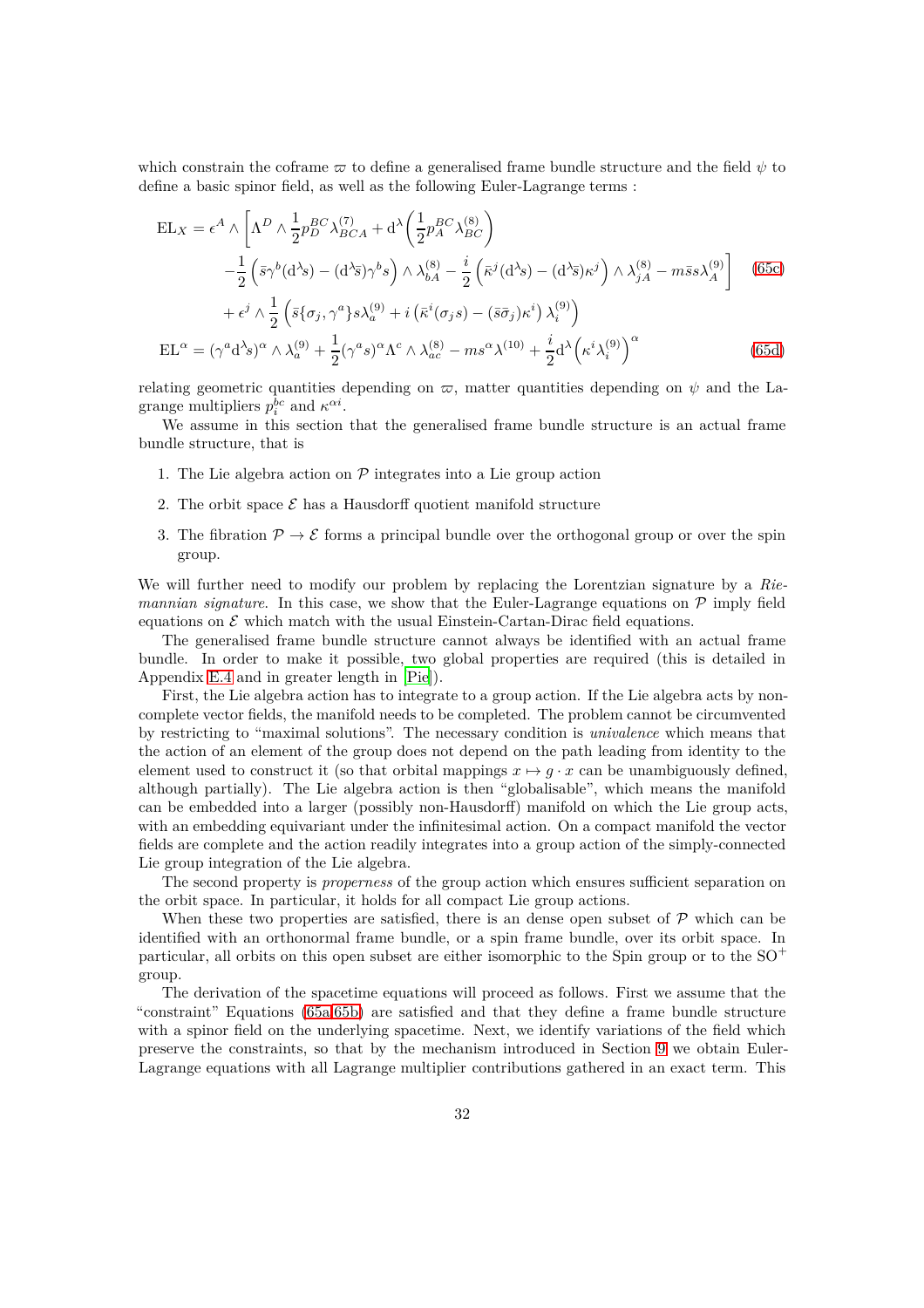which constrain the coframe $\varpi$ to define a generalised frame bundle structure and the field $\psi$ to define a basic spinor field, as well as the following Euler-Lagrange terms :

$$
\begin{aligned}
\mathrm{EL}_X = \epsilon^A \wedge \Bigg[ & \Lambda^D \wedge \frac{1}{2} p_D^{BC} \lambda^{(7)}_{BCA} + \mathrm{d}^\lambda \left( \frac{1}{2} p_A^{BC} \lambda^{(8)}_{BC} \right) \\
& - \frac{1}{2} \left( \bar{s}\gamma^b (\mathrm{d}^\lambda s) - (\mathrm{d}^\lambda \bar{s}) \gamma^b s \right) \wedge \lambda^{(8)}_{bA} - \frac{i}{2} \left( \bar{\kappa}^j (\mathrm{d}^\lambda s) - (\mathrm{d}^\lambda \bar{s}) \kappa^j \right) \wedge \lambda^{(8)}_{jA} - m \bar{s} s \lambda^{(9)}_A \Bigg] \\
& + \epsilon^j \wedge \frac{1}{2} \left( \bar{s} \{\sigma_j, \gamma^a\} s \lambda^{(9)}_a + i \left( \bar{\kappa}^i (\sigma_j s) - (\bar{s} \bar{\sigma}_j) \kappa^i \right) \lambda^{(9)}_i \right)
\end{aligned} \tag{65c}
$$

$$
\mathrm{EL}^\alpha = (\gamma^a \mathrm{d}^\lambda s)^\alpha \wedge \lambda^{(9)}_a + \frac{1}{2} (\gamma^a s)^\alpha \Lambda^c \wedge \lambda^{(8)}_{ac} - m s^\alpha \lambda^{(10)} + \frac{i}{2} \mathrm{d}^\lambda \left( \kappa^i \lambda^{(9)}_i \right)^\alpha \tag{65d}
$$

relating geometric quantities depending on $\varpi$, matter quantities depending on $\psi$ and the Lagrange multipliers $p_i^{bc}$ and $\kappa^{\alpha i}$.

We assume in this section that the generalised frame bundle structure is an actual frame bundle structure, that is

1. The Lie algebra action on $\mathcal{P}$ integrates into a Lie group action
2. The orbit space $\mathcal{E}$ has a Hausdorff quotient manifold structure
3. The fibration $\mathcal{P} \to \mathcal{E}$ forms a principal bundle over the orthogonal group or over the spin group.

We will further need to modify our problem by replacing the Lorentzian signature by a *Riemannian signature*. In this case, we show that the Euler-Lagrange equations on $\mathcal{P}$ imply field equations on $\mathcal{E}$ which match with the usual Einstein-Cartan-Dirac field equations.

The generalised frame bundle structure cannot always be identified with an actual frame bundle. In order to make it possible, two global properties are required (this is detailed in Appendix E.4 and in greater length in [Pie]).

First, the Lie algebra action has to integrate to a group action. If the Lie algebra acts by non-complete vector fields, the manifold needs to be completed. The problem cannot be circumvented by restricting to "maximal solutions". The necessary condition is *univalence* which means that the action of an element of the group does not depend on the path leading from identity to the element used to construct it (so that orbital mappings $x \mapsto g \cdot x$ can be unambiguously defined, although partially). The Lie algebra action is then "globalisable", which means the manifold can be embedded into a larger (possibly non-Hausdorff) manifold on which the Lie group acts, with an embedding equivariant under the infinitesimal action. On a compact manifold the vector fields are complete and the action readily integrates into a group action of the simply-connected Lie group integration of the Lie algebra.

The second property is *properness* of the group action which ensures sufficient separation on the orbit space. In particular, it holds for all compact Lie group actions.

When these two properties are satisfied, there is an dense open subset of $\mathcal{P}$ which can be identified with an orthonormal frame bundle, or a spin frame bundle, over its orbit space. In particular, all orbits on this open subset are either isomorphic to the Spin group or to the $\mathrm{SO}^+$ group.

The derivation of the spacetime equations will proceed as follows. First we assume that the "constraint" Equations (65a,65b) are satisfied and that they define a frame bundle structure with a spinor field on the underlying spacetime. Next, we identify variations of the field which preserve the constraints, so that by the mechanism introduced in Section 9 we obtain Euler-Lagrange equations with all Lagrange multiplier contributions gathered in an exact term. This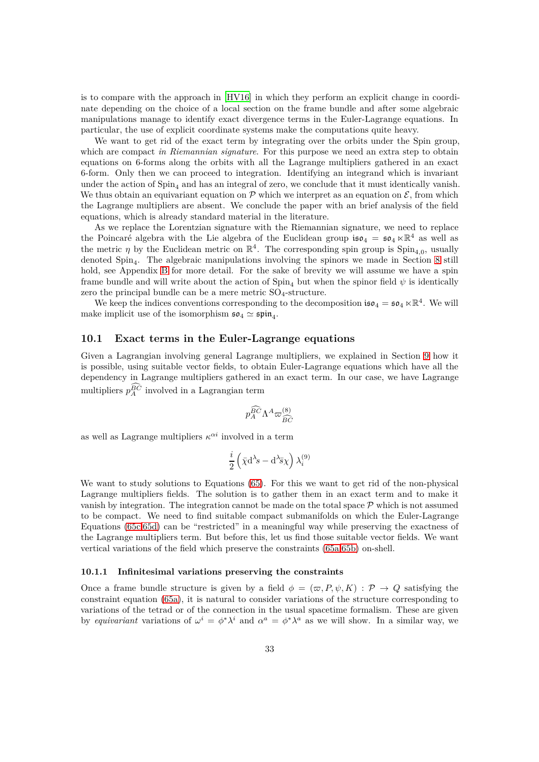is to compare with the approach in [HV16] in which they perform an explicit change in coordinate depending on the choice of a local section on the frame bundle and after some algebraic manipulations manage to identify exact divergence terms in the Euler-Lagrange equations. In particular, the use of explicit coordinate systems make the computations quite heavy.

We want to get rid of the exact term by integrating over the orbits under the Spin group, which are compact *in Riemannian signature*. For this purpose we need an extra step to obtain equations on 6-forms along the orbits with all the Lagrange multipliers gathered in an exact 6-form. Only then we can proceed to integration. Identifying an integrand which is invariant under the action of $\mathrm{Spin}_4$ and has an integral of zero, we conclude that it must identically vanish. We thus obtain an equivariant equation on $\mathcal{P}$ which we interpret as an equation on $\mathcal{E}$, from which the Lagrange multipliers are absent. We conclude the paper with an brief analysis of the field equations, which is already standard material in the literature.

As we replace the Lorentzian signature with the Riemannian signature, we need to replace the Poincaré algebra with the Lie algebra of the Euclidean group $\mathfrak{iso}_4 = \mathfrak{so}_4 \ltimes \mathbb{R}^4$ as well as the metric $\eta$ by the Euclidean metric on $\mathbb{R}^4$. The corresponding spin group is $\mathrm{Spin}_{4,0}$, usually denoted $\mathrm{Spin}_4$. The algebraic manipulations involving the spinors we made in Section 8 still hold, see Appendix B for more detail. For the sake of brevity we will assume we have a spin frame bundle and will write about the action of $\mathrm{Spin}_4$ but when the spinor field $\psi$ is identically zero the principal bundle can be a mere metric $\mathrm{SO}_4$-structure.

We keep the indices conventions corresponding to the decomposition $\mathfrak{iso}_4 = \mathfrak{so}_4 \ltimes \mathbb{R}^4$. We will make implicit use of the isomorphism $\mathfrak{so}_4 \simeq \mathfrak{spin}_4$.

## 10.1 Exact terms in the Euler-Lagrange equations

Given a Lagrangian involving general Lagrange multipliers, we explained in Section 9 how it is possible, using suitable vector fields, to obtain Euler-Lagrange equations which have all the dependency in Lagrange multipliers gathered in an exact term. In our case, we have Lagrange multipliers $p_A^{\widehat{BC}}$ involved in a Lagrangian term

$$p_A^{\widehat{BC}} \Lambda^A \varpi^{(8)}_{\widehat{BC}}$$

as well as Lagrange multipliers $\kappa^{\alpha i}$ involved in a term

$$\frac{i}{2}\left(\bar{\chi}\mathrm{d}^{\lambda}s - \mathrm{d}^{\lambda}\bar{s}\chi\right)\lambda_i^{(9)}$$

We want to study solutions to Equations (65). For this we want to get rid of the non-physical Lagrange multipliers fields. The solution is to gather them in an exact term and to make it vanish by integration. The integration cannot be made on the total space $\mathcal{P}$ which is not assumed to be compact. We need to find suitable compact submanifolds on which the Euler-Lagrange Equations (65c,65d) can be "restricted" in a meaningful way while preserving the exactness of the Lagrange multipliers term. But before this, let us find those suitable vector fields. We want vertical variations of the field which preserve the constraints (65a,65b) on-shell.

### 10.1.1 Infinitesimal variations preserving the constraints

Once a frame bundle structure is given by a field $\phi = (\varpi, P, \psi, K) : \mathcal{P} \to Q$ satisfying the constraint equation (65a), it is natural to consider variations of the structure corresponding to variations of the tetrad or of the connection in the usual spacetime formalism. These are given by *equivariant* variations of $\omega^i = \phi^*\lambda^i$ and $\alpha^a = \phi^*\lambda^a$ as we will show. In a similar way, we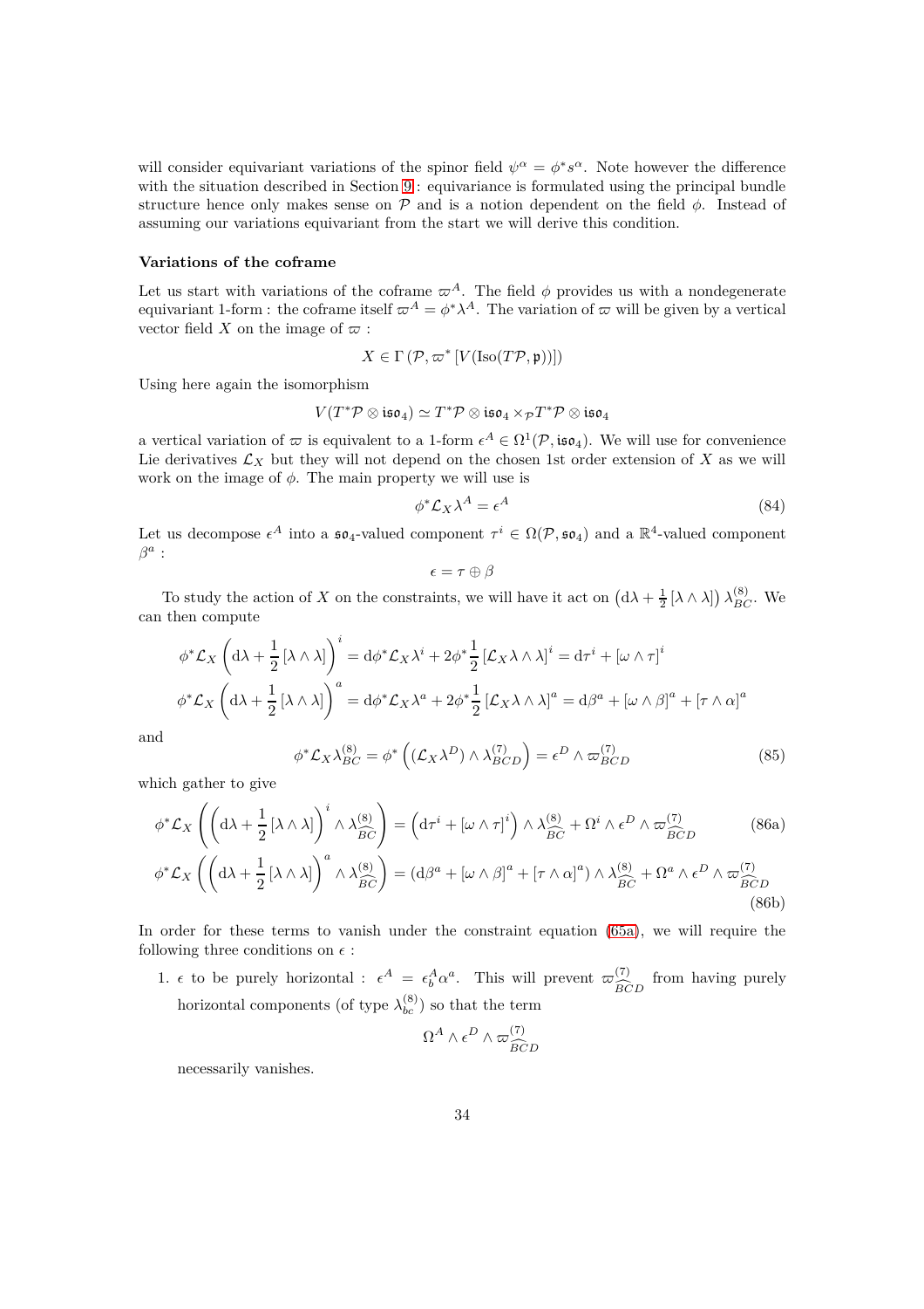will consider equivariant variations of the spinor field $\psi^\alpha = \phi^* s^\alpha$. Note however the difference with the situation described in Section 9 : equivariance is formulated using the principal bundle structure hence only makes sense on $\mathcal{P}$ and is a notion dependent on the field $\phi$. Instead of assuming our variations equivariant from the start we will derive this condition.

**Variations of the coframe**

Let us start with variations of the coframe $\varpi^A$. The field $\phi$ provides us with a nondegenerate equivariant 1-form : the coframe itself $\varpi^A = \phi^* \lambda^A$. The variation of $\varpi$ will be given by a vertical vector field $X$ on the image of $\varpi$ :

$$X \in \Gamma\left(\mathcal{P}, \varpi^* \left[V(\mathrm{Iso}(T\mathcal{P}, \mathfrak{p}))\right]\right)$$

Using here again the isomorphism

$$V(T^*\mathcal{P} \otimes \mathfrak{iso}_4) \simeq T^*\mathcal{P} \otimes \mathfrak{iso}_4 \times_{\mathcal{P}} T^*\mathcal{P} \otimes \mathfrak{iso}_4$$

a vertical variation of $\varpi$ is equivalent to a 1-form $\epsilon^A \in \Omega^1(\mathcal{P}, \mathfrak{iso}_4)$. We will use for convenience Lie derivatives $\mathcal{L}_X$ but they will not depend on the chosen 1st order extension of $X$ as we will work on the image of $\phi$. The main property we will use is

$$\phi^* \mathcal{L}_X \lambda^A = \epsilon^A \tag{84}$$

Let us decompose $\epsilon^A$ into a $\mathfrak{so}_4$-valued component $\tau^i \in \Omega(\mathcal{P}, \mathfrak{so}_4)$ and a $\mathbb{R}^4$-valued component $\beta^a$ :

$$\epsilon = \tau \oplus \beta$$

To study the action of $X$ on the constraints, we will have it act on $\left(\mathrm{d}\lambda + \frac{1}{2}\left[\lambda \wedge \lambda\right]\right)\lambda^{(8)}_{BC}$. We can then compute

$$\phi^* \mathcal{L}_X \left(\mathrm{d}\lambda + \frac{1}{2}\left[\lambda \wedge \lambda\right]\right)^i = \mathrm{d}\phi^* \mathcal{L}_X \lambda^i + 2\phi^* \frac{1}{2}\left[\mathcal{L}_X \lambda \wedge \lambda\right]^i = \mathrm{d}\tau^i + \left[\omega \wedge \tau\right]^i$$

$$\phi^* \mathcal{L}_X \left(\mathrm{d}\lambda + \frac{1}{2}\left[\lambda \wedge \lambda\right]\right)^a = \mathrm{d}\phi^* \mathcal{L}_X \lambda^a + 2\phi^* \frac{1}{2}\left[\mathcal{L}_X \lambda \wedge \lambda\right]^a = \mathrm{d}\beta^a + \left[\omega \wedge \beta\right]^a + \left[\tau \wedge \alpha\right]^a$$

and

$$\phi^* \mathcal{L}_X \lambda^{(8)}_{BC} = \phi^*\left(\left(\mathcal{L}_X \lambda^D\right) \wedge \lambda^{(7)}_{BCD}\right) = \epsilon^D \wedge \varpi^{(7)}_{BCD} \tag{85}$$

which gather to give

$$\phi^* \mathcal{L}_X \left(\left(\mathrm{d}\lambda + \frac{1}{2}\left[\lambda \wedge \lambda\right]\right)^i \wedge \lambda^{(8)}_{\widehat{BC}}\right) = \left(\mathrm{d}\tau^i + \left[\omega \wedge \tau\right]^i\right) \wedge \lambda^{(8)}_{\widehat{BC}} + \Omega^i \wedge \epsilon^D \wedge \varpi^{(7)}_{\widehat{BCD}} \tag{86a}$$

$$\phi^* \mathcal{L}_X \left(\left(\mathrm{d}\lambda + \frac{1}{2}\left[\lambda \wedge \lambda\right]\right)^a \wedge \lambda^{(8)}_{\widehat{BC}}\right) = \left(\mathrm{d}\beta^a + \left[\omega \wedge \beta\right]^a + \left[\tau \wedge \alpha\right]^a\right) \wedge \lambda^{(8)}_{\widehat{BC}} + \Omega^a \wedge \epsilon^D \wedge \varpi^{(7)}_{\widehat{BCD}} \tag{86b}$$

In order for these terms to vanish under the constraint equation (65a), we will require the following three conditions on $\epsilon$ :

1. $\epsilon$ to be purely horizontal : $\epsilon^A = \epsilon^A_b \alpha^a$. This will prevent $\varpi^{(7)}_{\widehat{BCD}}$ from having purely horizontal components (of type $\lambda^{(8)}_{\widehat{bc}}$) so that the term

   $$\Omega^A \wedge \epsilon^D \wedge \varpi^{(7)}_{\widehat{BCD}}$$

   necessarily vanishes.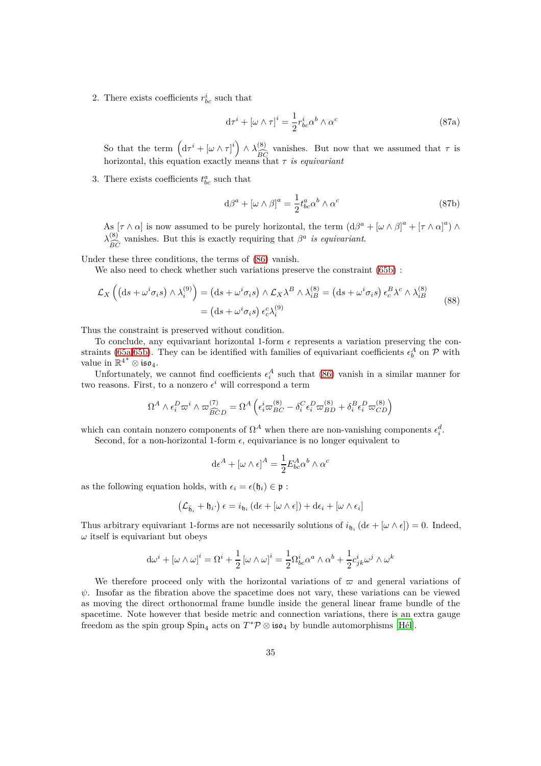2. There exists coefficients $r^i_{bc}$ such that

$$\mathrm{d}\tau^i + [\omega \wedge \tau]^i = \frac{1}{2} r^i_{bc} \alpha^b \wedge \alpha^c \tag{87a}$$

   So that the term $\left(\mathrm{d}\tau^i + [\omega \wedge \tau]^i\right) \wedge \lambda^{(8)}_{\widehat{BC}}$ vanishes. But now that we assumed that $\tau$ is horizontal, this equation exactly means that $\tau$ *is equivariant*

3. There exists coefficients $t^a_{bc}$ such that

$$\mathrm{d}\beta^a + [\omega \wedge \beta]^a = \frac{1}{2} t^a_{bc} \alpha^b \wedge \alpha^c \tag{87b}$$

   As $[\tau \wedge \alpha]$ is now assumed to be purely horizontal, the term $(\mathrm{d}\beta^a + [\omega \wedge \beta]^a + [\tau \wedge \alpha]^a) \wedge \lambda^{(8)}_{\widehat{BC}}$ vanishes. But this is exactly requiring that $\beta^a$ *is equivariant*.

Under these three conditions, the terms of (86) vanish.

We also need to check whether such variations preserve the constraint (65b) :

$$\begin{aligned}
\mathcal{L}_X \left( \left(\mathrm{d}s + \omega^i \sigma_i s\right) \wedge \lambda^{(9)}_i \right) &= \left(\mathrm{d}s + \omega^i \sigma_i s\right) \wedge \mathcal{L}_X \lambda^B \wedge \lambda^{(8)}_{iB} = \left(\mathrm{d}s + \omega^i \sigma_i s\right) \epsilon^B_c \lambda^c \wedge \lambda^{(8)}_{iB} \\
&= \left(\mathrm{d}s + \omega^i \sigma_i s\right) \epsilon^c_c \lambda^{(9)}_i
\end{aligned} \tag{88}$$

Thus the constraint is preserved without condition.

To conclude, any equivariant horizontal 1-form $\epsilon$ represents a variation preserving the constraints (65a,65b). They can be identified with families of equivariant coefficients $\epsilon^A_b$ on $\mathcal{P}$ with value in $\mathbb{R}^{4^*} \otimes \mathfrak{iso}_4$.

Unfortunately, we cannot find coefficients $\epsilon^A_i$ such that (86) vanish in a similar manner for two reasons. First, to a nonzero $\epsilon^i$ will correspond a term

$$\Omega^A \wedge \epsilon^D_i \varpi^i \wedge \varpi^{(7)}_{\widehat{BC}D} = \Omega^A \left( \epsilon^i_i \varpi^{(8)}_{BC} - \delta^C_i \epsilon^D_i \varpi^{(8)}_{BD} + \delta^B_i \epsilon^D_i \varpi^{(8)}_{CD} \right)$$

which can contain nonzero components of $\Omega^A$ when there are non-vanishing components $\epsilon^d_i$.

Second, for a non-horizontal 1-form $\epsilon$, equivariance is no longer equivalent to

$$\mathrm{d}\epsilon^A + [\omega \wedge \epsilon]^A = \frac{1}{2} E^A_{bc} \alpha^b \wedge \alpha^c$$

as the following equation holds, with $\epsilon_i = \epsilon(\mathfrak{h}_i) \in \mathfrak{p}$ :

$$\left(\mathcal{L}_{\bar{\mathfrak{h}}_i} + \mathfrak{h}_i \cdot\right) \epsilon = i_{\mathfrak{h}_i} \left(\mathrm{d}\epsilon + [\omega \wedge \epsilon]\right) + \mathrm{d}\epsilon_i + [\omega \wedge \epsilon_i]$$

Thus arbitrary equivariant 1-forms are not necessarily solutions of $i_{\mathfrak{h}_i} \left(\mathrm{d}\epsilon + [\omega \wedge \epsilon]\right) = 0$. Indeed, $\omega$ itself is equivariant but obeys

$$\mathrm{d}\omega^i + [\omega \wedge \omega]^i = \Omega^i + \frac{1}{2} [\omega \wedge \omega]^i = \frac{1}{2} \Omega^i_{bc} \alpha^a \wedge \alpha^b + \frac{1}{2} c^i_{jk} \omega^j \wedge \omega^k$$

We therefore proceed only with the horizontal variations of $\varpi$ and general variations of $\psi$. Insofar as the fibration above the spacetime does not vary, these variations can be viewed as moving the direct orthonormal frame bundle inside the general linear frame bundle of the spacetime. Note however that beside metric and connection variations, there is an extra gauge freedom as the spin group $\mathrm{Spin}_4$ acts on $T^*\mathcal{P} \otimes \mathfrak{iso}_4$ by bundle automorphisms [Hél].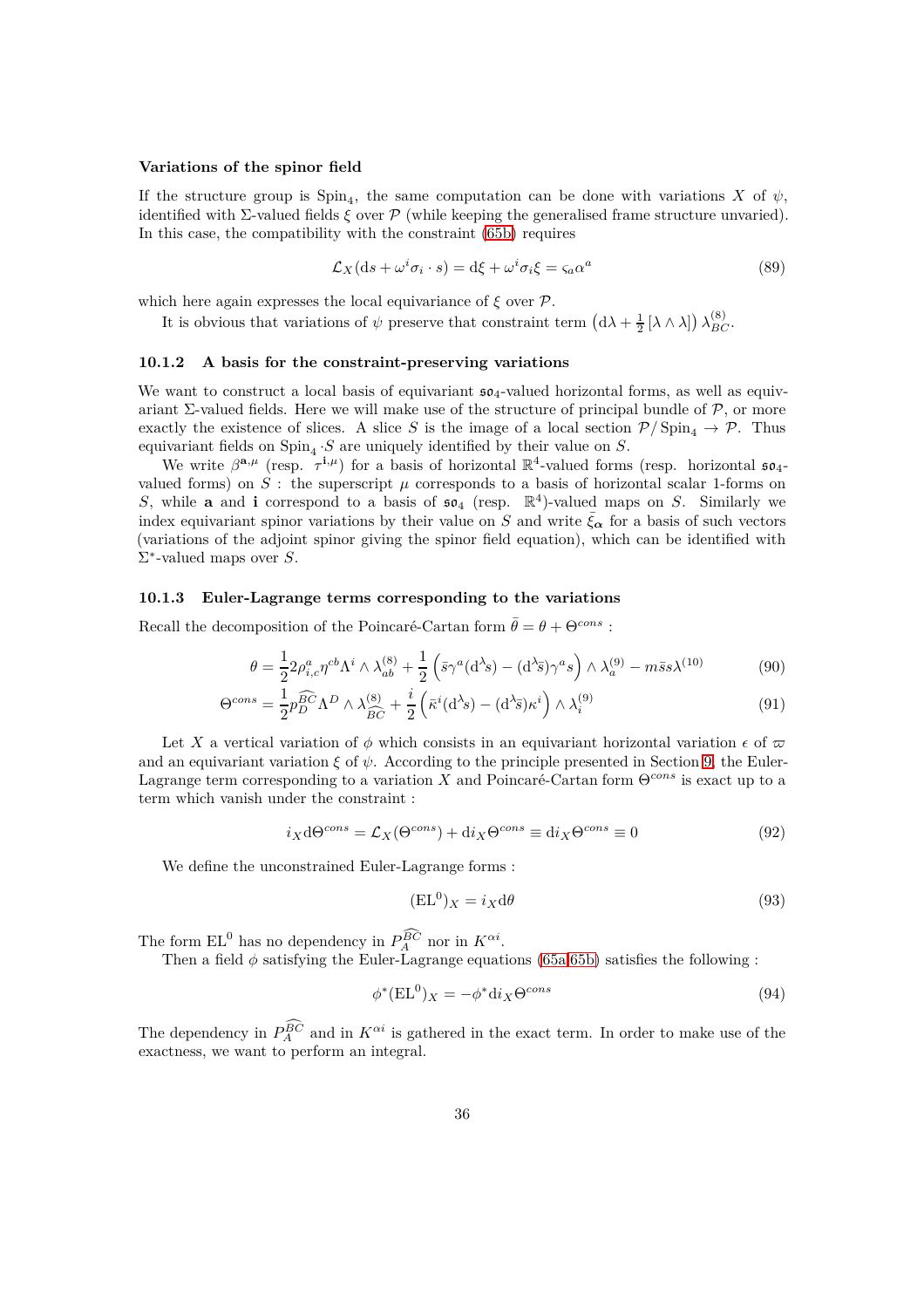**Variations of the spinor field**

If the structure group is $\mathrm{Spin}_4$, the same computation can be done with variations $X$ of $\psi$, identified with $\Sigma$-valued fields $\xi$ over $\mathcal{P}$ (while keeping the generalised frame structure unvaried). In this case, the compatibility with the constraint (65b) requires

$$\mathcal{L}_X(\mathrm{d}s + \omega^i\sigma_i \cdot s) = \mathrm{d}\xi + \omega^i\sigma_i\xi = \varsigma_a\alpha^a \tag{89}$$

which here again expresses the local equivariance of $\xi$ over $\mathcal{P}$.

It is obvious that variations of $\psi$ preserve that constraint term $\left(\mathrm{d}\lambda + \frac{1}{2}[\lambda \wedge \lambda]\right)\lambda^{(8)}_{BC}$.

### 10.1.2 A basis for the constraint-preserving variations

We want to construct a local basis of equivariant $\mathfrak{so}_4$-valued horizontal forms, as well as equivariant $\Sigma$-valued fields. Here we will make use of the structure of principal bundle of $\mathcal{P}$, or more exactly the existence of slices. A slice $S$ is the image of a local section $\mathcal{P}/\mathrm{Spin}_4 \to \mathcal{P}$. Thus equivariant fields on $\mathrm{Spin}_4 \cdot S$ are uniquely identified by their value on $S$.

We write $\beta^{\mathbf{a},\mu}$ (resp. $\tau^{\mathbf{i},\mu}$) for a basis of horizontal $\mathbb{R}^4$-valued forms (resp. horizontal $\mathfrak{so}_4$-valued forms) on $S$ : the superscript $\mu$ corresponds to a basis of horizontal scalar 1-forms on $S$, while $\mathbf{a}$ and $\mathbf{i}$ correspond to a basis of $\mathfrak{so}_4$ (resp. $\mathbb{R}^4$)-valued maps on $S$. Similarly we index equivariant spinor variations by their value on $S$ and write $\bar{\xi}_{\boldsymbol{\alpha}}$ for a basis of such vectors (variations of the adjoint spinor giving the spinor field equation), which can be identified with $\Sigma^*$-valued maps over $S$.

### 10.1.3 Euler-Lagrange terms corresponding to the variations

Recall the decomposition of the Poincaré-Cartan form $\bar{\theta} = \theta + \Theta^{cons}$ :

$$\theta = \frac{1}{2}2\rho^a_{i,c}\eta^{cb}\Lambda^i \wedge \lambda^{(8)}_{ab} + \frac{1}{2}\left(\bar{s}\gamma^a(\mathrm{d}^\lambda s) - (\mathrm{d}^\lambda\bar{s})\gamma^a s\right) \wedge \lambda^{(9)}_a - m\bar{s}s\lambda^{(10)} \tag{90}$$

$$\Theta^{cons} = \frac{1}{2}p^{\widehat{BC}}_D\Lambda^D \wedge \lambda^{(8)}_{\widehat{BC}} + \frac{i}{2}\left(\bar{\kappa}^i(\mathrm{d}^\lambda s) - (\mathrm{d}^\lambda\bar{s})\kappa^i\right) \wedge \lambda^{(9)}_i \tag{91}$$

Let $X$ a vertical variation of $\phi$ which consists in an equivariant horizontal variation $\epsilon$ of $\varpi$ and an equivariant variation $\xi$ of $\psi$. According to the principle presented in Section 9, the Euler-Lagrange term corresponding to a variation $X$ and Poincaré-Cartan form $\Theta^{cons}$ is exact up to a term which vanish under the constraint :

$$i_X\mathrm{d}\Theta^{cons} = \mathcal{L}_X(\Theta^{cons}) + \mathrm{d}i_X\Theta^{cons} \equiv \mathrm{d}i_X\Theta^{cons} \equiv 0 \tag{92}$$

We define the unconstrained Euler-Lagrange forms :

$$(\mathrm{EL}^0)_X = i_X\mathrm{d}\theta \tag{93}$$

The form $\mathrm{EL}^0$ has no dependency in $P^{\widehat{BC}}_A$ nor in $K^{\alpha i}$.

Then a field $\phi$ satisfying the Euler-Lagrange equations (65a,65b) satisfies the following :

$$\phi^*(\mathrm{EL}^0)_X = -\phi^*\mathrm{d}i_X\Theta^{cons} \tag{94}$$

The dependency in $P^{\widehat{BC}}_A$ and in $K^{\alpha i}$ is gathered in the exact term. In order to make use of the exactness, we want to perform an integral.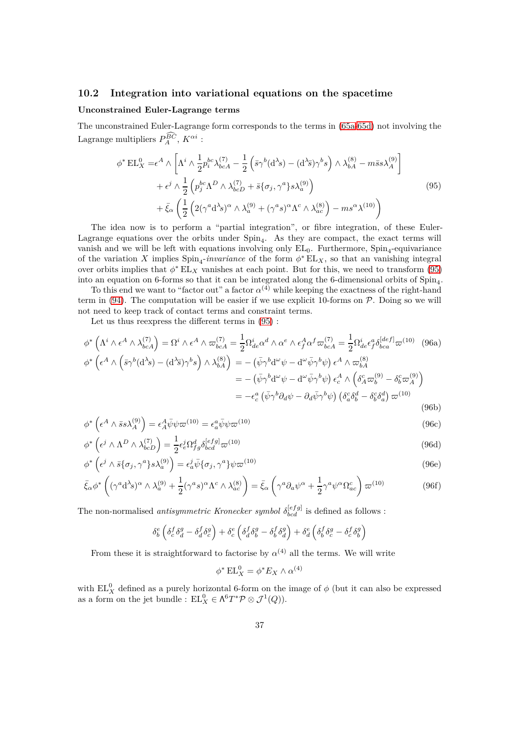## 10.2 Integration into variational equations on the spacetime

**Unconstrained Euler-Lagrange terms**

The unconstrained Euler-Lagrange form corresponds to the terms in (65a-65d) not involving the Lagrange multipliers $P_A^{\widehat{BC}}$, $K^{\alpha i}$ :

$$
\begin{aligned}
\phi^* \mathrm{EL}_X^0 =& \epsilon^A \wedge \left[ \Lambda^i \wedge \frac{1}{2} p_i^{bc} \lambda_{bcA}^{(7)} - \frac{1}{2}\left( \bar{s}\gamma^b (\mathrm{d}^\lambda s) - (\mathrm{d}^\lambda \bar{s})\gamma^b s \right) \wedge \lambda_{bA}^{(8)} - m\bar{s}s\lambda_A^{(9)} \right] \\
&+ \epsilon^j \wedge \frac{1}{2}\left( p_j^{bc} \Lambda^D \wedge \lambda_{bcD}^{(7)} + \bar{s}\{\sigma_j, \gamma^a\} s \lambda_a^{(9)} \right) \\
&+ \bar{\xi}_\alpha \left( \frac{1}{2}\left( 2(\gamma^a \mathrm{d}^\lambda s)^\alpha \wedge \lambda_a^{(9)} + (\gamma^a s)^\alpha \Lambda^c \wedge \lambda_{ac}^{(8)} \right) - m s^\alpha \lambda^{(10)} \right)
\end{aligned}
\tag{95}
$$

The idea now is to perform a "partial integration", or fibre integration, of these Euler-Lagrange equations over the orbits under $\mathrm{Spin}_4$. As they are compact, the exact terms will vanish and we will be left with equations involving only $\mathrm{EL}_0$. Furthermore, $\mathrm{Spin}_4$-equivariance of the variation $X$ implies $\mathrm{Spin}_4$-*invariance* of the form $\phi^* \mathrm{EL}_X$, so that an vanishing integral over orbits implies that $\phi^* \mathrm{EL}_X$ vanishes at each point. But for this, we need to transform (95) into an equation on 6-forms so that it can be integrated along the 6-dimensional orbits of $\mathrm{Spin}_4$.

To this end we want to "factor out" a factor $\alpha^{(4)}$ while keeping the exactness of the right-hand term in (94). The computation will be easier if we use explicit 10-forms on $\mathcal{P}$. Doing so we will not need to keep track of contact terms and constraint terms.

Let us thus reexpress the different terms in (95) :

$$
\phi^*\left( \Lambda^i \wedge \epsilon^A \wedge \lambda_{bcA}^{(7)} \right) = \Omega^i \wedge \epsilon^A \wedge \varpi_{bcA}^{(7)} = \frac{1}{2}\Omega_{de}^i \alpha^d \wedge \alpha^e \wedge \epsilon_f^A \alpha^f \varpi_{bcA}^{(7)} = \frac{1}{2}\Omega_{de}^i \epsilon_f^a \delta_{bca}^{[def]} \varpi^{(10)} \tag{96a}
$$

$$
\begin{aligned}
\phi^*\left( \epsilon^A \wedge \left( \bar{s}\gamma^b (\mathrm{d}^\lambda s) - (\mathrm{d}^\lambda \bar{s})\gamma^b s \right) \wedge \lambda_{bA}^{(8)} \right) &= -\left( \bar{\psi}\gamma^b \mathrm{d}^\omega \psi - \mathrm{d}^\omega \bar{\psi}\gamma^b \psi \right) \epsilon^A \wedge \varpi_{bA}^{(8)} \\
&= -\left( \bar{\psi}\gamma^b \mathrm{d}^\omega \psi - \mathrm{d}^\omega \bar{\psi}\gamma^b \psi \right) \epsilon_c^A \wedge \left( \delta_A^c \varpi_b^{(9)} - \delta_b^c \varpi_A^{(9)} \right) \\
&= -\epsilon_c^a \left( \bar{\psi}\gamma^b \partial_d \psi - \partial_d \bar{\psi}\gamma^b \psi \right) \left( \delta_a^c \delta_b^d - \delta_b^c \delta_a^d \right) \varpi^{(10)}
\end{aligned}
\tag{96b}
$$

$$
\phi^*\left( \epsilon^A \wedge \bar{s}s\lambda_A^{(9)} \right) = \epsilon_A^A \bar{\psi}\psi \varpi^{(10)} = \epsilon_a^a \bar{\psi}\psi \varpi^{(10)} \tag{96c}
$$

$$
\phi^*\left( \epsilon^j \wedge \Lambda^D \wedge \lambda_{bcD}^{(7)} \right) = \frac{1}{2}\epsilon_e^j \Omega_{fg}^d \delta_{bcd}^{[efg]} \varpi^{(10)} \tag{96d}
$$

$$
\phi^*\left( \epsilon^j \wedge \bar{s}\{\sigma_j, \gamma^a\} s \lambda_a^{(9)} \right) = \epsilon_a^j \bar{\psi}\{\sigma_j, \gamma^a\}\psi \varpi^{(10)} \tag{96e}
$$

$$
\bar{\xi}_\alpha \phi^* \left( (\gamma^a \mathrm{d}^\lambda s)^\alpha \wedge \lambda_a^{(9)} + \frac{1}{2}(\gamma^a s)^\alpha \Lambda^c \wedge \lambda_{ac}^{(8)} \right) = \bar{\xi}_\alpha \left( \gamma^a \partial_a \psi^\alpha + \frac{1}{2}\gamma^a \psi^\alpha \Omega_{ac}^c \right) \varpi^{(10)} \tag{96f}
$$

The non-normalised *antisymmetric Kronecker symbol* $\delta_{bcd}^{[efg]}$ is defined as follows :

$$
\delta_b^e \left( \delta_c^f \delta_d^g - \delta_d^f \delta_c^g \right) + \delta_c^e \left( \delta_d^f \delta_b^g - \delta_b^f \delta_d^g \right) + \delta_d^e \left( \delta_b^f \delta_c^g - \delta_c^f \delta_b^g \right)
$$

From these it is straightforward to factorise by $\alpha^{(4)}$ all the terms. We will write

$$
\phi^* \mathrm{EL}_X^0 = \phi^* E_X \wedge \alpha^{(4)}
$$

with $\mathrm{EL}_X^0$ defined as a purely horizontal 6-form on the image of $\phi$ (but it can also be expressed as a form on the jet bundle : $\mathrm{EL}_X^0 \in \Lambda^6 T^*\mathcal{P} \otimes \mathcal{J}^1(Q)$).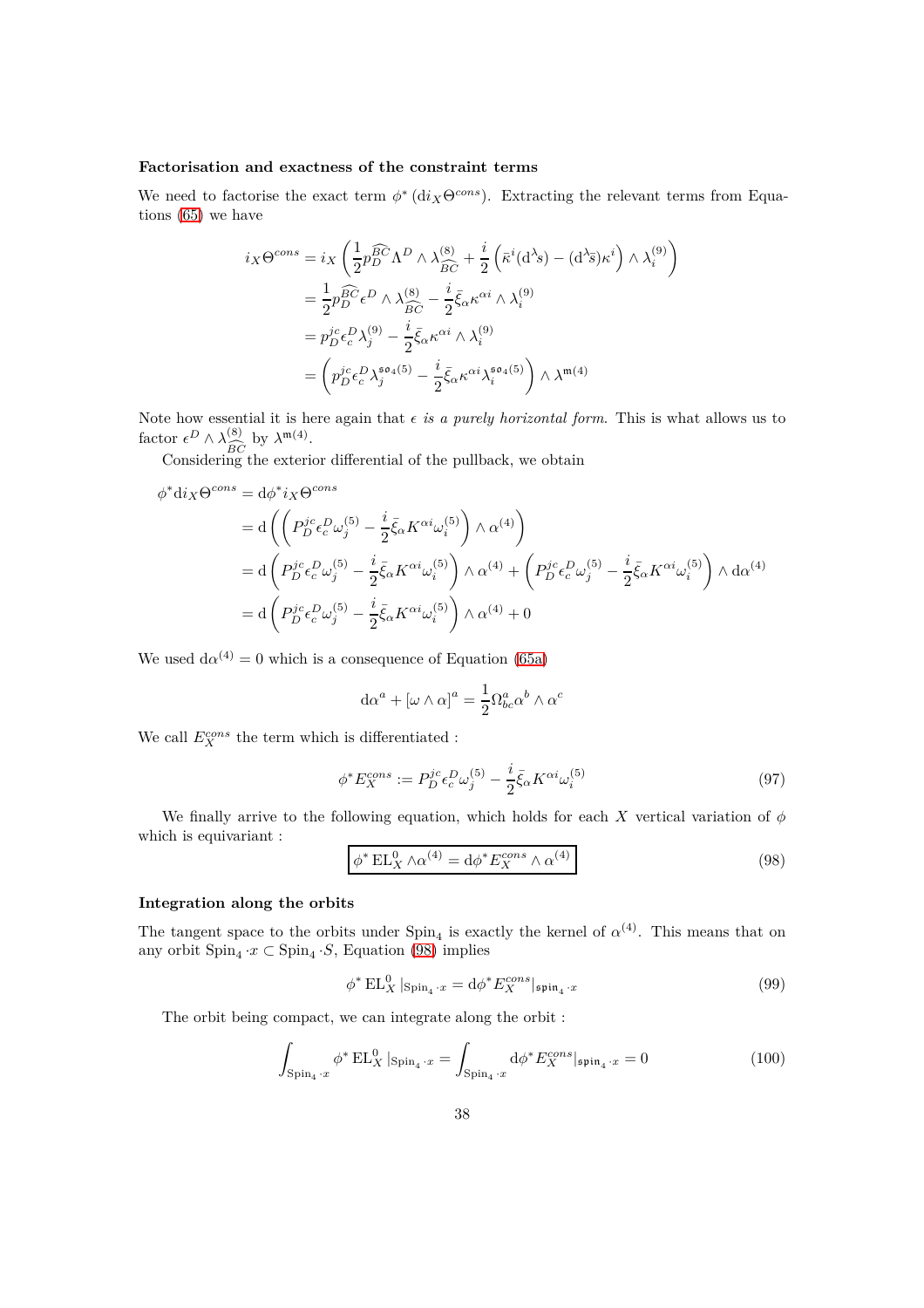#### Factorisation and exactness of the constraint terms

We need to factorise the exact term $\phi^*\left(\mathrm{d}i_X\Theta^{cons}\right)$. Extracting the relevant terms from Equations (65) we have

$$
\begin{aligned}
i_X\Theta^{cons} &= i_X\left(\frac{1}{2}p_D^{\widehat{BC}}\Lambda^D\wedge\lambda^{(8)}_{\widehat{BC}} + \frac{i}{2}\left(\bar{\kappa}^i(\mathrm{d}^\lambda s) - (\mathrm{d}^\lambda\bar{s})\kappa^i\right)\wedge\lambda^{(9)}_i\right)\\
&= \frac{1}{2}p_D^{\widehat{BC}}\epsilon^D\wedge\lambda^{(8)}_{\widehat{BC}} - \frac{i}{2}\bar{\xi}_\alpha\kappa^{\alpha i}\wedge\lambda^{(9)}_i\\
&= p_D^{jc}\epsilon_c^D\lambda^{(9)}_j - \frac{i}{2}\bar{\xi}_\alpha\kappa^{\alpha i}\wedge\lambda^{(9)}_i\\
&= \left(p_D^{jc}\epsilon_c^D\lambda^{\mathfrak{so}_4(5)}_j - \frac{i}{2}\bar{\xi}_\alpha\kappa^{\alpha i}\lambda^{\mathfrak{so}_4(5)}_i\right)\wedge\lambda^{\mathfrak{m}(4)}
\end{aligned}
$$

Note how essential it is here again that $\epsilon$ *is a purely horizontal form*. This is what allows us to factor $\epsilon^D\wedge\lambda^{(8)}_{\widehat{BC}}$ by $\lambda^{\mathfrak{m}(4)}$.

Considering the exterior differential of the pullback, we obtain

$$
\begin{aligned}
\phi^*\mathrm{d}i_X\Theta^{cons} &= \mathrm{d}\phi^* i_X\Theta^{cons}\\
&= \mathrm{d}\left(\left(P_D^{jc}\epsilon_c^D\omega^{(5)}_j - \frac{i}{2}\bar{\xi}_\alpha K^{\alpha i}\omega^{(5)}_i\right)\wedge\alpha^{(4)}\right)\\
&= \mathrm{d}\left(P_D^{jc}\epsilon_c^D\omega^{(5)}_j - \frac{i}{2}\bar{\xi}_\alpha K^{\alpha i}\omega^{(5)}_i\right)\wedge\alpha^{(4)} + \left(P_D^{jc}\epsilon_c^D\omega^{(5)}_j - \frac{i}{2}\bar{\xi}_\alpha K^{\alpha i}\omega^{(5)}_i\right)\wedge\mathrm{d}\alpha^{(4)}\\
&= \mathrm{d}\left(P_D^{jc}\epsilon_c^D\omega^{(5)}_j - \frac{i}{2}\bar{\xi}_\alpha K^{\alpha i}\omega^{(5)}_i\right)\wedge\alpha^{(4)} + 0
\end{aligned}
$$

We used $\mathrm{d}\alpha^{(4)} = 0$ which is a consequence of Equation (65a)

$$
\mathrm{d}\alpha^a + [\omega\wedge\alpha]^a = \frac{1}{2}\Omega^a_{bc}\alpha^b\wedge\alpha^c
$$

We call $E_X^{cons}$ the term which is differentiated :

$$
\phi^*E_X^{cons} := P_D^{jc}\epsilon_c^D\omega^{(5)}_j - \frac{i}{2}\bar{\xi}_\alpha K^{\alpha i}\omega^{(5)}_i \tag{97}
$$

We finally arrive to the following equation, which holds for each $X$ vertical variation of $\phi$ which is equivariant :

$$
\boxed{\phi^*\,\mathrm{EL}_X^0\wedge\alpha^{(4)} = \mathrm{d}\phi^*E_X^{cons}\wedge\alpha^{(4)}} \tag{98}
$$

#### Integration along the orbits

The tangent space to the orbits under $\mathrm{Spin}_4$ is exactly the kernel of $\alpha^{(4)}$. This means that on any orbit $\mathrm{Spin}_4\cdot x\subset\mathrm{Spin}_4\cdot S$, Equation (98) implies

$$
\phi^*\,\mathrm{EL}_X^0|_{\mathrm{Spin}_4\cdot x} = \mathrm{d}\phi^*E_X^{cons}|_{\mathfrak{spin}_4\cdot x} \tag{99}
$$

The orbit being compact, we can integrate along the orbit :

$$
\int_{\mathrm{Spin}_4\cdot x}\phi^*\,\mathrm{EL}_X^0|_{\mathrm{Spin}_4\cdot x} = \int_{\mathrm{Spin}_4\cdot x}\mathrm{d}\phi^*E_X^{cons}|_{\mathfrak{spin}_4\cdot x} = 0 \tag{100}
$$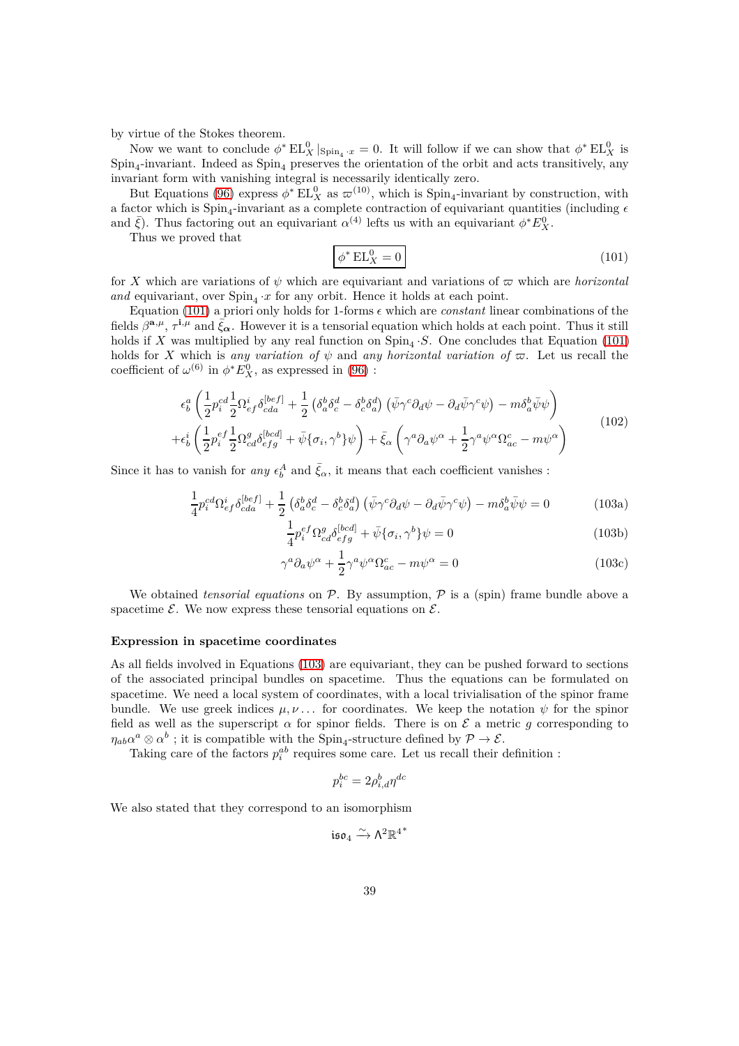by virtue of the Stokes theorem.

Now we want to conclude $\phi^* \mathrm{EL}^0_X |_{\mathrm{Spin}_4 \cdot x} = 0$. It will follow if we can show that $\phi^* \mathrm{EL}^0_X$ is $\mathrm{Spin}_4$-invariant. Indeed as $\mathrm{Spin}_4$ preserves the orientation of the orbit and acts transitively, any invariant form with vanishing integral is necessarily identically zero.

But Equations (96) express $\phi^* \mathrm{EL}^0_X$ as $\varpi^{(10)}$, which is $\mathrm{Spin}_4$-invariant by construction, with a factor which is $\mathrm{Spin}_4$-invariant as a complete contraction of equivariant quantities (including $\epsilon$ and $\bar{\xi}$). Thus factoring out an equivariant $\alpha^{(4)}$ lefts us with an equivariant $\phi^* E^0_X$.

Thus we proved that

$$\boxed{\phi^* \mathrm{EL}^0_X = 0} \tag{101}$$

for $X$ which are variations of $\psi$ which are equivariant and variations of $\varpi$ which are *horizontal and* equivariant, over $\mathrm{Spin}_4 \cdot x$ for any orbit. Hence it holds at each point.

Equation (101) a priori only holds for 1-forms $\epsilon$ which are *constant* linear combinations of the fields $\beta^{\mathbf{a},\mu}$, $\tau^{\mathbf{i},\mu}$ and $\bar{\xi}_{\boldsymbol{\alpha}}$. However it is a tensorial equation which holds at each point. Thus it still holds if $X$ was multiplied by any real function on $\mathrm{Spin}_4 \cdot S$. One concludes that Equation (101) holds for $X$ which is *any variation of* $\psi$ and *any horizontal variation of* $\varpi$. Let us recall the coefficient of $\omega^{(6)}$ in $\phi^* E^0_X$, as expressed in (96) :

$$\begin{aligned}
&\epsilon^a_b \left( \frac{1}{2} p^{cd}_i \frac{1}{2} \Omega^i_{ef} \delta^{[bef]}_{cda} + \frac{1}{2} \left( \delta^b_a \delta^d_c - \delta^b_c \delta^d_a \right) \left( \bar{\psi} \gamma^c \partial_d \psi - \partial_d \bar{\psi} \gamma^c \psi \right) - m \delta^b_a \bar{\psi} \psi \right) \\
&+ \epsilon^i_b \left( \frac{1}{2} p^{ef}_i \frac{1}{2} \Omega^g_{cd} \delta^{[bcd]}_{efg} + \bar{\psi} \{\sigma_i, \gamma^b\} \psi \right) + \bar{\xi}_\alpha \left( \gamma^a \partial_a \psi^\alpha + \frac{1}{2} \gamma^a \psi^\alpha \Omega^c_{ac} - m \psi^\alpha \right)
\end{aligned} \tag{102}$$

Since it has to vanish for *any* $\epsilon^A_b$ and $\bar{\xi}_\alpha$, it means that each coefficient vanishes :

$$\frac{1}{4} p^{cd}_i \Omega^i_{ef} \delta^{[bef]}_{cda} + \frac{1}{2} \left( \delta^b_a \delta^d_c - \delta^b_c \delta^d_a \right) \left( \bar{\psi} \gamma^c \partial_d \psi - \partial_d \bar{\psi} \gamma^c \psi \right) - m \delta^b_a \bar{\psi} \psi = 0 \tag{103a}$$

$$\frac{1}{4} p^{ef}_i \Omega^g_{cd} \delta^{[bcd]}_{efg} + \bar{\psi} \{\sigma_i, \gamma^b\} \psi = 0 \tag{103b}$$

$$\gamma^a \partial_a \psi^\alpha + \frac{1}{2} \gamma^a \psi^\alpha \Omega^c_{ac} - m \psi^\alpha = 0 \tag{103c}$$

We obtained *tensorial equations* on $\mathcal{P}$. By assumption, $\mathcal{P}$ is a (spin) frame bundle above a spacetime $\mathcal{E}$. We now express these tensorial equations on $\mathcal{E}$.

**Expression in spacetime coordinates**

As all fields involved in Equations (103) are equivariant, they can be pushed forward to sections of the associated principal bundles on spacetime. Thus the equations can be formulated on spacetime. We need a local system of coordinates, with a local trivialisation of the spinor frame bundle. We use greek indices $\mu, \nu \ldots$ for coordinates. We keep the notation $\psi$ for the spinor field as well as the superscript $\alpha$ for spinor fields. There is on $\mathcal{E}$ a metric $g$ corresponding to $\eta_{ab} \alpha^a \otimes \alpha^b$ ; it is compatible with the $\mathrm{Spin}_4$-structure defined by $\mathcal{P} \to \mathcal{E}$.

Taking care of the factors $p^{ab}_i$ requires some care. Let us recall their definition :

$$p^{bc}_i = 2 \rho^b_{i,d} \eta^{dc}$$

We also stated that they correspond to an isomorphism

$$\mathfrak{iso}_4 \xrightarrow{\sim} \Lambda^2 {\mathbb{R}^4}^*$$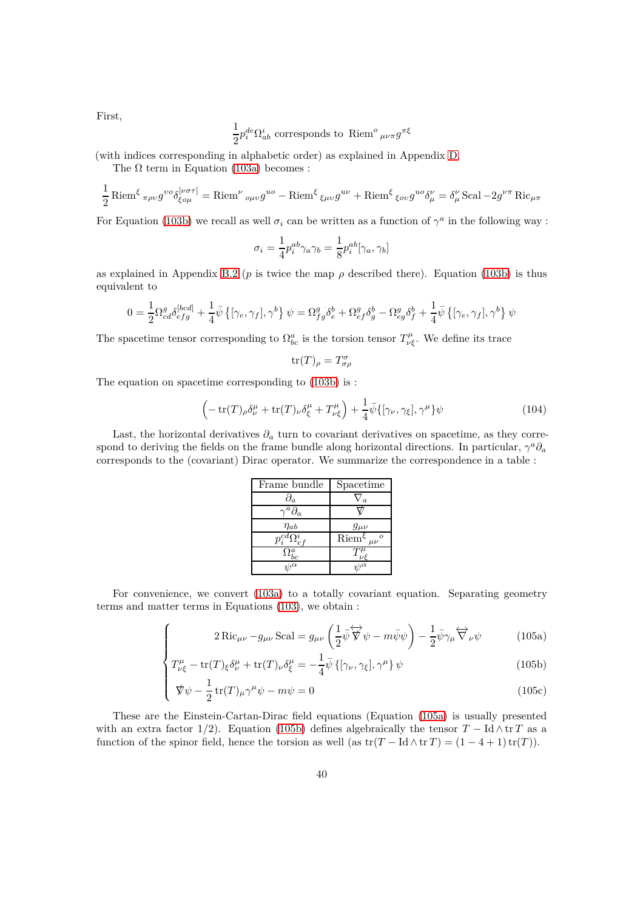First,

$$\frac{1}{2}p_i^{de}\Omega^i_{ab} \text{ corresponds to } \operatorname{Riem}^o{}_{\mu\nu\pi}g^{\pi\xi}$$

(with indices corresponding in alphabetic order) as explained in Appendix D.

The $\Omega$ term in Equation (103a) becomes :

$$\frac{1}{2}\operatorname{Riem}^\xi{}_{\pi\rho\upsilon}g^{\upsilon o}\delta^{[\nu\sigma\tau]}_{\xi o\mu} = \operatorname{Riem}^\nu{}_{o\mu\upsilon}g^{uo} - \operatorname{Riem}^\xi{}_{\xi\mu\upsilon}g^{u\nu} + \operatorname{Riem}^\xi{}_{\xi o\upsilon}g^{uo}\delta^\nu_\mu = \delta^\nu_\mu \operatorname{Scal} - 2g^{\nu\pi}\operatorname{Ric}_{\mu\pi}$$

For Equation (103b) we recall as well $\sigma_i$ can be written as a function of $\gamma^a$ in the following way :

$$\sigma_i = \frac{1}{4}p_i^{ab}\gamma_a\gamma_b = \frac{1}{8}p_i^{ab}[\gamma_a,\gamma_b]$$

as explained in Appendix B.2 ($p$ is twice the map $\rho$ described there). Equation (103b) is thus equivalent to

$$0 = \frac{1}{2}\Omega^g_{cd}\delta^{[bcd]}_{efg} + \frac{1}{4}\bar{\psi}\left\{[\gamma_e,\gamma_f],\gamma^b\right\}\psi = \Omega^g_{fg}\delta^b_e + \Omega^g_{ef}\delta^b_g - \Omega^g_{eg}\delta^b_f + \frac{1}{4}\bar{\psi}\left\{[\gamma_e,\gamma_f],\gamma^b\right\}\psi$$

The spacetime tensor corresponding to $\Omega^a_{bc}$ is the torsion tensor $T^\mu_{\nu\xi}$. We define its trace

$$\operatorname{tr}(T)_\rho = T^\sigma_{\sigma\rho}$$

The equation on spacetime corresponding to (103b) is :

$$\left(-\operatorname{tr}(T)_\rho\delta^\mu_\nu + \operatorname{tr}(T)_\nu\delta^\mu_\xi + T^\mu_{\nu\xi}\right) + \frac{1}{4}\bar{\psi}\{[\gamma_\nu,\gamma_\xi],\gamma^\mu\}\psi \tag{104}$$

Last, the horizontal derivatives $\partial_a$ turn to covariant derivatives on spacetime, as they correspond to deriving the fields on the frame bundle along horizontal directions. In particular, $\gamma^a\partial_a$ corresponds to the (covariant) Dirac operator. We summarize the correspondence in a table :

| Frame bundle | Spacetime |
|---|---|
| $\partial_a$ | $\nabla_a$ |
| $\gamma^a\partial_a$ | $\nabla\!\!\!/$ |
| $\eta_{ab}$ | $g_{\mu\nu}$ |
| $p_i^{cd}\Omega^i_{ef}$ | $\operatorname{Riem}^\xi{}_{\mu\nu}{}^o$ |
| $\Omega^a_{bc}$ | $T^\mu_{\nu\xi}$ |
| $\psi^\alpha$ | $\psi^\alpha$ |

For convenience, we convert (103a) to a totally covariant equation. Separating geometry terms and matter terms in Equations (103), we obtain :

$$\begin{cases} 2\operatorname{Ric}_{\mu\nu} - g_{\mu\nu}\operatorname{Scal} = g_{\mu\nu}\left(\frac{1}{2}\bar{\psi}\overleftrightarrow{\nabla\!\!\!/}\psi - m\bar{\psi}\psi\right) - \frac{1}{2}\bar{\psi}\gamma_\mu\overleftrightarrow{\nabla}_\nu\psi & \text{(105a)}\\ T^\mu_{\nu\xi} - \operatorname{tr}(T)_\xi\delta^\mu_\nu + \operatorname{tr}(T)_\nu\delta^\mu_\xi = -\frac{1}{4}\bar{\psi}\left\{[\gamma_\nu,\gamma_\xi],\gamma^\mu\right\}\psi & \text{(105b)}\\ \nabla\!\!\!/\psi - \frac{1}{2}\operatorname{tr}(T)_\mu\gamma^\mu\psi - m\psi = 0 & \text{(105c)} \end{cases}$$

These are the Einstein-Cartan-Dirac field equations (Equation (105a) is usually presented with an extra factor 1/2). Equation (105b) defines algebraically the tensor $T - \operatorname{Id}\wedge\operatorname{tr}T$ as a function of the spinor field, hence the torsion as well (as $\operatorname{tr}(T - \operatorname{Id}\wedge\operatorname{tr}T) = (1-4+1)\operatorname{tr}(T)$).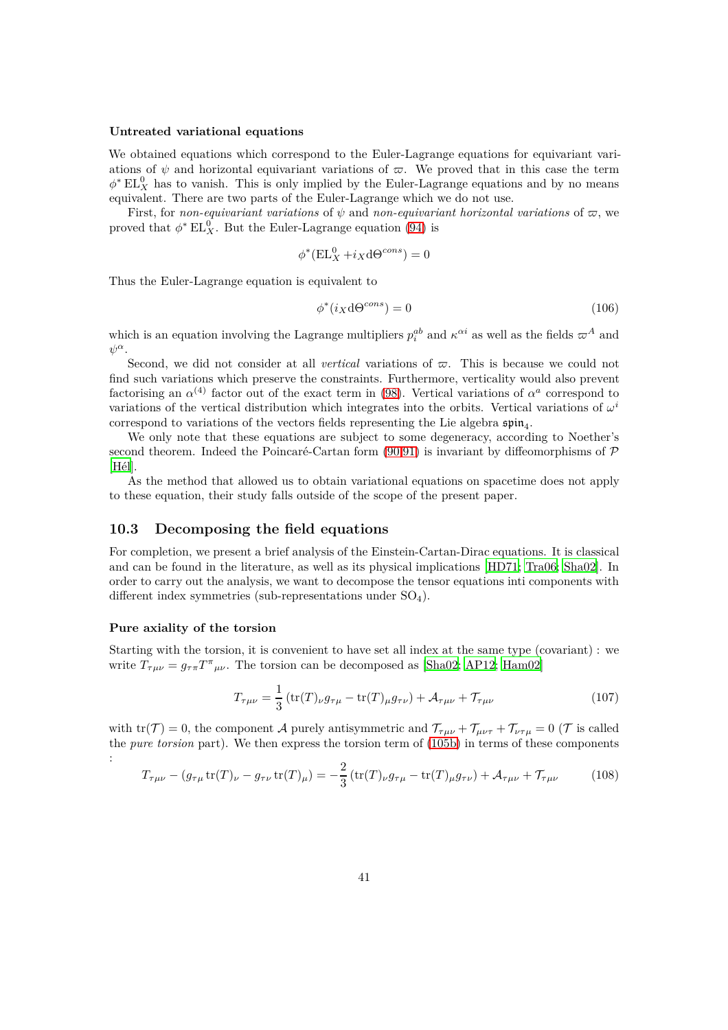#### Untreated variational equations

We obtained equations which correspond to the Euler-Lagrange equations for equivariant variations of $\psi$ and horizontal equivariant variations of $\varpi$. We proved that in this case the term $\phi^* \mathrm{EL}^0_X$ has to vanish. This is only implied by the Euler-Lagrange equations and by no means equivalent. There are two parts of the Euler-Lagrange which we do not use.

First, for *non-equivariant variations* of $\psi$ and *non-equivariant horizontal variations* of $\varpi$, we proved that $\phi^* \mathrm{EL}^0_X$. But the Euler-Lagrange equation (94) is

$$\phi^*(\mathrm{EL}^0_X + i_X \mathrm{d}\Theta^{cons}) = 0$$

Thus the Euler-Lagrange equation is equivalent to

$$\phi^*(i_X \mathrm{d}\Theta^{cons}) = 0 \tag{106}$$

which is an equation involving the Lagrange multipliers $p^{ab}_i$ and $\kappa^{\alpha i}$ as well as the fields $\varpi^A$ and $\psi^\alpha$.

Second, we did not consider at all *vertical* variations of $\varpi$. This is because we could not find such variations which preserve the constraints. Furthermore, verticality would also prevent factorising an $\alpha^{(4)}$ factor out of the exact term in (98). Vertical variations of $\alpha^a$ correspond to variations of the vertical distribution which integrates into the orbits. Vertical variations of $\omega^i$ correspond to variations of the vectors fields representing the Lie algebra $\mathfrak{spin}_4$.

We only note that these equations are subject to some degeneracy, according to Noether's second theorem. Indeed the Poincaré-Cartan form (90,91) is invariant by diffeomorphisms of $\mathcal{P}$ [Hél].

As the method that allowed us to obtain variational equations on spacetime does not apply to these equation, their study falls outside of the scope of the present paper.

### 10.3 Decomposing the field equations

For completion, we present a brief analysis of the Einstein-Cartan-Dirac equations. It is classical and can be found in the literature, as well as its physical implications [HD71; Tra06; Sha02]. In order to carry out the analysis, we want to decompose the tensor equations inti components with different index symmetries (sub-representations under $\mathrm{SO}_4$).

#### Pure axiality of the torsion

Starting with the torsion, it is convenient to have set all index at the same type (covariant) : we write $T_{\tau\mu\nu} = g_{\tau\pi} T^\pi{}_{\mu\nu}$. The torsion can be decomposed as [Sha02; AP12; Ham02]

$$T_{\tau\mu\nu} = \frac{1}{3}\left(\mathrm{tr}(T)_\nu g_{\tau\mu} - \mathrm{tr}(T)_\mu g_{\tau\nu}\right) + \mathcal{A}_{\tau\mu\nu} + \mathcal{T}_{\tau\mu\nu} \tag{107}$$

with $\mathrm{tr}(\mathcal{T}) = 0$, the component $\mathcal{A}$ purely antisymmetric and $\mathcal{T}_{\tau\mu\nu} + \mathcal{T}_{\mu\nu\tau} + \mathcal{T}_{\nu\tau\mu} = 0$ ($\mathcal{T}$ is called the *pure torsion* part). We then express the torsion term of (105b) in terms of these components :

$$T_{\tau\mu\nu} - (g_{\tau\mu}\,\mathrm{tr}(T)_\nu - g_{\tau\nu}\,\mathrm{tr}(T)_\mu) = -\frac{2}{3}\left(\mathrm{tr}(T)_\nu g_{\tau\mu} - \mathrm{tr}(T)_\mu g_{\tau\nu}\right) + \mathcal{A}_{\tau\mu\nu} + \mathcal{T}_{\tau\mu\nu} \tag{108}$$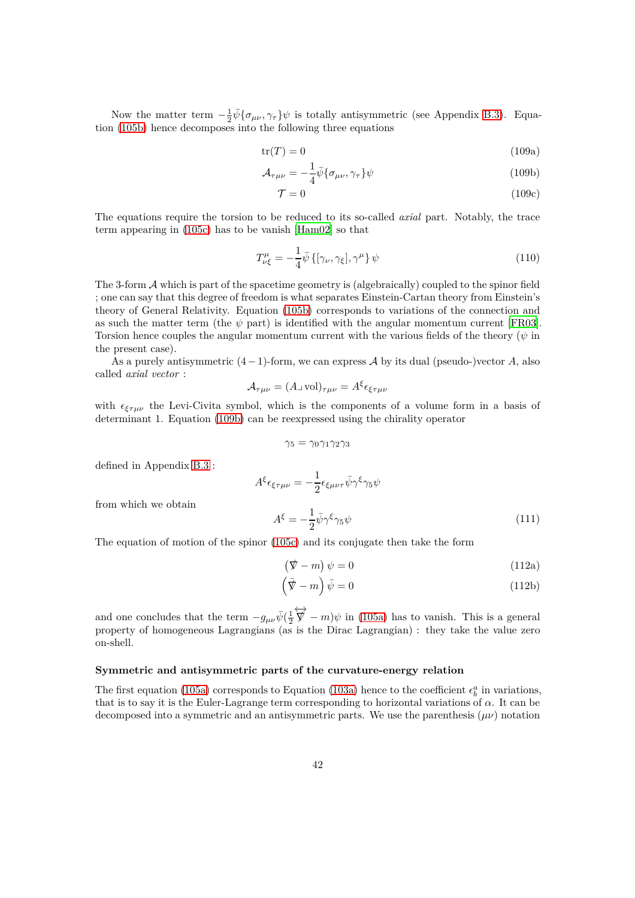Now the matter term $-\frac{1}{2}\bar{\psi}\{\sigma_{\mu\nu}, \gamma_\tau\}\psi$ is totally antisymmetric (see Appendix B.3). Equation (105b) hence decomposes into the following three equations

$$\mathrm{tr}(T) = 0 \tag{109a}$$

$$\mathcal{A}_{\tau\mu\nu} = -\frac{1}{4}\bar{\psi}\{\sigma_{\mu\nu}, \gamma_\tau\}\psi \tag{109b}$$

$$\mathcal{T} = 0 \tag{109c}$$

The equations require the torsion to be reduced to its so-called *axial* part. Notably, the trace term appearing in (105c) has to be vanish [Ham02] so that

$$T^{\mu}_{\nu\xi} = -\frac{1}{4}\bar{\psi}\left\{[\gamma_\nu, \gamma_\xi], \gamma^\mu\right\}\psi \tag{110}$$

The 3-form $\mathcal{A}$ which is part of the spacetime geometry is (algebraically) coupled to the spinor field ; one can say that this degree of freedom is what separates Einstein-Cartan theory from Einstein's theory of General Relativity. Equation (105b) corresponds to variations of the connection and as such the matter term (the $\psi$ part) is identified with the angular momentum current [FR03]. Torsion hence couples the angular momentum current with the various fields of the theory ($\psi$ in the present case).

As a purely antisymmetric $(4-1)$-form, we can express $\mathcal{A}$ by its dual (pseudo-)vector $A$, also called *axial vector* :

$$\mathcal{A}_{\tau\mu\nu} = (A \lrcorner \, \mathrm{vol})_{\tau\mu\nu} = A^{\xi}\epsilon_{\xi\tau\mu\nu}$$

with $\epsilon_{\xi\tau\mu\nu}$ the Levi-Civita symbol, which is the components of a volume form in a basis of determinant 1. Equation (109b) can be reexpressed using the chirality operator

$$\gamma_5 = \gamma_0\gamma_1\gamma_2\gamma_3$$

defined in Appendix B.3 :

$$A^{\xi}\epsilon_{\xi\tau\mu\nu} = -\frac{1}{2}\epsilon_{\xi\mu\nu\tau}\bar{\psi}\gamma^{\xi}\gamma_5\psi$$

from which we obtain

$$A^{\xi} = -\frac{1}{2}\bar{\psi}\gamma^{\xi}\gamma_5\psi \tag{111}$$

The equation of motion of the spinor (105c) and its conjugate then take the form

$$\left(\vec{\nabla\!\!\!/} - m\right)\psi = 0 \tag{112a}$$

$$\left(\bar{\nabla\!\!\!/} - m\right)\bar{\psi} = 0 \tag{112b}$$

and one concludes that the term $-g_{\mu\nu}\bar{\psi}(\frac{1}{2}\overleftrightarrow{\nabla\!\!\!/} - m)\psi$ in (105a) has to vanish. This is a general property of homogeneous Lagrangians (as is the Dirac Lagrangian) : they take the value zero on-shell.

#### Symmetric and antisymmetric parts of the curvature-energy relation

The first equation (105a) corresponds to Equation (103a) hence to the coefficient $\epsilon^a_b$ in variations, that is to say it is the Euler-Lagrange term corresponding to horizontal variations of $\alpha$. It can be decomposed into a symmetric and an antisymmetric parts. We use the parenthesis $(\mu\nu)$ notation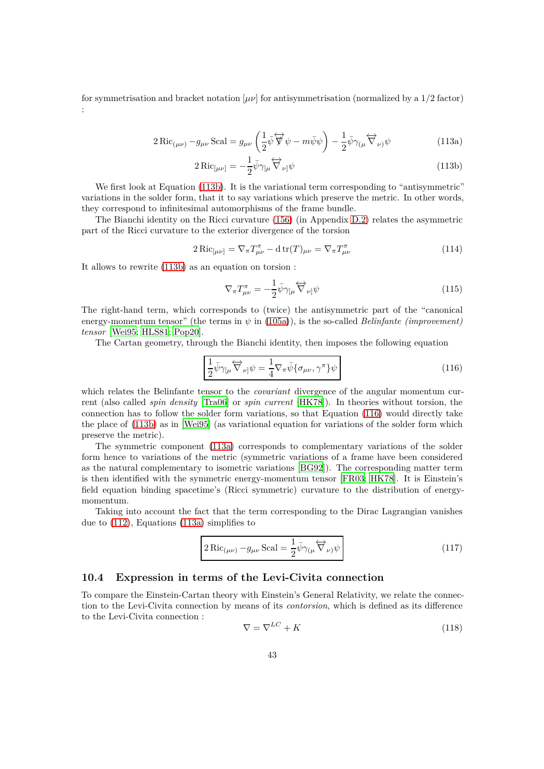for symmetrisation and bracket notation $[\mu\nu]$ for antisymmetrisation (normalized by a $1/2$ factor) :

$$2\,\mathrm{Ric}_{(\mu\nu)} - g_{\mu\nu}\,\mathrm{Scal} = g_{\mu\nu}\left(\frac{1}{2}\bar{\psi}\overleftrightarrow{\nabla\!\!\!/}\psi - m\bar{\psi}\psi\right) - \frac{1}{2}\bar{\psi}\gamma_{(\mu}\overleftrightarrow{\nabla}_{\nu)}\psi \tag{113a}$$

$$2\,\mathrm{Ric}_{[\mu\nu]} = -\frac{1}{2}\bar{\psi}\gamma_{[\mu}\overleftrightarrow{\nabla}_{\nu]}\psi \tag{113b}$$

We first look at Equation (113b). It is the variational term corresponding to "antisymmetric" variations in the solder form, that it to say variations which preserve the metric. In other words, they correspond to infinitesimal automorphisms of the frame bundle.

The Bianchi identity on the Ricci curvature (156) (in Appendix D.2) relates the asymmetric part of the Ricci curvature to the exterior divergence of the torsion

$$2\,\mathrm{Ric}_{[\mu\nu]} = \nabla_\pi T^\pi_{\mu\nu} - \mathrm{d}\,\mathrm{tr}(T)_{\mu\nu} = \nabla_\pi T^\pi_{\mu\nu} \tag{114}$$

It allows to rewrite (113b) as an equation on torsion :

$$\nabla_\pi T^\pi_{\mu\nu} = -\frac{1}{2}\bar{\psi}\gamma_{[\mu}\overleftrightarrow{\nabla}_{\nu]}\psi \tag{115}$$

The right-hand term, which corresponds to (twice) the antisymmetric part of the "canonical energy-momentum tensor" (the terms in $\psi$ in (105a)), is the so-called *Belinfante (improvement) tensor* [Wei95; HLS81; Pop20].

The Cartan geometry, through the Bianchi identity, then imposes the following equation

$$\boxed{\frac{1}{2}\bar{\psi}\gamma_{[\mu}\overleftrightarrow{\nabla}_{\nu]}\psi = \frac{1}{4}\nabla_\pi\bar{\psi}\{\sigma_{\mu\nu},\gamma^\pi\}\psi} \tag{116}$$

which relates the Belinfante tensor to the *covariant* divergence of the angular momentum current (also called *spin density* [Tra06] or *spin current* [HK78]). In theories without torsion, the connection has to follow the solder form variations, so that Equation (116) would directly take the place of (113b) as in [Wei95] (as variational equation for variations of the solder form which preserve the metric).

The symmetric component (113a) corresponds to complementary variations of the solder form hence to variations of the metric (symmetric variations of a frame have been considered as the natural complementary to isometric variations [BG92]). The corresponding matter term is then identified with the symmetric energy-momentum tensor [FR03; HK78]. It is Einstein's field equation binding spacetime's (Ricci symmetric) curvature to the distribution of energy-momentum.

Taking into account the fact that the term corresponding to the Dirac Lagrangian vanishes due to (112), Equations (113a) simplifies to

$$\boxed{2\,\mathrm{Ric}_{(\mu\nu)} - g_{\mu\nu}\,\mathrm{Scal} = \frac{1}{2}\bar{\psi}\gamma_{(\mu}\overleftrightarrow{\nabla}_{\nu)}\psi} \tag{117}$$

### 10.4 Expression in terms of the Levi-Civita connection

To compare the Einstein-Cartan theory with Einstein's General Relativity, we relate the connection to the Levi-Civita connection by means of its *contorsion*, which is defined as its difference to the Levi-Civita connection :

$$\nabla = \nabla^{LC} + K \tag{118}$$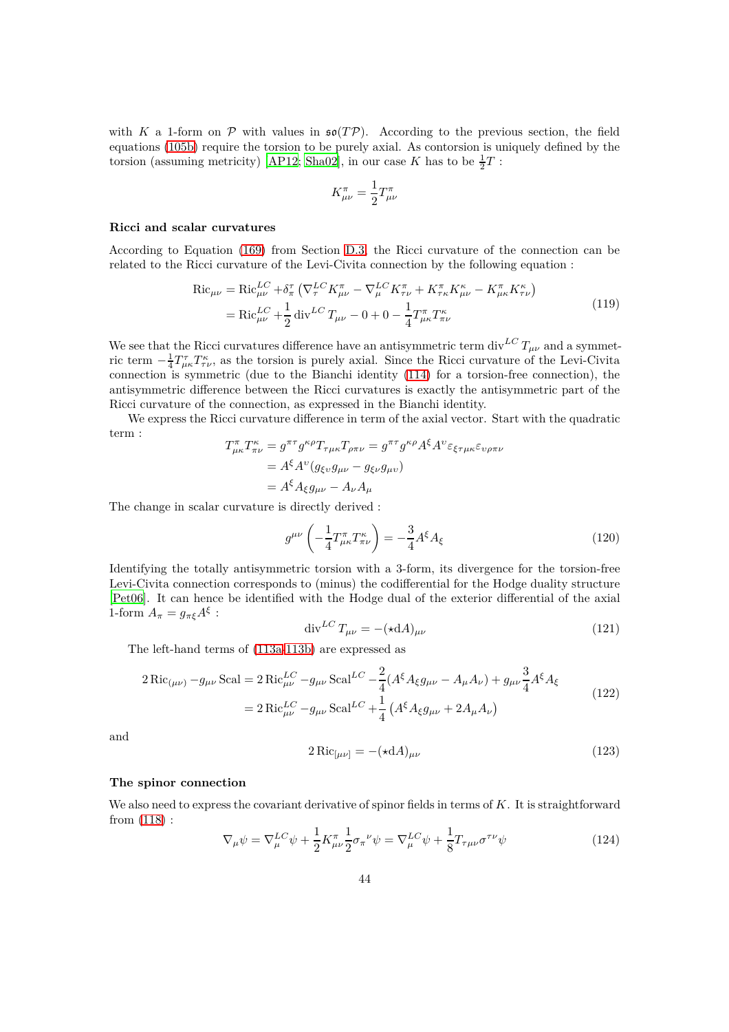with $K$ a 1-form on $\mathcal{P}$ with values in $\mathfrak{so}(T\mathcal{P})$. According to the previous section, the field equations (105b) require the torsion to be purely axial. As contorsion is uniquely defined by the torsion (assuming metricity) [AP12; Sha02], in our case $K$ has to be $\frac{1}{2}T$ :

$$K^{\pi}_{\mu\nu} = \frac{1}{2}T^{\pi}_{\mu\nu}$$

#### Ricci and scalar curvatures

According to Equation (169) from Section D.3, the Ricci curvature of the connection can be related to the Ricci curvature of the Levi-Civita connection by the following equation :

$$\begin{aligned}
\mathrm{Ric}_{\mu\nu} &= \mathrm{Ric}^{LC}_{\mu\nu} + \delta^{\tau}_{\pi}\left(\nabla^{LC}_{\tau} K^{\pi}_{\mu\nu} - \nabla^{LC}_{\mu} K^{\pi}_{\tau\nu} + K^{\pi}_{\tau\kappa}K^{\kappa}_{\mu\nu} - K^{\pi}_{\mu\kappa}K^{\kappa}_{\tau\nu}\right) \\
&= \mathrm{Ric}^{LC}_{\mu\nu} + \frac{1}{2}\,\mathrm{div}^{LC}\, T_{\mu\nu} - 0 + 0 - \frac{1}{4}T^{\pi}_{\mu\kappa}T^{\kappa}_{\pi\nu}
\end{aligned} \tag{119}$$

We see that the Ricci curvatures difference have an antisymmetric term $\mathrm{div}^{LC}\, T_{\mu\nu}$ and a symmetric term $-\frac{1}{4}T^{\tau}_{\mu\kappa}T^{\kappa}_{\tau\nu}$, as the torsion is purely axial. Since the Ricci curvature of the Levi-Civita connection is symmetric (due to the Bianchi identity (114) for a torsion-free connection), the antisymmetric difference between the Ricci curvatures is exactly the antisymmetric part of the Ricci curvature of the connection, as expressed in the Bianchi identity.

We express the Ricci curvature difference in term of the axial vector. Start with the quadratic term :

$$\begin{aligned}
T^{\pi}_{\mu\kappa}T^{\kappa}_{\pi\nu} &= g^{\pi\tau}g^{\kappa\rho}T_{\tau\mu\kappa}T_{\rho\pi\nu} = g^{\pi\tau}g^{\kappa\rho}A^{\xi}A^{\upsilon}\varepsilon_{\xi\tau\mu\kappa}\varepsilon_{\upsilon\rho\pi\nu} \\
&= A^{\xi}A^{\upsilon}(g_{\xi\upsilon}g_{\mu\nu} - g_{\xi\nu}g_{\mu\upsilon}) \\
&= A^{\xi}A_{\xi}g_{\mu\nu} - A_{\nu}A_{\mu}
\end{aligned}$$

The change in scalar curvature is directly derived :

$$g^{\mu\nu}\left(-\frac{1}{4}T^{\pi}_{\mu\kappa}T^{\kappa}_{\pi\nu}\right) = -\frac{3}{4}A^{\xi}A_{\xi} \tag{120}$$

Identifying the totally antisymmetric torsion with a 3-form, its divergence for the torsion-free Levi-Civita connection corresponds to (minus) the codifferential for the Hodge duality structure [Pet06]. It can hence be identified with the Hodge dual of the exterior differential of the axial 1-form $A_{\pi} = g_{\pi\xi}A^{\xi}$ :

$$\mathrm{div}^{LC}\, T_{\mu\nu} = -(\star \mathrm{d}A)_{\mu\nu} \tag{121}$$

The left-hand terms of (113a-113b) are expressed as

$$\begin{aligned}
2\,\mathrm{Ric}_{(\mu\nu)} - g_{\mu\nu}\,\mathrm{Scal} &= 2\,\mathrm{Ric}^{LC}_{\mu\nu} - g_{\mu\nu}\,\mathrm{Scal}^{LC} - \frac{2}{4}(A^{\xi}A_{\xi}g_{\mu\nu} - A_{\mu}A_{\nu}) + g_{\mu\nu}\frac{3}{4}A^{\xi}A_{\xi} \\
&= 2\,\mathrm{Ric}^{LC}_{\mu\nu} - g_{\mu\nu}\,\mathrm{Scal}^{LC} + \frac{1}{4}\left(A^{\xi}A_{\xi}g_{\mu\nu} + 2A_{\mu}A_{\nu}\right)
\end{aligned} \tag{122}$$

and

$$2\,\mathrm{Ric}_{[\mu\nu]} = -(\star \mathrm{d}A)_{\mu\nu} \tag{123}$$

#### The spinor connection

We also need to express the covariant derivative of spinor fields in terms of $K$. It is straightforward from (118) :

$$\nabla_{\mu}\psi = \nabla^{LC}_{\mu}\psi + \frac{1}{2}K^{\pi}_{\mu\nu}\frac{1}{2}{\sigma_{\pi}}^{\nu}\psi = \nabla^{LC}_{\mu}\psi + \frac{1}{8}T_{\tau\mu\nu}\sigma^{\tau\nu}\psi \tag{124}$$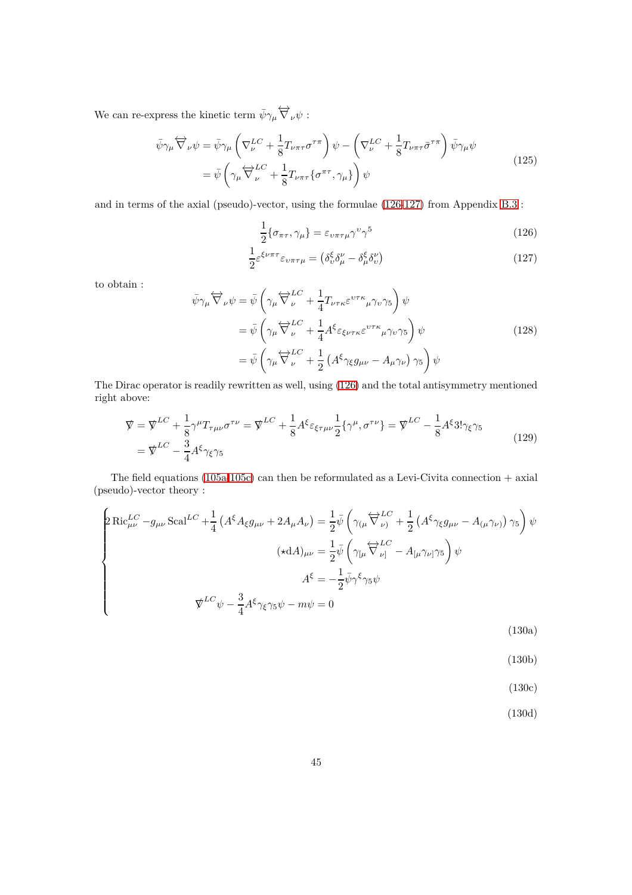We can re-express the kinetic term $\bar{\psi}\gamma_\mu \overleftrightarrow{\nabla}_\nu \psi$ :

$$\begin{aligned}
\bar{\psi}\gamma_\mu \overleftrightarrow{\nabla}_\nu \psi &= \bar{\psi}\gamma_\mu \left( \nabla^{LC}_\nu + \frac{1}{8} T_{\nu\pi\tau}\sigma^{\tau\pi} \right) \psi - \left( \nabla^{LC}_\nu + \frac{1}{8} T_{\nu\pi\tau}\bar{\sigma}^{\tau\pi} \right) \bar{\psi}\gamma_\mu \psi \\
&= \bar{\psi} \left( \gamma_\mu \overleftrightarrow{\nabla}^{LC}_\nu + \frac{1}{8} T_{\nu\pi\tau} \{\sigma^{\pi\tau}, \gamma_\mu\} \right) \psi
\end{aligned} \tag{125}$$

and in terms of the axial (pseudo)-vector, using the formulae (126-127) from Appendix B.3 :

$$\frac{1}{2}\{\sigma_{\pi\tau}, \gamma_\mu\} = \varepsilon_{\upsilon\pi\tau\mu}\gamma^\upsilon\gamma^5 \tag{126}$$

$$\frac{1}{2}\varepsilon^{\xi\nu\pi\tau}\varepsilon_{\upsilon\pi\tau\mu} = \left(\delta^\xi_\upsilon \delta^\nu_\mu - \delta^\xi_\mu \delta^\nu_\upsilon\right) \tag{127}$$

to obtain :

$$\begin{aligned}
\bar{\psi}\gamma_\mu \overleftrightarrow{\nabla}_\nu \psi &= \bar{\psi} \left( \gamma_\mu \overleftrightarrow{\nabla}^{LC}_\nu + \frac{1}{4} T_{\nu\tau\kappa}\varepsilon^{\upsilon\tau\kappa}{}_\mu \gamma_\upsilon \gamma_5 \right) \psi \\
&= \bar{\psi} \left( \gamma_\mu \overleftrightarrow{\nabla}^{LC}_\nu + \frac{1}{4} A^\xi \varepsilon_{\xi\nu\tau\kappa}\varepsilon^{\upsilon\tau\kappa}{}_\mu \gamma_\upsilon \gamma_5 \right) \psi \\
&= \bar{\psi} \left( \gamma_\mu \overleftrightarrow{\nabla}^{LC}_\nu + \frac{1}{2} \left( A^\xi \gamma_\xi g_{\mu\nu} - A_\mu \gamma_\nu \right) \gamma_5 \right) \psi
\end{aligned} \tag{128}$$

The Dirac operator is readily rewritten as well, using (126) and the total antisymmetry mentioned right above:

$$\begin{aligned}
\not{\nabla} &= \not{\nabla}^{LC} + \frac{1}{8}\gamma^\mu T_{\tau\mu\nu}\sigma^{\tau\nu} = \not{\nabla}^{LC} + \frac{1}{8} A^\xi \varepsilon_{\xi\tau\mu\nu} \frac{1}{2}\{\gamma^\mu, \sigma^{\tau\nu}\} = \not{\nabla}^{LC} - \frac{1}{8} A^\xi 3! \gamma_\xi \gamma_5 \\
&= \not{\nabla}^{LC} - \frac{3}{4} A^\xi \gamma_\xi \gamma_5
\end{aligned} \tag{129}$$

The field equations (105a-105c) can then be reformulated as a Levi-Civita connection + axial (pseudo)-vector theory :

$$\begin{cases}
2\,\mathrm{Ric}^{LC}_{\mu\nu} - g_{\mu\nu}\,\mathrm{Scal}^{LC} + \frac{1}{4}\left(A^\xi A_\xi g_{\mu\nu} + 2A_\mu A_\nu\right) = \frac{1}{2}\bar{\psi}\left(\gamma_{(\mu}\overleftrightarrow{\nabla}^{LC}_{\nu)} + \frac{1}{2}\left(A^\xi\gamma_\xi g_{\mu\nu} - A_{(\mu}\gamma_{\nu)}\right)\gamma_5\right)\psi & \text{(130a)} \\
(\star \mathrm{d}A)_{\mu\nu} = \frac{1}{2}\bar{\psi}\left(\gamma_{[\mu}\overleftrightarrow{\nabla}^{LC}_{\nu]} - A_{[\mu}\gamma_{\nu]}\gamma_5\right)\psi & \text{(130b)} \\
A^\xi = -\frac{1}{2}\bar{\psi}\gamma^\xi\gamma_5\psi & \text{(130c)} \\
\not{\nabla}^{LC}\psi - \frac{3}{4}A^\xi\gamma_\xi\gamma_5\psi - m\psi = 0 & \text{(130d)}
\end{cases}$$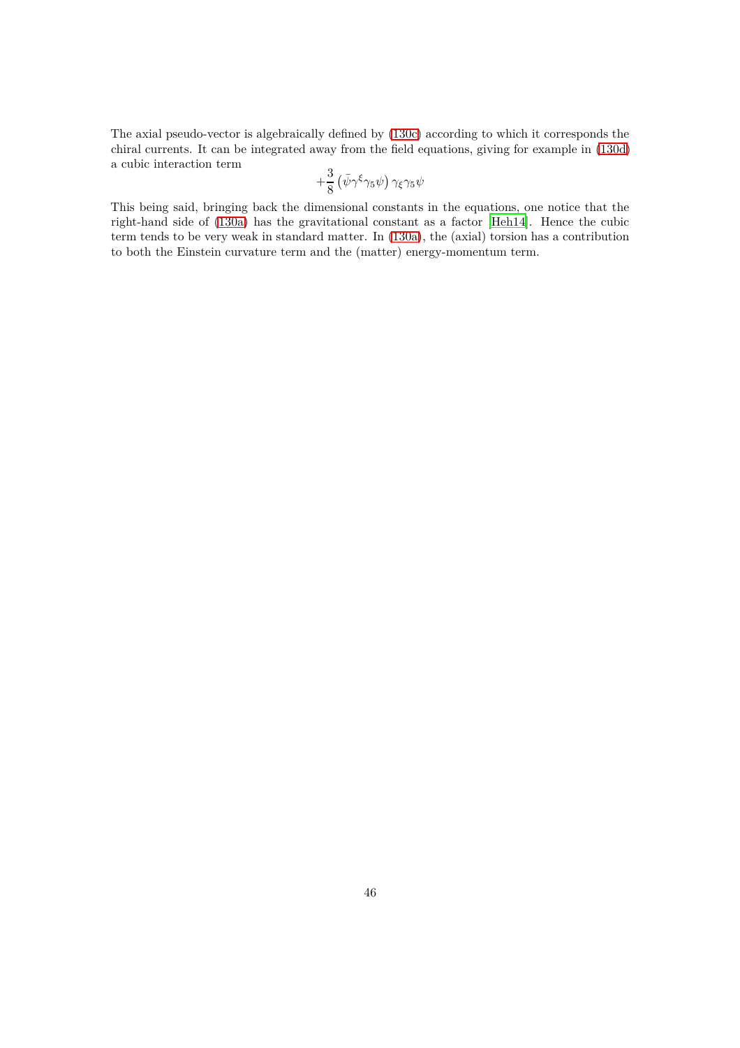The axial pseudo-vector is algebraically defined by (130c) according to which it corresponds the chiral currents. It can be integrated away from the field equations, giving for example in (130d) a cubic interaction term

$$+\frac{3}{8}\left(\bar{\psi}\gamma^{\xi}\gamma_5\psi\right)\gamma_{\xi}\gamma_5\psi$$

This being said, bringing back the dimensional constants in the equations, one notice that the right-hand side of (130a) has the gravitational constant as a factor [Heh14]. Hence the cubic term tends to be very weak in standard matter. In (130a), the (axial) torsion has a contribution to both the Einstein curvature term and the (matter) energy-momentum term.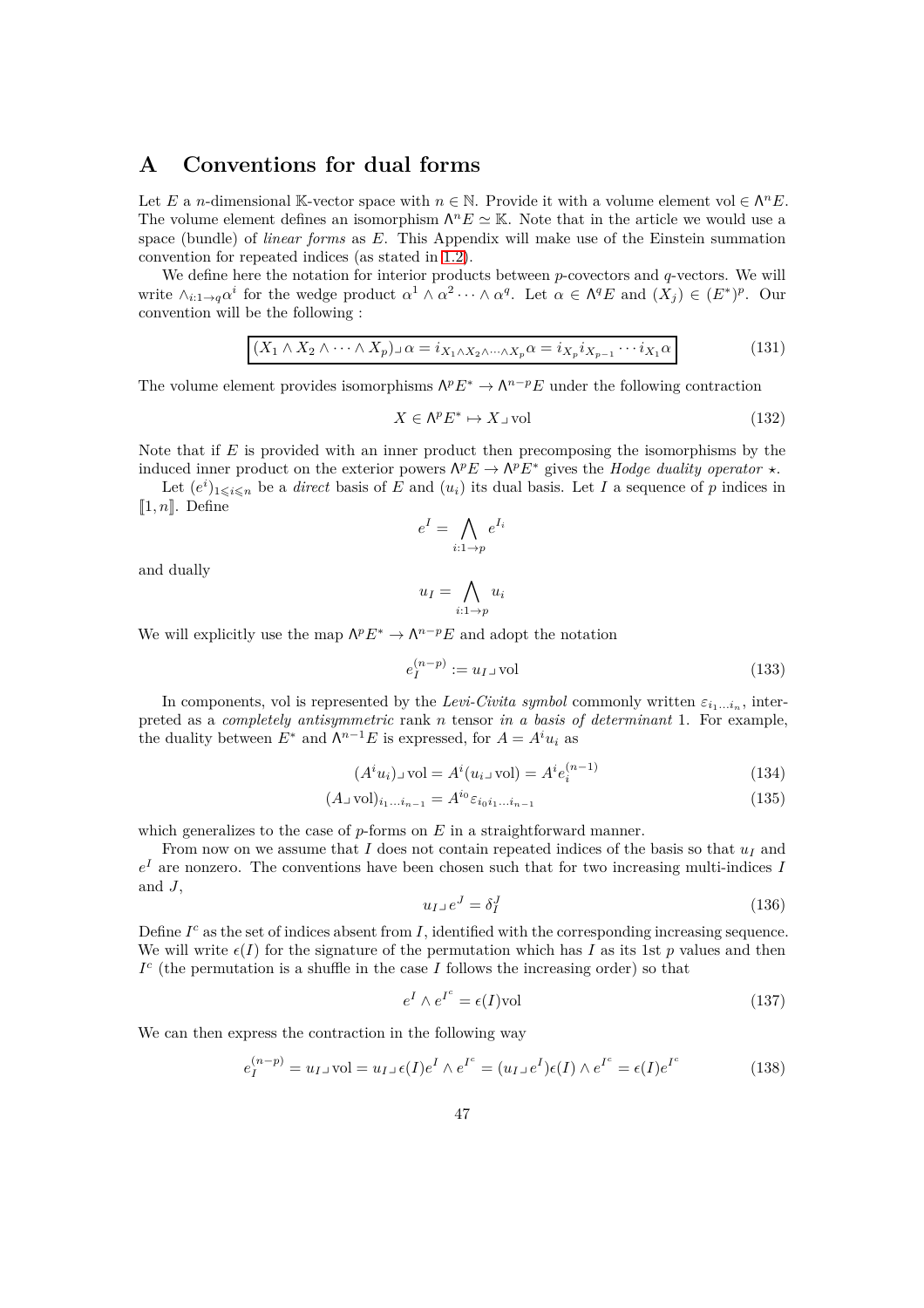# A Conventions for dual forms

Let $E$ a $n$-dimensional $\mathbb{K}$-vector space with $n \in \mathbb{N}$. Provide it with a volume element $\mathrm{vol} \in \Lambda^n E$. The volume element defines an isomorphism $\Lambda^n E \simeq \mathbb{K}$. Note that in the article we would use a space (bundle) of *linear forms* as $E$. This Appendix will make use of the Einstein summation convention for repeated indices (as stated in 1.2).

We define here the notation for interior products between $p$-covectors and $q$-vectors. We will write $\wedge_{i:1\to q}\alpha^i$ for the wedge product $\alpha^1 \wedge \alpha^2 \cdots \wedge \alpha^q$. Let $\alpha \in \Lambda^q E$ and $(X_j) \in (E^*)^p$. Our convention will be the following :

$$\boxed{(X_1 \wedge X_2 \wedge \cdots \wedge X_p) \lrcorner\, \alpha = i_{X_1 \wedge X_2 \wedge \cdots \wedge X_p} \alpha = i_{X_p} i_{X_{p-1}} \cdots i_{X_1} \alpha} \tag{131}$$

The volume element provides isomorphisms $\Lambda^p E^* \to \Lambda^{n-p} E$ under the following contraction

$$X \in \Lambda^p E^* \mapsto X \lrcorner\, \mathrm{vol} \tag{132}$$

Note that if $E$ is provided with an inner product then precomposing the isomorphisms by the induced inner product on the exterior powers $\Lambda^p E \to \Lambda^p E^*$ gives the *Hodge duality operator* $\star$.

Let $(e^i)_{1 \leqslant i \leqslant n}$ be a *direct* basis of $E$ and $(u_i)$ its dual basis. Let $I$ a sequence of $p$ indices in $[\![1, n]\!]$. Define

$$e^I = \bigwedge_{i:1\to p} e^{I_i}$$

and dually

$$u_I = \bigwedge_{i:1\to p} u_i$$

We will explicitly use the map $\Lambda^p E^* \to \Lambda^{n-p} E$ and adopt the notation

$$e_I^{(n-p)} := u_I \lrcorner\, \mathrm{vol} \tag{133}$$

In components, vol is represented by the *Levi-Civita symbol* commonly written $\varepsilon_{i_1 \dots i_n}$, interpreted as a *completely antisymmetric* rank $n$ tensor *in a basis of determinant* 1. For example, the duality between $E^*$ and $\Lambda^{n-1} E$ is expressed, for $A = A^i u_i$ as

$$(A^i u_i) \lrcorner\, \mathrm{vol} = A^i (u_i \lrcorner\, \mathrm{vol}) = A^i e_i^{(n-1)} \tag{134}$$

$$(A \lrcorner\, \mathrm{vol})_{i_1 \dots i_{n-1}} = A^{i_0} \varepsilon_{i_0 i_1 \dots i_{n-1}} \tag{135}$$

which generalizes to the case of $p$-forms on $E$ in a straightforward manner.

From now on we assume that $I$ does not contain repeated indices of the basis so that $u_I$ and $e^I$ are nonzero. The conventions have been chosen such that for two increasing multi-indices $I$ and $J$,

$$u_I \lrcorner\, e^J = \delta_I^J \tag{136}$$

Define $I^c$ as the set of indices absent from $I$, identified with the corresponding increasing sequence. We will write $\epsilon(I)$ for the signature of the permutation which has $I$ as its 1st $p$ values and then $I^c$ (the permutation is a shuffle in the case $I$ follows the increasing order) so that

$$e^I \wedge e^{I^c} = \epsilon(I)\mathrm{vol} \tag{137}$$

We can then express the contraction in the following way

$$e_I^{(n-p)} = u_I \lrcorner\, \mathrm{vol} = u_I \lrcorner\, \epsilon(I) e^I \wedge e^{I^c} = (u_I \lrcorner\, e^I)\epsilon(I) \wedge e^{I^c} = \epsilon(I) e^{I^c} \tag{138}$$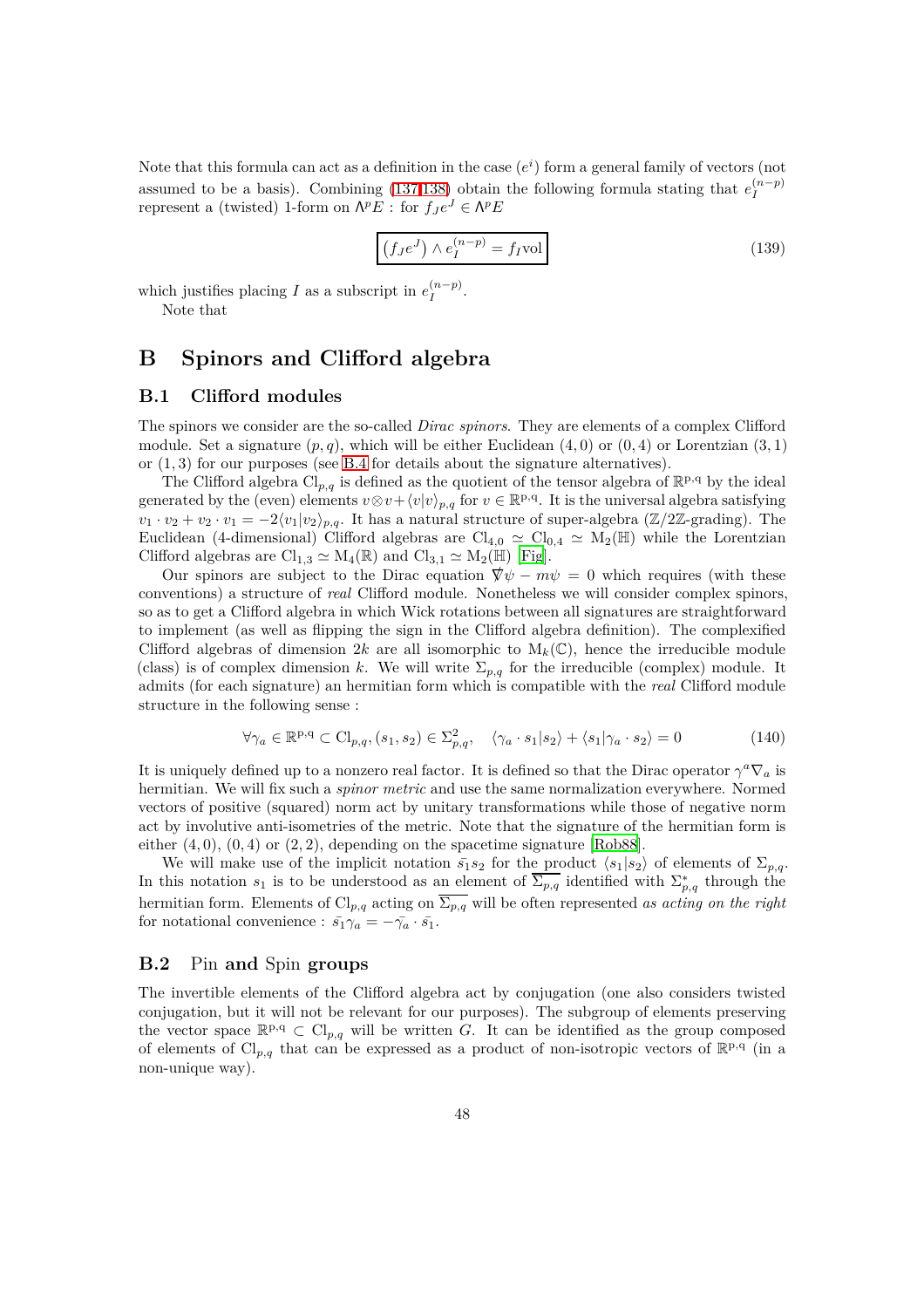Note that this formula can act as a definition in the case $(e^i)$ form a general family of vectors (not assumed to be a basis). Combining (137,138) obtain the following formula stating that $e_I^{(n-p)}$ represent a (twisted) 1-form on $\Lambda^p E$ : for $f_J e^J \in \Lambda^p E$

$$\boxed{(f_J e^J) \wedge e_I^{(n-p)} = f_I \mathrm{vol}} \tag{139}$$

which justifies placing $I$ as a subscript in $e_I^{(n-p)}$.

Note that

# B Spinors and Clifford algebra

## B.1 Clifford modules

The spinors we consider are the so-called *Dirac spinors*. They are elements of a complex Clifford module. Set a signature $(p, q)$, which will be either Euclidean $(4, 0)$ or $(0, 4)$ or Lorentzian $(3, 1)$ or $(1, 3)$ for our purposes (see B.4 for details about the signature alternatives).

The Clifford algebra $\mathrm{Cl}_{p,q}$ is defined as the quotient of the tensor algebra of $\mathbb{R}^{p,q}$ by the ideal generated by the (even) elements $v \otimes v + \langle v|v \rangle_{p,q}$ for $v \in \mathbb{R}^{p,q}$. It is the universal algebra satisfying $v_1 \cdot v_2 + v_2 \cdot v_1 = -2\langle v_1|v_2 \rangle_{p,q}$. It has a natural structure of super-algebra ($\mathbb{Z}/2\mathbb{Z}$-grading). The Euclidean (4-dimensional) Clifford algebras are $\mathrm{Cl}_{4,0} \simeq \mathrm{Cl}_{0,4} \simeq \mathrm{M}_2(\mathbb{H})$ while the Lorentzian Clifford algebras are $\mathrm{Cl}_{1,3} \simeq \mathrm{M}_4(\mathbb{R})$ and $\mathrm{Cl}_{3,1} \simeq \mathrm{M}_2(\mathbb{H})$ [Fig].

Our spinors are subject to the Dirac equation $\nabla\!\!\!\!/ \psi - m\psi = 0$ which requires (with these conventions) a structure of *real* Clifford module. Nonetheless we will consider complex spinors, so as to get a Clifford algebra in which Wick rotations between all signatures are straightforward to implement (as well as flipping the sign in the Clifford algebra definition). The complexified Clifford algebras of dimension $2k$ are all isomorphic to $\mathrm{M}_k(\mathbb{C})$, hence the irreducible module (class) is of complex dimension $k$. We will write $\Sigma_{p,q}$ for the irreducible (complex) module. It admits (for each signature) an hermitian form which is compatible with the *real* Clifford module structure in the following sense :

$$\forall \gamma_a \in \mathbb{R}^{p,q} \subset \mathrm{Cl}_{p,q}, (s_1, s_2) \in \Sigma_{p,q}^2, \quad \langle \gamma_a \cdot s_1 | s_2 \rangle + \langle s_1 | \gamma_a \cdot s_2 \rangle = 0 \tag{140}$$

It is uniquely defined up to a nonzero real factor. It is defined so that the Dirac operator $\gamma^a \nabla_a$ is hermitian. We will fix such a *spinor metric* and use the same normalization everywhere. Normed vectors of positive (squared) norm act by unitary transformations while those of negative norm act by involutive anti-isometries of the metric. Note that the signature of the hermitian form is either $(4, 0)$, $(0, 4)$ or $(2, 2)$, depending on the spacetime signature [Rob88].

We will make use of the implicit notation $\bar{s_1} s_2$ for the product $\langle s_1 | s_2 \rangle$ of elements of $\Sigma_{p,q}$. In this notation $s_1$ is to be understood as an element of $\overline{\Sigma_{p,q}}$ identified with $\Sigma_{p,q}^*$ through the hermitian form. Elements of $\mathrm{Cl}_{p,q}$ acting on $\overline{\Sigma_{p,q}}$ will be often represented *as acting on the right* for notational convenience : $\bar{s_1}\gamma_a = -\bar{\gamma_a} \cdot \bar{s_1}$.

## B.2 Pin and Spin groups

The invertible elements of the Clifford algebra act by conjugation (one also considers twisted conjugation, but it will not be relevant for our purposes). The subgroup of elements preserving the vector space $\mathbb{R}^{p,q} \subset \mathrm{Cl}_{p,q}$ will be written $G$. It can be identified as the group composed of elements of $\mathrm{Cl}_{p,q}$ that can be expressed as a product of non-isotropic vectors of $\mathbb{R}^{p,q}$ (in a non-unique way).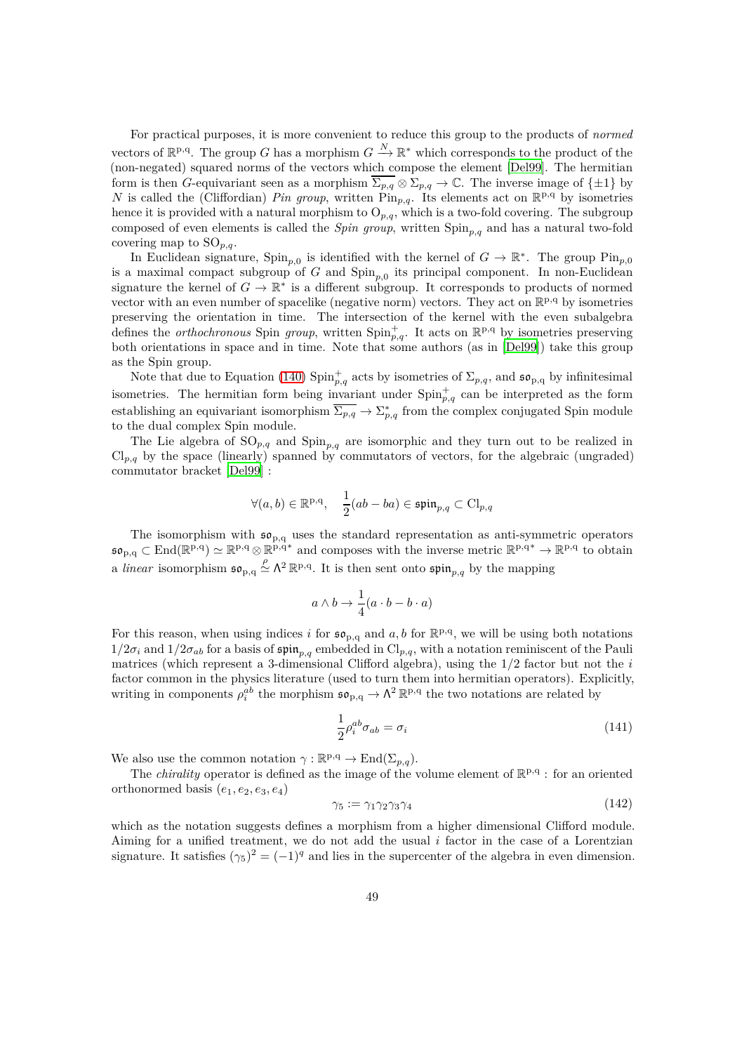For practical purposes, it is more convenient to reduce this group to the products of *normed* vectors of $\mathbb{R}^{p,q}$. The group $G$ has a morphism $G \xrightarrow{N} \mathbb{R}^*$ which corresponds to the product of the (non-negated) squared norms of the vectors which compose the element [Del99]. The hermitian form is then $G$-equivariant seen as a morphism $\overline{\Sigma_{p,q}} \otimes \Sigma_{p,q} \to \mathbb{C}$. The inverse image of $\{\pm 1\}$ by $N$ is called the (Cliffordian) *Pin group*, written $\mathrm{Pin}_{p,q}$. Its elements act on $\mathbb{R}^{p,q}$ by isometries hence it is provided with a natural morphism to $\mathrm{O}_{p,q}$, which is a two-fold covering. The subgroup composed of even elements is called the *Spin group*, written $\mathrm{Spin}_{p,q}$ and has a natural two-fold covering map to $\mathrm{SO}_{p,q}$.

In Euclidean signature, $\mathrm{Spin}_{p,0}$ is identified with the kernel of $G \to \mathbb{R}^*$. The group $\mathrm{Pin}_{p,0}$ is a maximal compact subgroup of $G$ and $\mathrm{Spin}_{p,0}$ its principal component. In non-Euclidean signature the kernel of $G \to \mathbb{R}^*$ is a different subgroup. It corresponds to products of normed vector with an even number of spacelike (negative norm) vectors. They act on $\mathbb{R}^{p,q}$ by isometries preserving the orientation in time. The intersection of the kernel with the even subalgebra defines the *orthochronous* Spin *group*, written $\mathrm{Spin}^+_{p,q}$. It acts on $\mathbb{R}^{p,q}$ by isometries preserving both orientations in space and in time. Note that some authors (as in [Del99]) take this group as the Spin group.

Note that due to Equation (140) $\mathrm{Spin}^+_{p,q}$ acts by isometries of $\Sigma_{p,q}$, and $\mathfrak{so}_{p,q}$ by infinitesimal isometries. The hermitian form being invariant under $\mathrm{Spin}^+_{p,q}$ can be interpreted as the form establishing an equivariant isomorphism $\overline{\Sigma_{p,q}} \to \Sigma^*_{p,q}$ from the complex conjugated Spin module to the dual complex Spin module.

The Lie algebra of $\mathrm{SO}_{p,q}$ and $\mathrm{Spin}_{p,q}$ are isomorphic and they turn out to be realized in $\mathrm{Cl}_{p,q}$ by the space (linearly) spanned by commutators of vectors, for the algebraic (ungraded) commutator bracket [Del99] :

$$\forall (a,b) \in \mathbb{R}^{p,q}, \quad \frac{1}{2}(ab - ba) \in \mathfrak{spin}_{p,q} \subset \mathrm{Cl}_{p,q}$$

The isomorphism with $\mathfrak{so}_{p,q}$ uses the standard representation as anti-symmetric operators $\mathfrak{so}_{p,q} \subset \mathrm{End}(\mathbb{R}^{p,q}) \simeq \mathbb{R}^{p,q} \otimes \mathbb{R}^{p,q*}$ and composes with the inverse metric $\mathbb{R}^{p,q*} \to \mathbb{R}^{p,q}$ to obtain a *linear* isomorphism $\mathfrak{so}_{p,q} \overset{\rho}{\simeq} \Lambda^2 \mathbb{R}^{p,q}$. It is then sent onto $\mathfrak{spin}_{p,q}$ by the mapping

$$a \wedge b \to \frac{1}{4}(a \cdot b - b \cdot a)$$

For this reason, when using indices $i$ for $\mathfrak{so}_{p,q}$ and $a, b$ for $\mathbb{R}^{p,q}$, we will be using both notations $1/2\sigma_i$ and $1/2\sigma_{ab}$ for a basis of $\mathfrak{spin}_{p,q}$ embedded in $\mathrm{Cl}_{p,q}$, with a notation reminiscent of the Pauli matrices (which represent a 3-dimensional Clifford algebra), using the $1/2$ factor but not the $i$ factor common in the physics literature (used to turn them into hermitian operators). Explicitly, writing in components $\rho_i^{ab}$ the morphism $\mathfrak{so}_{p,q} \to \Lambda^2 \mathbb{R}^{p,q}$ the two notations are related by

$$\frac{1}{2}\rho_i^{ab}\sigma_{ab} = \sigma_i \tag{141}$$

We also use the common notation $\gamma : \mathbb{R}^{p,q} \to \mathrm{End}(\Sigma_{p,q})$.

The *chirality* operator is defined as the image of the volume element of $\mathbb{R}^{p,q}$ : for an oriented orthonormed basis $(e_1, e_2, e_3, e_4)$

$$\gamma_5 := \gamma_1\gamma_2\gamma_3\gamma_4 \tag{142}$$

which as the notation suggests defines a morphism from a higher dimensional Clifford module. Aiming for a unified treatment, we do not add the usual $i$ factor in the case of a Lorentzian signature. It satisfies $(\gamma_5)^2 = (-1)^q$ and lies in the supercenter of the algebra in even dimension.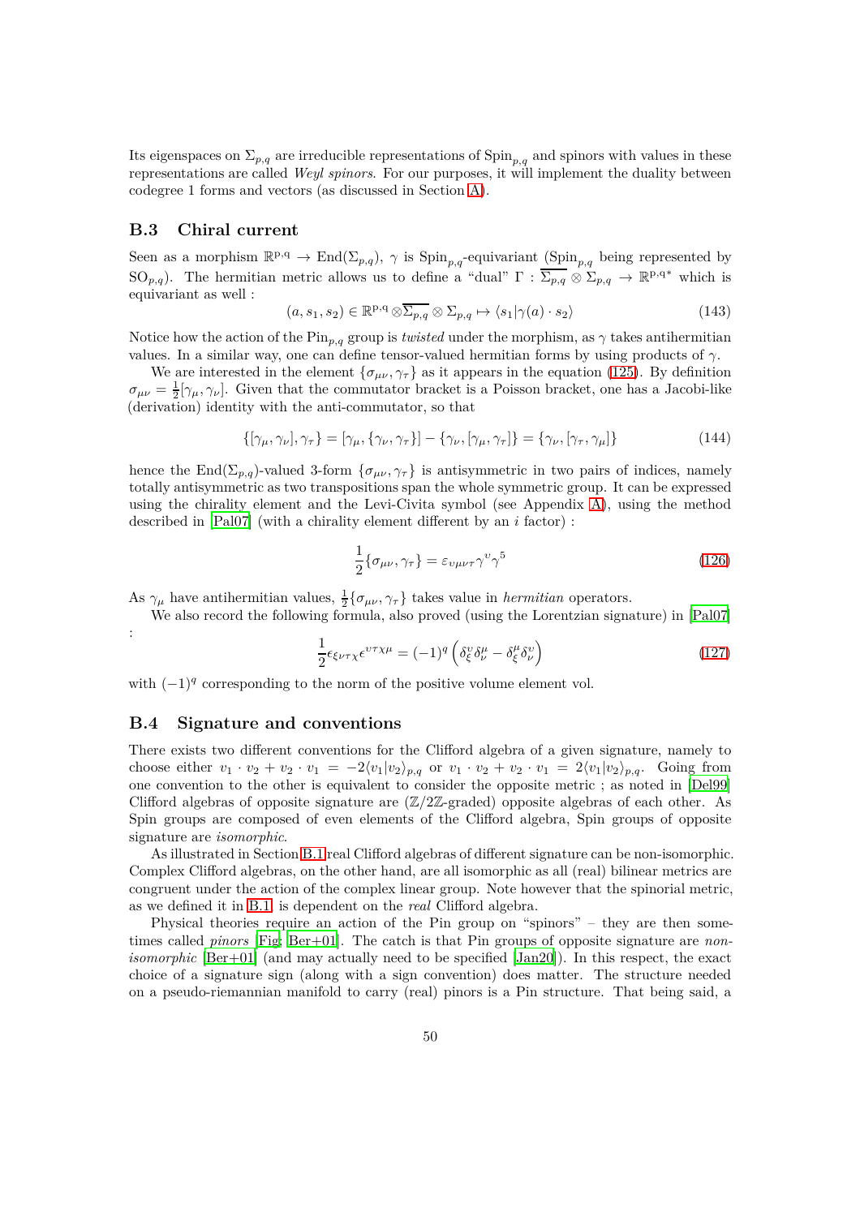Its eigenspaces on $\Sigma_{p,q}$ are irreducible representations of $\mathrm{Spin}_{p,q}$ and spinors with values in these representations are called *Weyl spinors*. For our purposes, it will implement the duality between codegree 1 forms and vectors (as discussed in Section A).

### B.3 Chiral current

Seen as a morphism $\mathbb{R}^{p,q} \to \mathrm{End}(\Sigma_{p,q})$, $\gamma$ is $\mathrm{Spin}_{p,q}$-equivariant ($\mathrm{Spin}_{p,q}$ being represented by $\mathrm{SO}_{p,q}$). The hermitian metric allows us to define a "dual" $\Gamma : \overline{\Sigma_{p,q}} \otimes \Sigma_{p,q} \to \mathbb{R}^{p,q*}$ which is equivariant as well :

$$(a, s_1, s_2) \in \mathbb{R}^{p,q} \otimes \overline{\Sigma_{p,q}} \otimes \Sigma_{p,q} \mapsto \langle s_1 | \gamma(a) \cdot s_2 \rangle \tag{143}$$

Notice how the action of the $\mathrm{Pin}_{p,q}$ group is *twisted* under the morphism, as $\gamma$ takes antihermitian values. In a similar way, one can define tensor-valued hermitian forms by using products of $\gamma$.

We are interested in the element $\{\sigma_{\mu\nu}, \gamma_\tau\}$ as it appears in the equation (125). By definition $\sigma_{\mu\nu} = \frac{1}{2}[\gamma_\mu, \gamma_\nu]$. Given that the commutator bracket is a Poisson bracket, one has a Jacobi-like (derivation) identity with the anti-commutator, so that

$$\{[\gamma_\mu, \gamma_\nu], \gamma_\tau\} = [\gamma_\mu, \{\gamma_\nu, \gamma_\tau\}] - \{\gamma_\nu, [\gamma_\mu, \gamma_\tau]\} = \{\gamma_\nu, [\gamma_\tau, \gamma_\mu]\} \tag{144}$$

hence the $\mathrm{End}(\Sigma_{p,q})$-valued 3-form $\{\sigma_{\mu\nu}, \gamma_\tau\}$ is antisymmetric in two pairs of indices, namely totally antisymmetric as two transpositions span the whole symmetric group. It can be expressed using the chirality element and the Levi-Civita symbol (see Appendix A), using the method described in [Pal07] (with a chirality element different by an $i$ factor) :

$$\frac{1}{2}\{\sigma_{\mu\nu}, \gamma_\tau\} = \varepsilon_{\upsilon\mu\nu\tau} \gamma^\upsilon \gamma^5 \tag{126}$$

As $\gamma_\mu$ have antihermitian values, $\frac{1}{2}\{\sigma_{\mu\nu}, \gamma_\tau\}$ takes value in *hermitian* operators.

We also record the following formula, also proved (using the Lorentzian signature) in [Pal07] :

$$\frac{1}{2}\epsilon_{\xi\nu\tau\chi}\epsilon^{\upsilon\tau\chi\mu} = (-1)^q \left(\delta_\xi^\upsilon \delta_\nu^\mu - \delta_\xi^\mu \delta_\nu^\upsilon\right) \tag{127}$$

with $(-1)^q$ corresponding to the norm of the positive volume element vol.

### B.4 Signature and conventions

There exists two different conventions for the Clifford algebra of a given signature, namely to choose either $v_1 \cdot v_2 + v_2 \cdot v_1 = -2\langle v_1 | v_2 \rangle_{p,q}$ or $v_1 \cdot v_2 + v_2 \cdot v_1 = 2\langle v_1 | v_2 \rangle_{p,q}$. Going from one convention to the other is equivalent to consider the opposite metric ; as noted in [Del99] Clifford algebras of opposite signature are ($\mathbb{Z}/2\mathbb{Z}$-graded) opposite algebras of each other. As Spin groups are composed of even elements of the Clifford algebra, Spin groups of opposite signature are *isomorphic*.

As illustrated in Section B.1 real Clifford algebras of different signature can be non-isomorphic. Complex Clifford algebras, on the other hand, are all isomorphic as all (real) bilinear metrics are congruent under the action of the complex linear group. Note however that the spinorial metric, as we defined it in B.1, is dependent on the *real* Clifford algebra.

Physical theories require an action of the Pin group on "spinors" – they are then sometimes called *pinors* [Fig; Ber+01]. The catch is that Pin groups of opposite signature are *non-isomorphic* [Ber+01] (and may actually need to be specified [Jan20]). In this respect, the exact choice of a signature sign (along with a sign convention) does matter. The structure needed on a pseudo-riemannian manifold to carry (real) pinors is a Pin structure. That being said, a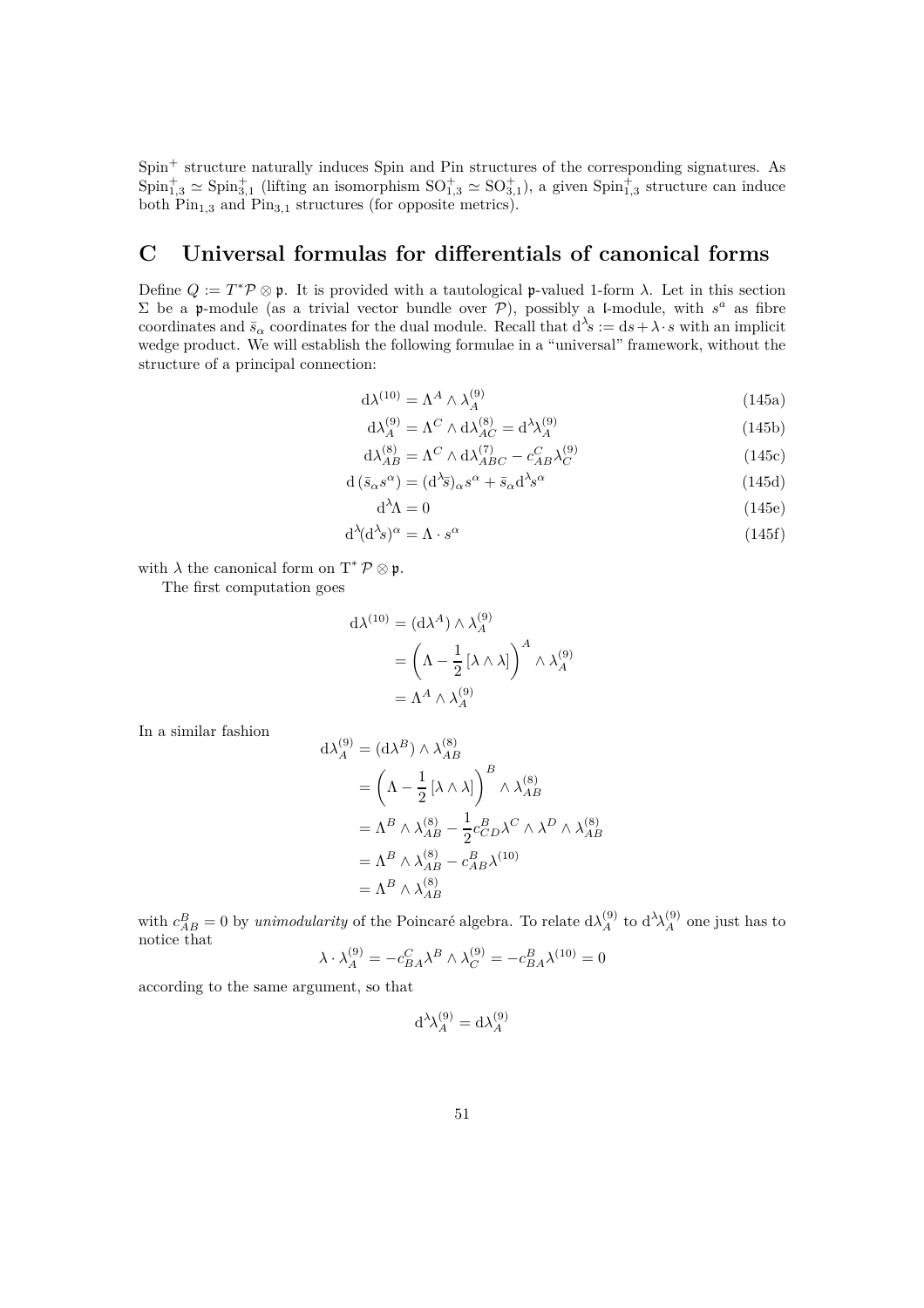Spin$^+$ structure naturally induces Spin and Pin structures of the corresponding signatures. As $\mathrm{Spin}^+_{1,3} \simeq \mathrm{Spin}^+_{3,1}$ (lifting an isomorphism $\mathrm{SO}^+_{1,3} \simeq \mathrm{SO}^+_{3,1}$), a given $\mathrm{Spin}^+_{1,3}$ structure can induce both $\mathrm{Pin}_{1,3}$ and $\mathrm{Pin}_{3,1}$ structures (for opposite metrics).

## C Universal formulas for differentials of canonical forms

Define $Q := T^*\mathcal{P} \otimes \mathfrak{p}$. It is provided with a tautological $\mathfrak{p}$-valued 1-form $\lambda$. Let in this section $\Sigma$ be a $\mathfrak{p}$-module (as a trivial vector bundle over $\mathcal{P}$), possibly a $\mathfrak{l}$-module, with $s^a$ as fibre coordinates and $\bar{s}_\alpha$ coordinates for the dual module. Recall that $\mathrm{d}^\lambda s := \mathrm{d}s + \lambda \cdot s$ with an implicit wedge product. We will establish the following formulae in a "universal" framework, without the structure of a principal connection:

$$\mathrm{d}\lambda^{(10)} = \Lambda^A \wedge \lambda^{(9)}_A \tag{145a}$$

$$\mathrm{d}\lambda^{(9)}_A = \Lambda^C \wedge \mathrm{d}\lambda^{(8)}_{AC} = \mathrm{d}^\lambda \lambda^{(9)}_A \tag{145b}$$

$$\mathrm{d}\lambda^{(8)}_{AB} = \Lambda^C \wedge \mathrm{d}\lambda^{(7)}_{ABC} - c^C_{AB}\lambda^{(9)}_C \tag{145c}$$

$$\mathrm{d}\left(\bar{s}_\alpha s^\alpha\right) = (\mathrm{d}^\lambda \bar{s})_\alpha s^\alpha + \bar{s}_\alpha \mathrm{d}^\lambda s^\alpha \tag{145d}$$

$$\mathrm{d}^\lambda \Lambda = 0 \tag{145e}$$

$$\mathrm{d}^\lambda (\mathrm{d}^\lambda s)^\alpha = \Lambda \cdot s^\alpha \tag{145f}$$

with $\lambda$ the canonical form on $\mathrm{T}^*\mathcal{P} \otimes \mathfrak{p}$.

The first computation goes

$$\begin{aligned}
\mathrm{d}\lambda^{(10)} &= (\mathrm{d}\lambda^A) \wedge \lambda^{(9)}_A \\
&= \left(\Lambda - \frac{1}{2}\left[\lambda \wedge \lambda\right]\right)^A \wedge \lambda^{(9)}_A \\
&= \Lambda^A \wedge \lambda^{(9)}_A
\end{aligned}$$

In a similar fashion

$$\begin{aligned}
\mathrm{d}\lambda^{(9)}_A &= (\mathrm{d}\lambda^B) \wedge \lambda^{(8)}_{AB} \\
&= \left(\Lambda - \frac{1}{2}\left[\lambda \wedge \lambda\right]\right)^B \wedge \lambda^{(8)}_{AB} \\
&= \Lambda^B \wedge \lambda^{(8)}_{AB} - \frac{1}{2} c^B_{CD} \lambda^C \wedge \lambda^D \wedge \lambda^{(8)}_{AB} \\
&= \Lambda^B \wedge \lambda^{(8)}_{AB} - c^B_{AB}\lambda^{(10)} \\
&= \Lambda^B \wedge \lambda^{(8)}_{AB}
\end{aligned}$$

with $c^B_{AB} = 0$ by *unimodularity* of the Poincaré algebra. To relate $\mathrm{d}\lambda^{(9)}_A$ to $\mathrm{d}^\lambda \lambda^{(9)}_A$ one just has to notice that

$$\lambda \cdot \lambda^{(9)}_A = -c^C_{BA}\lambda^B \wedge \lambda^{(9)}_C = -c^B_{BA}\lambda^{(10)} = 0$$

according to the same argument, so that

$$\mathrm{d}^\lambda \lambda^{(9)}_A = \mathrm{d}\lambda^{(9)}_A$$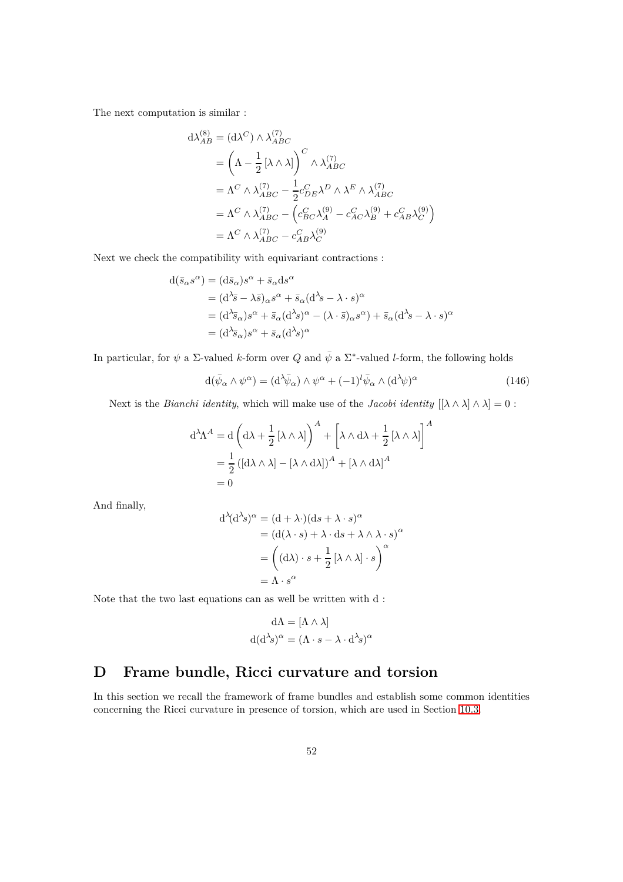The next computation is similar :

$$
\begin{aligned}
\mathrm{d}\lambda^{(8)}_{AB} &= (\mathrm{d}\lambda^C) \wedge \lambda^{(7)}_{ABC} \\
&= \left(\Lambda - \frac{1}{2}\left[\lambda \wedge \lambda\right]\right)^C \wedge \lambda^{(7)}_{ABC} \\
&= \Lambda^C \wedge \lambda^{(7)}_{ABC} - \frac{1}{2} c^C_{DE} \lambda^D \wedge \lambda^E \wedge \lambda^{(7)}_{ABC} \\
&= \Lambda^C \wedge \lambda^{(7)}_{ABC} - \left( c^C_{BC}\lambda^{(9)}_A - c^C_{AC}\lambda^{(9)}_B + c^C_{AB}\lambda^{(9)}_C \right) \\
&= \Lambda^C \wedge \lambda^{(7)}_{ABC} - c^C_{AB}\lambda^{(9)}_C
\end{aligned}
$$

Next we check the compatibility with equivariant contractions :

$$
\begin{aligned}
\mathrm{d}(\bar{s}_\alpha s^\alpha) &= (\mathrm{d}\bar{s}_\alpha)s^\alpha + \bar{s}_\alpha \mathrm{d}s^\alpha \\
&= (\mathrm{d}^\lambda \bar{s} - \lambda \bar{s})_\alpha s^\alpha + \bar{s}_\alpha (\mathrm{d}^\lambda s - \lambda \cdot s)^\alpha \\
&= (\mathrm{d}^\lambda \bar{s}_\alpha)s^\alpha + \bar{s}_\alpha (\mathrm{d}^\lambda s)^\alpha - (\lambda \cdot \bar{s})_\alpha s^\alpha) + \bar{s}_\alpha (\mathrm{d}^\lambda s - \lambda \cdot s)^\alpha \\
&= (\mathrm{d}^\lambda \bar{s}_\alpha)s^\alpha + \bar{s}_\alpha (\mathrm{d}^\lambda s)^\alpha
\end{aligned}
$$

In particular, for $\psi$ a $\Sigma$-valued $k$-form over $Q$ and $\bar{\psi}$ a $\Sigma^*$-valued $l$-form, the following holds

$$
\mathrm{d}(\bar{\psi}_\alpha \wedge \psi^\alpha) = (\mathrm{d}^\lambda \bar{\psi}_\alpha) \wedge \psi^\alpha + (-1)^l \bar{\psi}_\alpha \wedge (\mathrm{d}^\lambda \psi)^\alpha \tag{146}
$$

Next is the *Bianchi identity*, which will make use of the *Jacobi identity* $[[\lambda \wedge \lambda] \wedge \lambda] = 0$ :

$$
\begin{aligned}
\mathrm{d}^\lambda \Lambda^A &= \mathrm{d}\left(\mathrm{d}\lambda + \frac{1}{2}\left[\lambda \wedge \lambda\right]\right)^A + \left[\lambda \wedge \mathrm{d}\lambda + \frac{1}{2}\left[\lambda \wedge \lambda\right]\right]^A \\
&= \frac{1}{2}\left(\left[\mathrm{d}\lambda \wedge \lambda\right] - \left[\lambda \wedge \mathrm{d}\lambda\right]\right)^A + \left[\lambda \wedge \mathrm{d}\lambda\right]^A \\
&= 0
\end{aligned}
$$

And finally,

$$
\begin{aligned}
\mathrm{d}^\lambda (\mathrm{d}^\lambda s)^\alpha &= (\mathrm{d} + \lambda \cdot)(\mathrm{d}s + \lambda \cdot s)^\alpha \\
&= \left(\mathrm{d}(\lambda \cdot s) + \lambda \cdot \mathrm{d}s + \lambda \wedge \lambda \cdot s\right)^\alpha \\
&= \left((\mathrm{d}\lambda) \cdot s + \frac{1}{2}\left[\lambda \wedge \lambda\right] \cdot s\right)^\alpha \\
&= \Lambda \cdot s^\alpha
\end{aligned}
$$

Note that the two last equations can as well be written with d :

$$
\begin{aligned}
\mathrm{d}\Lambda &= [\Lambda \wedge \lambda] \\
\mathrm{d}(\mathrm{d}^\lambda s)^\alpha &= (\Lambda \cdot s - \lambda \cdot \mathrm{d}^\lambda s)^\alpha
\end{aligned}
$$

# D Frame bundle, Ricci curvature and torsion

In this section we recall the framework of frame bundles and establish some common identities concerning the Ricci curvature in presence of torsion, which are used in Section 10.3.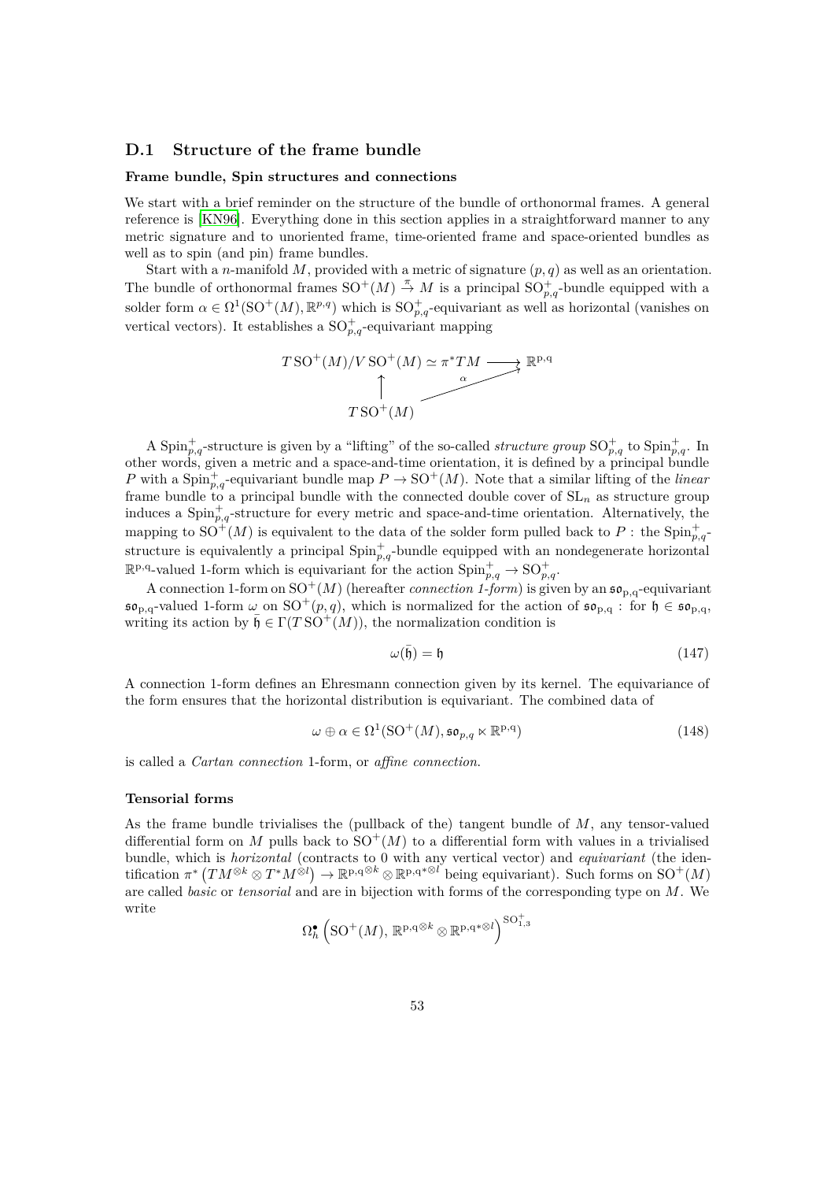## D.1 Structure of the frame bundle

### Frame bundle, Spin structures and connections

We start with a brief reminder on the structure of the bundle of orthonormal frames. A general reference is [KN96]. Everything done in this section applies in a straightforward manner to any metric signature and to unoriented frame, time-oriented frame and space-oriented bundles as well as to spin (and pin) frame bundles.

Start with a $n$-manifold $M$, provided with a metric of signature $(p, q)$ as well as an orientation. The bundle of orthonormal frames $\mathrm{SO}^+(M) \xrightarrow{\pi} M$ is a principal $\mathrm{SO}^+_{p,q}$-bundle equipped with a solder form $\alpha \in \Omega^1(\mathrm{SO}^+(M), \mathbb{R}^{p,q})$ which is $\mathrm{SO}^+_{p,q}$-equivariant as well as horizontal (vanishes on vertical vectors). It establishes a $\mathrm{SO}^+_{p,q}$-equivariant mapping

$$
\begin{array}{ccc}
T\,\mathrm{SO}^+(M)/V\,\mathrm{SO}^+(M) \simeq \pi^* TM & \longrightarrow & \mathbb{R}^{\mathrm{p,q}} \\
\uparrow & \nearrow_{\alpha} & \\
T\,\mathrm{SO}^+(M) & &
\end{array}
$$

A $\mathrm{Spin}^+_{p,q}$-structure is given by a "lifting" of the so-called *structure group* $\mathrm{SO}^+_{p,q}$ to $\mathrm{Spin}^+_{p,q}$. In other words, given a metric and a space-and-time orientation, it is defined by a principal bundle $P$ with a $\mathrm{Spin}^+_{p,q}$-equivariant bundle map $P \to \mathrm{SO}^+(M)$. Note that a similar lifting of the *linear* frame bundle to a principal bundle with the connected double cover of $\mathrm{SL}_n$ as structure group induces a $\mathrm{Spin}^+_{p,q}$-structure for every metric and space-and-time orientation. Alternatively, the mapping to $\mathrm{SO}^+(M)$ is equivalent to the data of the solder form pulled back to $P$ : the $\mathrm{Spin}^+_{p,q}$-structure is equivalently a principal $\mathrm{Spin}^+_{p,q}$-bundle equipped with an nondegenerate horizontal $\mathbb{R}^{\mathrm{p,q}}$-valued 1-form which is equivariant for the action $\mathrm{Spin}^+_{p,q} \to \mathrm{SO}^+_{p,q}$.

A connection 1-form on $\mathrm{SO}^+(M)$ (hereafter *connection 1-form*) is given by an $\mathfrak{so}_{\mathrm{p,q}}$-equivariant $\mathfrak{so}_{\mathrm{p,q}}$-valued 1-form $\omega$ on $\mathrm{SO}^+(p,q)$, which is normalized for the action of $\mathfrak{so}_{\mathrm{p,q}}$ : for $\mathfrak{h} \in \mathfrak{so}_{\mathrm{p,q}}$, writing its action by $\bar{\mathfrak{h}} \in \Gamma(T\,\mathrm{SO}^+(M))$, the normalization condition is

$$
\omega(\bar{\mathfrak{h}}) = \mathfrak{h} \tag{147}
$$

A connection 1-form defines an Ehresmann connection given by its kernel. The equivariance of the form ensures that the horizontal distribution is equivariant. The combined data of

$$
\omega \oplus \alpha \in \Omega^1(\mathrm{SO}^+(M), \mathfrak{so}_{p,q} \ltimes \mathbb{R}^{\mathrm{p,q}}) \tag{148}
$$

is called a *Cartan connection* 1-form, or *affine connection*.

### Tensorial forms

As the frame bundle trivialises the (pullback of the) tangent bundle of $M$, any tensor-valued differential form on $M$ pulls back to $\mathrm{SO}^+(M)$ to a differential form with values in a trivialised bundle, which is *horizontal* (contracts to 0 with any vertical vector) and *equivariant* (the identification $\pi^*\left(TM^{\otimes k} \otimes T^*M^{\otimes l}\right) \to \mathbb{R}^{\mathrm{p,q}\otimes k} \otimes \mathbb{R}^{\mathrm{p,q}*\otimes l}$ being equivariant). Such forms on $\mathrm{SO}^+(M)$ are called *basic* or *tensorial* and are in bijection with forms of the corresponding type on $M$. We write

$$
\Omega_h^\bullet\left(\mathrm{SO}^+(M),\, \mathbb{R}^{\mathrm{p,q}\otimes k} \otimes \mathbb{R}^{\mathrm{p,q}*\otimes l}\right)^{\mathrm{SO}^+_{1,3}}
$$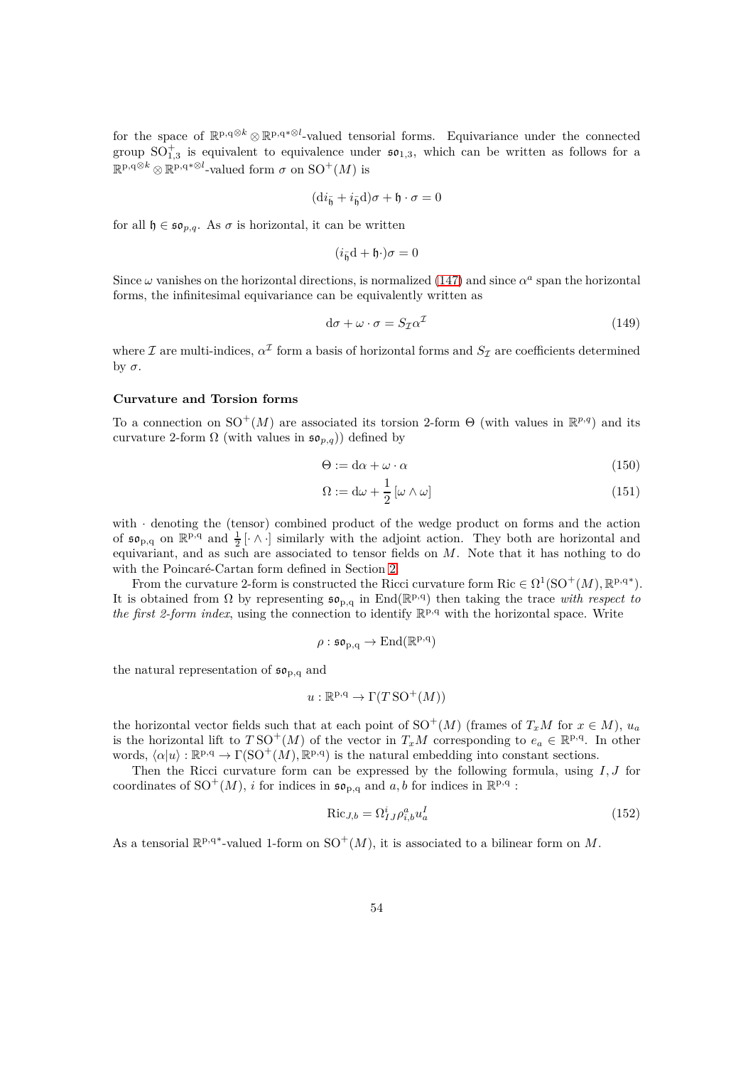for the space of $\mathbb{R}^{p,q\otimes k} \otimes \mathbb{R}^{p,q*\otimes l}$-valued tensorial forms. Equivariance under the connected group $\mathrm{SO}^+_{1,3}$ is equivalent to equivalence under $\mathfrak{so}_{1,3}$, which can be written as follows for a $\mathbb{R}^{p,q\otimes k} \otimes \mathbb{R}^{p,q*\otimes l}$-valued form $\sigma$ on $\mathrm{SO}^+(M)$ is

$$(\mathrm{d}i_{\bar{\mathfrak{h}}} + i_{\bar{\mathfrak{h}}}\mathrm{d})\sigma + \mathfrak{h} \cdot \sigma = 0$$

for all $\mathfrak{h} \in \mathfrak{so}_{p,q}$. As $\sigma$ is horizontal, it can be written

$$(i_{\bar{\mathfrak{h}}}\mathrm{d} + \mathfrak{h}\cdot)\sigma = 0$$

Since $\omega$ vanishes on the horizontal directions, is normalized (147) and since $\alpha^a$ span the horizontal forms, the infinitesimal equivariance can be equivalently written as

$$\mathrm{d}\sigma + \omega \cdot \sigma = S_{\mathcal{I}} \alpha^{\mathcal{I}} \tag{149}$$

where $\mathcal{I}$ are multi-indices, $\alpha^{\mathcal{I}}$ form a basis of horizontal forms and $S_{\mathcal{I}}$ are coefficients determined by $\sigma$.

**Curvature and Torsion forms**

To a connection on $\mathrm{SO}^+(M)$ are associated its torsion 2-form $\Theta$ (with values in $\mathbb{R}^{p,q}$) and its curvature 2-form $\Omega$ (with values in $\mathfrak{so}_{p,q}$)) defined by

$$\Theta := \mathrm{d}\alpha + \omega \cdot \alpha \tag{150}$$

$$\Omega := \mathrm{d}\omega + \frac{1}{2}\left[\omega \wedge \omega\right] \tag{151}$$

with $\cdot$ denoting the (tensor) combined product of the wedge product on forms and the action of $\mathfrak{so}_{p,q}$ on $\mathbb{R}^{p,q}$ and $\frac{1}{2}[\cdot \wedge \cdot]$ similarly with the adjoint action. They both are horizontal and equivariant, and as such are associated to tensor fields on $M$. Note that it has nothing to do with the Poincaré-Cartan form defined in Section 2.

From the curvature 2-form is constructed the Ricci curvature form $\mathrm{Ric} \in \Omega^1(\mathrm{SO}^+(M), \mathbb{R}^{p,q*})$. It is obtained from $\Omega$ by representing $\mathfrak{so}_{p,q}$ in $\mathrm{End}(\mathbb{R}^{p,q})$ then taking the trace *with respect to the first 2-form index*, using the connection to identify $\mathbb{R}^{p,q}$ with the horizontal space. Write

$$\rho : \mathfrak{so}_{p,q} \to \mathrm{End}(\mathbb{R}^{p,q})$$

the natural representation of $\mathfrak{so}_{p,q}$ and

$$u : \mathbb{R}^{p,q} \to \Gamma(T\,\mathrm{SO}^+(M))$$

the horizontal vector fields such that at each point of $\mathrm{SO}^+(M)$ (frames of $T_xM$ for $x \in M$), $u_a$ is the horizontal lift to $T\,\mathrm{SO}^+(M)$ of the vector in $T_xM$ corresponding to $e_a \in \mathbb{R}^{p,q}$. In other words, $\langle \alpha | u \rangle : \mathbb{R}^{p,q} \to \Gamma(\mathrm{SO}^+(M), \mathbb{R}^{p,q})$ is the natural embedding into constant sections.

Then the Ricci curvature form can be expressed by the following formula, using $I, J$ for coordinates of $\mathrm{SO}^+(M)$, $i$ for indices in $\mathfrak{so}_{p,q}$ and $a, b$ for indices in $\mathbb{R}^{p,q}$ :

$$\mathrm{Ric}_{J,b} = \Omega^i_{IJ} \rho^a_{i,b} u^I_a \tag{152}$$

As a tensorial $\mathbb{R}^{p,q*}$-valued 1-form on $\mathrm{SO}^+(M)$, it is associated to a bilinear form on $M$.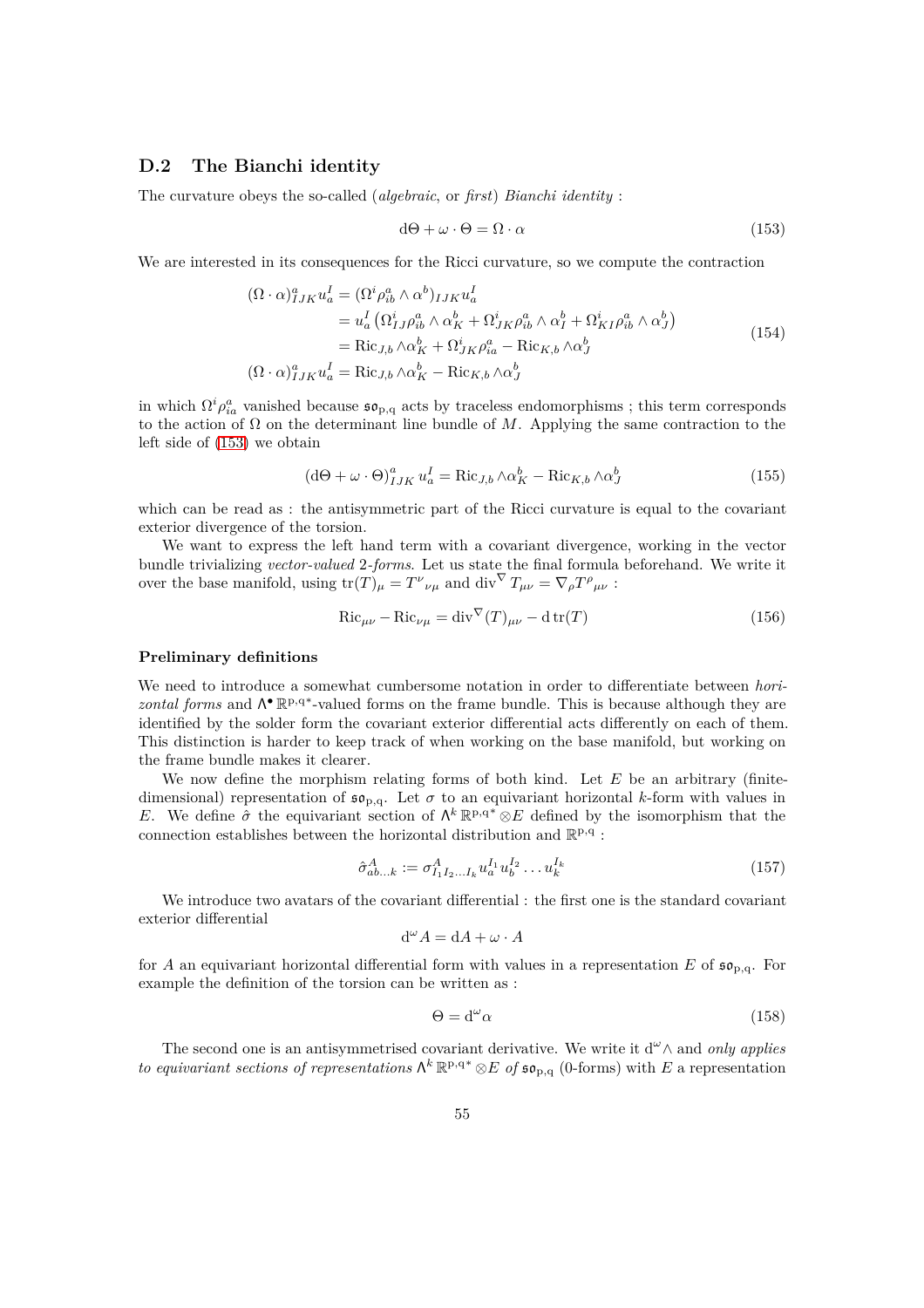## D.2 The Bianchi identity

The curvature obeys the so-called (*algebraic*, or *first*) *Bianchi identity* :

$$\mathrm{d}\Theta + \omega \cdot \Theta = \Omega \cdot \alpha \tag{153}$$

We are interested in its consequences for the Ricci curvature, so we compute the contraction

$$\begin{aligned}
(\Omega \cdot \alpha)^a_{IJK} u^I_a &= (\Omega^i \rho^a_{ib} \wedge \alpha^b)_{IJK} u^I_a \\
&= u^I_a \left( \Omega^i_{IJ} \rho^a_{ib} \wedge \alpha^b_K + \Omega^i_{JK} \rho^a_{ib} \wedge \alpha^b_I + \Omega^i_{KI} \rho^a_{ib} \wedge \alpha^b_J \right) \\
&= \mathrm{Ric}_{J,b} \wedge \alpha^b_K + \Omega^i_{JK} \rho^a_{ia} - \mathrm{Ric}_{K,b} \wedge \alpha^b_J \\
(\Omega \cdot \alpha)^a_{IJK} u^I_a &= \mathrm{Ric}_{J,b} \wedge \alpha^b_K - \mathrm{Ric}_{K,b} \wedge \alpha^b_J
\end{aligned} \tag{154}$$

in which $\Omega^i \rho^a_{ia}$ vanished because $\mathfrak{so}_{\mathrm{p,q}}$ acts by traceless endomorphisms ; this term corresponds to the action of $\Omega$ on the determinant line bundle of $M$. Applying the same contraction to the left side of (153) we obtain

$$(\mathrm{d}\Theta + \omega \cdot \Theta)^a_{IJK}\, u^I_a = \mathrm{Ric}_{J,b} \wedge \alpha^b_K - \mathrm{Ric}_{K,b} \wedge \alpha^b_J \tag{155}$$

which can be read as : the antisymmetric part of the Ricci curvature is equal to the covariant exterior divergence of the torsion.

We want to express the left hand term with a covariant divergence, working in the vector bundle trivializing *vector-valued* 2*-forms*. Let us state the final formula beforehand. We write it over the base manifold, using $\mathrm{tr}(T)_\mu = T^\nu{}_{\nu\mu}$ and $\mathrm{div}^\nabla T_{\mu\nu} = \nabla_\rho T^\rho{}_{\mu\nu}$ :

$$\mathrm{Ric}_{\mu\nu} - \mathrm{Ric}_{\nu\mu} = \mathrm{div}^\nabla(T)_{\mu\nu} - \mathrm{d}\,\mathrm{tr}(T) \tag{156}$$

#### Preliminary definitions

We need to introduce a somewhat cumbersome notation in order to differentiate between *horizontal forms* and $\Lambda^\bullet \mathbb{R}^{\mathrm{p,q}*}$-valued forms on the frame bundle. This is because although they are identified by the solder form the covariant exterior differential acts differently on each of them. This distinction is harder to keep track of when working on the base manifold, but working on the frame bundle makes it clearer.

We now define the morphism relating forms of both kind. Let $E$ be an arbitrary (finite-dimensional) representation of $\mathfrak{so}_{\mathrm{p,q}}$. Let $\sigma$ to an equivariant horizontal $k$-form with values in $E$. We define $\hat{\sigma}$ the equivariant section of $\Lambda^k \mathbb{R}^{\mathrm{p,q}*} \otimes E$ defined by the isomorphism that the connection establishes between the horizontal distribution and $\mathbb{R}^{\mathrm{p,q}}$ :

$$\hat{\sigma}^A_{ab\ldots k} := \sigma^A_{I_1 I_2 \ldots I_k} u^{I_1}_a u^{I_2}_b \ldots u^{I_k}_k \tag{157}$$

We introduce two avatars of the covariant differential : the first one is the standard covariant exterior differential

$$\mathrm{d}^\omega A = \mathrm{d}A + \omega \cdot A$$

for $A$ an equivariant horizontal differential form with values in a representation $E$ of $\mathfrak{so}_{\mathrm{p,q}}$. For example the definition of the torsion can be written as :

$$\Theta = \mathrm{d}^\omega \alpha \tag{158}$$

The second one is an antisymmetrised covariant derivative. We write it $\mathrm{d}^\omega \wedge$ and *only applies to equivariant sections of representations* $\Lambda^k \mathbb{R}^{\mathrm{p,q}*} \otimes E$ *of* $\mathfrak{so}_{\mathrm{p,q}}$ (0-forms) with $E$ a representation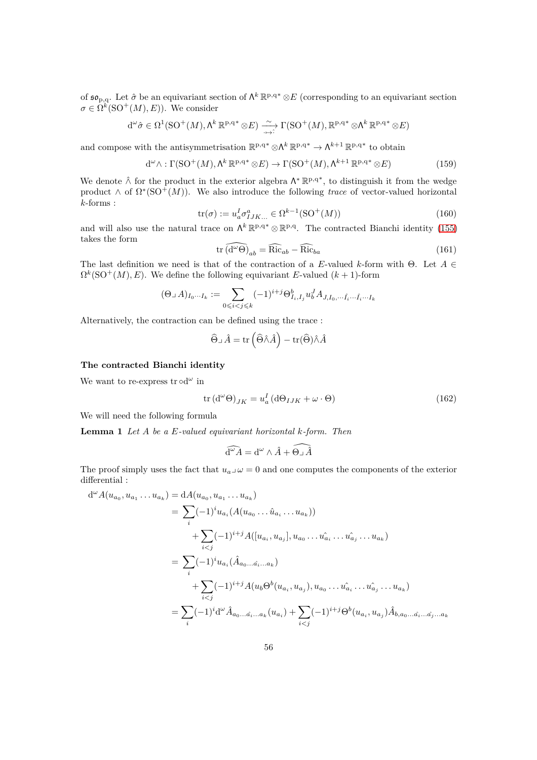of $\mathfrak{so}_{p,q}$. Let $\hat\sigma$ be an equivariant section of $\Lambda^k \mathbb{R}^{p,q*} \otimes E$ (corresponding to an equivariant section $\sigma \in \Omega^k(\mathrm{SO}^+(M), E)$). We consider

$$\mathrm{d}^\omega \hat\sigma \in \Omega^1(\mathrm{SO}^+(M), \Lambda^k \mathbb{R}^{p,q*} \otimes E) \xrightarrow{\sim} \Gamma(\mathrm{SO}^+(M), \mathbb{R}^{p,q*} \otimes \Lambda^k \mathbb{R}^{p,q*} \otimes E)$$

and compose with the antisymmetrisation $\mathbb{R}^{p,q*} \otimes \Lambda^k \mathbb{R}^{p,q*} \to \Lambda^{k+1} \mathbb{R}^{p,q*}$ to obtain

$$\mathrm{d}^\omega \wedge : \Gamma(\mathrm{SO}^+(M), \Lambda^k \mathbb{R}^{p,q*} \otimes E) \to \Gamma(\mathrm{SO}^+(M), \Lambda^{k+1} \mathbb{R}^{p,q*} \otimes E) \tag{159}$$

We denote $\hat\wedge$ for the product in the exterior algebra $\Lambda^* \mathbb{R}^{p,q*}$, to distinguish it from the wedge product $\wedge$ of $\Omega^*(\mathrm{SO}^+(M))$. We also introduce the following *trace* of vector-valued horizontal $k$-forms :

$$\mathrm{tr}(\sigma) := u_a^I \sigma^a_{IJK\ldots} \in \Omega^{k-1}(\mathrm{SO}^+(M)) \tag{160}$$

and will also use the natural trace on $\Lambda^k \mathbb{R}^{p,q*} \otimes \mathbb{R}^{p,q}$. The contracted Bianchi identity (155) takes the form

$$\mathrm{tr}\,\widehat{(\mathrm{d}^\omega \Theta)}_{ab} = \widehat{\mathrm{Ric}}_{ab} - \widehat{\mathrm{Ric}}_{ba} \tag{161}$$

The last definition we need is that of the contraction of a $E$-valued $k$-form with $\Theta$. Let $A \in \Omega^k(\mathrm{SO}^+(M), E)$. We define the following equivariant $E$-valued $(k+1)$-form

$$(\Theta \lrcorner A)_{I_0 \cdots I_k} := \sum_{0 \leqslant i < j \leqslant k} (-1)^{i+j} \Theta^b_{I_i, I_j} u_b^J A_{J, I_0, \cdots \hat{I}_i \cdots \hat{I}_i \cdots I_k}$$

Alternatively, the contraction can be defined using the trace :

$$\widehat{\Theta} \lrcorner \hat{A} = \mathrm{tr}\left(\widehat{\Theta} \hat\wedge \hat{A}\right) - \mathrm{tr}(\widehat{\Theta}) \hat\wedge \hat{A}$$

**The contracted Bianchi identity**

We want to re-express $\mathrm{tr} \circ \mathrm{d}^\omega$ in

$$\mathrm{tr}\,(\mathrm{d}^\omega \Theta)_{JK} = u_a^I \left(\mathrm{d}\Theta_{IJK} + \omega \cdot \Theta\right) \tag{162}$$

We will need the following formula

**Lemma 1** *Let $A$ be a $E$-valued equivariant horizontal $k$-form. Then*

$$\widehat{\mathrm{d}^\omega A} = \mathrm{d}^\omega \wedge \hat{A} + \widehat{\Theta \lrcorner \hat{A}}$$

The proof simply uses the fact that $u_a \lrcorner \omega = 0$ and one computes the components of the exterior differential :

$$\begin{aligned}
\mathrm{d}^\omega A(u_{a_0}, u_{a_1} \ldots u_{a_k}) &= \mathrm{d}A(u_{a_0}, u_{a_1} \ldots u_{a_k}) \\
&= \sum_i (-1)^i u_{a_i}(A(u_{a_0} \ldots \hat{u}_{a_i} \ldots u_{a_k})) \\
&\quad + \sum_{i<j} (-1)^{i+j} A([u_{a_i}, u_{a_j}], u_{a_0} \ldots \hat{u_{a_i}} \ldots \hat{u_{a_j}} \ldots u_{a_k}) \\
&= \sum_i (-1)^i u_{a_i}(\hat{A}_{a_0 \ldots \hat{a_i} \ldots a_k}) \\
&\quad + \sum_{i<j} (-1)^{i+j} A(u_b \Theta^b(u_{a_i}, u_{a_j}), u_{a_0} \ldots \hat{u_{a_i}} \ldots \hat{u_{a_j}} \ldots u_{a_k}) \\
&= \sum_i (-1)^i \mathrm{d}^\omega \hat{A}_{a_0 \ldots \hat{a_i} \ldots a_k}(u_{a_i}) + \sum_{i<j} (-1)^{i+j} \Theta^b(u_{a_i}, u_{a_j}) \hat{A}_{b, a_0 \ldots \hat{a_i} \ldots \hat{a_j} \ldots a_k}
\end{aligned}$$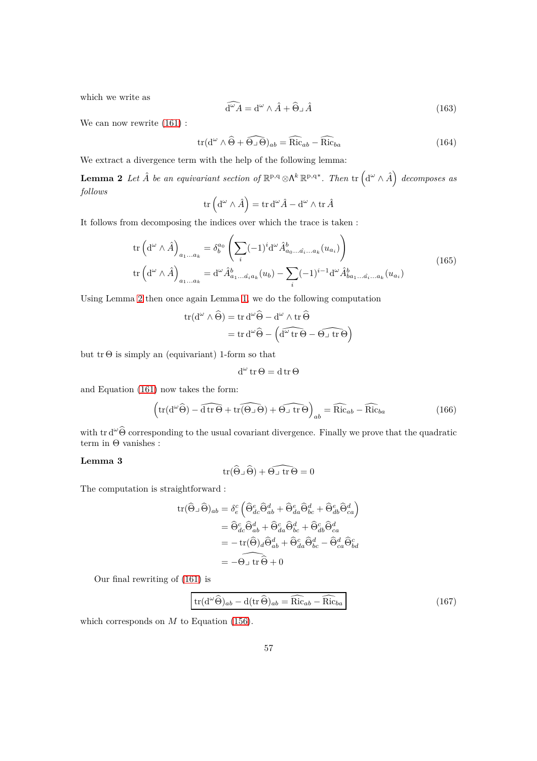which we write as

$$\widehat{\mathrm{d}^\omega A} = \mathrm{d}^\omega \wedge \hat{A} + \widehat{\Theta} \lrcorner \hat{A} \tag{163}$$

We can now rewrite (161) :

$$\mathrm{tr}(\mathrm{d}^\omega \wedge \widehat{\Theta} + \widehat{\Theta \lrcorner \Theta})_{ab} = \widehat{\mathrm{Ric}}_{ab} - \widehat{\mathrm{Ric}}_{ba} \tag{164}$$

We extract a divergence term with the help of the following lemma:

**Lemma 2** *Let $\hat{A}$ be an equivariant section of $\mathbb{R}^{p,q} \otimes \Lambda^k \mathbb{R}^{p,q*}$. Then $\mathrm{tr}\left(\mathrm{d}^\omega \wedge \hat{A}\right)$ decomposes as follows*

$$\mathrm{tr}\left(\mathrm{d}^\omega \wedge \hat{A}\right) = \mathrm{tr}\,\mathrm{d}^\omega \hat{A} - \mathrm{d}^\omega \wedge \mathrm{tr}\,\hat{A}$$

It follows from decomposing the indices over which the trace is taken :

$$\begin{aligned}
\mathrm{tr}\left(\mathrm{d}^\omega \wedge \hat{A}\right)_{a_1 \ldots a_k} &= \delta^{a_0}_b \left( \sum_i (-1)^i \mathrm{d}^\omega \hat{A}^b_{a_0 \ldots \hat{a_i} \ldots a_k}(u_{a_i}) \right) \\
\mathrm{tr}\left(\mathrm{d}^\omega \wedge \hat{A}\right)_{a_1 \ldots a_k} &= \mathrm{d}^\omega \hat{A}^b_{a_1 \ldots \hat{a_i} a_k}(u_b) - \sum_i (-1)^{i-1} \mathrm{d}^\omega \hat{A}^b_{b a_1 \ldots \hat{a_i} \ldots a_k}(u_{a_i})
\end{aligned} \tag{165}$$

Using Lemma 2 then once again Lemma 1, we do the following computation

$$\begin{aligned}
\mathrm{tr}(\mathrm{d}^\omega \wedge \widehat{\Theta}) &= \mathrm{tr}\,\mathrm{d}^\omega \widehat{\Theta} - \mathrm{d}^\omega \wedge \mathrm{tr}\,\widehat{\Theta} \\
&= \mathrm{tr}\,\mathrm{d}^\omega \widehat{\Theta} - \left( \widehat{\mathrm{d}^\omega \mathrm{tr}\,\Theta} - \widehat{\Theta \lrcorner \mathrm{tr}\,\Theta} \right)
\end{aligned}$$

but $\mathrm{tr}\,\Theta$ is simply an (equivariant) 1-form so that

$$\mathrm{d}^\omega \mathrm{tr}\,\Theta = \mathrm{d}\,\mathrm{tr}\,\Theta$$

and Equation (161) now takes the form:

$$\left( \mathrm{tr}(\mathrm{d}^\omega \widehat{\Theta}) - \widehat{\mathrm{d}\,\mathrm{tr}\,\Theta} + \widehat{\mathrm{tr}(\Theta \lrcorner \Theta)} + \widehat{\Theta \lrcorner \mathrm{tr}\,\Theta} \right)_{ab} = \widehat{\mathrm{Ric}}_{ab} - \widehat{\mathrm{Ric}}_{ba} \tag{166}$$

with $\mathrm{tr}\,\mathrm{d}^\omega \widehat{\Theta}$ corresponding to the usual covariant divergence. Finally we prove that the quadratic term in $\Theta$ vanishes :

**Lemma 3**

$$\mathrm{tr}(\widehat{\Theta} \lrcorner \widehat{\Theta}) + \widehat{\Theta \lrcorner \mathrm{tr}\,\Theta} = 0$$

The computation is straightforward :

$$\begin{aligned}
\mathrm{tr}(\widehat{\Theta} \lrcorner \widehat{\Theta})_{ab} &= \delta^c_e \left( \widehat{\Theta}^e_{dc} \widehat{\Theta}^d_{ab} + \widehat{\Theta}^e_{da} \widehat{\Theta}^d_{bc} + \widehat{\Theta}^e_{db} \widehat{\Theta}^d_{ca} \right) \\
&= \widehat{\Theta}^c_{dc} \widehat{\Theta}^d_{ab} + \widehat{\Theta}^c_{da} \widehat{\Theta}^d_{bc} + \widehat{\Theta}^c_{db} \widehat{\Theta}^d_{ca} \\
&= -\mathrm{tr}(\widehat{\Theta})_d \widehat{\Theta}^d_{ab} + \widehat{\Theta}^c_{da} \widehat{\Theta}^d_{bc} - \widehat{\Theta}^d_{ca} \widehat{\Theta}^c_{bd} \\
&= -\widehat{\Theta \lrcorner \mathrm{tr}\,\widehat{\Theta}} + 0
\end{aligned}$$

Our final rewriting of (161) is

$$\boxed{\mathrm{tr}(\mathrm{d}^\omega \widehat{\Theta})_{ab} - \mathrm{d}(\mathrm{tr}\,\widehat{\Theta})_{ab} = \widehat{\mathrm{Ric}}_{ab} - \widehat{\mathrm{Ric}}_{ba}} \tag{167}$$

which corresponds on $M$ to Equation (156).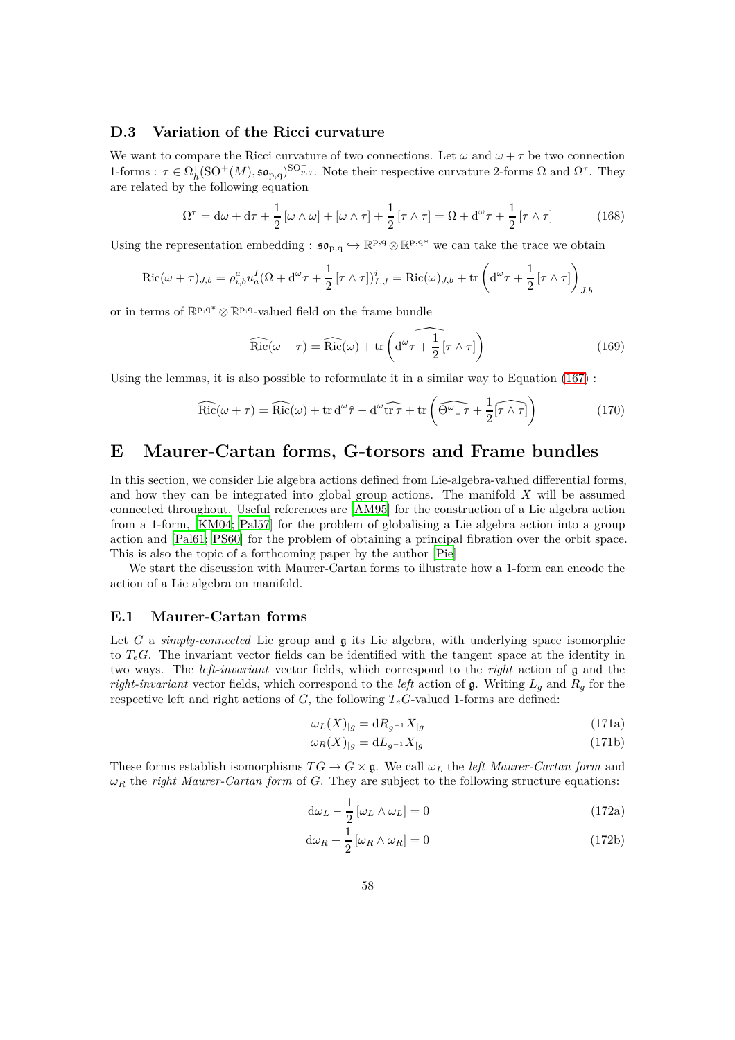### D.3 Variation of the Ricci curvature

We want to compare the Ricci curvature of two connections. Let $\omega$ and $\omega + \tau$ be two connection 1-forms : $\tau \in \Omega^1_h(\mathrm{SO}^+(M), \mathfrak{so}_{\mathrm{p,q}})^{\mathrm{SO}^+_{p,q}}$. Note their respective curvature 2-forms $\Omega$ and $\Omega^\tau$. They are related by the following equation

$$\Omega^\tau = \mathrm{d}\omega + \mathrm{d}\tau + \frac{1}{2}\left[\omega \wedge \omega\right] + \left[\omega \wedge \tau\right] + \frac{1}{2}\left[\tau \wedge \tau\right] = \Omega + \mathrm{d}^\omega \tau + \frac{1}{2}\left[\tau \wedge \tau\right] \tag{168}$$

Using the representation embedding : $\mathfrak{so}_{\mathrm{p,q}} \hookrightarrow \mathbb{R}^{\mathrm{p,q}} \otimes \mathbb{R}^{\mathrm{p,q}*}$ we can take the trace we obtain

$$\mathrm{Ric}(\omega + \tau)_{J,b} = \rho^a_{i,b} u^I_a (\Omega + \mathrm{d}^\omega \tau + \frac{1}{2}\left[\tau \wedge \tau\right])^i_{I,J} = \mathrm{Ric}(\omega)_{J,b} + \mathrm{tr}\left(\mathrm{d}^\omega \tau + \frac{1}{2}\left[\tau \wedge \tau\right]\right)_{J,b}$$

or in terms of $\mathbb{R}^{\mathrm{p,q}*} \otimes \mathbb{R}^{\mathrm{p,q}}$-valued field on the frame bundle

$$\widehat{\mathrm{Ric}}(\omega + \tau) = \widehat{\mathrm{Ric}}(\omega) + \mathrm{tr}\left(\widehat{\mathrm{d}^\omega \tau + \frac{1}{2}\left[\tau \wedge \tau\right]}\right) \tag{169}$$

Using the lemmas, it is also possible to reformulate it in a similar way to Equation (167) :

$$\widehat{\mathrm{Ric}}(\omega + \tau) = \widehat{\mathrm{Ric}}(\omega) + \mathrm{tr}\, \mathrm{d}^\omega \hat{\tau} - \mathrm{d}^\omega \widehat{\mathrm{tr}\, \tau} + \mathrm{tr}\left(\widehat{\Theta^\omega \lrcorner\, \tau} + \frac{1}{2}\widehat{\left[\tau \wedge \tau\right]}\right) \tag{170}$$

# E Maurer-Cartan forms, G-torsors and Frame bundles

In this section, we consider Lie algebra actions defined from Lie-algebra-valued differential forms, and how they can be integrated into global group actions. The manifold $X$ will be assumed connected throughout. Useful references are [AM95] for the construction of a Lie algebra action from a 1-form, [KM04; Pal57] for the problem of globalising a Lie algebra action into a group action and [Pal61; PS60] for the problem of obtaining a principal fibration over the orbit space. This is also the topic of a forthcoming paper by the author [Pie]

We start the discussion with Maurer-Cartan forms to illustrate how a 1-form can encode the action of a Lie algebra on manifold.

## E.1 Maurer-Cartan forms

Let $G$ a *simply-connected* Lie group and $\mathfrak{g}$ its Lie algebra, with underlying space isomorphic to $T_eG$. The invariant vector fields can be identified with the tangent space at the identity in two ways. The *left-invariant* vector fields, which correspond to the *right* action of $\mathfrak{g}$ and the *right-invariant* vector fields, which correspond to the *left* action of $\mathfrak{g}$. Writing $L_g$ and $R_g$ for the respective left and right actions of $G$, the following $T_eG$-valued 1-forms are defined:

$$\omega_L(X)_{|g} = \mathrm{d}R_{g^{-1}} X_{|g} \tag{171a}$$

$$\omega_R(X)_{|g} = \mathrm{d}L_{g^{-1}} X_{|g} \tag{171b}$$

These forms establish isomorphisms $TG \to G \times \mathfrak{g}$. We call $\omega_L$ the *left Maurer-Cartan form* and $\omega_R$ the *right Maurer-Cartan form* of $G$. They are subject to the following structure equations:

$$\mathrm{d}\omega_L - \frac{1}{2}\left[\omega_L \wedge \omega_L\right] = 0 \tag{172a}$$

$$\mathrm{d}\omega_R + \frac{1}{2}\left[\omega_R \wedge \omega_R\right] = 0 \tag{172b}$$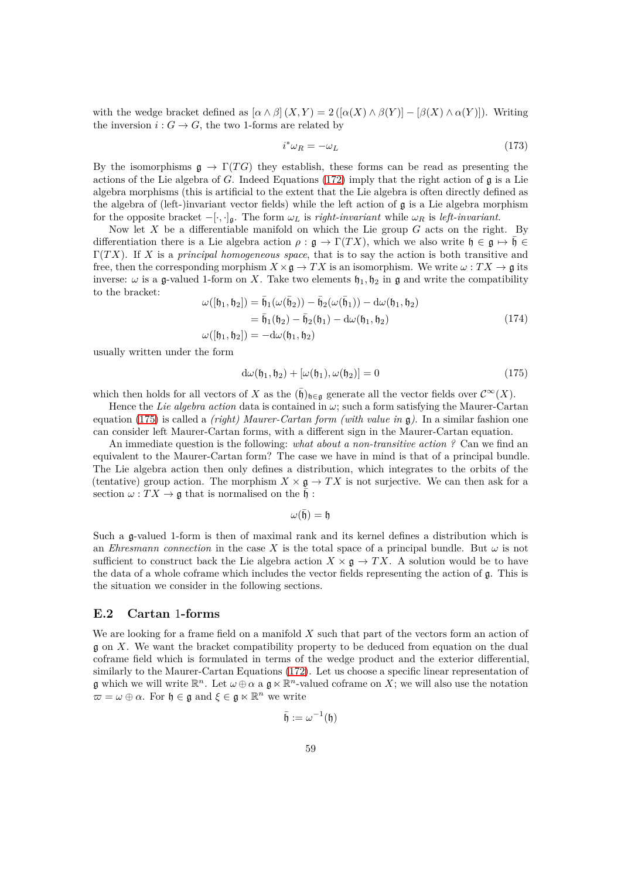with the wedge bracket defined as $[\alpha \wedge \beta](X,Y) = 2\left([\alpha(X) \wedge \beta(Y)] - [\beta(X) \wedge \alpha(Y)]\right)$. Writing the inversion $i : G \to G$, the two 1-forms are related by

$$i^*\omega_R = -\omega_L \tag{173}$$

By the isomorphisms $\mathfrak{g} \to \Gamma(TG)$ they establish, these forms can be read as presenting the actions of the Lie algebra of $G$. Indeed Equations (172) imply that the right action of $\mathfrak{g}$ is a Lie algebra morphisms (this is artificial to the extent that the Lie algebra is often directly defined as the algebra of (left-)invariant vector fields) while the left action of $\mathfrak{g}$ is a Lie algebra morphism for the opposite bracket $-[\cdot,\cdot]_{\mathfrak{g}}$. The form $\omega_L$ is *right-invariant* while $\omega_R$ is *left-invariant*.

Now let $X$ be a differentiable manifold on which the Lie group $G$ acts on the right. By differentiation there is a Lie algebra action $\rho : \mathfrak{g} \to \Gamma(TX)$, which we also write $\mathfrak{h} \in \mathfrak{g} \mapsto \bar{\mathfrak{h}} \in \Gamma(TX)$. If $X$ is a *principal homogeneous space*, that is to say the action is both transitive and free, then the corresponding morphism $X \times \mathfrak{g} \to TX$ is an isomorphism. We write $\omega : TX \to \mathfrak{g}$ its inverse: $\omega$ is a $\mathfrak{g}$-valued 1-form on $X$. Take two elements $\mathfrak{h}_1, \mathfrak{h}_2$ in $\mathfrak{g}$ and write the compatibility to the bracket:

$$\begin{aligned}
\omega([\mathfrak{h}_1, \mathfrak{h}_2]) &= \bar{\mathfrak{h}}_1(\omega(\bar{\mathfrak{h}}_2)) - \bar{\mathfrak{h}}_2(\omega(\bar{\mathfrak{h}}_1)) - \mathrm{d}\omega(\mathfrak{h}_1, \mathfrak{h}_2) \\
&= \bar{\mathfrak{h}}_1(\mathfrak{h}_2) - \bar{\mathfrak{h}}_2(\mathfrak{h}_1) - \mathrm{d}\omega(\mathfrak{h}_1, \mathfrak{h}_2) \\
\omega([\mathfrak{h}_1, \mathfrak{h}_2]) &= -\mathrm{d}\omega(\mathfrak{h}_1, \mathfrak{h}_2)
\end{aligned} \tag{174}$$

usually written under the form

$$\mathrm{d}\omega(\mathfrak{h}_1, \mathfrak{h}_2) + [\omega(\mathfrak{h}_1), \omega(\mathfrak{h}_2)] = 0 \tag{175}$$

which then holds for all vectors of $X$ as the $(\bar{\mathfrak{h}})_{\mathfrak{h}\in\mathfrak{g}}$ generate all the vector fields over $\mathcal{C}^\infty(X)$.

Hence the *Lie algebra action* data is contained in $\omega$; such a form satisfying the Maurer-Cartan equation (175) is called a *(right) Maurer-Cartan form (with value in $\mathfrak{g}$)*. In a similar fashion one can consider left Maurer-Cartan forms, with a different sign in the Maurer-Cartan equation.

An immediate question is the following: *what about a non-transitive action ?* Can we find an equivalent to the Maurer-Cartan form? The case we have in mind is that of a principal bundle. The Lie algebra action then only defines a distribution, which integrates to the orbits of the (tentative) group action. The morphism $X \times \mathfrak{g} \to TX$ is not surjective. We can then ask for a section $\omega : TX \to \mathfrak{g}$ that is normalised on the $\bar{\mathfrak{h}}$ :

$$\omega(\bar{\mathfrak{h}}) = \mathfrak{h}$$

Such a $\mathfrak{g}$-valued 1-form is then of maximal rank and its kernel defines a distribution which is an *Ehresmann connection* in the case $X$ is the total space of a principal bundle. But $\omega$ is not sufficient to construct back the Lie algebra action $X \times \mathfrak{g} \to TX$. A solution would be to have the data of a whole coframe which includes the vector fields representing the action of $\mathfrak{g}$. This is the situation we consider in the following sections.

## E.2 Cartan 1-forms

We are looking for a frame field on a manifold $X$ such that part of the vectors form an action of $\mathfrak{g}$ on $X$. We want the bracket compatibility property to be deduced from equation on the dual coframe field which is formulated in terms of the wedge product and the exterior differential, similarly to the Maurer-Cartan Equations (172). Let us choose a specific linear representation of $\mathfrak{g}$ which we will write $\mathbb{R}^n$. Let $\omega \oplus \alpha$ a $\mathfrak{g} \ltimes \mathbb{R}^n$-valued coframe on $X$; we will also use the notation $\varpi = \omega \oplus \alpha$. For $\mathfrak{h} \in \mathfrak{g}$ and $\xi \in \mathfrak{g} \ltimes \mathbb{R}^n$ we write

$$\bar{\mathfrak{h}} := \omega^{-1}(\mathfrak{h})$$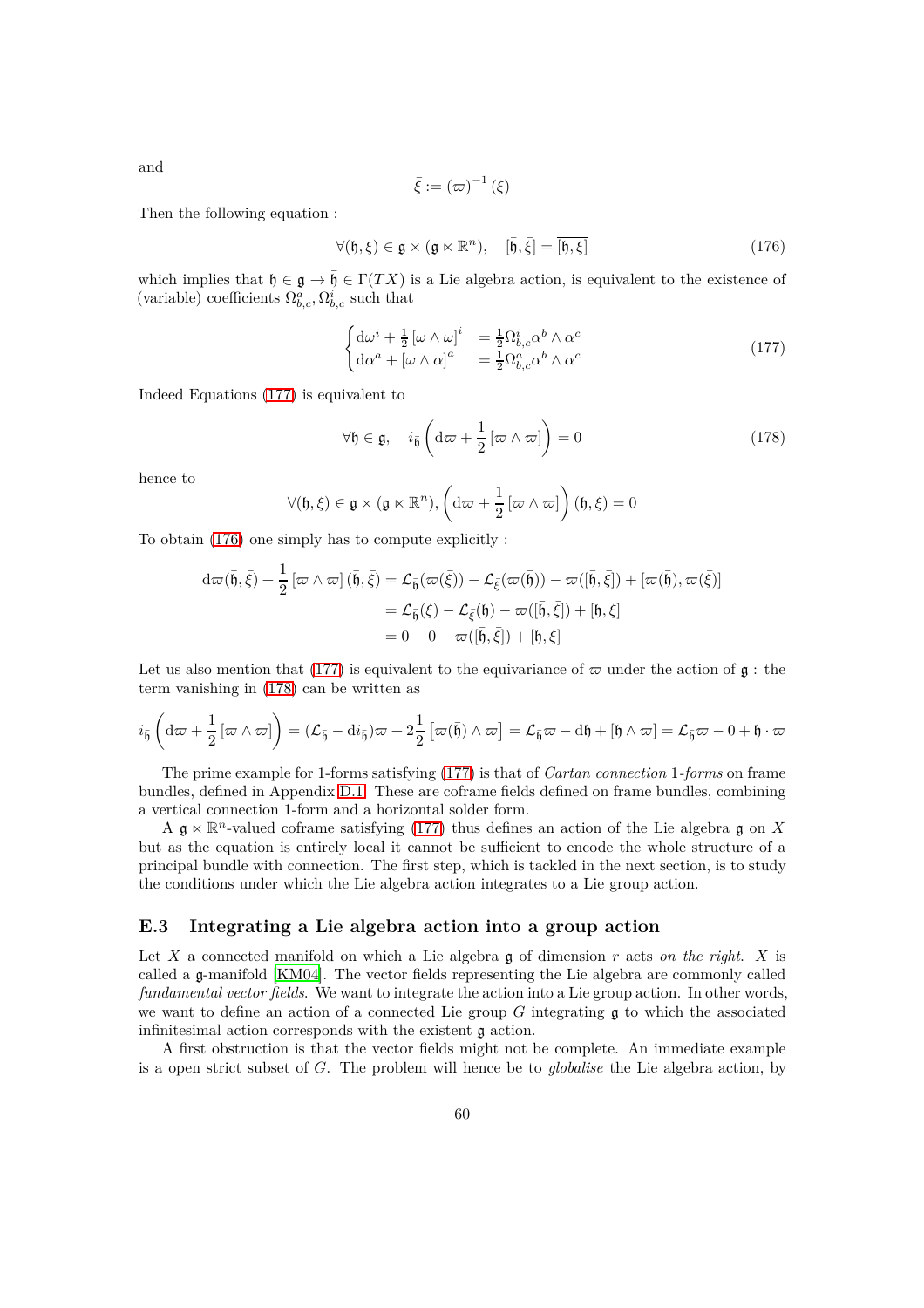and

$$\bar{\xi} := (\varpi)^{-1}(\xi)$$

Then the following equation :

$$\forall (\mathfrak{h}, \xi) \in \mathfrak{g} \times (\mathfrak{g} \ltimes \mathbb{R}^n), \quad [\bar{\mathfrak{h}}, \bar{\xi}] = \overline{[\mathfrak{h}, \xi]} \tag{176}$$

which implies that $\mathfrak{h} \in \mathfrak{g} \to \bar{\mathfrak{h}} \in \Gamma(TX)$ is a Lie algebra action, is equivalent to the existence of (variable) coefficients $\Omega^a_{b,c}, \Omega^i_{b,c}$ such that

$$\begin{cases} \mathrm{d}\omega^i + \frac{1}{2}[\omega \wedge \omega]^i &= \frac{1}{2}\Omega^i_{b,c}\alpha^b \wedge \alpha^c \\ \mathrm{d}\alpha^a + [\omega \wedge \alpha]^a &= \frac{1}{2}\Omega^a_{b,c}\alpha^b \wedge \alpha^c \end{cases} \tag{177}$$

Indeed Equations (177) is equivalent to

$$\forall \mathfrak{h} \in \mathfrak{g}, \quad i_{\bar{\mathfrak{h}}}\left(\mathrm{d}\varpi + \frac{1}{2}[\varpi \wedge \varpi]\right) = 0 \tag{178}$$

hence to

$$\forall (\mathfrak{h}, \xi) \in \mathfrak{g} \times (\mathfrak{g} \ltimes \mathbb{R}^n), \left(\mathrm{d}\varpi + \frac{1}{2}[\varpi \wedge \varpi]\right)(\bar{\mathfrak{h}}, \bar{\xi}) = 0$$

To obtain (176) one simply has to compute explicitly :

$$\begin{aligned} \mathrm{d}\varpi(\bar{\mathfrak{h}}, \bar{\xi}) + \frac{1}{2}[\varpi \wedge \varpi](\bar{\mathfrak{h}}, \bar{\xi}) &= \mathcal{L}_{\bar{\mathfrak{h}}}(\varpi(\bar{\xi})) - \mathcal{L}_{\bar{\xi}}(\varpi(\bar{\mathfrak{h}})) - \varpi([\bar{\mathfrak{h}}, \bar{\xi}]) + [\varpi(\bar{\mathfrak{h}}), \varpi(\bar{\xi})] \\ &= \mathcal{L}_{\bar{\mathfrak{h}}}(\xi) - \mathcal{L}_{\bar{\xi}}(\mathfrak{h}) - \varpi([\bar{\mathfrak{h}}, \bar{\xi}]) + [\mathfrak{h}, \xi] \\ &= 0 - 0 - \varpi([\bar{\mathfrak{h}}, \bar{\xi}]) + [\mathfrak{h}, \xi] \end{aligned}$$

Let us also mention that (177) is equivalent to the equivariance of $\varpi$ under the action of $\mathfrak{g}$ : the term vanishing in (178) can be written as

$$i_{\bar{\mathfrak{h}}}\left(\mathrm{d}\varpi + \frac{1}{2}[\varpi \wedge \varpi]\right) = (\mathcal{L}_{\bar{\mathfrak{h}}} - \mathrm{d}i_{\bar{\mathfrak{h}}})\varpi + 2\frac{1}{2}\left[\varpi(\bar{\mathfrak{h}}) \wedge \varpi\right] = \mathcal{L}_{\bar{\mathfrak{h}}}\varpi - \mathrm{d}\mathfrak{h} + [\mathfrak{h} \wedge \varpi] = \mathcal{L}_{\bar{\mathfrak{h}}}\varpi - 0 + \mathfrak{h} \cdot \varpi$$

The prime example for 1-forms satisfying (177) is that of *Cartan connection* 1*-forms* on frame bundles, defined in Appendix D.1. These are coframe fields defined on frame bundles, combining a vertical connection 1-form and a horizontal solder form.

A $\mathfrak{g} \ltimes \mathbb{R}^n$-valued coframe satisfying (177) thus defines an action of the Lie algebra $\mathfrak{g}$ on $X$ but as the equation is entirely local it cannot be sufficient to encode the whole structure of a principal bundle with connection. The first step, which is tackled in the next section, is to study the conditions under which the Lie algebra action integrates to a Lie group action.

## E.3 Integrating a Lie algebra action into a group action

Let $X$ a connected manifold on which a Lie algebra $\mathfrak{g}$ of dimension $r$ acts *on the right*. $X$ is called a $\mathfrak{g}$-manifold [KM04]. The vector fields representing the Lie algebra are commonly called *fundamental vector fields*. We want to integrate the action into a Lie group action. In other words, we want to define an action of a connected Lie group $G$ integrating $\mathfrak{g}$ to which the associated infinitesimal action corresponds with the existent $\mathfrak{g}$ action.

A first obstruction is that the vector fields might not be complete. An immediate example is a open strict subset of $G$. The problem will hence be to *globalise* the Lie algebra action, by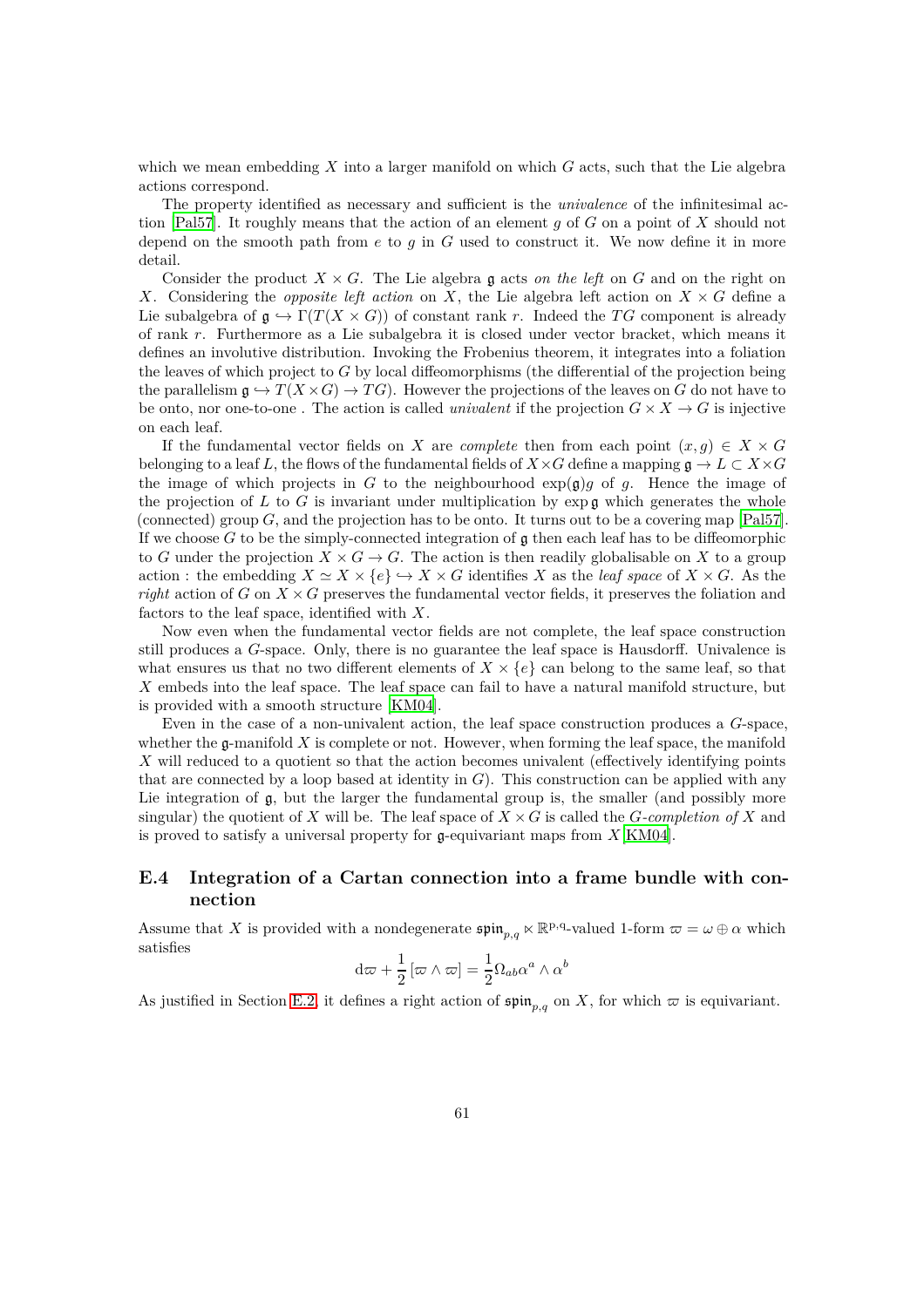which we mean embedding $X$ into a larger manifold on which $G$ acts, such that the Lie algebra actions correspond.

The property identified as necessary and sufficient is the *univalence* of the infinitesimal action [Pal57]. It roughly means that the action of an element $g$ of $G$ on a point of $X$ should not depend on the smooth path from $e$ to $g$ in $G$ used to construct it. We now define it in more detail.

Consider the product $X \times G$. The Lie algebra $\mathfrak{g}$ acts *on the left* on $G$ and on the right on $X$. Considering the *opposite left action* on $X$, the Lie algebra left action on $X \times G$ define a Lie subalgebra of $\mathfrak{g} \hookrightarrow \Gamma(T(X \times G))$ of constant rank $r$. Indeed the $TG$ component is already of rank $r$. Furthermore as a Lie subalgebra it is closed under vector bracket, which means it defines an involutive distribution. Invoking the Frobenius theorem, it integrates into a foliation the leaves of which project to $G$ by local diffeomorphisms (the differential of the projection being the parallelism $\mathfrak{g} \hookrightarrow T(X \times G) \to TG$). However the projections of the leaves on $G$ do not have to be onto, nor one-to-one . The action is called *univalent* if the projection $G \times X \to G$ is injective on each leaf.

If the fundamental vector fields on $X$ are *complete* then from each point $(x, g) \in X \times G$ belonging to a leaf $L$, the flows of the fundamental fields of $X \times G$ define a mapping $\mathfrak{g} \to L \subset X \times G$ the image of which projects in $G$ to the neighbourhood $\exp(\mathfrak{g})g$ of $g$. Hence the image of the projection of $L$ to $G$ is invariant under multiplication by $\exp \mathfrak{g}$ which generates the whole (connected) group $G$, and the projection has to be onto. It turns out to be a covering map [Pal57]. If we choose $G$ to be the simply-connected integration of $\mathfrak{g}$ then each leaf has to be diffeomorphic to $G$ under the projection $X \times G \to G$. The action is then readily globalisable on $X$ to a group action : the embedding $X \simeq X \times \{e\} \hookrightarrow X \times G$ identifies $X$ as the *leaf space* of $X \times G$. As the *right* action of $G$ on $X \times G$ preserves the fundamental vector fields, it preserves the foliation and factors to the leaf space, identified with $X$.

Now even when the fundamental vector fields are not complete, the leaf space construction still produces a $G$-space. Only, there is no guarantee the leaf space is Hausdorff. Univalence is what ensures us that no two different elements of $X \times \{e\}$ can belong to the same leaf, so that $X$ embeds into the leaf space. The leaf space can fail to have a natural manifold structure, but is provided with a smooth structure [KM04].

Even in the case of a non-univalent action, the leaf space construction produces a $G$-space, whether the $\mathfrak{g}$-manifold $X$ is complete or not. However, when forming the leaf space, the manifold $X$ will reduced to a quotient so that the action becomes univalent (effectively identifying points that are connected by a loop based at identity in $G$). This construction can be applied with any Lie integration of $\mathfrak{g}$, but the larger the fundamental group is, the smaller (and possibly more singular) the quotient of $X$ will be. The leaf space of $X \times G$ is called the *$G$-completion of* $X$ and is proved to satisfy a universal property for $\mathfrak{g}$-equivariant maps from $X$ [KM04].

## E.4 Integration of a Cartan connection into a frame bundle with connection

Assume that $X$ is provided with a nondegenerate $\mathfrak{spin}_{p,q} \ltimes \mathbb{R}^{p,q}$-valued 1-form $\varpi = \omega \oplus \alpha$ which satisfies

$$\mathrm{d}\varpi + \frac{1}{2}\left[\varpi \wedge \varpi\right] = \frac{1}{2}\Omega_{ab}\alpha^a \wedge \alpha^b$$

As justified in Section E.2, it defines a right action of $\mathfrak{spin}_{p,q}$ on $X$, for which $\varpi$ is equivariant.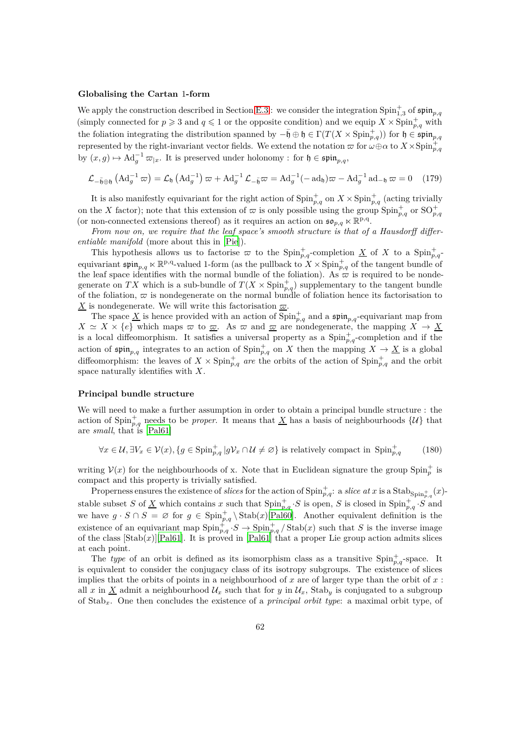#### Globalising the Cartan 1-form

We apply the construction described in Section E.3: we consider the integration $\mathrm{Spin}^+_{1,3}$ of $\mathfrak{spin}_{p,q}$ (simply connected for $p \geqslant 3$ and $q \leqslant 1$ or the opposite condition) and we equip $X \times \mathrm{Spin}^+_{p,q}$ with the foliation integrating the distribution spanned by $-\bar{\mathfrak{h}} \oplus \mathfrak{h} \in \Gamma(T(X \times \mathrm{Spin}^+_{p,q}))$ for $\mathfrak{h} \in \mathfrak{spin}_{p,q}$ represented by the right-invariant vector fields. We extend the notation $\varpi$ for $\omega \oplus \alpha$ to $X \times \mathrm{Spin}^+_{p,q}$ by $(x, g) \mapsto \mathrm{Ad}_g^{-1} \varpi_{|x}$. It is preserved under holonomy : for $\mathfrak{h} \in \mathfrak{spin}_{p,q}$,

$$\mathcal{L}_{-\bar{\mathfrak{h}} \oplus \mathfrak{h}} \left(\mathrm{Ad}_g^{-1} \varpi\right) = \mathcal{L}_{\mathfrak{h}} \left(\mathrm{Ad}_g^{-1}\right) \varpi + \mathrm{Ad}_g^{-1} \mathcal{L}_{-\bar{\mathfrak{h}}} \varpi = \mathrm{Ad}_g^{-1}(-\,\mathrm{ad}_{\mathfrak{h}})\varpi - \mathrm{Ad}_g^{-1} \mathrm{ad}_{-\mathfrak{h}} \varpi = 0 \quad (179)$$

It is also manifestly equivariant for the right action of $\mathrm{Spin}^+_{p,q}$ on $X \times \mathrm{Spin}^+_{p,q}$ (acting trivially on the $X$ factor); note that this extension of $\varpi$ is only possible using the group $\mathrm{Spin}^+_{p,q}$ or $\mathrm{SO}^+_{p,q}$ (or non-connected extensions thereof) as it requires an action on $\mathfrak{so}_{p,q} \ltimes \mathbb{R}^{p,q}$.

*From now on, we require that the leaf space's smooth structure is that of a Hausdorff differentiable manifold* (more about this in [Pie]).

This hypothesis allows us to factorise $\varpi$ to the $\mathrm{Spin}^+_{p,q}$-completion $\underline{X}$ of $X$ to a $\mathrm{Spin}^+_{p,q}$-equivariant $\mathfrak{spin}_{p,q} \ltimes \mathbb{R}^{p,q}$-valued 1-form (as the pullback to $X \times \mathrm{Spin}^+_{p,q}$ of the tangent bundle of the leaf space identifies with the normal bundle of the foliation). As $\varpi$ is required to be nondegenerate on $TX$ which is a sub-bundle of $T(X \times \mathrm{Spin}^+_{p,q})$ supplementary to the tangent bundle of the foliation, $\varpi$ is nondegenerate on the normal bundle of foliation hence its factorisation to $\underline{X}$ is nondegenerate. We will write this factorisation $\underline{\varpi}$.

The space $\underline{X}$ is hence provided with an action of $\mathrm{Spin}^+_{p,q}$ and a $\mathfrak{spin}_{p,q}$-equivariant map from $X \simeq X \times \{e\}$ which maps $\varpi$ to $\underline{\varpi}$. As $\varpi$ and $\underline{\varpi}$ are nondegenerate, the mapping $X \to \underline{X}$ is a local diffeomorphism. It satisfies a universal property as a $\mathrm{Spin}^+_{p,q}$-completion and if the action of $\mathfrak{spin}_{p,q}$ integrates to an action of $\mathrm{Spin}^+_{p,q}$ on $X$ then the mapping $X \to \underline{X}$ is a global diffeomorphism: the leaves of $X \times \mathrm{Spin}^+_{p,q}$ *are* the orbits of the action of $\mathrm{Spin}^+_{p,q}$ and the orbit space naturally identifies with $X$.

#### Principal bundle structure

We will need to make a further assumption in order to obtain a principal bundle structure : the action of $\mathrm{Spin}^+_{p,q}$ needs to be *proper*. It means that $\underline{X}$ has a basis of neighbourhoods $\{\mathcal{U}\}$ that are *small*, that is [Pal61]

$$\forall x \in \mathcal{U}, \exists V_x \in \mathcal{V}(x), \{g \in \mathrm{Spin}^+_{p,q} \,|g\mathcal{V}_x \cap \mathcal{U} \neq \varnothing\} \text{ is relatively compact in } \mathrm{Spin}^+_{p,q} \quad (180)$$

writing $\mathcal{V}(x)$ for the neighbourhoods of x. Note that in Euclidean signature the group $\mathrm{Spin}^+_p$ is compact and this property is trivially satisfied.

Properness ensures the existence of *slices* for the action of $\mathrm{Spin}^+_{p,q}$: a *slice at* $x$ is a $\mathrm{Stab}_{\mathrm{Spin}^+_{p,q}}(x)$-stable subset $S$ of $\underline{X}$ which contains $x$ such that $\mathrm{Spin}^+_{p,q} \cdot S$ is open, $S$ is closed in $\mathrm{Spin}^+_{p,q} \cdot S$ and we have $g \cdot S \cap S = \varnothing$ for $g \in \mathrm{Spin}^+_{p,q} \setminus \mathrm{Stab}(x)$[Pal60]. Another equivalent definition is the existence of an equivariant map $\mathrm{Spin}^+_{p,q} \cdot S \to \mathrm{Spin}^+_{p,q} / \mathrm{Stab}(x)$ such that $S$ is the inverse image of the class $[\mathrm{Stab}(x)]$[Pal61]. It is proved in [Pal61] that a proper Lie group action admits slices at each point.

The *type* of an orbit is defined as its isomorphism class as a transitive $\mathrm{Spin}^+_{p,q}$-space. It is equivalent to consider the conjugacy class of its isotropy subgroups. The existence of slices implies that the orbits of points in a neighbourhood of $x$ are of larger type than the orbit of $x$ : all $x$ in $\underline{X}$ admit a neighbourhood $\mathcal{U}_x$ such that for $y$ in $\mathcal{U}_x$, $\mathrm{Stab}_y$ is conjugated to a subgroup of $\mathrm{Stab}_x$. One then concludes the existence of a *principal orbit type*: a maximal orbit type, of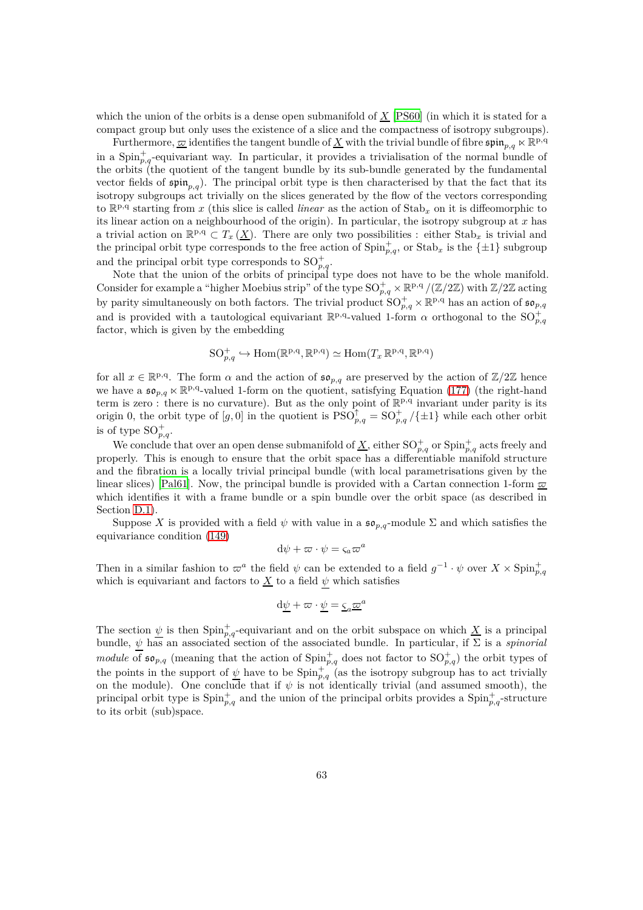which the union of the orbits is a dense open submanifold of $\underline{X}$ [PS60] (in which it is stated for a compact group but only uses the existence of a slice and the compactness of isotropy subgroups).

Furthermore, $\underline{\varpi}$ identifies the tangent bundle of $\underline{X}$ with the trivial bundle of fibre $\mathfrak{spin}_{p,q} \ltimes \mathbb{R}^{\mathrm{p,q}}$ in a $\mathrm{Spin}^+_{p,q}$-equivariant way. In particular, it provides a trivialisation of the normal bundle of the orbits (the quotient of the tangent bundle by its sub-bundle generated by the fundamental vector fields of $\mathfrak{spin}_{p,q}$). The principal orbit type is then characterised by that the fact that its isotropy subgroups act trivially on the slices generated by the flow of the vectors corresponding to $\mathbb{R}^{\mathrm{p,q}}$ starting from $x$ (this slice is called *linear* as the action of $\mathrm{Stab}_x$ on it is diffeomorphic to its linear action on a neighbourhood of the origin). In particular, the isotropy subgroup at $x$ has a trivial action on $\mathbb{R}^{\mathrm{p,q}} \subset T_x(\underline{X})$. There are only two possibilities : either $\mathrm{Stab}_x$ is trivial and the principal orbit type corresponds to the free action of $\mathrm{Spin}^+_{p,q}$, or $\mathrm{Stab}_x$ is the $\{\pm 1\}$ subgroup and the principal orbit type corresponds to $\mathrm{SO}^+_{p,q}$.

Note that the union of the orbits of principal type does not have to be the whole manifold. Consider for example a "higher Moebius strip" of the type $\mathrm{SO}^+_{p,q} \times \mathbb{R}^{\mathrm{p,q}} / (\mathbb{Z}/2\mathbb{Z})$ with $\mathbb{Z}/2\mathbb{Z}$ acting by parity simultaneously on both factors. The trivial product $\mathrm{SO}^+_{p,q} \times \mathbb{R}^{\mathrm{p,q}}$ has an action of $\mathfrak{so}_{p,q}$ and is provided with a tautological equivariant $\mathbb{R}^{\mathrm{p,q}}$-valued 1-form $\alpha$ orthogonal to the $\mathrm{SO}^+_{p,q}$ factor, which is given by the embedding

$$\mathrm{SO}^+_{p,q} \hookrightarrow \mathrm{Hom}(\mathbb{R}^{\mathrm{p,q}}, \mathbb{R}^{\mathrm{p,q}}) \simeq \mathrm{Hom}(T_x \mathbb{R}^{\mathrm{p,q}}, \mathbb{R}^{\mathrm{p,q}})$$

for all $x \in \mathbb{R}^{\mathrm{p,q}}$. The form $\alpha$ and the action of $\mathfrak{so}_{p,q}$ are preserved by the action of $\mathbb{Z}/2\mathbb{Z}$ hence we have a $\mathfrak{so}_{p,q} \ltimes \mathbb{R}^{\mathrm{p,q}}$-valued 1-form on the quotient, satisfying Equation (177) (the right-hand term is zero : there is no curvature). But as the only point of $\mathbb{R}^{\mathrm{p,q}}$ invariant under parity is its origin 0, the orbit type of $[g, 0]$ in the quotient is $\mathrm{PSO}^\uparrow_{p,q} = \mathrm{SO}^+_{p,q} / \{\pm 1\}$ while each other orbit is of type $\mathrm{SO}^+_{p,q}$.

We conclude that over an open dense submanifold of $\underline{X}$, either $\mathrm{SO}^+_{p,q}$ or $\mathrm{Spin}^+_{p,q}$ acts freely and properly. This is enough to ensure that the orbit space has a differentiable manifold structure and the fibration is a locally trivial principal bundle (with local parametrisations given by the linear slices) [Pal61]. Now, the principal bundle is provided with a Cartan connection 1-form $\underline{\varpi}$ which identifies it with a frame bundle or a spin bundle over the orbit space (as described in Section D.1).

Suppose $X$ is provided with a field $\psi$ with value in a $\mathfrak{so}_{p,q}$-module $\Sigma$ and which satisfies the equivariance condition (149)

$$\mathrm{d}\psi + \varpi \cdot \psi = \varsigma_a \varpi^a$$

Then in a similar fashion to $\varpi^a$ the field $\psi$ can be extended to a field $g^{-1} \cdot \psi$ over $X \times \mathrm{Spin}^+_{p,q}$ which is equivariant and factors to $\underline{X}$ to a field $\underline{\psi}$ which satisfies

$$\mathrm{d}\underline{\psi} + \varpi \cdot \underline{\psi} = \underline{\varsigma}_a \underline{\varpi}^a$$

The section $\underline{\psi}$ is then $\mathrm{Spin}^+_{p,q}$-equivariant and on the orbit subspace on which $\underline{X}$ is a principal bundle, $\underline{\psi}$ has an associated section of the associated bundle. In particular, if $\Sigma$ is a *spinorial module* of $\mathfrak{so}_{p,q}$ (meaning that the action of $\mathrm{Spin}^+_{p,q}$ does not factor to $\mathrm{SO}^+_{p,q}$) the orbit types of the points in the support of $\underline{\psi}$ have to be $\mathrm{Spin}^+_{p,q}$ (as the isotropy subgroup has to act trivially on the module). One conclude that if $\psi$ is not identically trivial (and assumed smooth), the principal orbit type is $\mathrm{Spin}^+_{p,q}$ and the union of the principal orbits provides a $\mathrm{Spin}^+_{p,q}$-structure to its orbit (sub)space.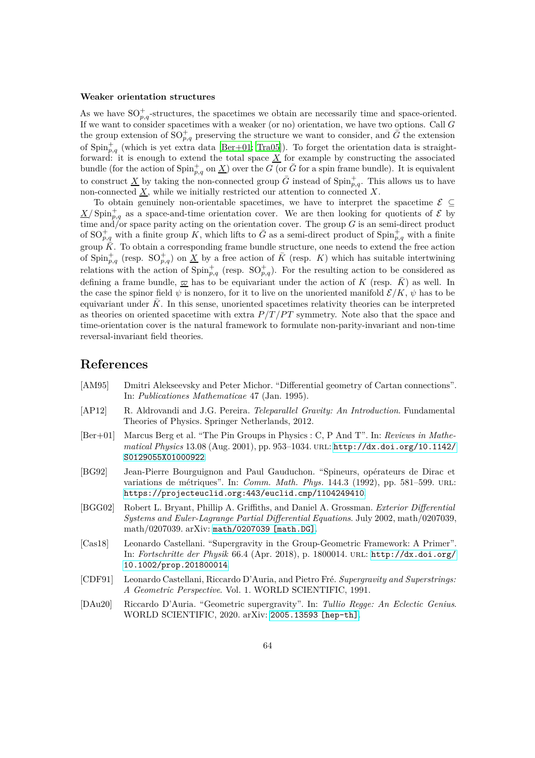**Weaker orientation structures**

As we have $\mathrm{SO}^+_{p,q}$-structures, the spacetimes we obtain are necessarily time and space-oriented. If we want to consider spacetimes with a weaker (or no) orientation, we have two options. Call $G$ the group extension of $\mathrm{SO}^+_{p,q}$ preserving the structure we want to consider, and $\bar{G}$ the extension of $\mathrm{Spin}^+_{p,q}$ (which is yet extra data [Ber+01; Tra05]). To forget the orientation data is straightforward: it is enough to extend the total space $\underline{X}$ for example by constructing the associated bundle (for the action of $\mathrm{Spin}^+_{p,q}$ on $\underline{X}$) over the $G$ (or $\bar{G}$ for a spin frame bundle). It is equivalent to construct $\underline{X}$ by taking the non-connected group $\bar{G}$ instead of $\mathrm{Spin}^+_{p,q}$. This allows us to have non-connected $\underline{X}$, while we initially restricted our attention to connected $X$.

To obtain genuinely non-orientable spacetimes, we have to interpret the spacetime $\mathcal{E} \subseteq \underline{X}/\mathrm{Spin}^+_{p,q}$ as a space-and-time orientation cover. We are then looking for quotients of $\mathcal{E}$ by time and/or space parity acting on the orientation cover. The group $G$ is an semi-direct product of $\mathrm{SO}^+_{p,q}$ with a finite group $K$, which lifts to $\bar{G}$ as a semi-direct product of $\mathrm{Spin}^+_{p,q}$ with a finite group $\bar{K}$. To obtain a corresponding frame bundle structure, one needs to extend the free action of $\mathrm{Spin}^+_{p,q}$ (resp. $\mathrm{SO}^+_{p,q}$) on $\underline{X}$ by a free action of $\bar{K}$ (resp. $K$) which has suitable intertwining relations with the action of $\mathrm{Spin}^+_{p,q}$ (resp. $\mathrm{SO}^+_{p,q}$). For the resulting action to be considered as defining a frame bundle, $\underline{\varpi}$ has to be equivariant under the action of $K$ (resp. $\bar{K}$) as well. In the case the spinor field $\psi$ is nonzero, for it to live on the unoriented manifold $\mathcal{E}/K$, $\psi$ has to be equivariant under $\bar{K}$. In this sense, unoriented spacetimes relativity theories can be interpreted as theories on oriented spacetime with extra $P/T/PT$ symmetry. Note also that the space and time-orientation cover is the natural framework to formulate non-parity-invariant and non-time reversal-invariant field theories.

# References

[AM95] Dmitri Alekseevsky and Peter Michor. “Differential geometry of Cartan connections”. In: *Publicationes Mathematicae* 47 (Jan. 1995).

[AP12] R. Aldrovandi and J.G. Pereira. *Teleparallel Gravity: An Introduction*. Fundamental Theories of Physics. Springer Netherlands, 2012.

[Ber+01] Marcus Berg et al. “The Pin Groups in Physics : C, P And T”. In: *Reviews in Mathematical Physics* 13.08 (Aug. 2001), pp. 953–1034. URL: http://dx.doi.org/10.1142/S0129055X01000922.

[BG92] Jean-Pierre Bourguignon and Paul Gauduchon. “Spineurs, opérateurs de Dirac et variations de métriques”. In: *Comm. Math. Phys.* 144.3 (1992), pp. 581–599. URL: https://projecteuclid.org:443/euclid.cmp/1104249410.

[BGG02] Robert L. Bryant, Phillip A. Griffiths, and Daniel A. Grossman. *Exterior Differential Systems and Euler-Lagrange Partial Differential Equations*. July 2002, math/0207039, math/0207039. arXiv: math/0207039 [math.DG].

[Cas18] Leonardo Castellani. “Supergravity in the Group-Geometric Framework: A Primer”. In: *Fortschritte der Physik* 66.4 (Apr. 2018), p. 1800014. URL: http://dx.doi.org/10.1002/prop.201800014.

[CDF91] Leonardo Castellani, Riccardo D’Auria, and Pietro Fré. *Supergravity and Superstrings: A Geometric Perspective*. Vol. 1. WORLD SCIENTIFIC, 1991.

[DAu20] Riccardo D’Auria. “Geometric supergravity”. In: *Tullio Regge: An Eclectic Genius*. WORLD SCIENTIFIC, 2020. arXiv: 2005.13593 [hep-th].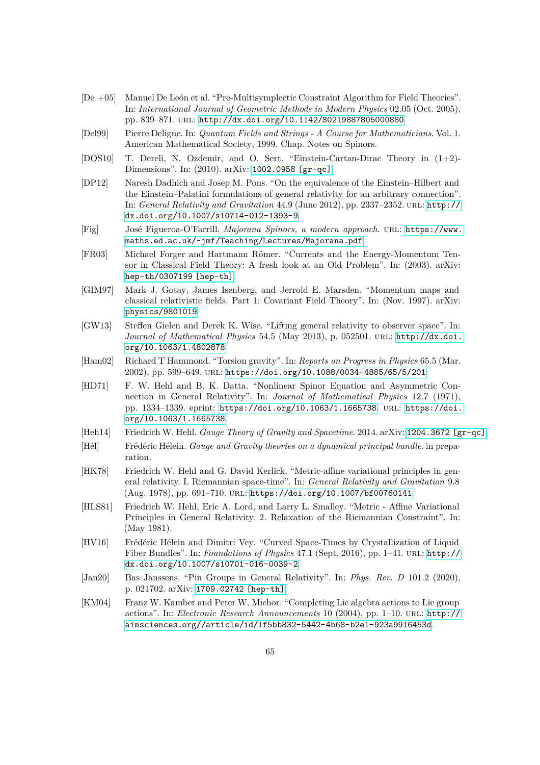[De +05] Manuel De León et al. “Pre-Multisymplectic Constraint Algorithm for Field Theories”. In: *International Journal of Geometric Methods in Modern Physics* 02.05 (Oct. 2005), pp. 839–871. URL: http://dx.doi.org/10.1142/S0219887805000880.

[Del99] Pierre Deligne. In: *Quantum Fields and Strings - A Course for Mathematicians*. Vol. 1. American Mathematical Society, 1999. Chap. Notes on Spinors.

[DOS10] T. Dereli, N. Ozdemir, and O. Sert. “Einstein-Cartan-Dirac Theory in (1+2)-Dimensions”. In: (2010). arXiv: 1002.0958 [gr-qc].

[DP12] Naresh Dadhich and Josep M. Pons. “On the equivalence of the Einstein–Hilbert and the Einstein–Palatini formulations of general relativity for an arbitrary connection”. In: *General Relativity and Gravitation* 44.9 (June 2012), pp. 2337–2352. URL: http://dx.doi.org/10.1007/s10714-012-1393-9.

[Fig] José Figueroa-O’Farrill. *Majorana Spinors, a modern approach*. URL: https://www.maths.ed.ac.uk/~jmf/Teaching/Lectures/Majorana.pdf.

[FR03] Michael Forger and Hartmann Römer. “Currents and the Energy-Momentum Tensor in Classical Field Theory: A fresh look at an Old Problem”. In: (2003). arXiv: hep-th/0307199 [hep-th].

[GIM97] Mark J. Gotay, James Isenberg, and Jerrold E. Marsden. “Momentum maps and classical relativistic fields. Part 1: Covariant Field Theory”. In: (Nov. 1997). arXiv: physics/9801019.

[GW13] Steffen Gielen and Derek K. Wise. “Lifting general relativity to observer space”. In: *Journal of Mathematical Physics* 54.5 (May 2013), p. 052501. URL: http://dx.doi.org/10.1063/1.4802878.

[Ham02] Richard T Hammond. “Torsion gravity”. In: *Reports on Progress in Physics* 65.5 (Mar. 2002), pp. 599–649. URL: https://doi.org/10.1088/0034-4885/65/5/201.

[HD71] F. W. Hehl and B. K. Datta. “Nonlinear Spinor Equation and Asymmetric Connection in General Relativity”. In: *Journal of Mathematical Physics* 12.7 (1971), pp. 1334–1339. eprint: https://doi.org/10.1063/1.1665738. URL: https://doi.org/10.1063/1.1665738.

[Heh14] Friedrich W. Hehl. *Gauge Theory of Gravity and Spacetime*. 2014. arXiv: 1204.3672 [gr-qc].

[Hél] Frédéric Hélein. *Gauge and Gravity theories on a dynamical principal bundle*. in preparation.

[HK78] Friedrich W. Hehl and G. David Kerlick. “Metric-affine variational principles in general relativity. I. Riemannian space-time”. In: *General Relativity and Gravitation* 9.8 (Aug. 1978), pp. 691–710. URL: https://doi.org/10.1007/bf00760141.

[HLS81] Friedrich W. Hehl, Eric A. Lord, and Larry L. Smalley. “Metric - Affine Variational Principles in General Relativity. 2. Relaxation of the Riemannian Constraint”. In: (May 1981).

[HV16] Frédéric Hélein and Dimitri Vey. “Curved Space-Times by Crystallization of Liquid Fiber Bundles”. In: *Foundations of Physics* 47.1 (Sept. 2016), pp. 1–41. URL: http://dx.doi.org/10.1007/s10701-016-0039-2.

[Jan20] Bas Janssens. “Pin Groups in General Relativity”. In: *Phys. Rev. D* 101.2 (2020), p. 021702. arXiv: 1709.02742 [hep-th].

[KM04] Franz W. Kamber and Peter W. Michor. “Completing Lie algebra actions to Lie group actions”. In: *Electronic Research Announcements* 10 (2004), pp. 1–10. URL: http://aimsciences.org//article/id/1f5bb832-5442-4b68-b2e1-923a9916453d.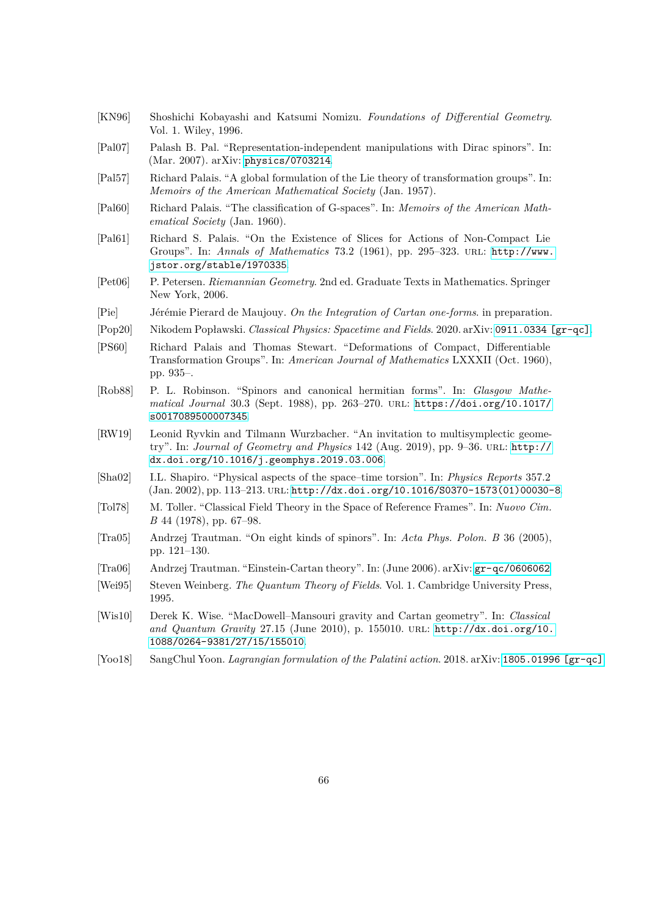[KN96] Shoshichi Kobayashi and Katsumi Nomizu. *Foundations of Differential Geometry*. Vol. 1. Wiley, 1996.

[Pal07] Palash B. Pal. "Representation-independent manipulations with Dirac spinors". In: (Mar. 2007). arXiv: physics/0703214.

[Pal57] Richard Palais. "A global formulation of the Lie theory of transformation groups". In: *Memoirs of the American Mathematical Society* (Jan. 1957).

[Pal60] Richard Palais. "The classification of G-spaces". In: *Memoirs of the American Mathematical Society* (Jan. 1960).

[Pal61] Richard S. Palais. "On the Existence of Slices for Actions of Non-Compact Lie Groups". In: *Annals of Mathematics* 73.2 (1961), pp. 295–323. URL: http://www.jstor.org/stable/1970335.

[Pet06] P. Petersen. *Riemannian Geometry*. 2nd ed. Graduate Texts in Mathematics. Springer New York, 2006.

[Pie] Jérémie Pierard de Maujouy. *On the Integration of Cartan one-forms*. in preparation.

[Pop20] Nikodem Popławski. *Classical Physics: Spacetime and Fields*. 2020. arXiv: 0911.0334 [gr-qc].

[PS60] Richard Palais and Thomas Stewart. "Deformations of Compact, Differentiable Transformation Groups". In: *American Journal of Mathematics* LXXXII (Oct. 1960), pp. 935–.

[Rob88] P. L. Robinson. "Spinors and canonical hermitian forms". In: *Glasgow Mathematical Journal* 30.3 (Sept. 1988), pp. 263–270. URL: https://doi.org/10.1017/s0017089500007345.

[RW19] Leonid Ryvkin and Tilmann Wurzbacher. "An invitation to multisymplectic geometry". In: *Journal of Geometry and Physics* 142 (Aug. 2019), pp. 9–36. URL: http://dx.doi.org/10.1016/j.geomphys.2019.03.006.

[Sha02] I.L. Shapiro. "Physical aspects of the space–time torsion". In: *Physics Reports* 357.2 (Jan. 2002), pp. 113–213. URL: http://dx.doi.org/10.1016/S0370-1573(01)00030-8.

[Tol78] M. Toller. "Classical Field Theory in the Space of Reference Frames". In: *Nuovo Cim. B* 44 (1978), pp. 67–98.

[Tra05] Andrzej Trautman. "On eight kinds of spinors". In: *Acta Phys. Polon. B* 36 (2005), pp. 121–130.

[Tra06] Andrzej Trautman. "Einstein-Cartan theory". In: (June 2006). arXiv: gr-qc/0606062.

[Wei95] Steven Weinberg. *The Quantum Theory of Fields*. Vol. 1. Cambridge University Press, 1995.

[Wis10] Derek K. Wise. "MacDowell–Mansouri gravity and Cartan geometry". In: *Classical and Quantum Gravity* 27.15 (June 2010), p. 155010. URL: http://dx.doi.org/10.1088/0264-9381/27/15/155010.

[Yoo18] SangChul Yoon. *Lagrangian formulation of the Palatini action*. 2018. arXiv: 1805.01996 [gr-qc].